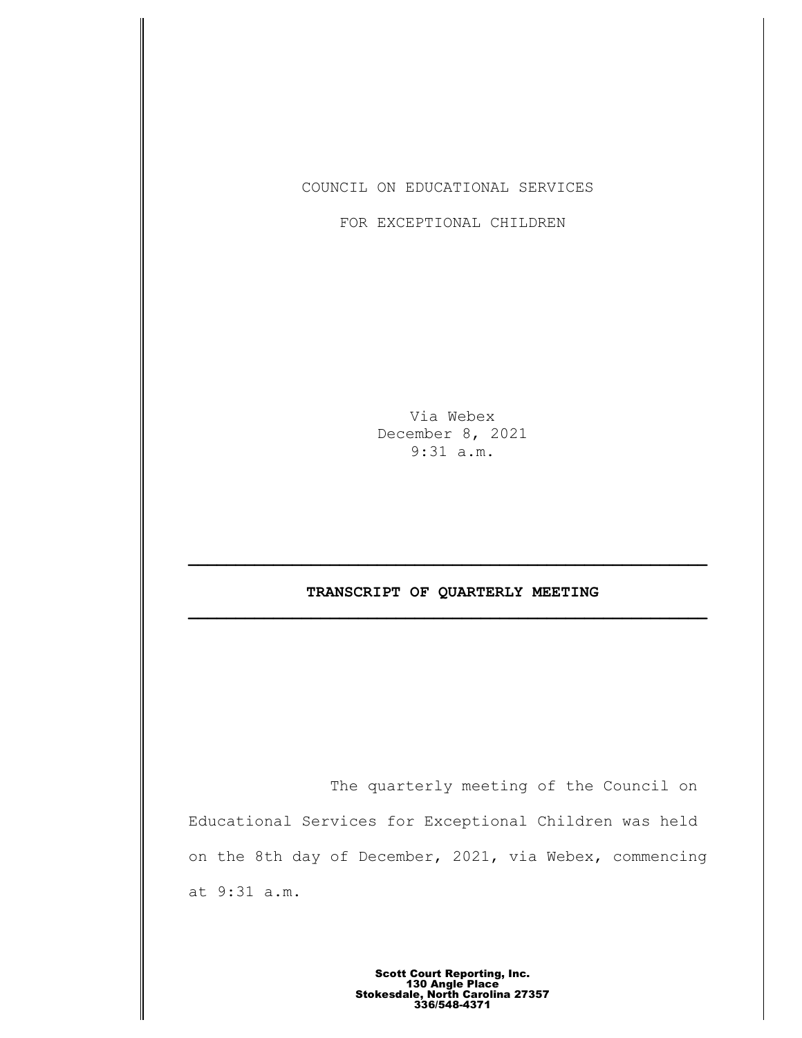COUNCIL ON EDUCATIONAL SERVICES

FOR EXCEPTIONAL CHILDREN

Via Webex
December 8, 2021
9:31 a.m.

---

**TRANSCRIPT OF QUARTERLY MEETING**

---

The quarterly meeting of the Council on Educational Services for Exceptional Children was held on the 8th day of December, 2021, via Webex, commencing at 9:31 a.m.

**Scott Court Reporting, Inc.**
**130 Angle Place**
**Stokesdale, North Carolina 27357**
**336/548-4371**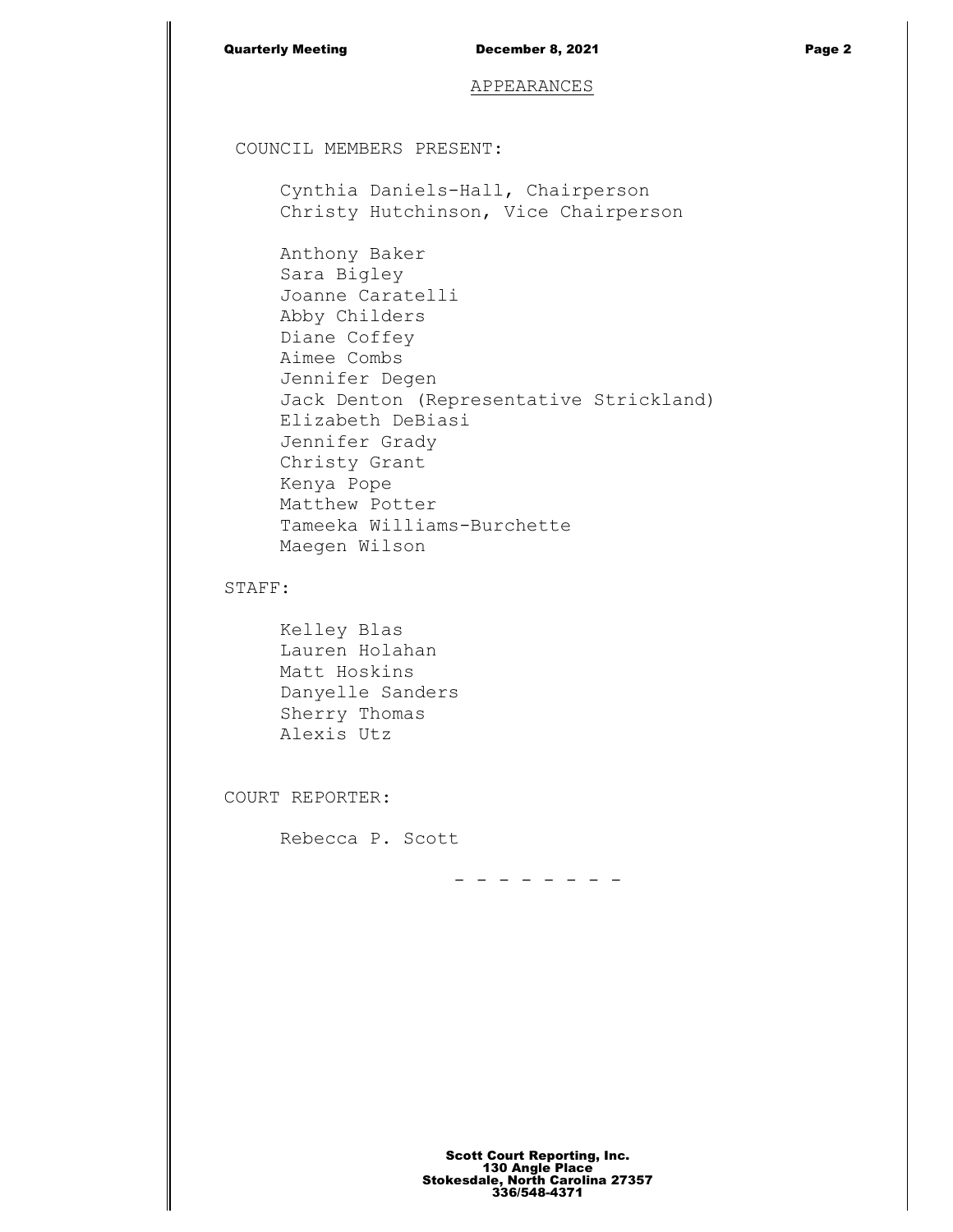## APPEARANCES

COUNCIL MEMBERS PRESENT:

Cynthia Daniels-Hall, Chairperson
Christy Hutchinson, Vice Chairperson

Anthony Baker
Sara Bigley
Joanne Caratelli
Abby Childers
Diane Coffey
Aimee Combs
Jennifer Degen
Jack Denton (Representative Strickland)
Elizabeth DeBiasi
Jennifer Grady
Christy Grant
Kenya Pope
Matthew Potter
Tameeka Williams-Burchette
Maegen Wilson

STAFF:

Kelley Blas
Lauren Holahan
Matt Hoskins
Danyelle Sanders
Sherry Thomas
Alexis Utz

COURT REPORTER:

Rebecca P. Scott

- - - - - - - -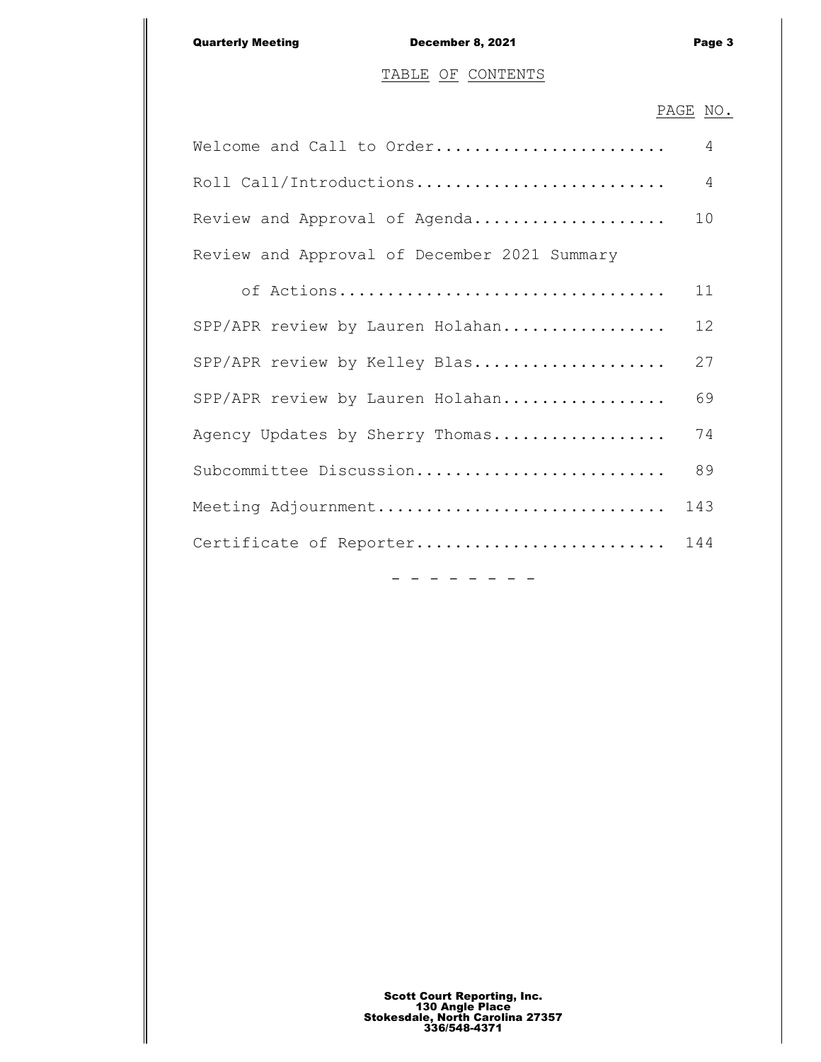## TABLE OF CONTENTS

| | PAGE NO. |
|---|---|
| Welcome and Call to Order | 4 |
| Roll Call/Introductions | 4 |
| Review and Approval of Agenda | 10 |
| Review and Approval of December 2021 Summary of Actions | 11 |
| SPP/APR review by Lauren Holahan | 12 |
| SPP/APR review by Kelley Blas | 27 |
| SPP/APR review by Lauren Holahan | 69 |
| Agency Updates by Sherry Thomas | 74 |
| Subcommittee Discussion | 89 |
| Meeting Adjournment | 143 |
| Certificate of Reporter | 144 |

\- - - - - - - -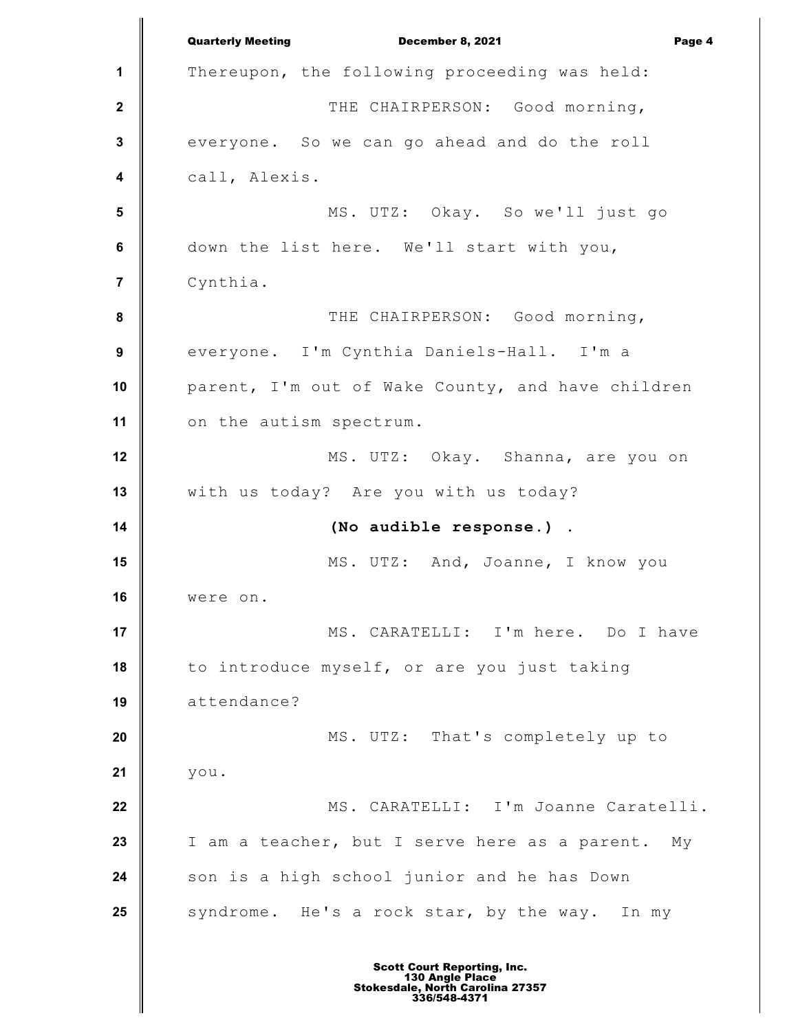Thereupon, the following proceeding was held:

THE CHAIRPERSON: Good morning, everyone. So we can go ahead and do the roll call, Alexis.

MS. UTZ: Okay. So we'll just go down the list here. We'll start with you, Cynthia.

THE CHAIRPERSON: Good morning, everyone. I'm Cynthia Daniels-Hall. I'm a parent, I'm out of Wake County, and have children on the autism spectrum.

MS. UTZ: Okay. Shanna, are you on with us today? Are you with us today?

**(No audible response.)** .

MS. UTZ: And, Joanne, I know you were on.

MS. CARATELLI: I'm here. Do I have to introduce myself, or are you just taking attendance?

MS. UTZ: That's completely up to you.

MS. CARATELLI: I'm Joanne Caratelli. I am a teacher, but I serve here as a parent. My son is a high school junior and he has Down syndrome. He's a rock star, by the way. In my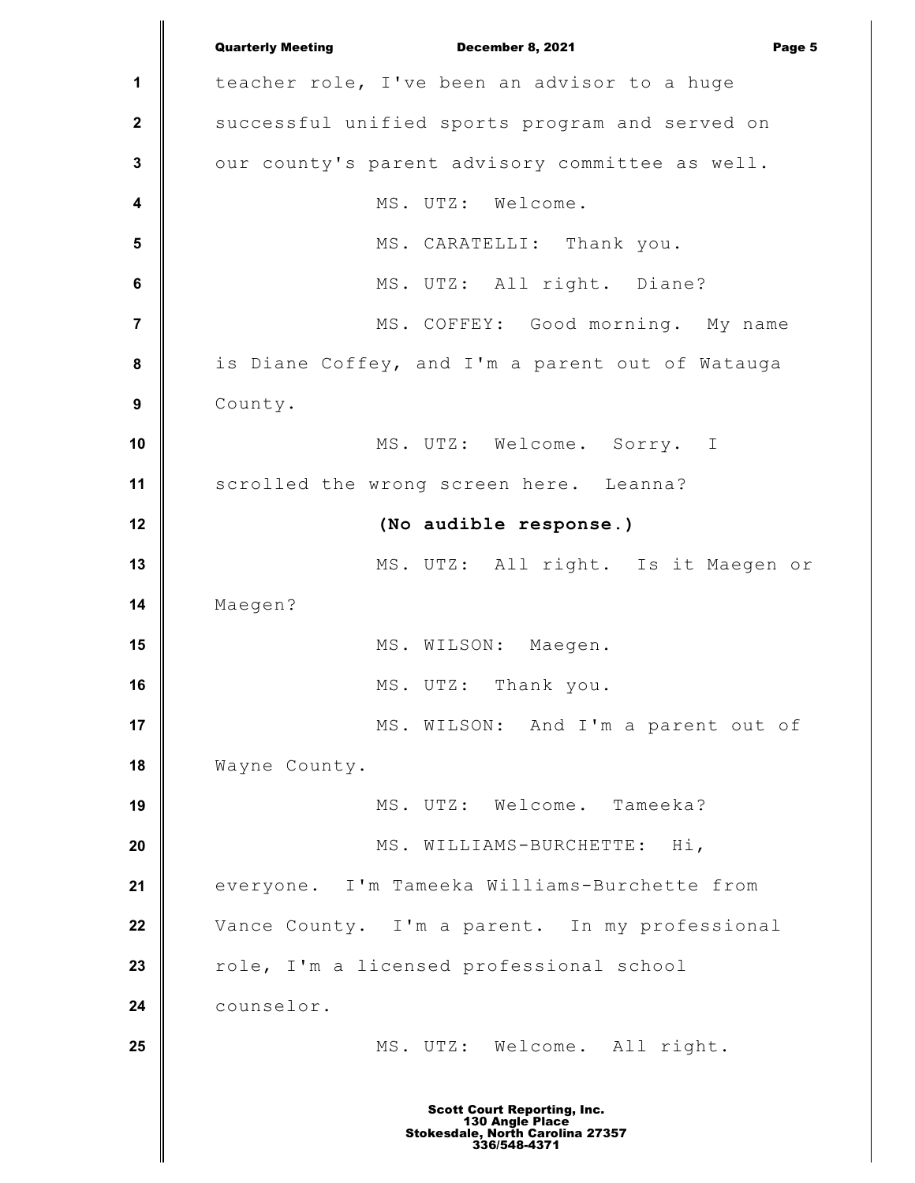teacher role, I've been an advisor to a huge successful unified sports program and served on our county's parent advisory committee as well.

MS. UTZ: Welcome.

MS. CARATELLI: Thank you.

MS. UTZ: All right. Diane?

MS. COFFEY: Good morning. My name is Diane Coffey, and I'm a parent out of Watauga County.

MS. UTZ: Welcome. Sorry. I scrolled the wrong screen here. Leanna?

**(No audible response.)**

MS. UTZ: All right. Is it Maegen or Maegen?

MS. WILSON: Maegen.

MS. UTZ: Thank you.

MS. WILSON: And I'm a parent out of Wayne County.

MS. UTZ: Welcome. Tameeka?

MS. WILLIAMS-BURCHETTE: Hi, everyone. I'm Tameeka Williams-Burchette from Vance County. I'm a parent. In my professional role, I'm a licensed professional school counselor.

MS. UTZ: Welcome. All right.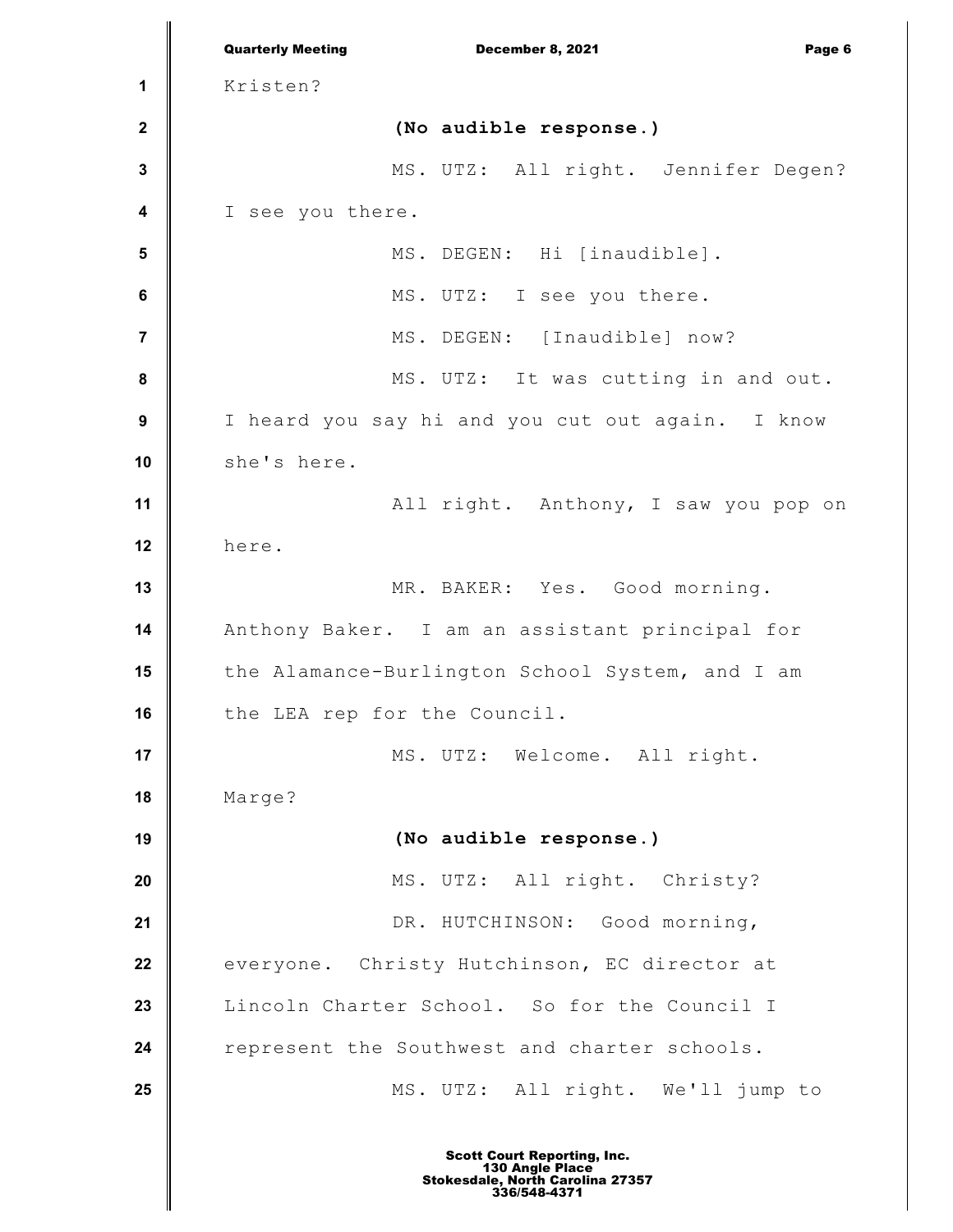Kristen?

**(No audible response.)**

MS. UTZ: All right. Jennifer Degen? I see you there.

MS. DEGEN: Hi [inaudible].

MS. UTZ: I see you there.

MS. DEGEN: [Inaudible] now?

MS. UTZ: It was cutting in and out. I heard you say hi and you cut out again. I know she's here.

All right. Anthony, I saw you pop on here.

MR. BAKER: Yes. Good morning. Anthony Baker. I am an assistant principal for the Alamance-Burlington School System, and I am the LEA rep for the Council.

MS. UTZ: Welcome. All right. Marge?

**(No audible response.)**

MS. UTZ: All right. Christy?

DR. HUTCHINSON: Good morning, everyone. Christy Hutchinson, EC director at Lincoln Charter School. So for the Council I represent the Southwest and charter schools.

MS. UTZ: All right. We'll jump to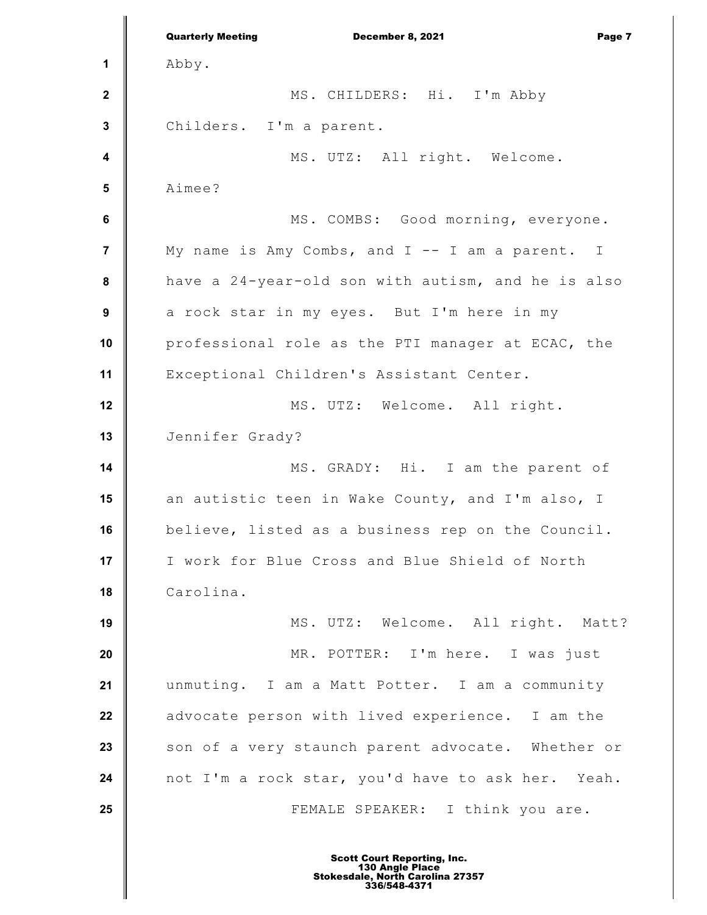Abby.

MS. CHILDERS: Hi. I'm Abby Childers. I'm a parent.

MS. UTZ: All right. Welcome. Aimee?

MS. COMBS: Good morning, everyone. My name is Amy Combs, and I -- I am a parent. I have a 24-year-old son with autism, and he is also a rock star in my eyes. But I'm here in my professional role as the PTI manager at ECAC, the Exceptional Children's Assistant Center.

MS. UTZ: Welcome. All right. Jennifer Grady?

MS. GRADY: Hi. I am the parent of an autistic teen in Wake County, and I'm also, I believe, listed as a business rep on the Council. I work for Blue Cross and Blue Shield of North Carolina.

MS. UTZ: Welcome. All right. Matt?

MR. POTTER: I'm here. I was just unmuting. I am a Matt Potter. I am a community advocate person with lived experience. I am the son of a very staunch parent advocate. Whether or not I'm a rock star, you'd have to ask her. Yeah.

FEMALE SPEAKER: I think you are.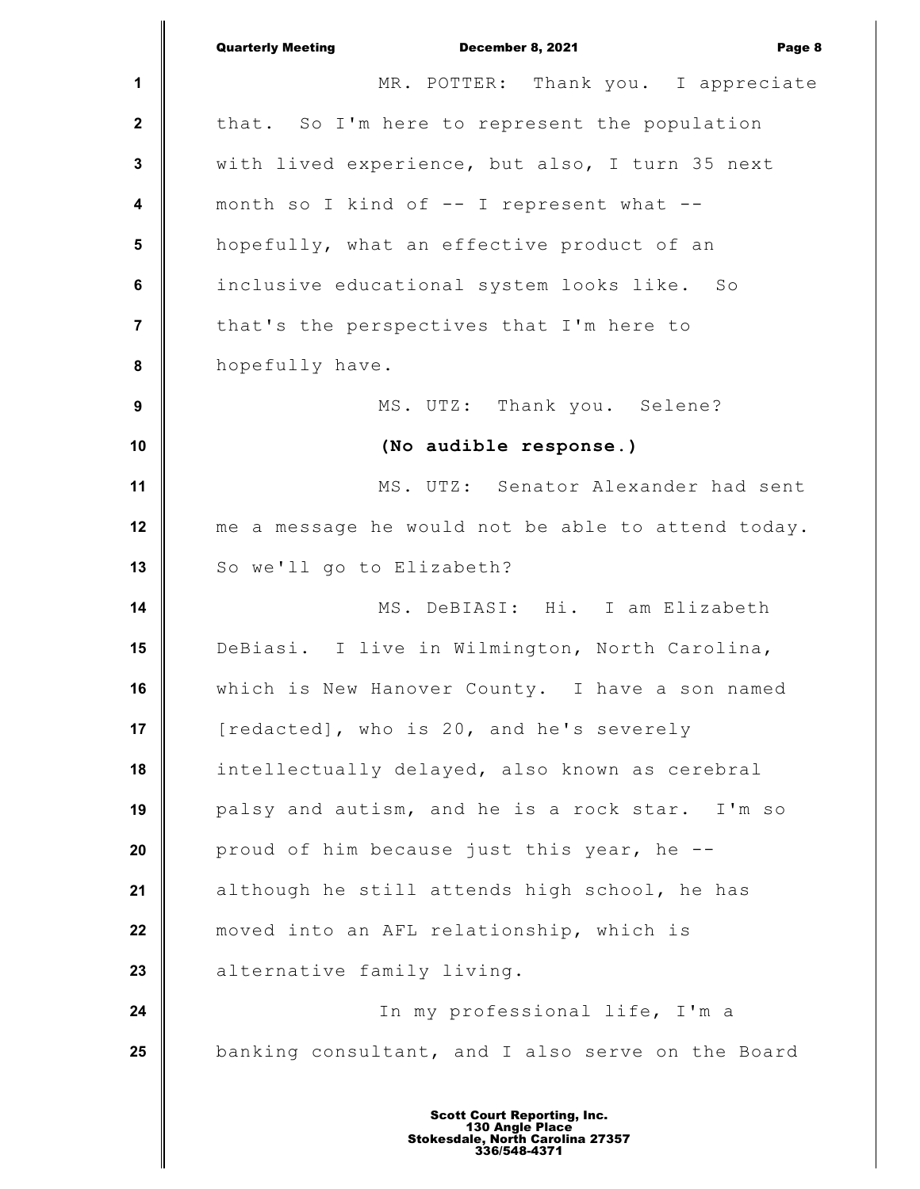MR. POTTER: Thank you. I appreciate that. So I'm here to represent the population with lived experience, but also, I turn 35 next month so I kind of -- I represent what -- hopefully, what an effective product of an inclusive educational system looks like. So that's the perspectives that I'm here to hopefully have.

MS. UTZ: Thank you. Selene?

**(No audible response.)**

MS. UTZ: Senator Alexander had sent me a message he would not be able to attend today. So we'll go to Elizabeth?

MS. DeBIASI: Hi. I am Elizabeth DeBiasi. I live in Wilmington, North Carolina, which is New Hanover County. I have a son named [redacted], who is 20, and he's severely intellectually delayed, also known as cerebral palsy and autism, and he is a rock star. I'm so proud of him because just this year, he -- although he still attends high school, he has moved into an AFL relationship, which is alternative family living.

In my professional life, I'm a banking consultant, and I also serve on the Board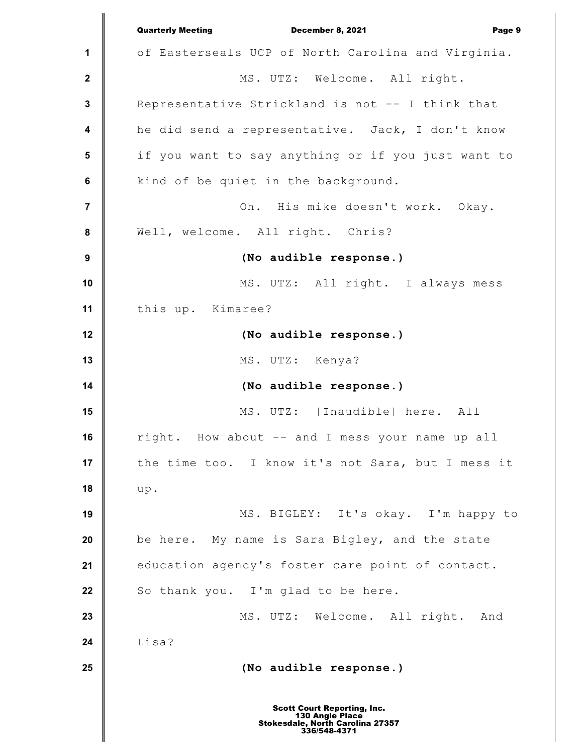of Easterseals UCP of North Carolina and Virginia.

MS. UTZ: Welcome. All right. Representative Strickland is not -- I think that he did send a representative. Jack, I don't know if you want to say anything or if you just want to kind of be quiet in the background.

Oh. His mike doesn't work. Okay. Well, welcome. All right. Chris?

**(No audible response.)**

MS. UTZ: All right. I always mess this up. Kimaree?

**(No audible response.)**

MS. UTZ: Kenya?

**(No audible response.)**

MS. UTZ: [Inaudible] here. All right. How about -- and I mess your name up all the time too. I know it's not Sara, but I mess it up.

MS. BIGLEY: It's okay. I'm happy to be here. My name is Sara Bigley, and the state education agency's foster care point of contact. So thank you. I'm glad to be here.

MS. UTZ: Welcome. All right. And Lisa?

**(No audible response.)**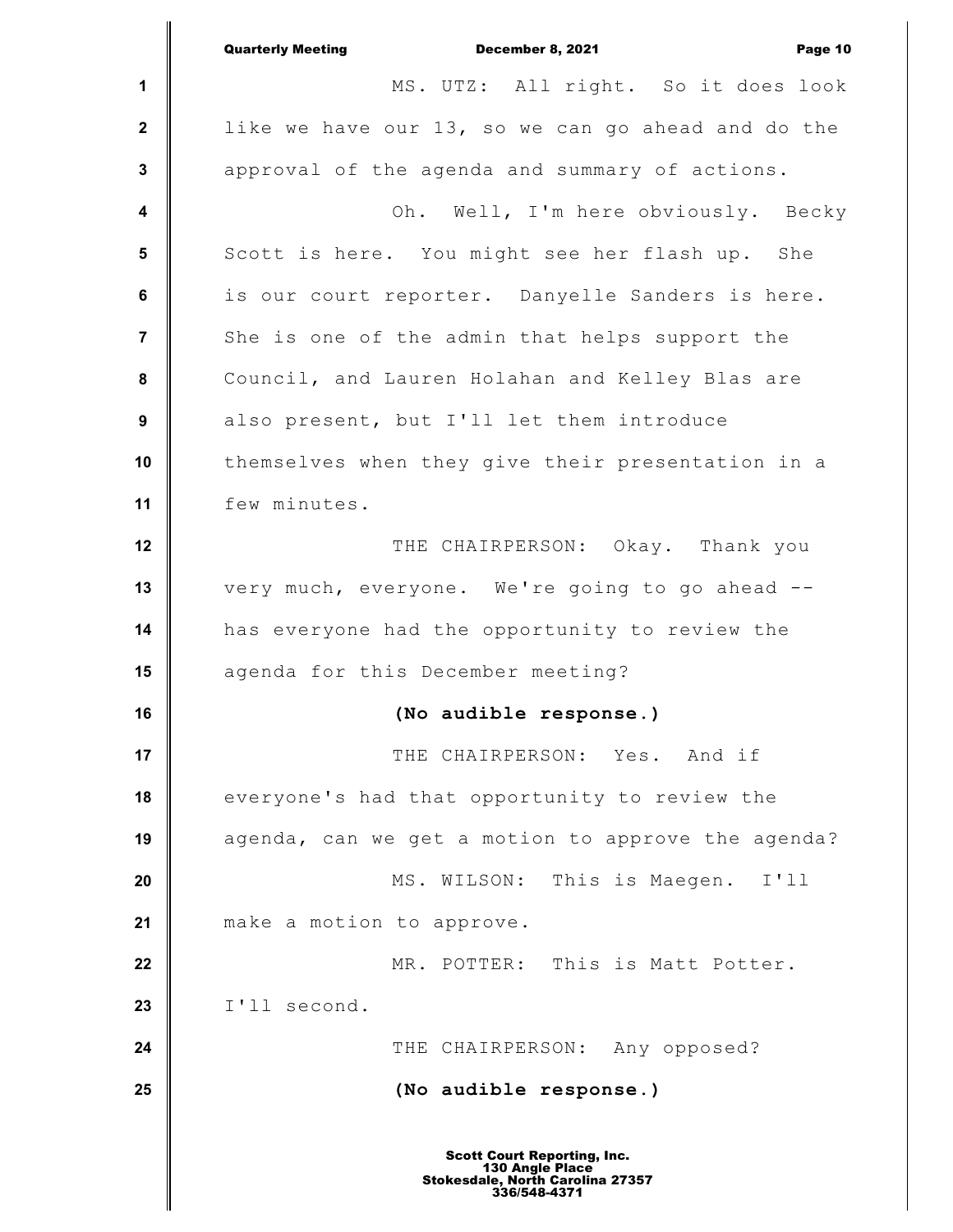MS. UTZ: All right. So it does look like we have our 13, so we can go ahead and do the approval of the agenda and summary of actions.

Oh. Well, I'm here obviously. Becky Scott is here. You might see her flash up. She is our court reporter. Danyelle Sanders is here. She is one of the admin that helps support the Council, and Lauren Holahan and Kelley Blas are also present, but I'll let them introduce themselves when they give their presentation in a few minutes.

THE CHAIRPERSON: Okay. Thank you very much, everyone. We're going to go ahead -- has everyone had the opportunity to review the agenda for this December meeting?

**(No audible response.)**

THE CHAIRPERSON: Yes. And if everyone's had that opportunity to review the agenda, can we get a motion to approve the agenda?

MS. WILSON: This is Maegen. I'll make a motion to approve.

MR. POTTER: This is Matt Potter. I'll second.

THE CHAIRPERSON: Any opposed?

**(No audible response.)**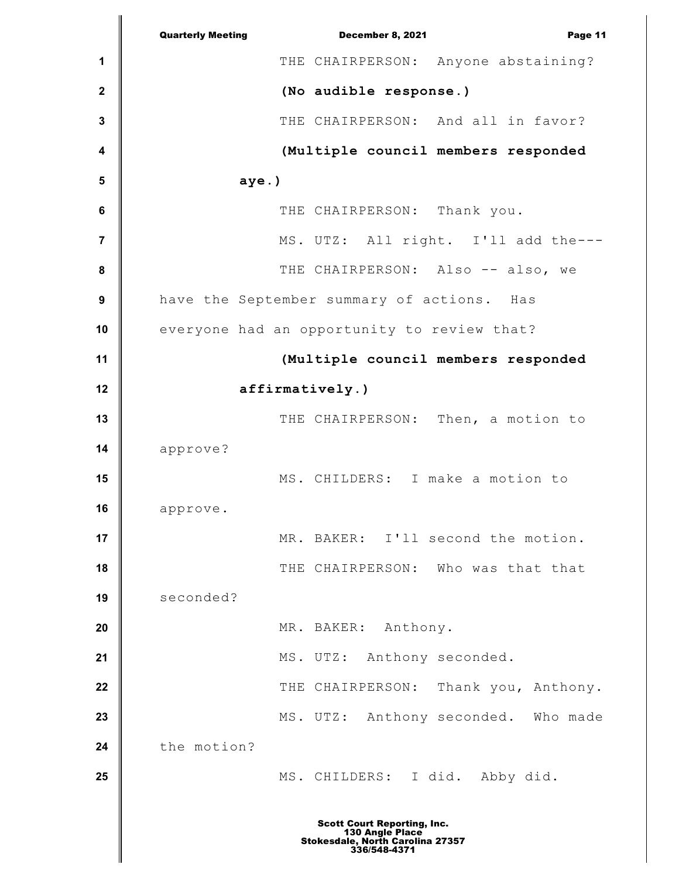THE CHAIRPERSON: Anyone abstaining?

**(No audible response.)**

THE CHAIRPERSON: And all in favor?

**(Multiple council members responded aye.)**

THE CHAIRPERSON: Thank you.

MS. UTZ: All right. I'll add the---

THE CHAIRPERSON: Also -- also, we have the September summary of actions. Has everyone had an opportunity to review that?

**(Multiple council members responded affirmatively.)**

THE CHAIRPERSON: Then, a motion to approve?

MS. CHILDERS: I make a motion to approve.

MR. BAKER: I'll second the motion.

THE CHAIRPERSON: Who was that that seconded?

MR. BAKER: Anthony.

MS. UTZ: Anthony seconded.

THE CHAIRPERSON: Thank you, Anthony.

MS. UTZ: Anthony seconded. Who made the motion?

MS. CHILDERS: I did. Abby did.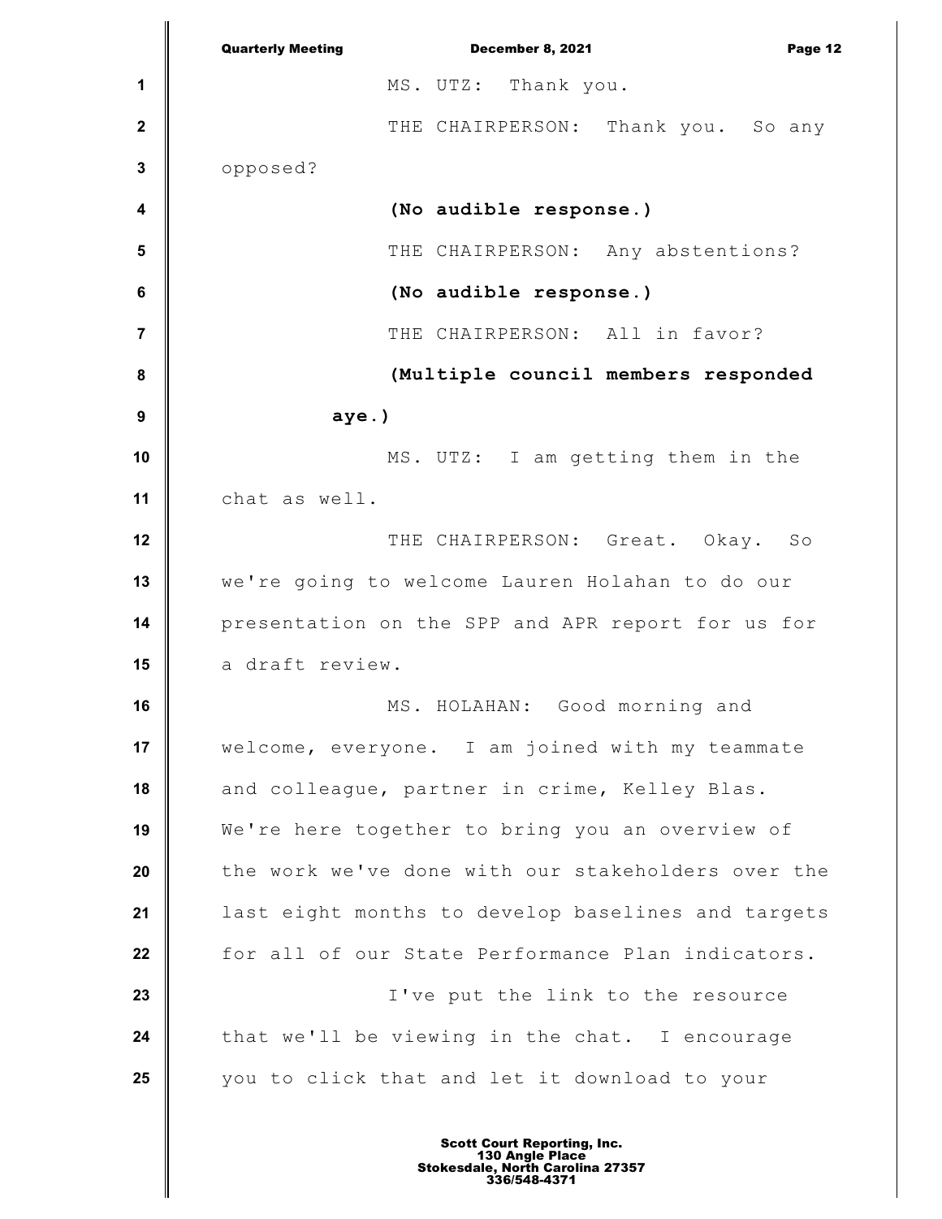MS. UTZ: Thank you.

THE CHAIRPERSON: Thank you. So any opposed?

**(No audible response.)**

THE CHAIRPERSON: Any abstentions?

**(No audible response.)**

THE CHAIRPERSON: All in favor?

**(Multiple council members responded aye.)**

MS. UTZ: I am getting them in the chat as well.

THE CHAIRPERSON: Great. Okay. So we're going to welcome Lauren Holahan to do our presentation on the SPP and APR report for us for a draft review.

MS. HOLAHAN: Good morning and welcome, everyone. I am joined with my teammate and colleague, partner in crime, Kelley Blas. We're here together to bring you an overview of the work we've done with our stakeholders over the last eight months to develop baselines and targets for all of our State Performance Plan indicators.

I've put the link to the resource that we'll be viewing in the chat. I encourage you to click that and let it download to your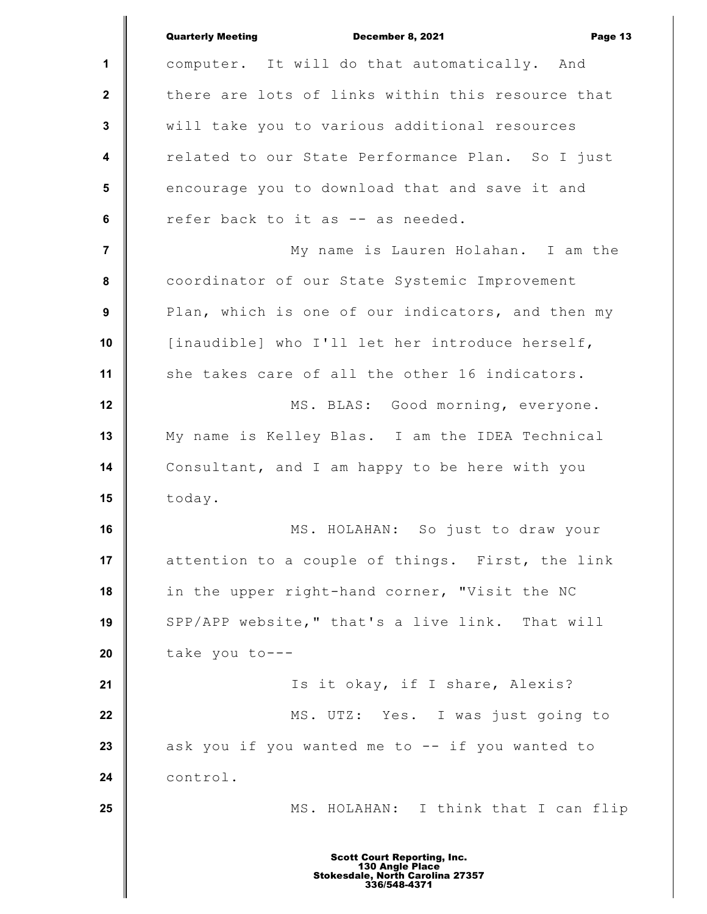computer. It will do that automatically. And there are lots of links within this resource that will take you to various additional resources related to our State Performance Plan. So I just encourage you to download that and save it and refer back to it as -- as needed.

My name is Lauren Holahan. I am the coordinator of our State Systemic Improvement Plan, which is one of our indicators, and then my [inaudible] who I'll let her introduce herself, she takes care of all the other 16 indicators.

MS. BLAS: Good morning, everyone. My name is Kelley Blas. I am the IDEA Technical Consultant, and I am happy to be here with you today.

MS. HOLAHAN: So just to draw your attention to a couple of things. First, the link in the upper right-hand corner, "Visit the NC SPP/APP website," that's a live link. That will take you to---

Is it okay, if I share, Alexis?

MS. UTZ: Yes. I was just going to ask you if you wanted me to -- if you wanted to control.

MS. HOLAHAN: I think that I can flip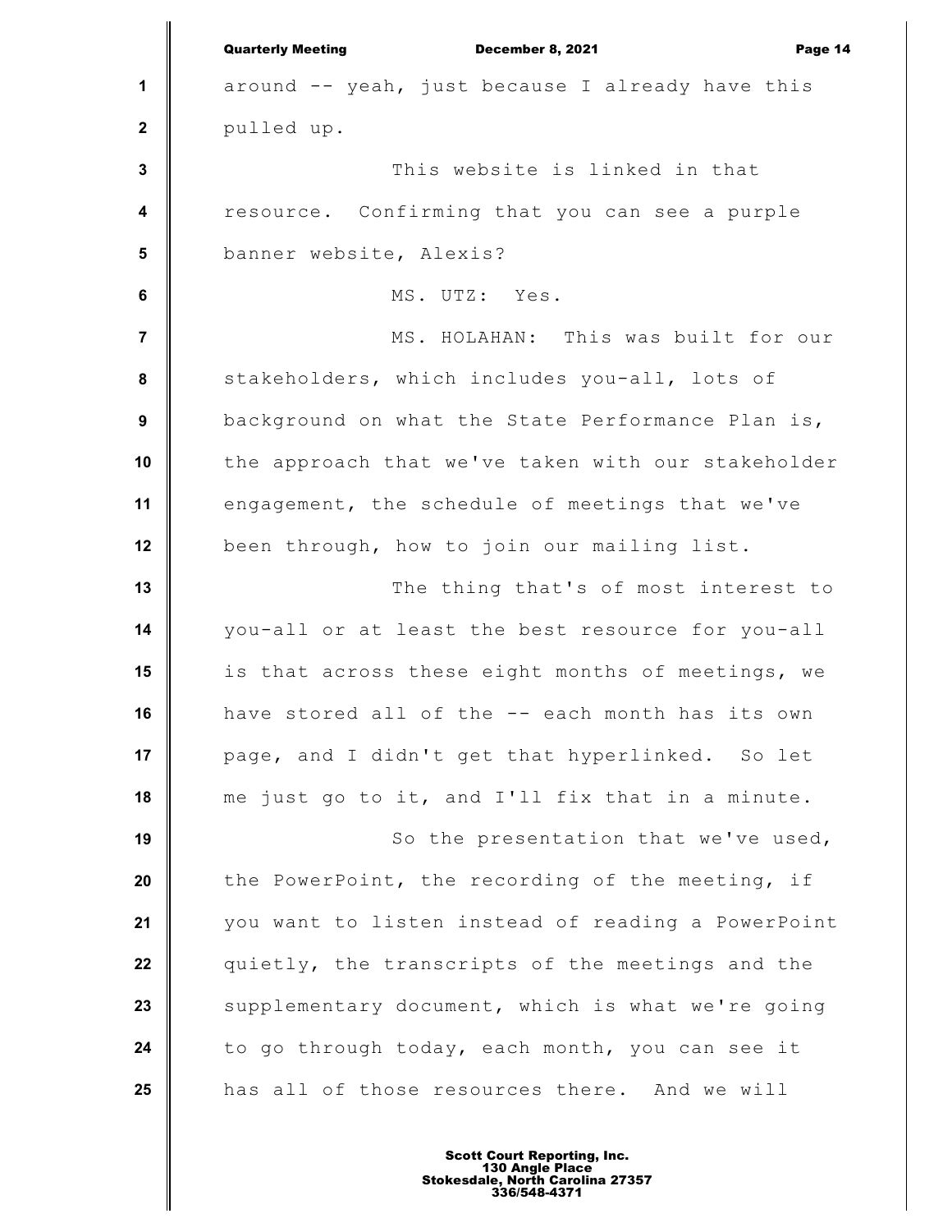around -- yeah, just because I already have this pulled up.

This website is linked in that resource. Confirming that you can see a purple banner website, Alexis?

MS. UTZ: Yes.

MS. HOLAHAN: This was built for our stakeholders, which includes you-all, lots of background on what the State Performance Plan is, the approach that we've taken with our stakeholder engagement, the schedule of meetings that we've been through, how to join our mailing list.

The thing that's of most interest to you-all or at least the best resource for you-all is that across these eight months of meetings, we have stored all of the -- each month has its own page, and I didn't get that hyperlinked. So let me just go to it, and I'll fix that in a minute.

So the presentation that we've used, the PowerPoint, the recording of the meeting, if you want to listen instead of reading a PowerPoint quietly, the transcripts of the meetings and the supplementary document, which is what we're going to go through today, each month, you can see it has all of those resources there. And we will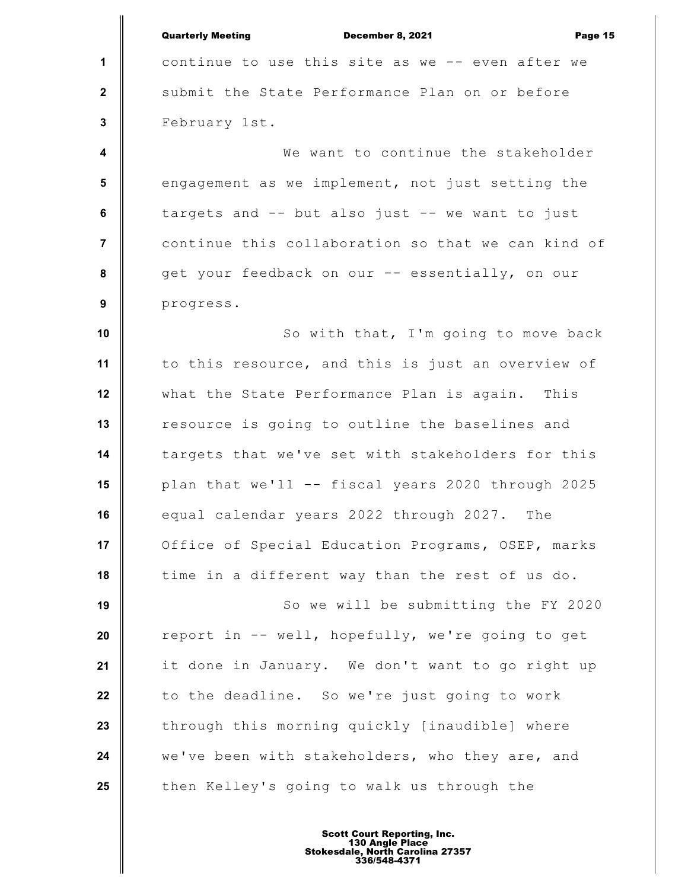continue to use this site as we -- even after we submit the State Performance Plan on or before February 1st.

We want to continue the stakeholder engagement as we implement, not just setting the targets and -- but also just -- we want to just continue this collaboration so that we can kind of get your feedback on our -- essentially, on our progress.

So with that, I'm going to move back to this resource, and this is just an overview of what the State Performance Plan is again. This resource is going to outline the baselines and targets that we've set with stakeholders for this plan that we'll -- fiscal years 2020 through 2025 equal calendar years 2022 through 2027. The Office of Special Education Programs, OSEP, marks time in a different way than the rest of us do.

So we will be submitting the FY 2020 report in -- well, hopefully, we're going to get it done in January. We don't want to go right up to the deadline. So we're just going to work through this morning quickly [inaudible] where we've been with stakeholders, who they are, and then Kelley's going to walk us through the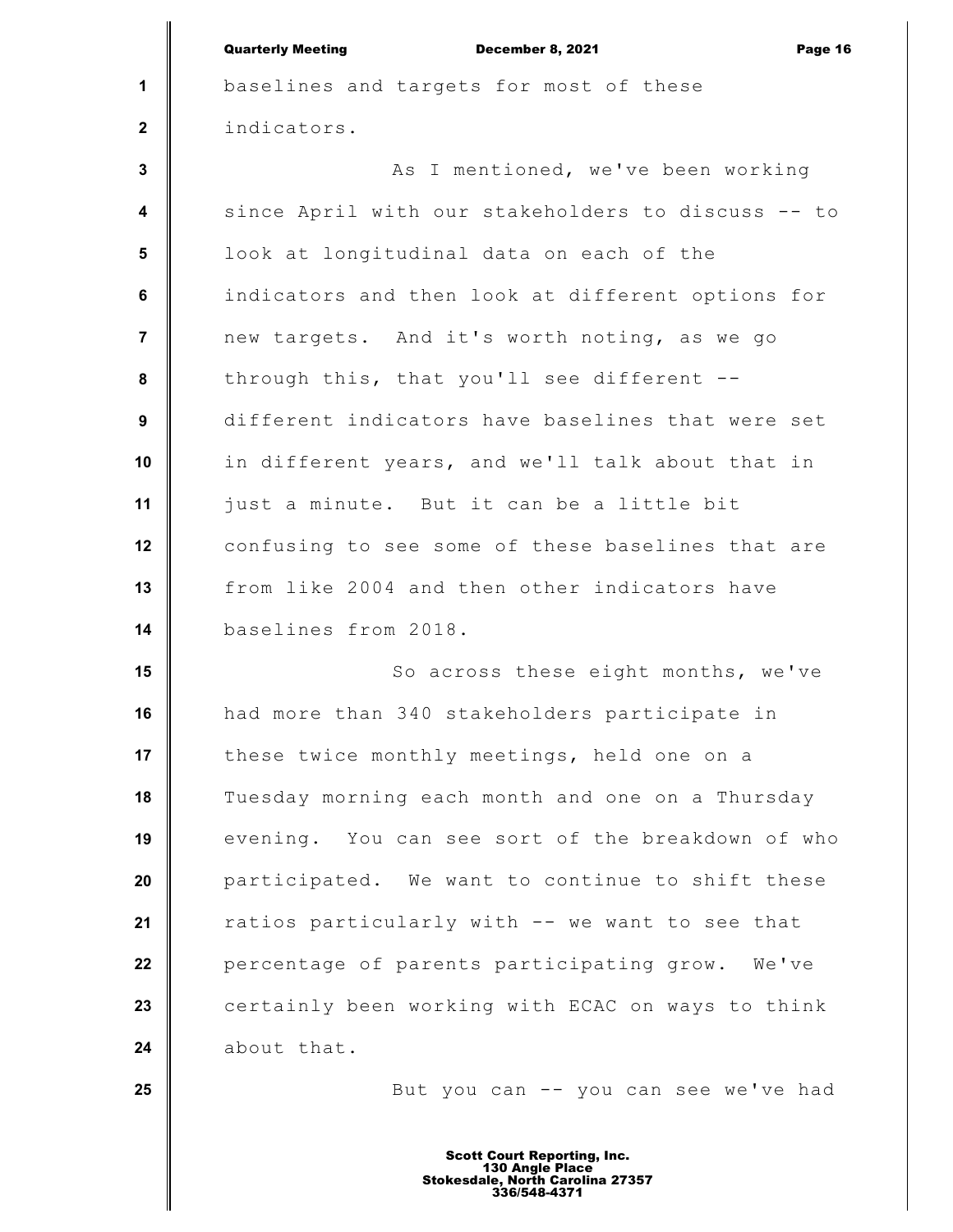baselines and targets for most of these indicators.

As I mentioned, we've been working since April with our stakeholders to discuss -- to look at longitudinal data on each of the indicators and then look at different options for new targets. And it's worth noting, as we go through this, that you'll see different -- different indicators have baselines that were set in different years, and we'll talk about that in just a minute. But it can be a little bit confusing to see some of these baselines that are from like 2004 and then other indicators have baselines from 2018.

So across these eight months, we've had more than 340 stakeholders participate in these twice monthly meetings, held one on a Tuesday morning each month and one on a Thursday evening. You can see sort of the breakdown of who participated. We want to continue to shift these ratios particularly with -- we want to see that percentage of parents participating grow. We've certainly been working with ECAC on ways to think about that.

But you can -- you can see we've had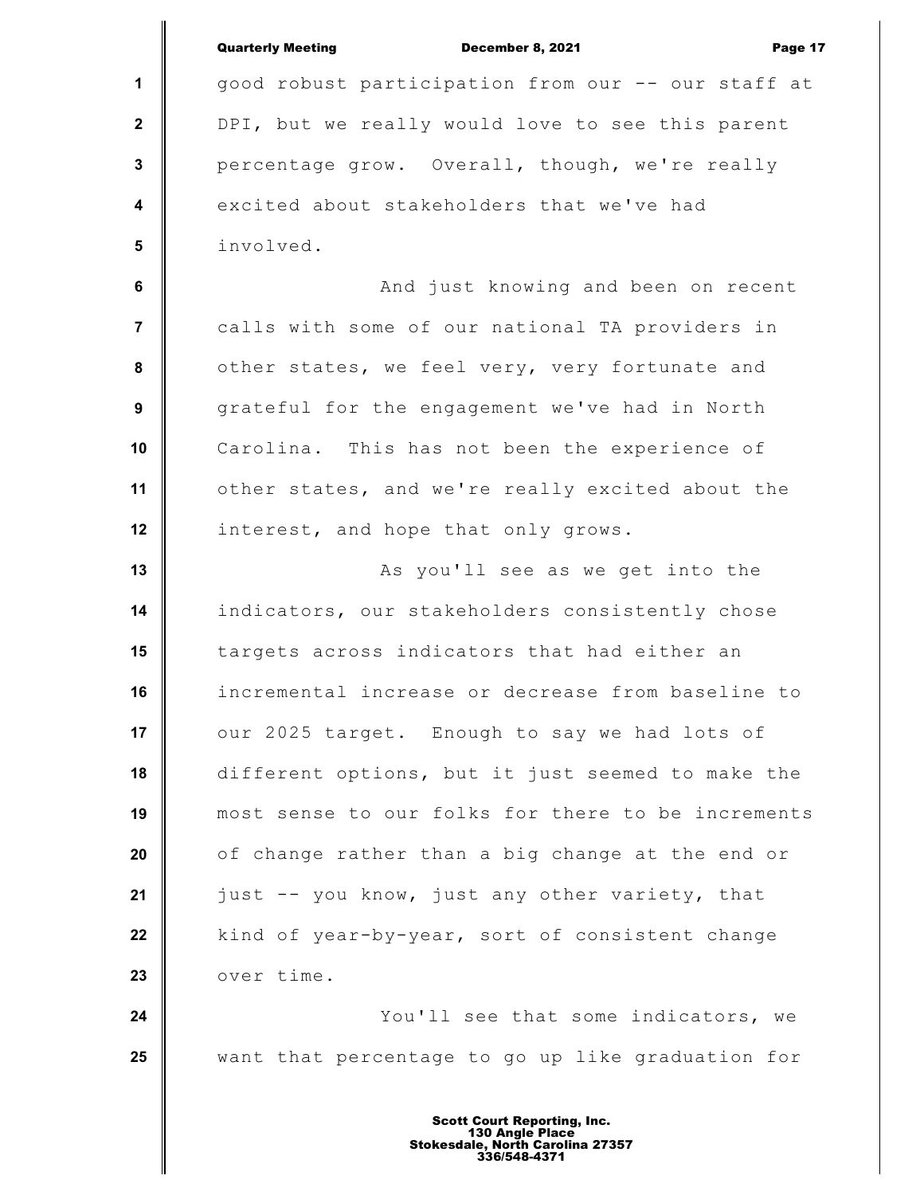good robust participation from our -- our staff at DPI, but we really would love to see this parent percentage grow. Overall, though, we're really excited about stakeholders that we've had involved.

And just knowing and been on recent calls with some of our national TA providers in other states, we feel very, very fortunate and grateful for the engagement we've had in North Carolina. This has not been the experience of other states, and we're really excited about the interest, and hope that only grows.

As you'll see as we get into the indicators, our stakeholders consistently chose targets across indicators that had either an incremental increase or decrease from baseline to our 2025 target. Enough to say we had lots of different options, but it just seemed to make the most sense to our folks for there to be increments of change rather than a big change at the end or just -- you know, just any other variety, that kind of year-by-year, sort of consistent change over time.

You'll see that some indicators, we want that percentage to go up like graduation for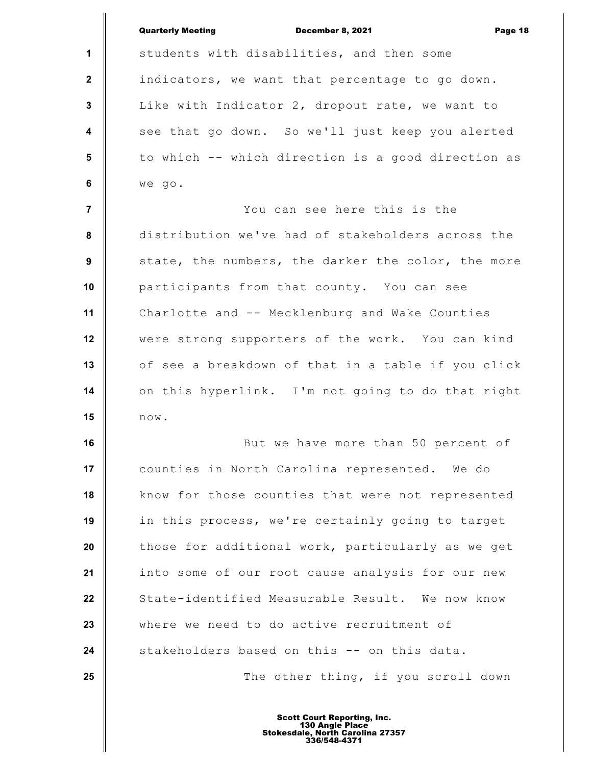students with disabilities, and then some indicators, we want that percentage to go down. Like with Indicator 2, dropout rate, we want to see that go down. So we'll just keep you alerted to which -- which direction is a good direction as we go.

You can see here this is the distribution we've had of stakeholders across the state, the numbers, the darker the color, the more participants from that county. You can see Charlotte and -- Mecklenburg and Wake Counties were strong supporters of the work. You can kind of see a breakdown of that in a table if you click on this hyperlink. I'm not going to do that right now.

But we have more than 50 percent of counties in North Carolina represented. We do know for those counties that were not represented in this process, we're certainly going to target those for additional work, particularly as we get into some of our root cause analysis for our new State-identified Measurable Result. We now know where we need to do active recruitment of stakeholders based on this -- on this data.

The other thing, if you scroll down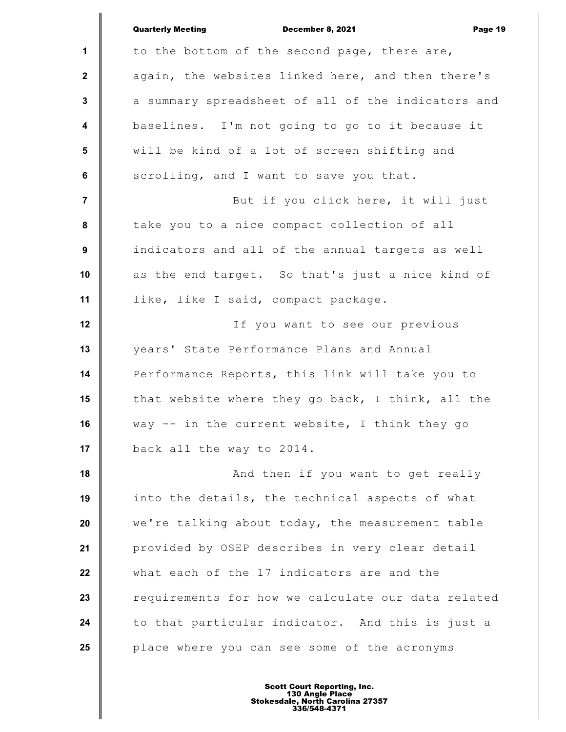to the bottom of the second page, there are, again, the websites linked here, and then there's a summary spreadsheet of all of the indicators and baselines. I'm not going to go to it because it will be kind of a lot of screen shifting and scrolling, and I want to save you that.

But if you click here, it will just take you to a nice compact collection of all indicators and all of the annual targets as well as the end target. So that's just a nice kind of like, like I said, compact package.

If you want to see our previous years' State Performance Plans and Annual Performance Reports, this link will take you to that website where they go back, I think, all the way -- in the current website, I think they go back all the way to 2014.

And then if you want to get really into the details, the technical aspects of what we're talking about today, the measurement table provided by OSEP describes in very clear detail what each of the 17 indicators are and the requirements for how we calculate our data related to that particular indicator. And this is just a place where you can see some of the acronyms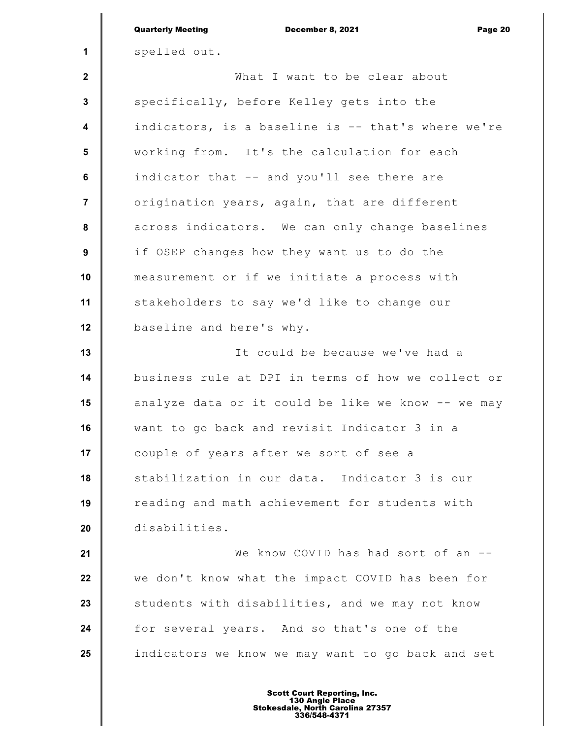spelled out.

What I want to be clear about specifically, before Kelley gets into the indicators, is a baseline is -- that's where we're working from. It's the calculation for each indicator that -- and you'll see there are origination years, again, that are different across indicators. We can only change baselines if OSEP changes how they want us to do the measurement or if we initiate a process with stakeholders to say we'd like to change our baseline and here's why.

It could be because we've had a business rule at DPI in terms of how we collect or analyze data or it could be like we know -- we may want to go back and revisit Indicator 3 in a couple of years after we sort of see a stabilization in our data. Indicator 3 is our reading and math achievement for students with disabilities.

We know COVID has had sort of an -- we don't know what the impact COVID has been for students with disabilities, and we may not know for several years. And so that's one of the indicators we know we may want to go back and set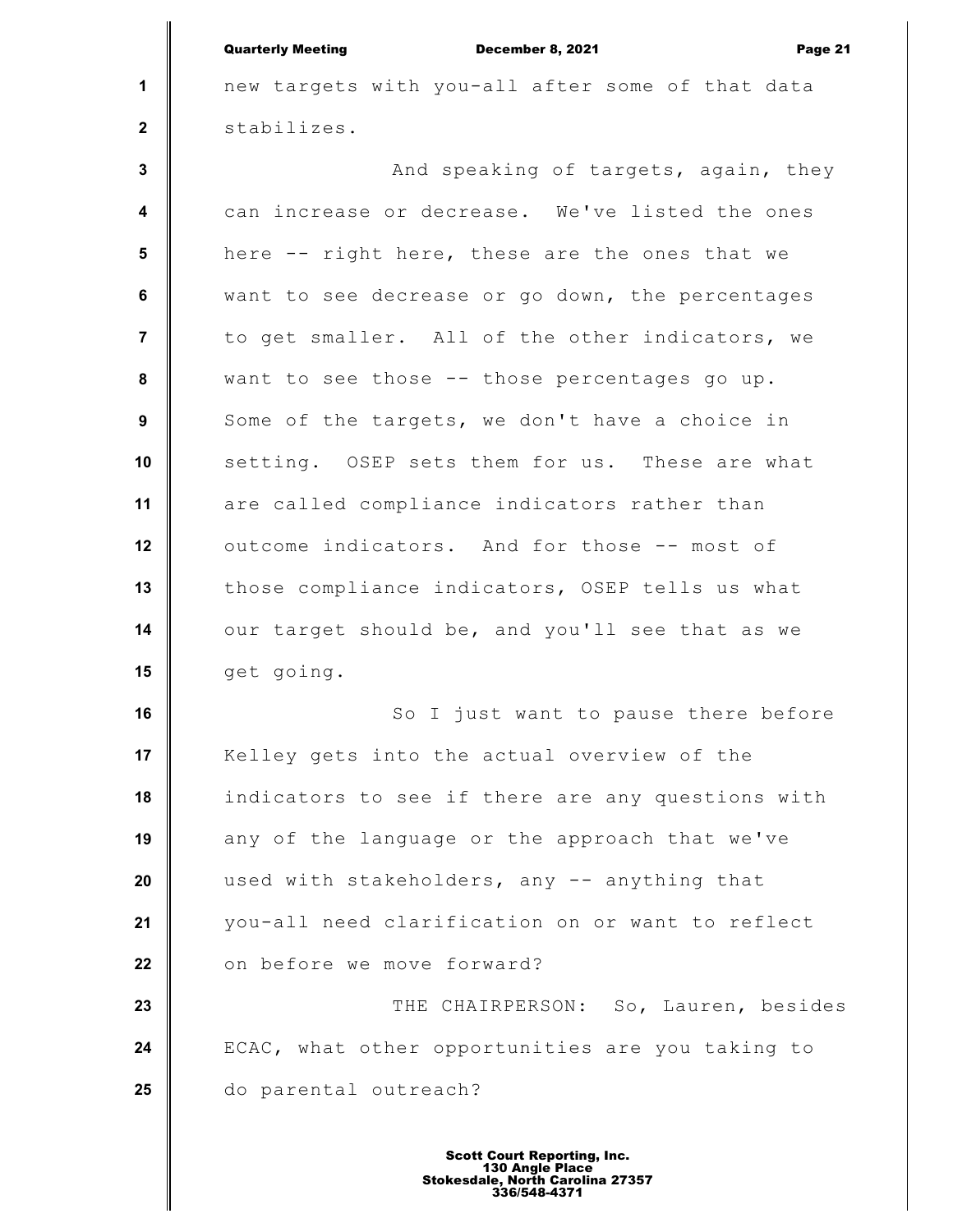new targets with you-all after some of that data stabilizes.

And speaking of targets, again, they can increase or decrease. We've listed the ones here -- right here, these are the ones that we want to see decrease or go down, the percentages to get smaller. All of the other indicators, we want to see those -- those percentages go up. Some of the targets, we don't have a choice in setting. OSEP sets them for us. These are what are called compliance indicators rather than outcome indicators. And for those -- most of those compliance indicators, OSEP tells us what our target should be, and you'll see that as we get going.

So I just want to pause there before Kelley gets into the actual overview of the indicators to see if there are any questions with any of the language or the approach that we've used with stakeholders, any -- anything that you-all need clarification on or want to reflect on before we move forward?

THE CHAIRPERSON: So, Lauren, besides ECAC, what other opportunities are you taking to do parental outreach?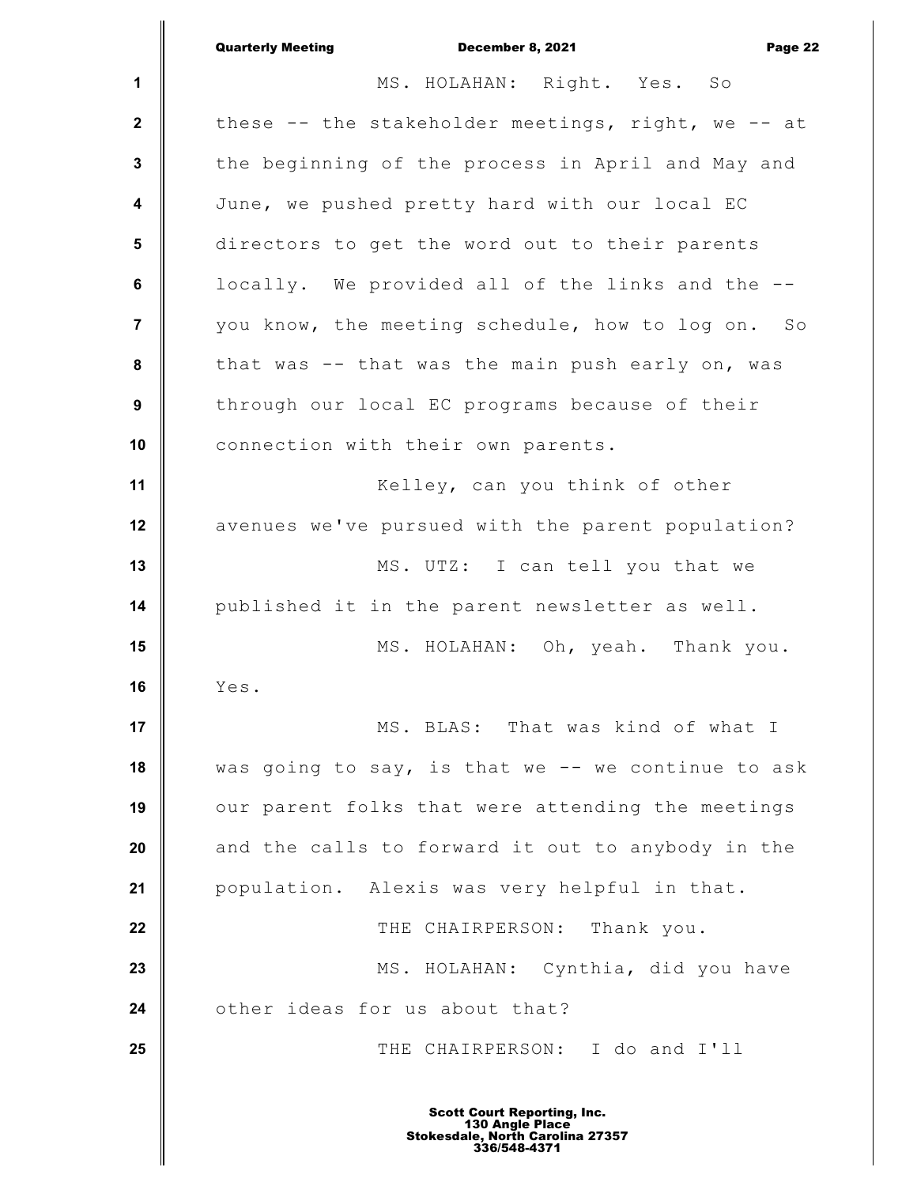MS. HOLAHAN: Right. Yes. So these -- the stakeholder meetings, right, we -- at the beginning of the process in April and May and June, we pushed pretty hard with our local EC directors to get the word out to their parents locally. We provided all of the links and the -- you know, the meeting schedule, how to log on. So that was -- that was the main push early on, was through our local EC programs because of their connection with their own parents.

Kelley, can you think of other avenues we've pursued with the parent population?

MS. UTZ: I can tell you that we published it in the parent newsletter as well.

MS. HOLAHAN: Oh, yeah. Thank you. Yes.

MS. BLAS: That was kind of what I was going to say, is that we -- we continue to ask our parent folks that were attending the meetings and the calls to forward it out to anybody in the population. Alexis was very helpful in that.

THE CHAIRPERSON: Thank you.

MS. HOLAHAN: Cynthia, did you have other ideas for us about that?

THE CHAIRPERSON: I do and I'll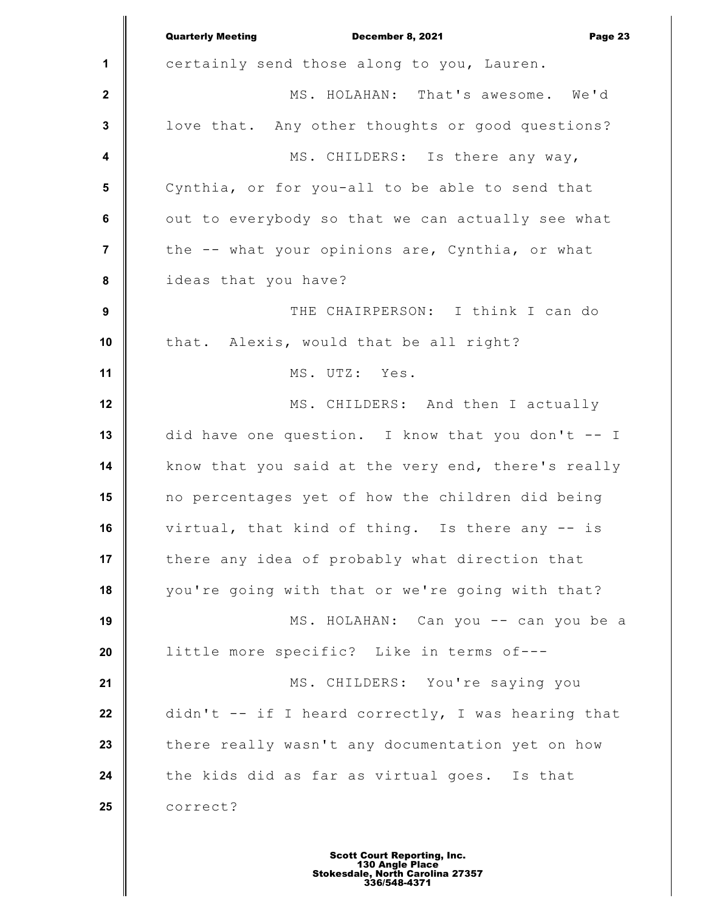certainly send those along to you, Lauren.

MS. HOLAHAN: That's awesome. We'd love that. Any other thoughts or good questions?

MS. CHILDERS: Is there any way, Cynthia, or for you-all to be able to send that out to everybody so that we can actually see what the -- what your opinions are, Cynthia, or what ideas that you have?

THE CHAIRPERSON: I think I can do that. Alexis, would that be all right?

MS. UTZ: Yes.

MS. CHILDERS: And then I actually did have one question. I know that you don't -- I know that you said at the very end, there's really no percentages yet of how the children did being virtual, that kind of thing. Is there any -- is there any idea of probably what direction that you're going with that or we're going with that?

MS. HOLAHAN: Can you -- can you be a little more specific? Like in terms of---

MS. CHILDERS: You're saying you didn't -- if I heard correctly, I was hearing that there really wasn't any documentation yet on how the kids did as far as virtual goes. Is that correct?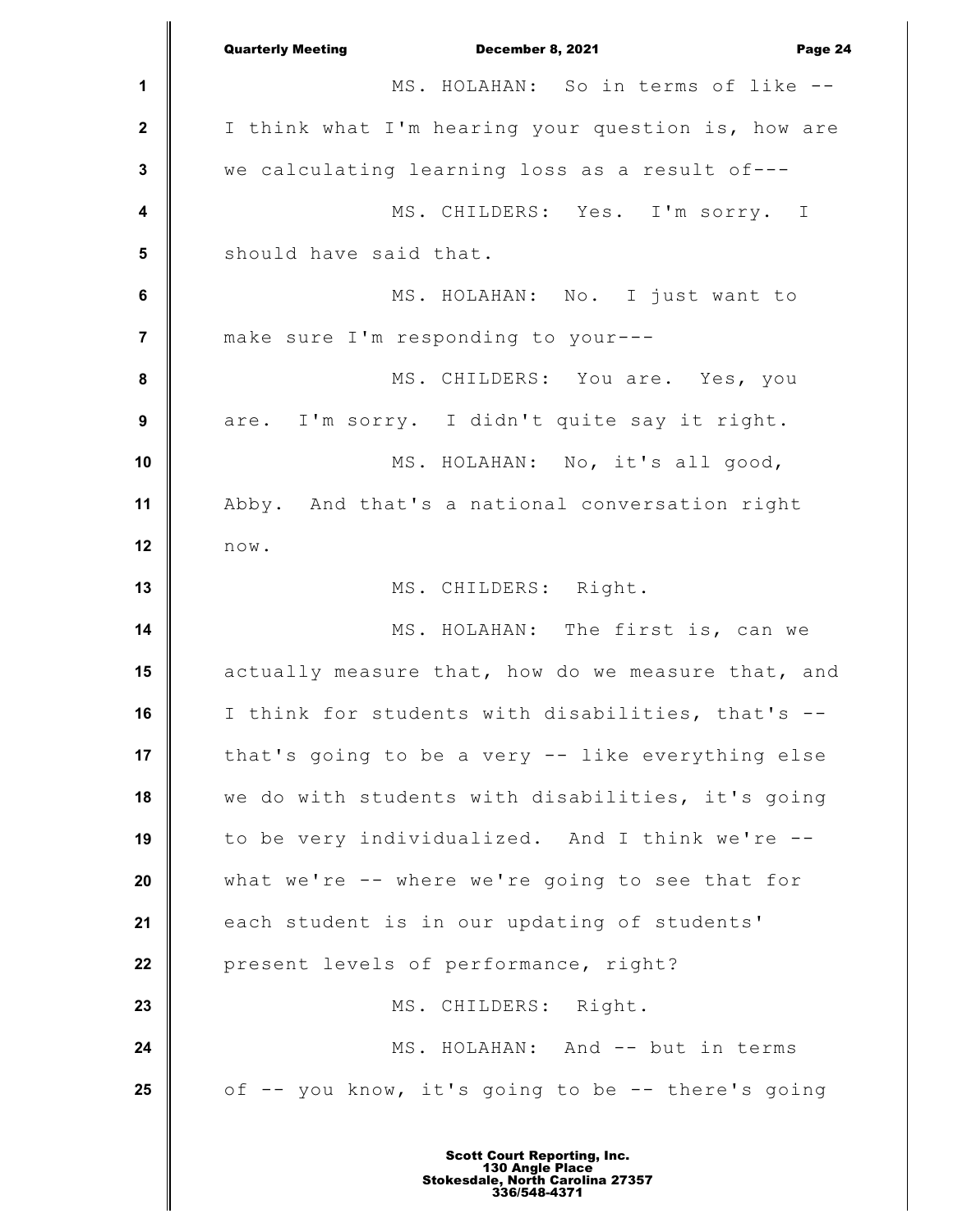MS. HOLAHAN: So in terms of like -- I think what I'm hearing your question is, how are we calculating learning loss as a result of---

MS. CHILDERS: Yes. I'm sorry. I should have said that.

MS. HOLAHAN: No. I just want to make sure I'm responding to your---

MS. CHILDERS: You are. Yes, you are. I'm sorry. I didn't quite say it right.

MS. HOLAHAN: No, it's all good, Abby. And that's a national conversation right now.

MS. CHILDERS: Right.

MS. HOLAHAN: The first is, can we actually measure that, how do we measure that, and I think for students with disabilities, that's -- that's going to be a very -- like everything else we do with students with disabilities, it's going to be very individualized. And I think we're -- what we're -- where we're going to see that for each student is in our updating of students' present levels of performance, right?

MS. CHILDERS: Right.

MS. HOLAHAN: And -- but in terms of -- you know, it's going to be -- there's going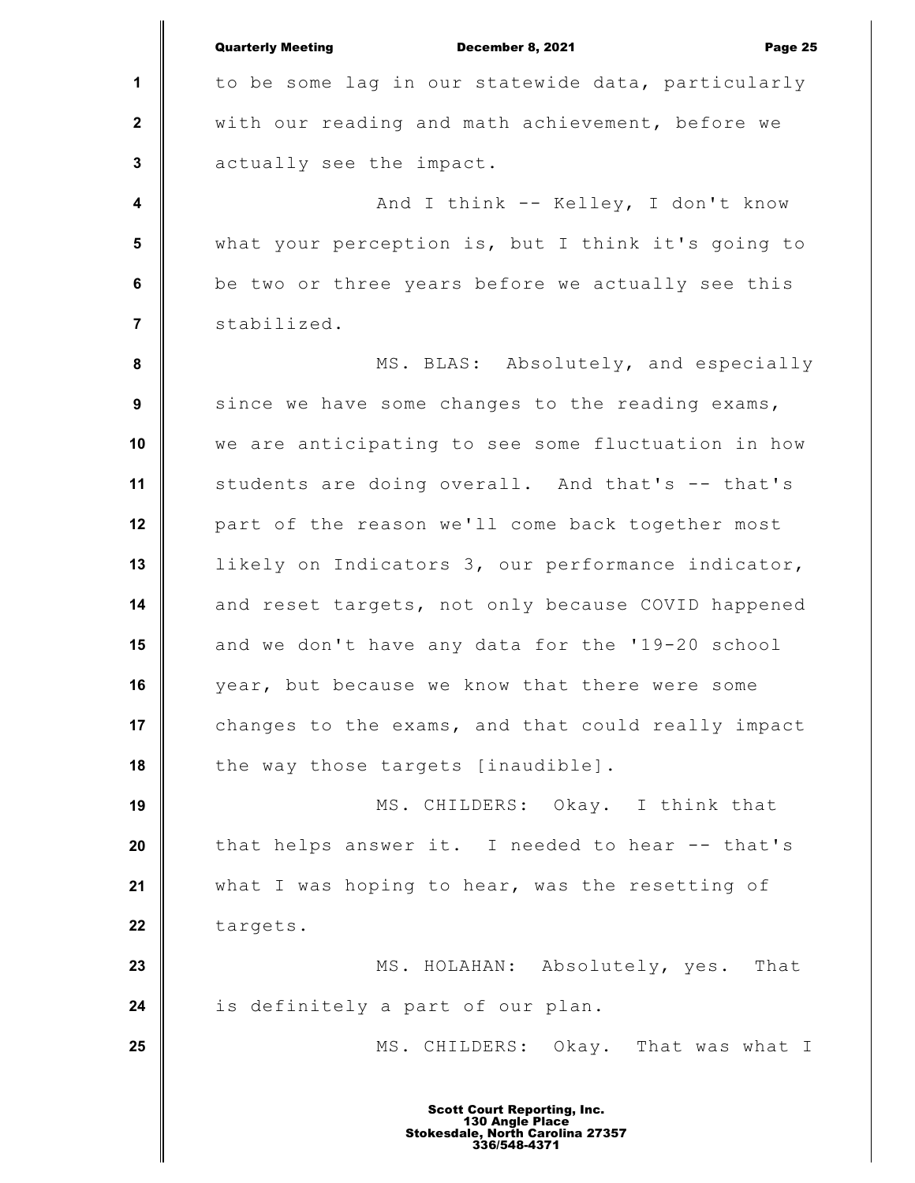to be some lag in our statewide data, particularly with our reading and math achievement, before we actually see the impact.

And I think -- Kelley, I don't know what your perception is, but I think it's going to be two or three years before we actually see this stabilized.

MS. BLAS: Absolutely, and especially since we have some changes to the reading exams, we are anticipating to see some fluctuation in how students are doing overall. And that's -- that's part of the reason we'll come back together most likely on Indicators 3, our performance indicator, and reset targets, not only because COVID happened and we don't have any data for the '19-20 school year, but because we know that there were some changes to the exams, and that could really impact the way those targets [inaudible].

MS. CHILDERS: Okay. I think that that helps answer it. I needed to hear -- that's what I was hoping to hear, was the resetting of targets.

MS. HOLAHAN: Absolutely, yes. That is definitely a part of our plan.

MS. CHILDERS: Okay. That was what I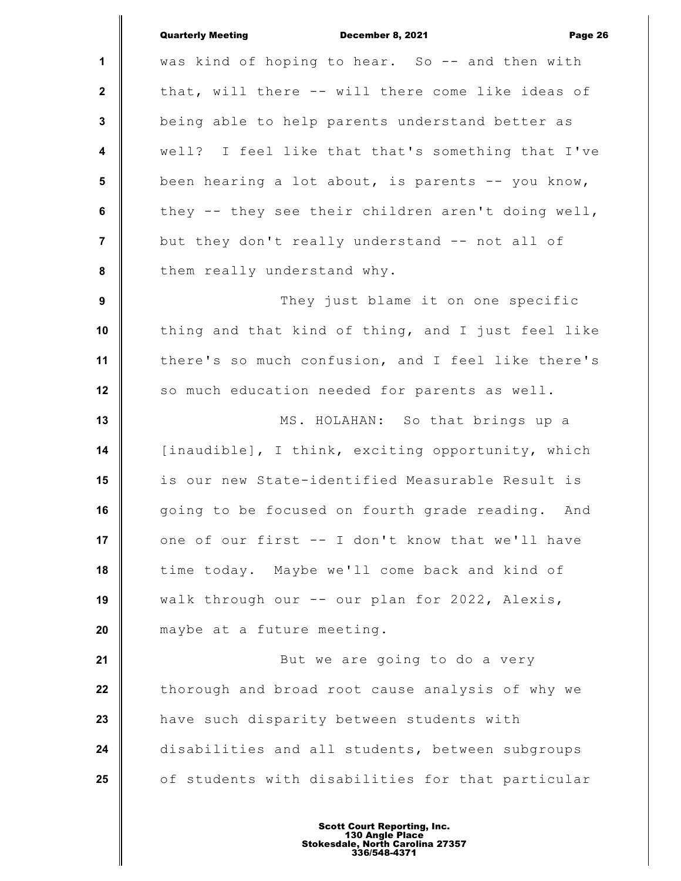was kind of hoping to hear. So -- and then with that, will there -- will there come like ideas of being able to help parents understand better as well? I feel like that that's something that I've been hearing a lot about, is parents -- you know, they -- they see their children aren't doing well, but they don't really understand -- not all of them really understand why.

They just blame it on one specific thing and that kind of thing, and I just feel like there's so much confusion, and I feel like there's so much education needed for parents as well.

MS. HOLAHAN: So that brings up a [inaudible], I think, exciting opportunity, which is our new State-identified Measurable Result is going to be focused on fourth grade reading. And one of our first -- I don't know that we'll have time today. Maybe we'll come back and kind of walk through our -- our plan for 2022, Alexis, maybe at a future meeting.

But we are going to do a very thorough and broad root cause analysis of why we have such disparity between students with disabilities and all students, between subgroups of students with disabilities for that particular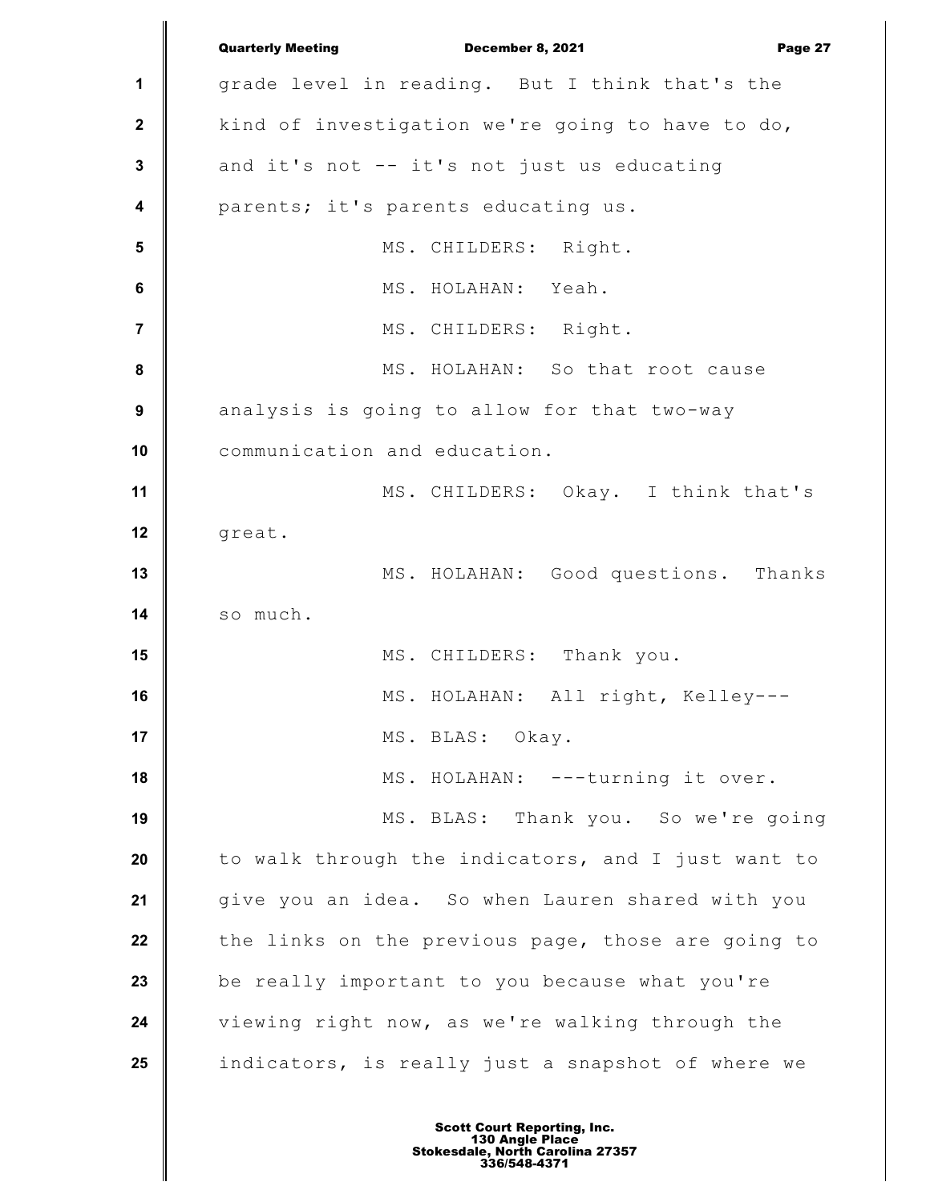grade level in reading. But I think that's the kind of investigation we're going to have to do, and it's not -- it's not just us educating parents; it's parents educating us.

MS. CHILDERS: Right.

MS. HOLAHAN: Yeah.

MS. CHILDERS: Right.

MS. HOLAHAN: So that root cause analysis is going to allow for that two-way communication and education.

MS. CHILDERS: Okay. I think that's great.

MS. HOLAHAN: Good questions. Thanks so much.

MS. CHILDERS: Thank you.

MS. HOLAHAN: All right, Kelley---

MS. BLAS: Okay.

MS. HOLAHAN: ---turning it over.

MS. BLAS: Thank you. So we're going to walk through the indicators, and I just want to give you an idea. So when Lauren shared with you the links on the previous page, those are going to be really important to you because what you're viewing right now, as we're walking through the indicators, is really just a snapshot of where we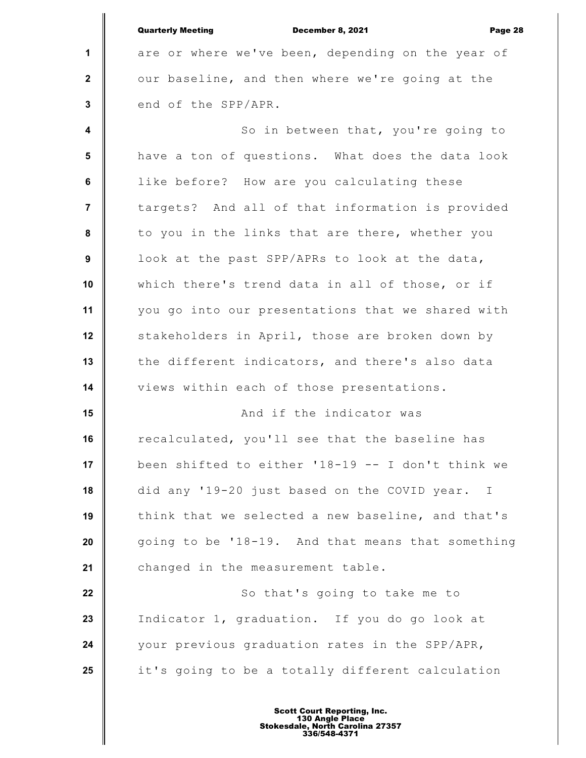are or where we've been, depending on the year of our baseline, and then where we're going at the end of the SPP/APR.

So in between that, you're going to have a ton of questions. What does the data look like before? How are you calculating these targets? And all of that information is provided to you in the links that are there, whether you look at the past SPP/APRs to look at the data, which there's trend data in all of those, or if you go into our presentations that we shared with stakeholders in April, those are broken down by the different indicators, and there's also data views within each of those presentations.

And if the indicator was recalculated, you'll see that the baseline has been shifted to either '18-19 -- I don't think we did any '19-20 just based on the COVID year. I think that we selected a new baseline, and that's going to be '18-19. And that means that something changed in the measurement table.

So that's going to take me to Indicator 1, graduation. If you do go look at your previous graduation rates in the SPP/APR, it's going to be a totally different calculation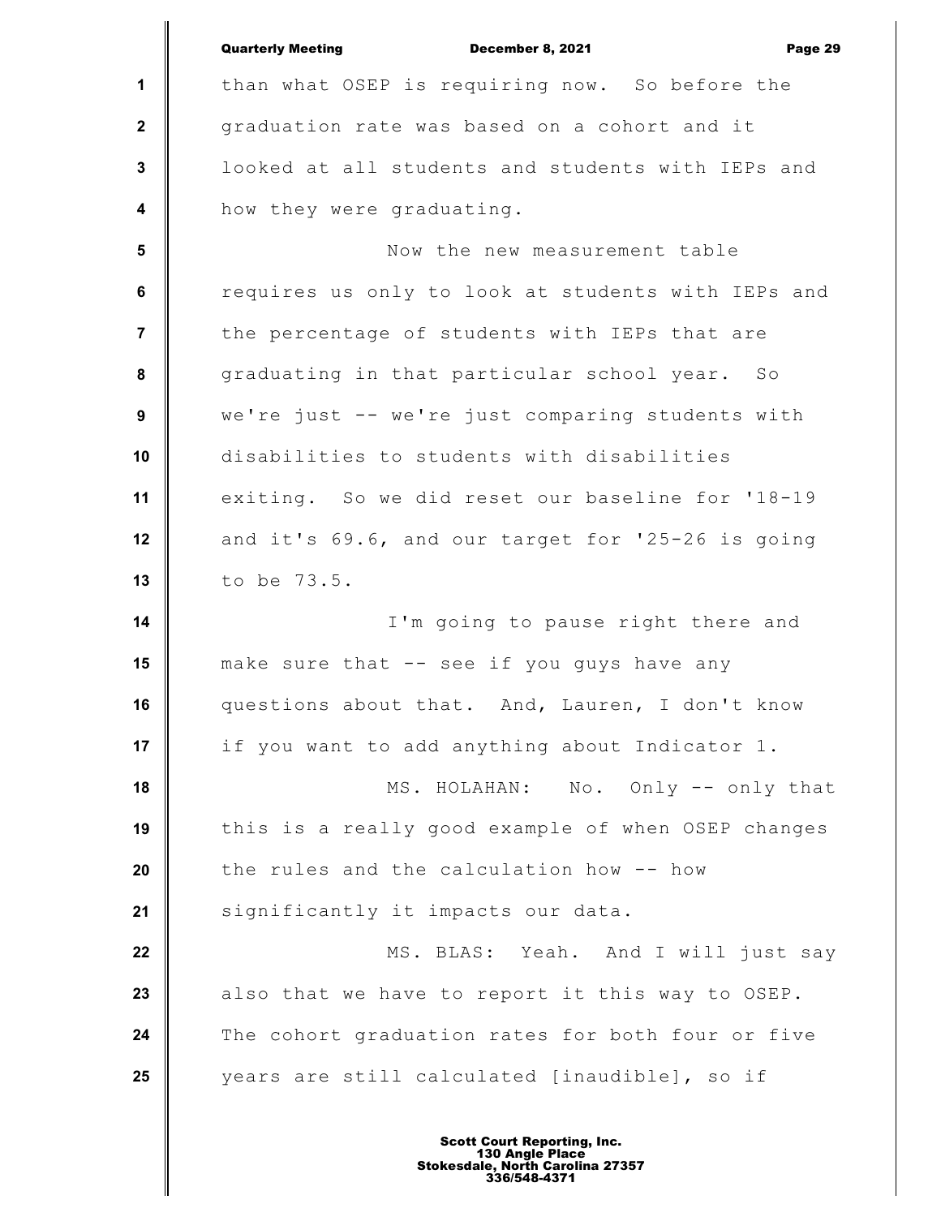than what OSEP is requiring now. So before the graduation rate was based on a cohort and it looked at all students and students with IEPs and how they were graduating.

Now the new measurement table requires us only to look at students with IEPs and the percentage of students with IEPs that are graduating in that particular school year. So we're just -- we're just comparing students with disabilities to students with disabilities exiting. So we did reset our baseline for '18-19 and it's 69.6, and our target for '25-26 is going to be 73.5.

I'm going to pause right there and make sure that -- see if you guys have any questions about that. And, Lauren, I don't know if you want to add anything about Indicator 1.

MS. HOLAHAN: No. Only -- only that this is a really good example of when OSEP changes the rules and the calculation how -- how significantly it impacts our data.

MS. BLAS: Yeah. And I will just say also that we have to report it this way to OSEP. The cohort graduation rates for both four or five years are still calculated [inaudible], so if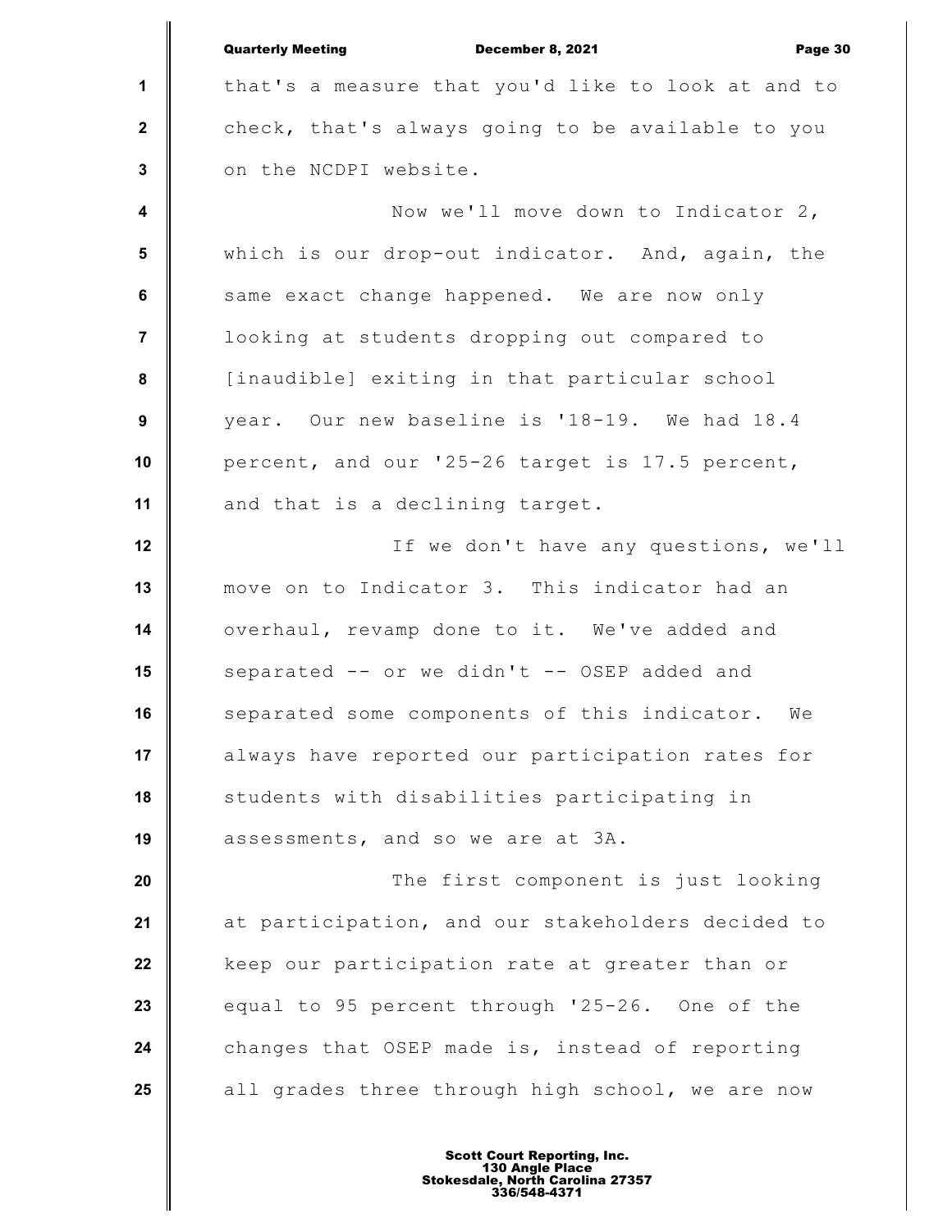that's a measure that you'd like to look at and to check, that's always going to be available to you on the NCDPI website.

Now we'll move down to Indicator 2, which is our drop-out indicator. And, again, the same exact change happened. We are now only looking at students dropping out compared to [inaudible] exiting in that particular school year. Our new baseline is '18-19. We had 18.4 percent, and our '25-26 target is 17.5 percent, and that is a declining target.

If we don't have any questions, we'll move on to Indicator 3. This indicator had an overhaul, revamp done to it. We've added and separated -- or we didn't -- OSEP added and separated some components of this indicator. We always have reported our participation rates for students with disabilities participating in assessments, and so we are at 3A.

The first component is just looking at participation, and our stakeholders decided to keep our participation rate at greater than or equal to 95 percent through '25-26. One of the changes that OSEP made is, instead of reporting all grades three through high school, we are now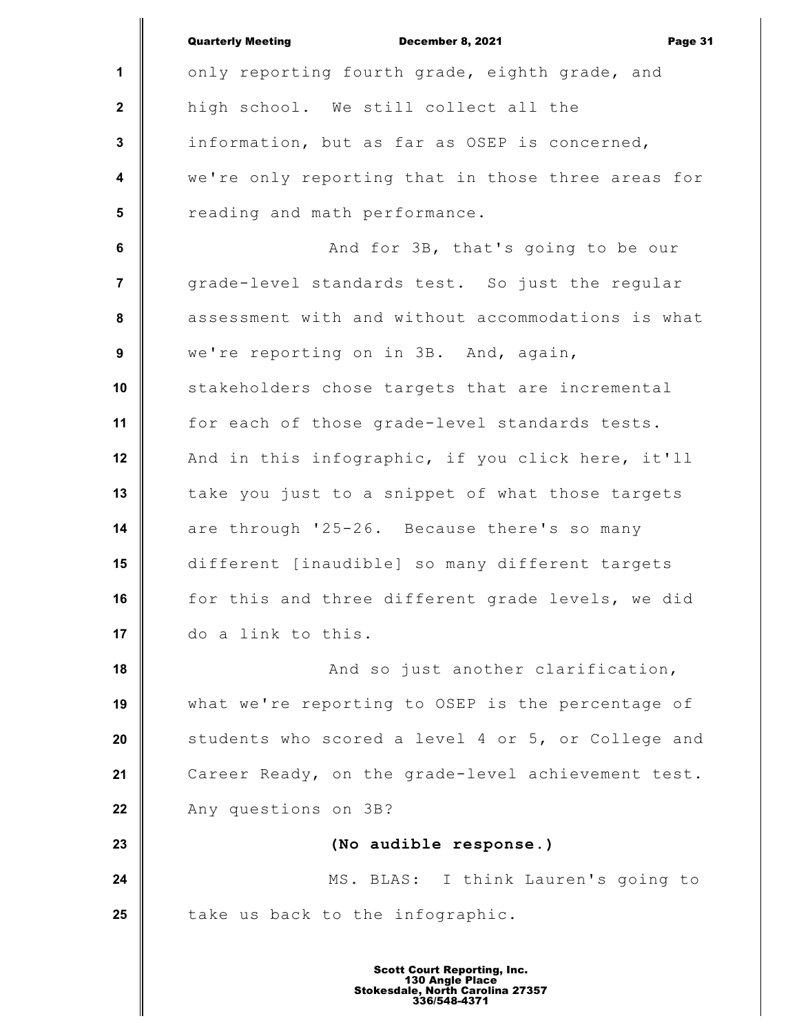only reporting fourth grade, eighth grade, and high school. We still collect all the information, but as far as OSEP is concerned, we're only reporting that in those three areas for reading and math performance.

And for 3B, that's going to be our grade-level standards test. So just the regular assessment with and without accommodations is what we're reporting on in 3B. And, again, stakeholders chose targets that are incremental for each of those grade-level standards tests. And in this infographic, if you click here, it'll take you just to a snippet of what those targets are through '25-26. Because there's so many different [inaudible] so many different targets for this and three different grade levels, we did do a link to this.

And so just another clarification, what we're reporting to OSEP is the percentage of students who scored a level 4 or 5, or College and Career Ready, on the grade-level achievement test. Any questions on 3B?

**(No audible response.)**

MS. BLAS: I think Lauren's going to take us back to the infographic.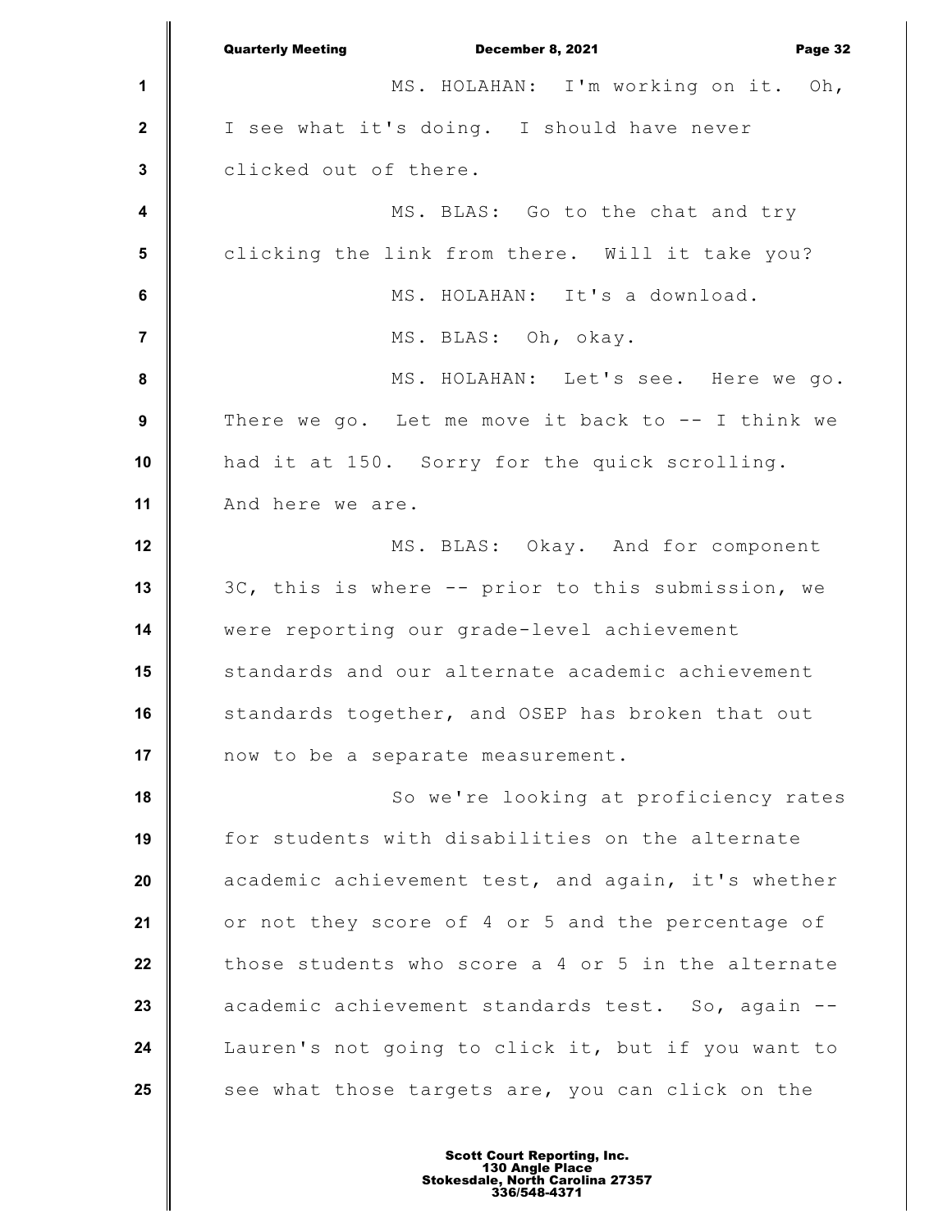MS. HOLAHAN: I'm working on it. Oh, I see what it's doing. I should have never clicked out of there.

MS. BLAS: Go to the chat and try clicking the link from there. Will it take you?

MS. HOLAHAN: It's a download.

MS. BLAS: Oh, okay.

MS. HOLAHAN: Let's see. Here we go. There we go. Let me move it back to -- I think we had it at 150. Sorry for the quick scrolling. And here we are.

MS. BLAS: Okay. And for component 3C, this is where -- prior to this submission, we were reporting our grade-level achievement standards and our alternate academic achievement standards together, and OSEP has broken that out now to be a separate measurement.

So we're looking at proficiency rates for students with disabilities on the alternate academic achievement test, and again, it's whether or not they score of 4 or 5 and the percentage of those students who score a 4 or 5 in the alternate academic achievement standards test. So, again -- Lauren's not going to click it, but if you want to see what those targets are, you can click on the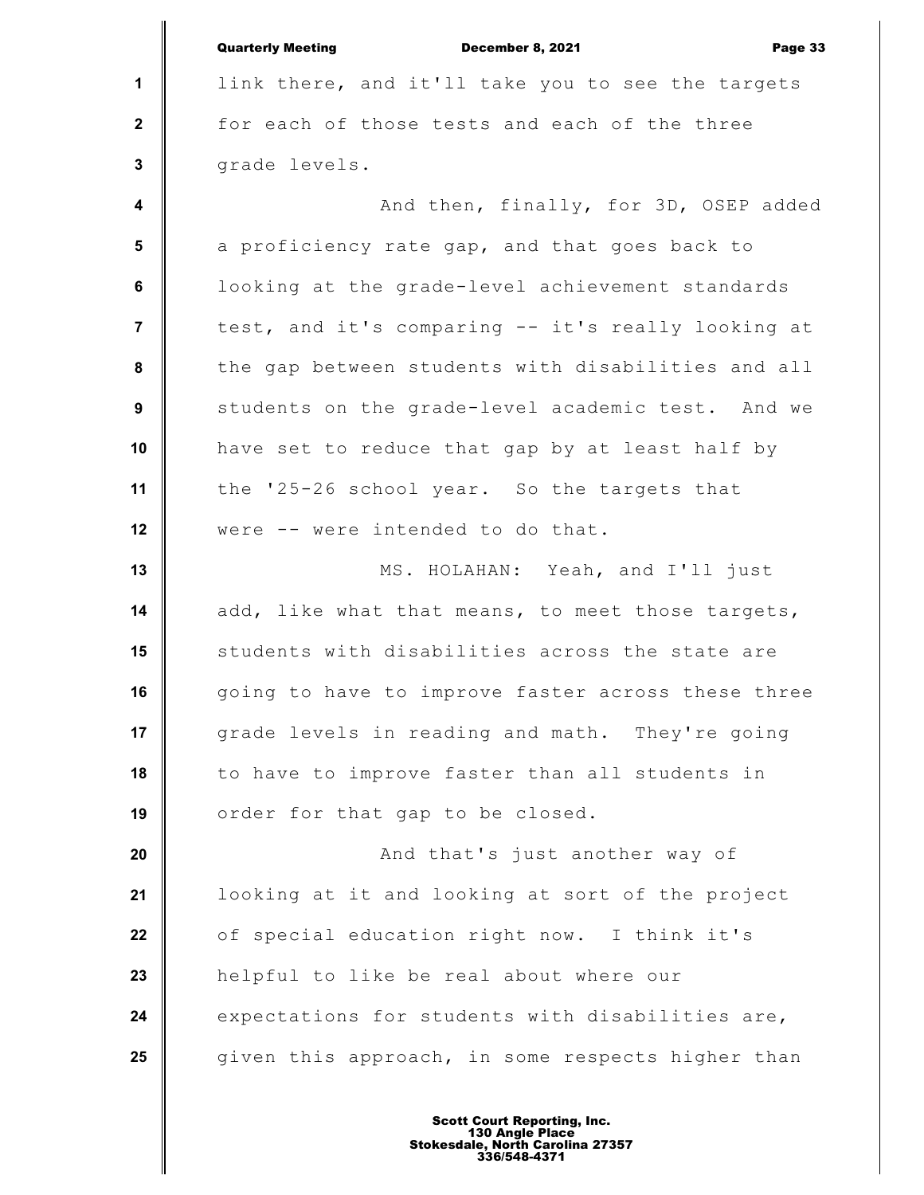link there, and it'll take you to see the targets for each of those tests and each of the three grade levels.

And then, finally, for 3D, OSEP added a proficiency rate gap, and that goes back to looking at the grade-level achievement standards test, and it's comparing -- it's really looking at the gap between students with disabilities and all students on the grade-level academic test. And we have set to reduce that gap by at least half by the '25-26 school year. So the targets that were -- were intended to do that.

MS. HOLAHAN: Yeah, and I'll just add, like what that means, to meet those targets, students with disabilities across the state are going to have to improve faster across these three grade levels in reading and math. They're going to have to improve faster than all students in order for that gap to be closed.

And that's just another way of looking at it and looking at sort of the project of special education right now. I think it's helpful to like be real about where our expectations for students with disabilities are, given this approach, in some respects higher than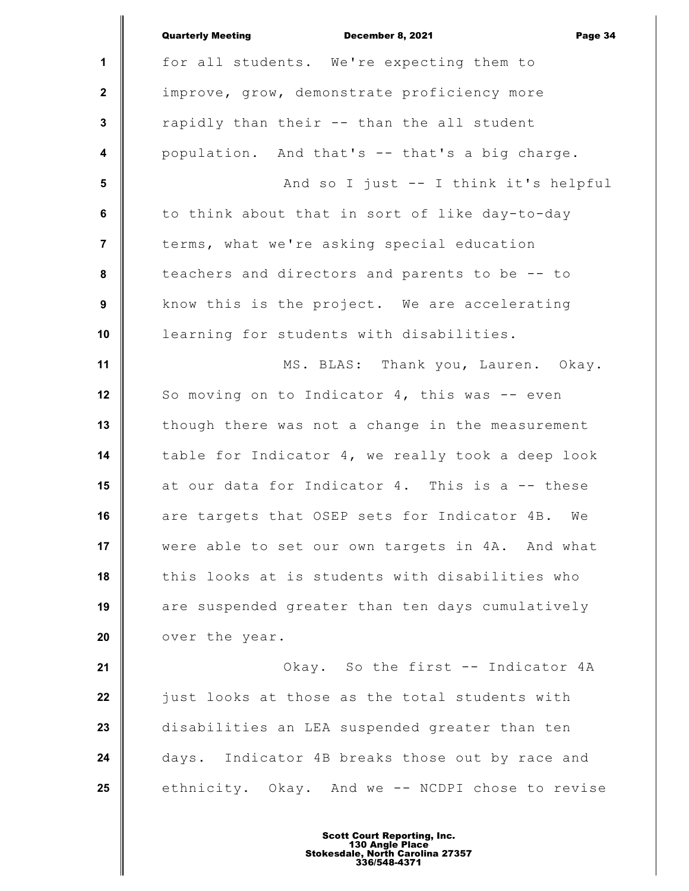for all students. We're expecting them to improve, grow, demonstrate proficiency more rapidly than their -- than the all student population. And that's -- that's a big charge.

And so I just -- I think it's helpful to think about that in sort of like day-to-day terms, what we're asking special education teachers and directors and parents to be -- to know this is the project. We are accelerating learning for students with disabilities.

MS. BLAS: Thank you, Lauren. Okay. So moving on to Indicator 4, this was -- even though there was not a change in the measurement table for Indicator 4, we really took a deep look at our data for Indicator 4. This is a -- these are targets that OSEP sets for Indicator 4B. We were able to set our own targets in 4A. And what this looks at is students with disabilities who are suspended greater than ten days cumulatively over the year.

Okay. So the first -- Indicator 4A just looks at those as the total students with disabilities an LEA suspended greater than ten days. Indicator 4B breaks those out by race and ethnicity. Okay. And we -- NCDPI chose to revise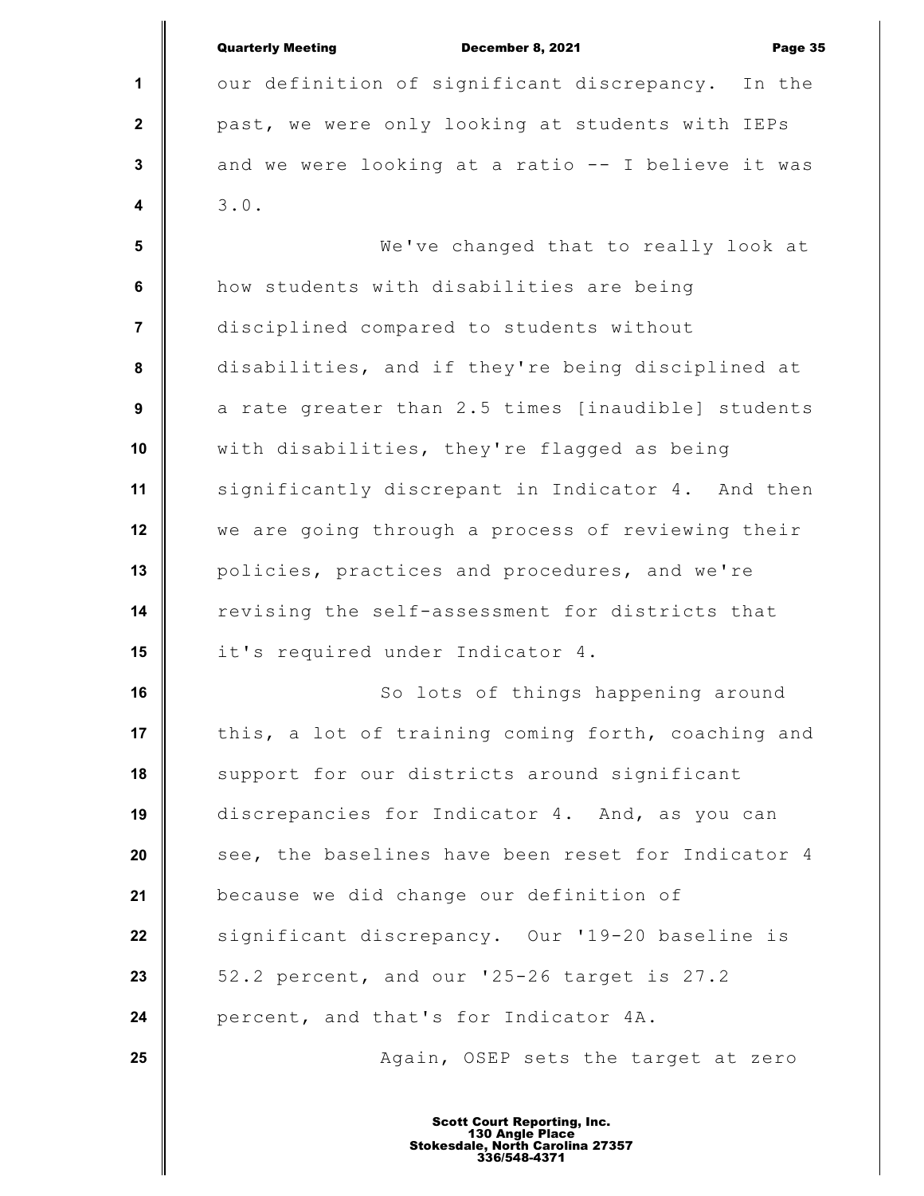our definition of significant discrepancy. In the past, we were only looking at students with IEPs and we were looking at a ratio -- I believe it was 3.0.

We've changed that to really look at how students with disabilities are being disciplined compared to students without disabilities, and if they're being disciplined at a rate greater than 2.5 times [inaudible] students with disabilities, they're flagged as being significantly discrepant in Indicator 4. And then we are going through a process of reviewing their policies, practices and procedures, and we're revising the self-assessment for districts that it's required under Indicator 4.

So lots of things happening around this, a lot of training coming forth, coaching and support for our districts around significant discrepancies for Indicator 4. And, as you can see, the baselines have been reset for Indicator 4 because we did change our definition of significant discrepancy. Our '19-20 baseline is 52.2 percent, and our '25-26 target is 27.2 percent, and that's for Indicator 4A.

Again, OSEP sets the target at zero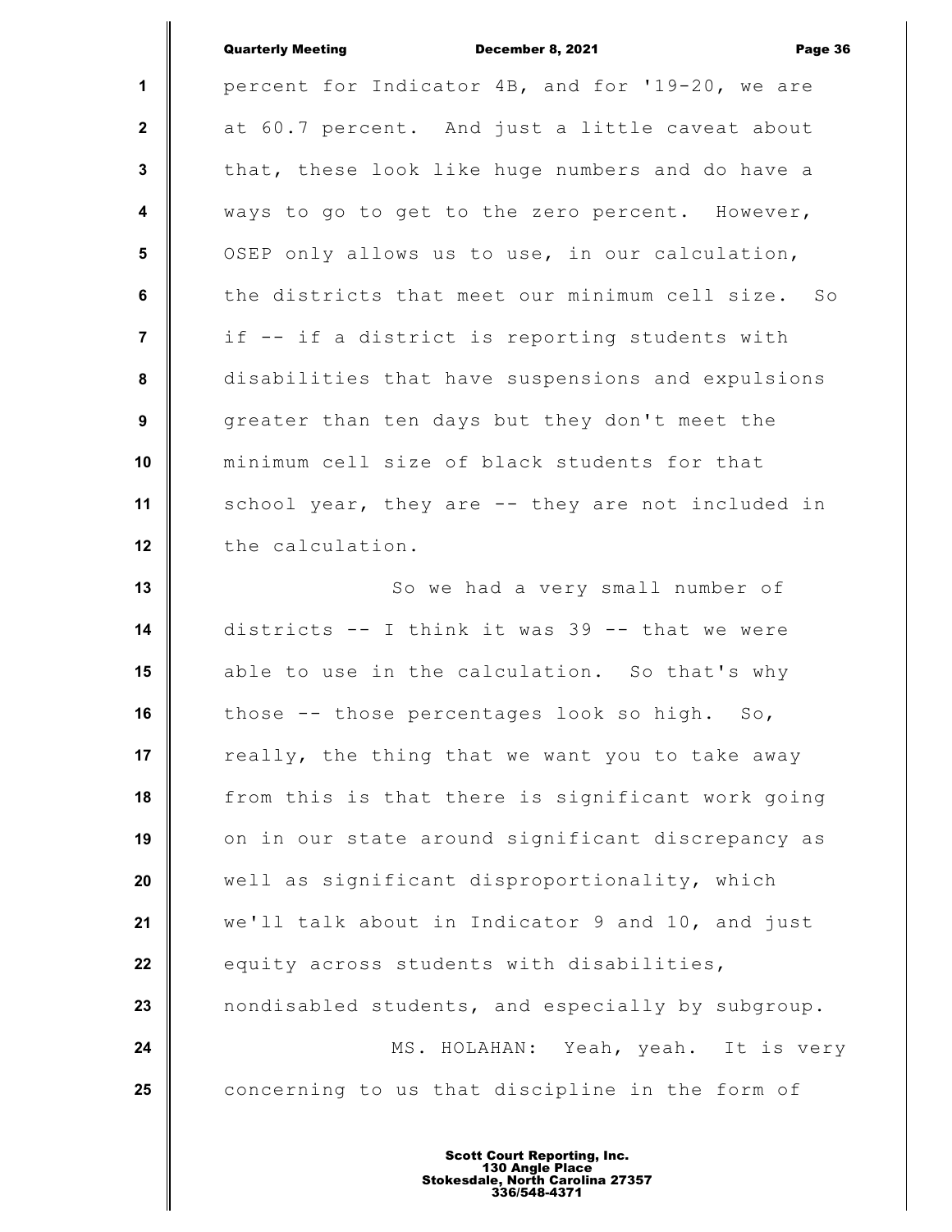percent for Indicator 4B, and for '19-20, we are at 60.7 percent. And just a little caveat about that, these look like huge numbers and do have a ways to go to get to the zero percent. However, OSEP only allows us to use, in our calculation, the districts that meet our minimum cell size. So if -- if a district is reporting students with disabilities that have suspensions and expulsions greater than ten days but they don't meet the minimum cell size of black students for that school year, they are -- they are not included in the calculation.

So we had a very small number of districts -- I think it was 39 -- that we were able to use in the calculation. So that's why those -- those percentages look so high. So, really, the thing that we want you to take away from this is that there is significant work going on in our state around significant discrepancy as well as significant disproportionality, which we'll talk about in Indicator 9 and 10, and just equity across students with disabilities, nondisabled students, and especially by subgroup.

MS. HOLAHAN: Yeah, yeah. It is very concerning to us that discipline in the form of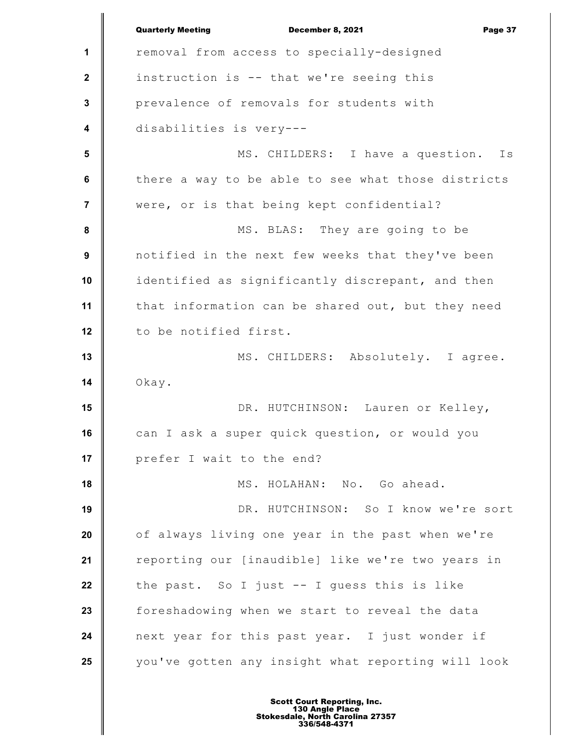removal from access to specially-designed instruction is -- that we're seeing this prevalence of removals for students with disabilities is very---

MS. CHILDERS: I have a question. Is there a way to be able to see what those districts were, or is that being kept confidential?

MS. BLAS: They are going to be notified in the next few weeks that they've been identified as significantly discrepant, and then that information can be shared out, but they need to be notified first.

MS. CHILDERS: Absolutely. I agree. Okay.

DR. HUTCHINSON: Lauren or Kelley, can I ask a super quick question, or would you prefer I wait to the end?

MS. HOLAHAN: No. Go ahead.

DR. HUTCHINSON: So I know we're sort of always living one year in the past when we're reporting our [inaudible] like we're two years in the past. So I just -- I guess this is like foreshadowing when we start to reveal the data next year for this past year. I just wonder if you've gotten any insight what reporting will look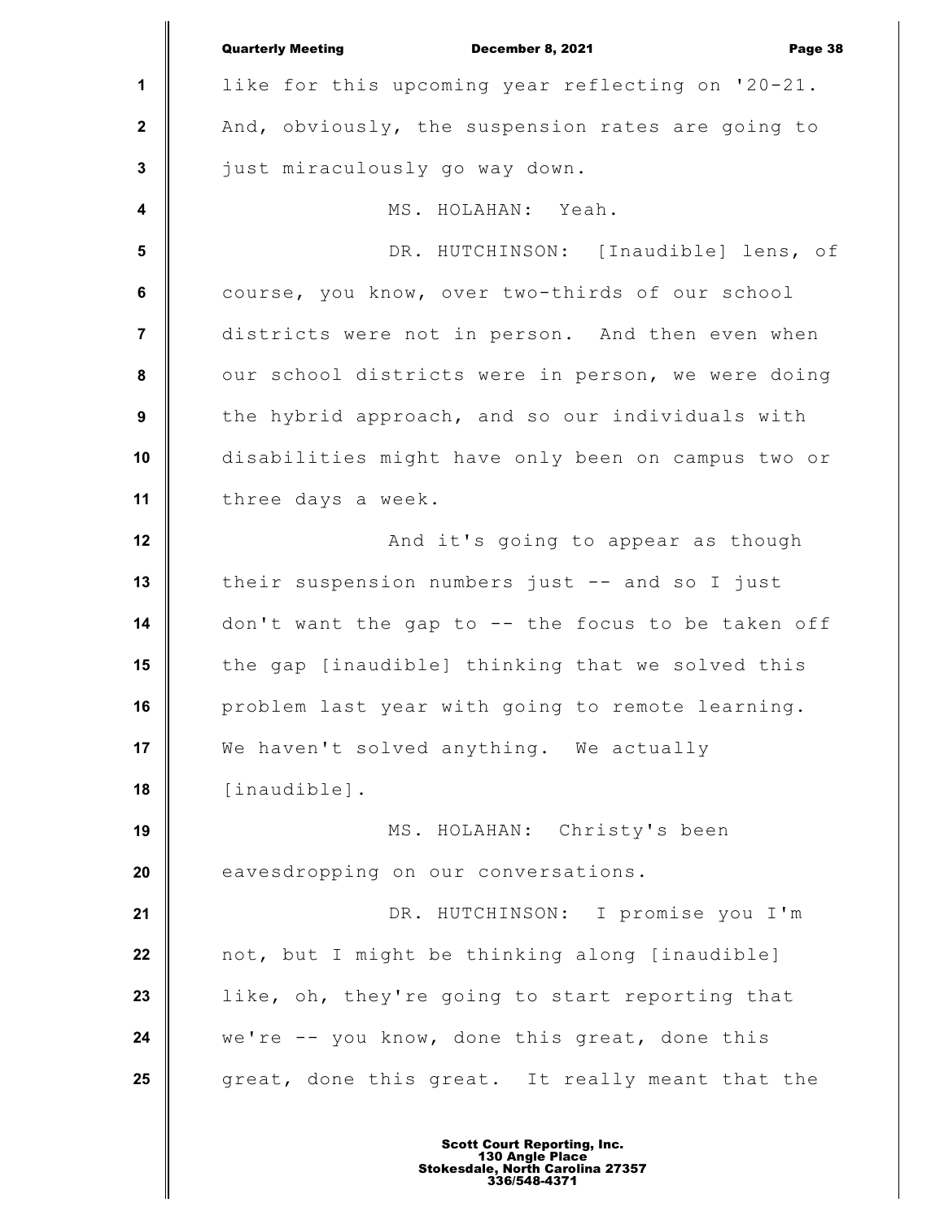like for this upcoming year reflecting on '20-21. And, obviously, the suspension rates are going to just miraculously go way down.

MS. HOLAHAN: Yeah.

DR. HUTCHINSON: [Inaudible] lens, of course, you know, over two-thirds of our school districts were not in person. And then even when our school districts were in person, we were doing the hybrid approach, and so our individuals with disabilities might have only been on campus two or three days a week.

And it's going to appear as though their suspension numbers just -- and so I just don't want the gap to -- the focus to be taken off the gap [inaudible] thinking that we solved this problem last year with going to remote learning. We haven't solved anything. We actually [inaudible].

MS. HOLAHAN: Christy's been eavesdropping on our conversations.

DR. HUTCHINSON: I promise you I'm not, but I might be thinking along [inaudible] like, oh, they're going to start reporting that we're -- you know, done this great, done this great, done this great. It really meant that the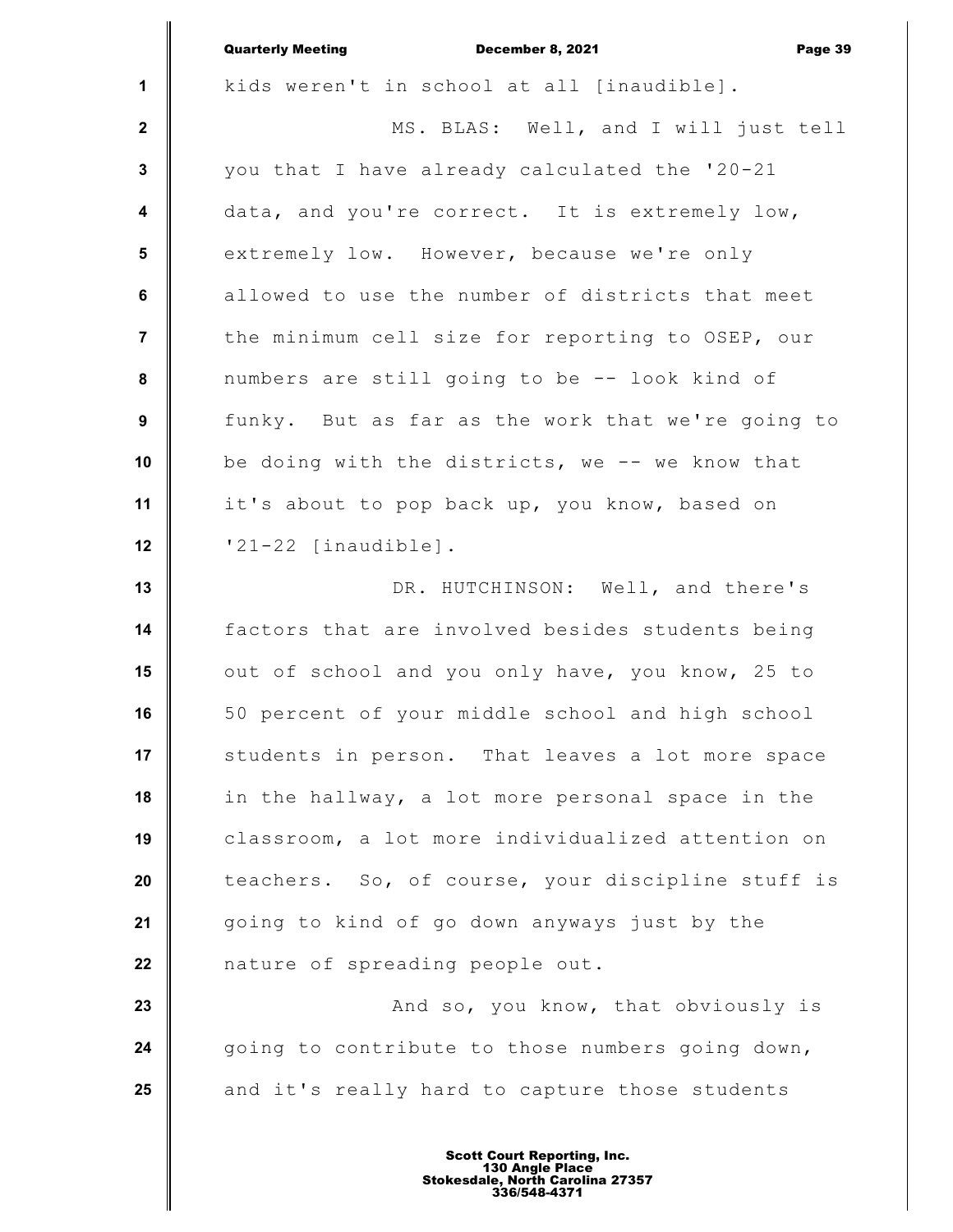kids weren't in school at all [inaudible].

MS. BLAS: Well, and I will just tell you that I have already calculated the '20-21 data, and you're correct. It is extremely low, extremely low. However, because we're only allowed to use the number of districts that meet the minimum cell size for reporting to OSEP, our numbers are still going to be -- look kind of funky. But as far as the work that we're going to be doing with the districts, we -- we know that it's about to pop back up, you know, based on '21-22 [inaudible].

DR. HUTCHINSON: Well, and there's factors that are involved besides students being out of school and you only have, you know, 25 to 50 percent of your middle school and high school students in person. That leaves a lot more space in the hallway, a lot more personal space in the classroom, a lot more individualized attention on teachers. So, of course, your discipline stuff is going to kind of go down anyways just by the nature of spreading people out.

And so, you know, that obviously is going to contribute to those numbers going down, and it's really hard to capture those students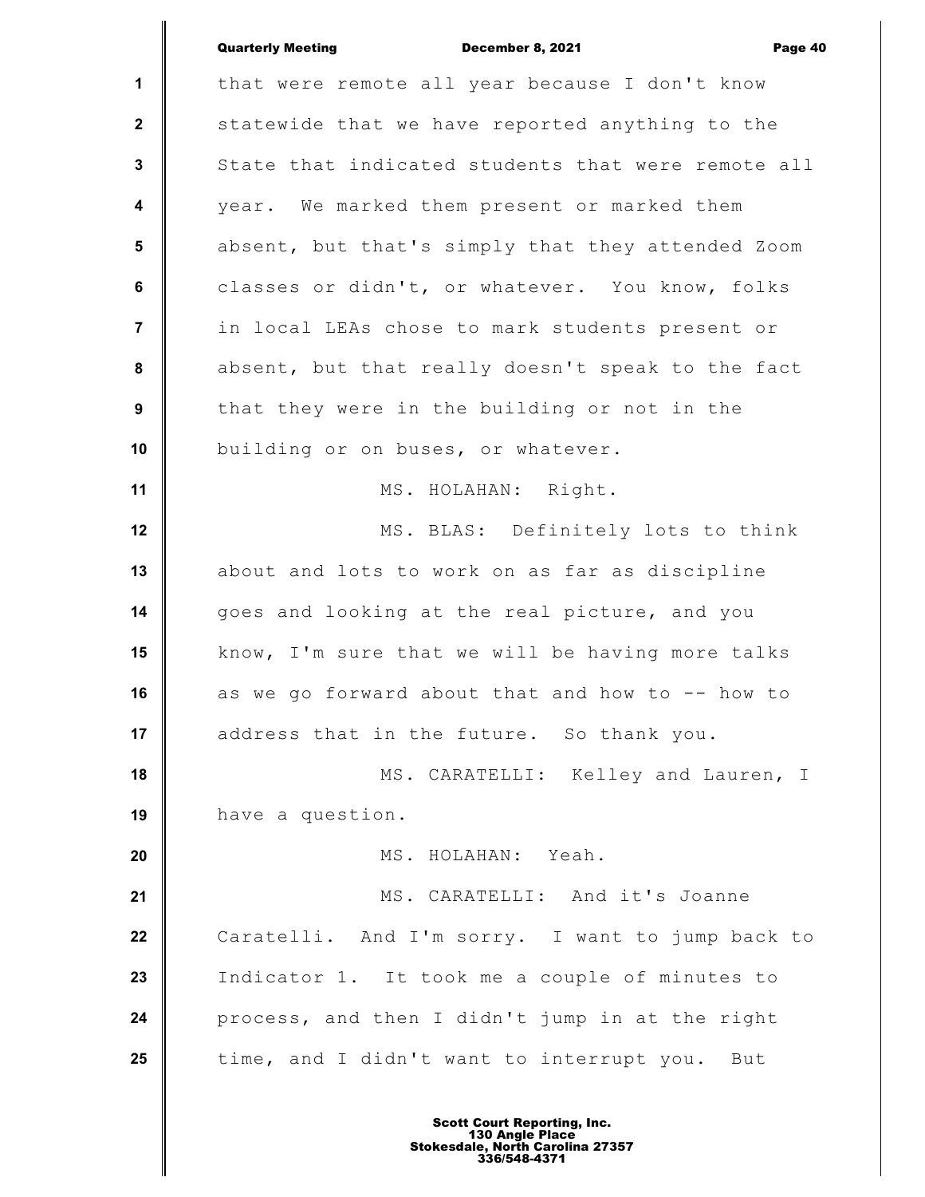that were remote all year because I don't know statewide that we have reported anything to the State that indicated students that were remote all year. We marked them present or marked them absent, but that's simply that they attended Zoom classes or didn't, or whatever. You know, folks in local LEAs chose to mark students present or absent, but that really doesn't speak to the fact that they were in the building or not in the building or on buses, or whatever.

MS. HOLAHAN: Right.

MS. BLAS: Definitely lots to think about and lots to work on as far as discipline goes and looking at the real picture, and you know, I'm sure that we will be having more talks as we go forward about that and how to -- how to address that in the future. So thank you.

MS. CARATELLI: Kelley and Lauren, I have a question.

MS. HOLAHAN: Yeah.

MS. CARATELLI: And it's Joanne Caratelli. And I'm sorry. I want to jump back to Indicator 1. It took me a couple of minutes to process, and then I didn't jump in at the right time, and I didn't want to interrupt you. But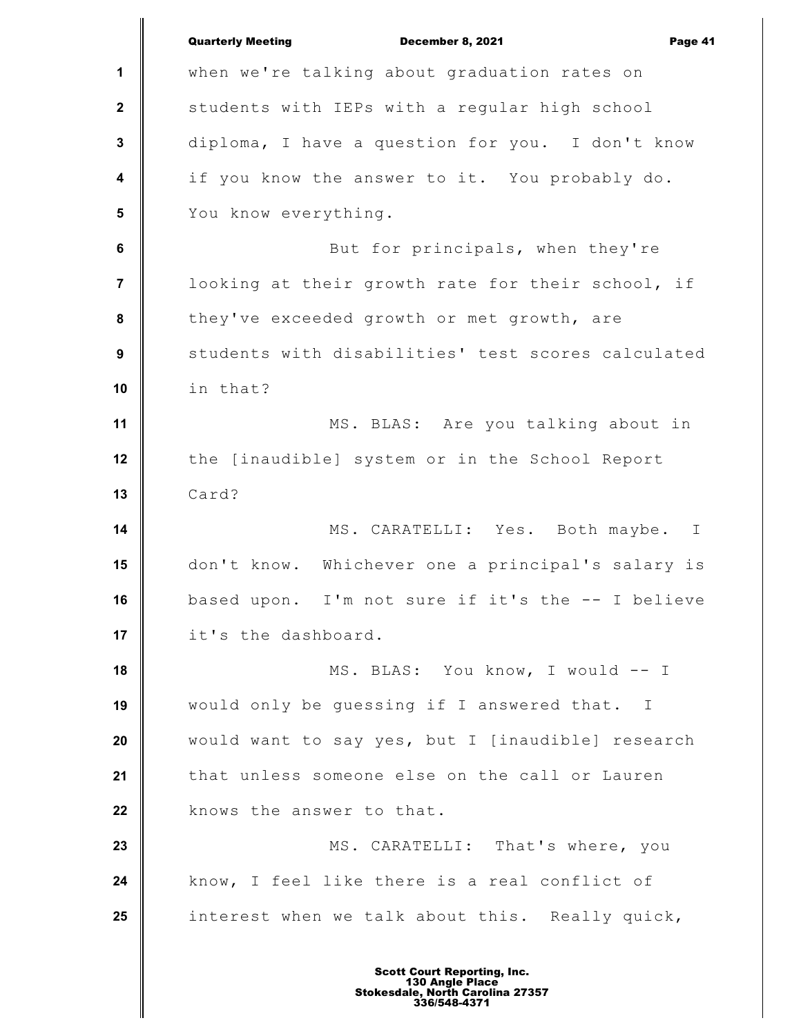when we're talking about graduation rates on students with IEPs with a regular high school diploma, I have a question for you. I don't know if you know the answer to it. You probably do. You know everything.

But for principals, when they're looking at their growth rate for their school, if they've exceeded growth or met growth, are students with disabilities' test scores calculated in that?

MS. BLAS: Are you talking about in the [inaudible] system or in the School Report Card?

MS. CARATELLI: Yes. Both maybe. I don't know. Whichever one a principal's salary is based upon. I'm not sure if it's the -- I believe it's the dashboard.

MS. BLAS: You know, I would -- I would only be guessing if I answered that. I would want to say yes, but I [inaudible] research that unless someone else on the call or Lauren knows the answer to that.

MS. CARATELLI: That's where, you know, I feel like there is a real conflict of interest when we talk about this. Really quick,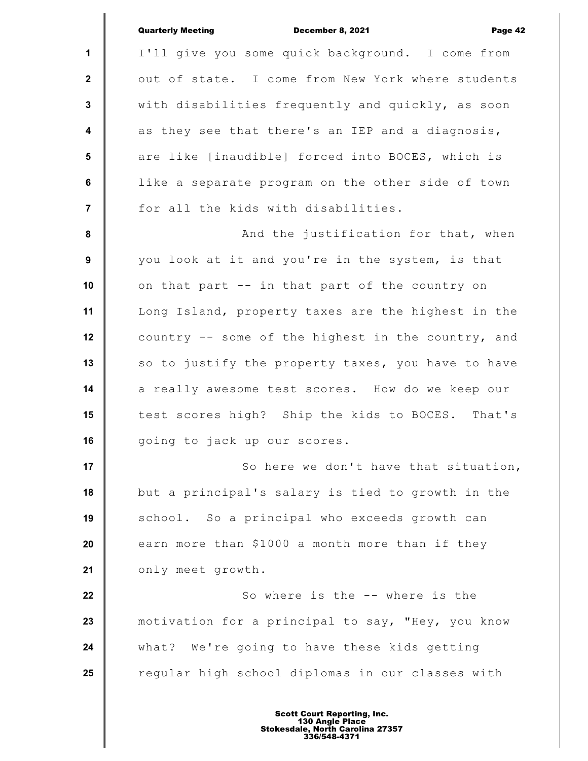I'll give you some quick background. I come from out of state. I come from New York where students with disabilities frequently and quickly, as soon as they see that there's an IEP and a diagnosis, are like [inaudible] forced into BOCES, which is like a separate program on the other side of town for all the kids with disabilities.

And the justification for that, when you look at it and you're in the system, is that on that part -- in that part of the country on Long Island, property taxes are the highest in the country -- some of the highest in the country, and so to justify the property taxes, you have to have a really awesome test scores. How do we keep our test scores high? Ship the kids to BOCES. That's going to jack up our scores.

So here we don't have that situation, but a principal's salary is tied to growth in the school. So a principal who exceeds growth can earn more than $1000 a month more than if they only meet growth.

So where is the -- where is the motivation for a principal to say, "Hey, you know what? We're going to have these kids getting regular high school diplomas in our classes with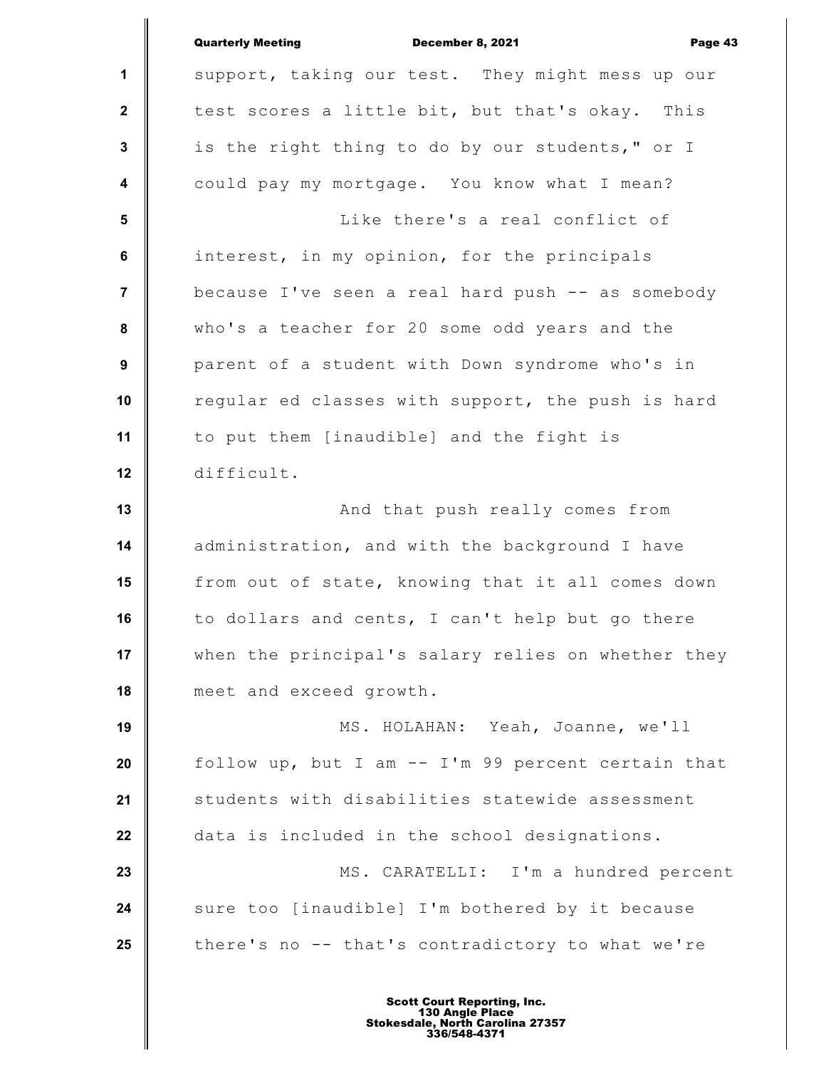support, taking our test. They might mess up our test scores a little bit, but that's okay. This is the right thing to do by our students," or I could pay my mortgage. You know what I mean?

Like there's a real conflict of interest, in my opinion, for the principals because I've seen a real hard push -- as somebody who's a teacher for 20 some odd years and the parent of a student with Down syndrome who's in regular ed classes with support, the push is hard to put them [inaudible] and the fight is difficult.

And that push really comes from administration, and with the background I have from out of state, knowing that it all comes down to dollars and cents, I can't help but go there when the principal's salary relies on whether they meet and exceed growth.

MS. HOLAHAN: Yeah, Joanne, we'll follow up, but I am -- I'm 99 percent certain that students with disabilities statewide assessment data is included in the school designations.

MS. CARATELLI: I'm a hundred percent sure too [inaudible] I'm bothered by it because there's no -- that's contradictory to what we're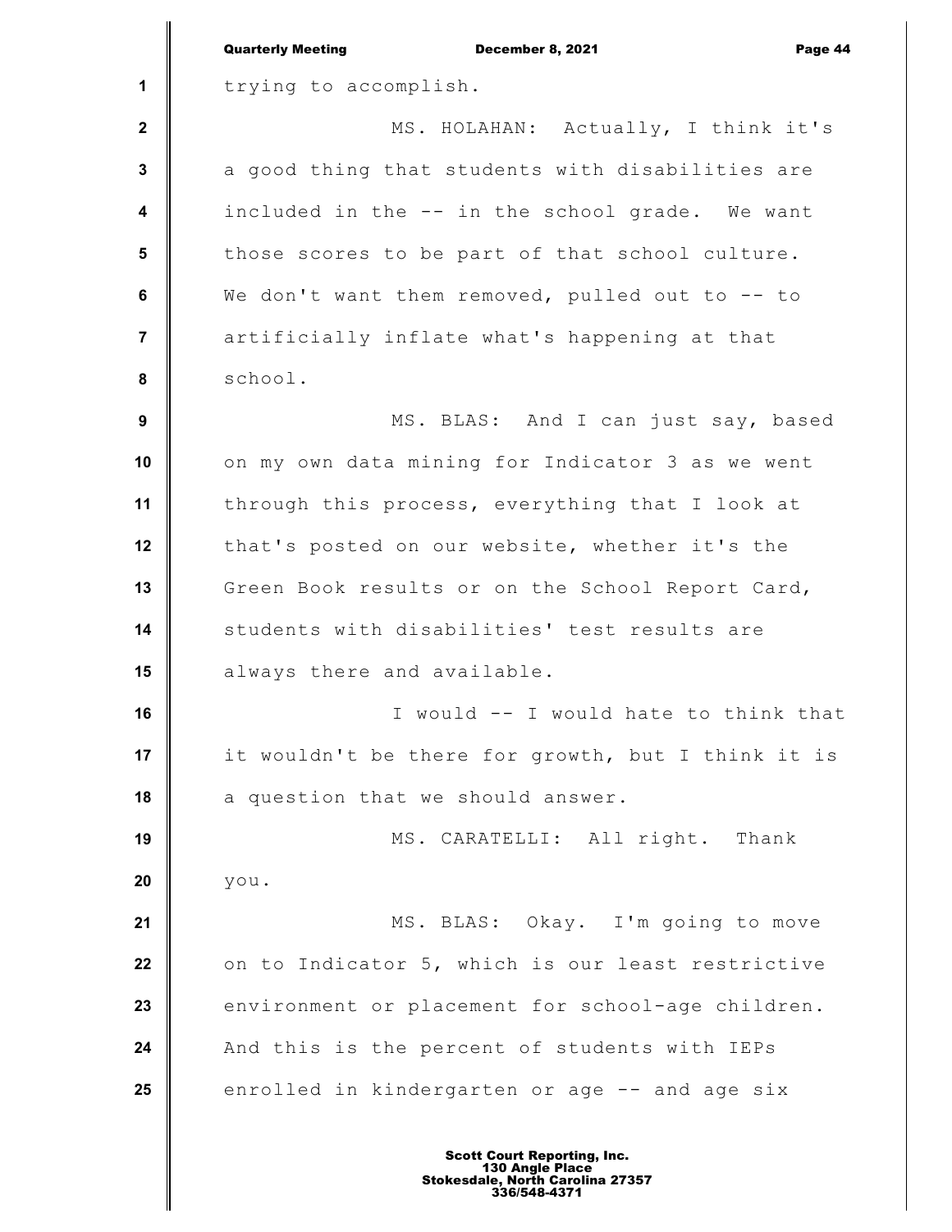trying to accomplish.

MS. HOLAHAN: Actually, I think it's a good thing that students with disabilities are included in the -- in the school grade. We want those scores to be part of that school culture. We don't want them removed, pulled out to -- to artificially inflate what's happening at that school.

MS. BLAS: And I can just say, based on my own data mining for Indicator 3 as we went through this process, everything that I look at that's posted on our website, whether it's the Green Book results or on the School Report Card, students with disabilities' test results are always there and available.

I would -- I would hate to think that it wouldn't be there for growth, but I think it is a question that we should answer.

MS. CARATELLI: All right. Thank you.

MS. BLAS: Okay. I'm going to move on to Indicator 5, which is our least restrictive environment or placement for school-age children. And this is the percent of students with IEPs enrolled in kindergarten or age -- and age six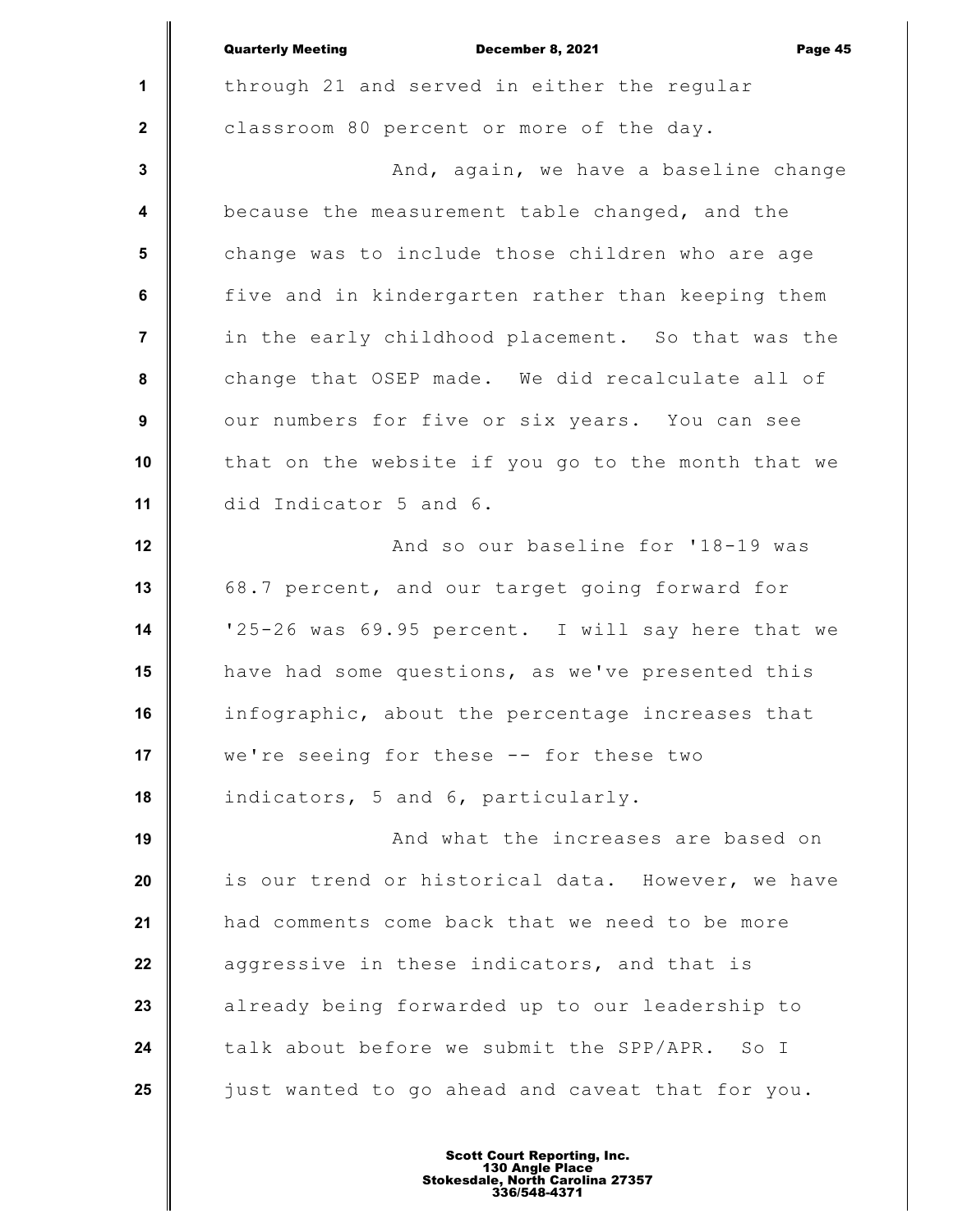through 21 and served in either the regular classroom 80 percent or more of the day.

And, again, we have a baseline change because the measurement table changed, and the change was to include those children who are age five and in kindergarten rather than keeping them in the early childhood placement. So that was the change that OSEP made. We did recalculate all of our numbers for five or six years. You can see that on the website if you go to the month that we did Indicator 5 and 6.

And so our baseline for '18-19 was 68.7 percent, and our target going forward for '25-26 was 69.95 percent. I will say here that we have had some questions, as we've presented this infographic, about the percentage increases that we're seeing for these -- for these two indicators, 5 and 6, particularly.

And what the increases are based on is our trend or historical data. However, we have had comments come back that we need to be more aggressive in these indicators, and that is already being forwarded up to our leadership to talk about before we submit the SPP/APR. So I just wanted to go ahead and caveat that for you.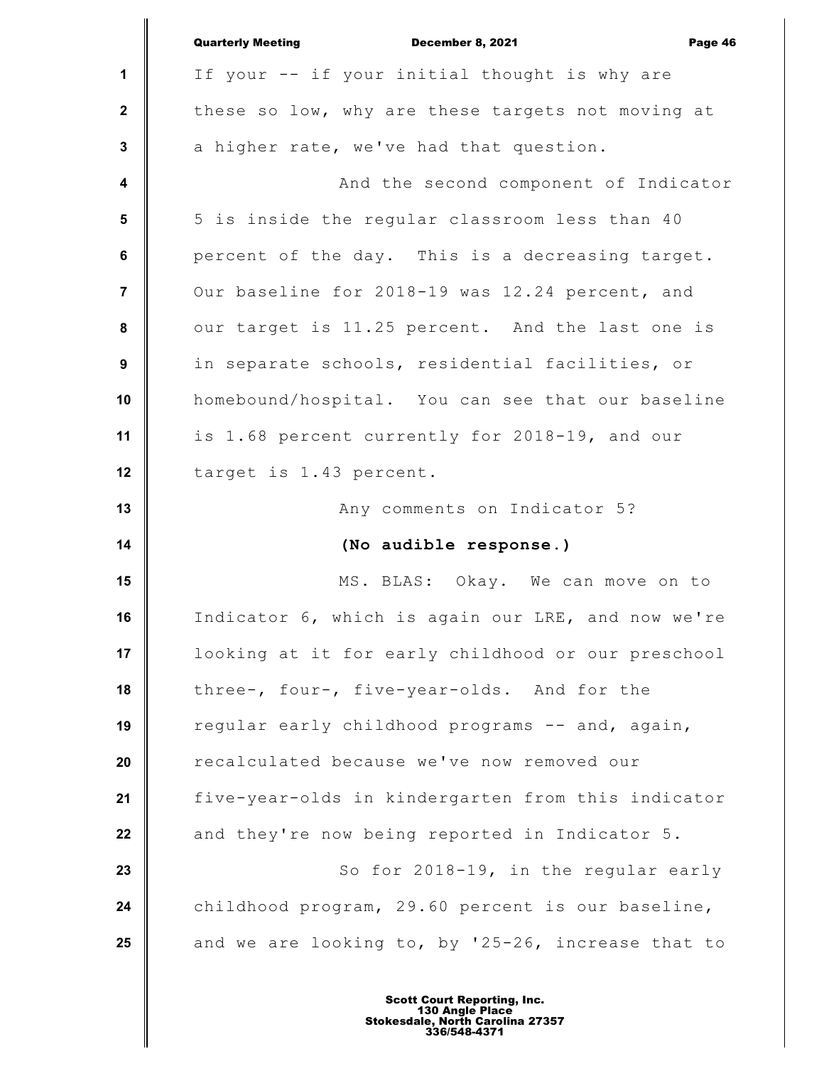If your -- if your initial thought is why are these so low, why are these targets not moving at a higher rate, we've had that question.

And the second component of Indicator 5 is inside the regular classroom less than 40 percent of the day. This is a decreasing target. Our baseline for 2018-19 was 12.24 percent, and our target is 11.25 percent. And the last one is in separate schools, residential facilities, or homebound/hospital. You can see that our baseline is 1.68 percent currently for 2018-19, and our target is 1.43 percent.

Any comments on Indicator 5?

**(No audible response.)**

MS. BLAS: Okay. We can move on to Indicator 6, which is again our LRE, and now we're looking at it for early childhood or our preschool three-, four-, five-year-olds. And for the regular early childhood programs -- and, again, recalculated because we've now removed our five-year-olds in kindergarten from this indicator and they're now being reported in Indicator 5.

So for 2018-19, in the regular early childhood program, 29.60 percent is our baseline, and we are looking to, by '25-26, increase that to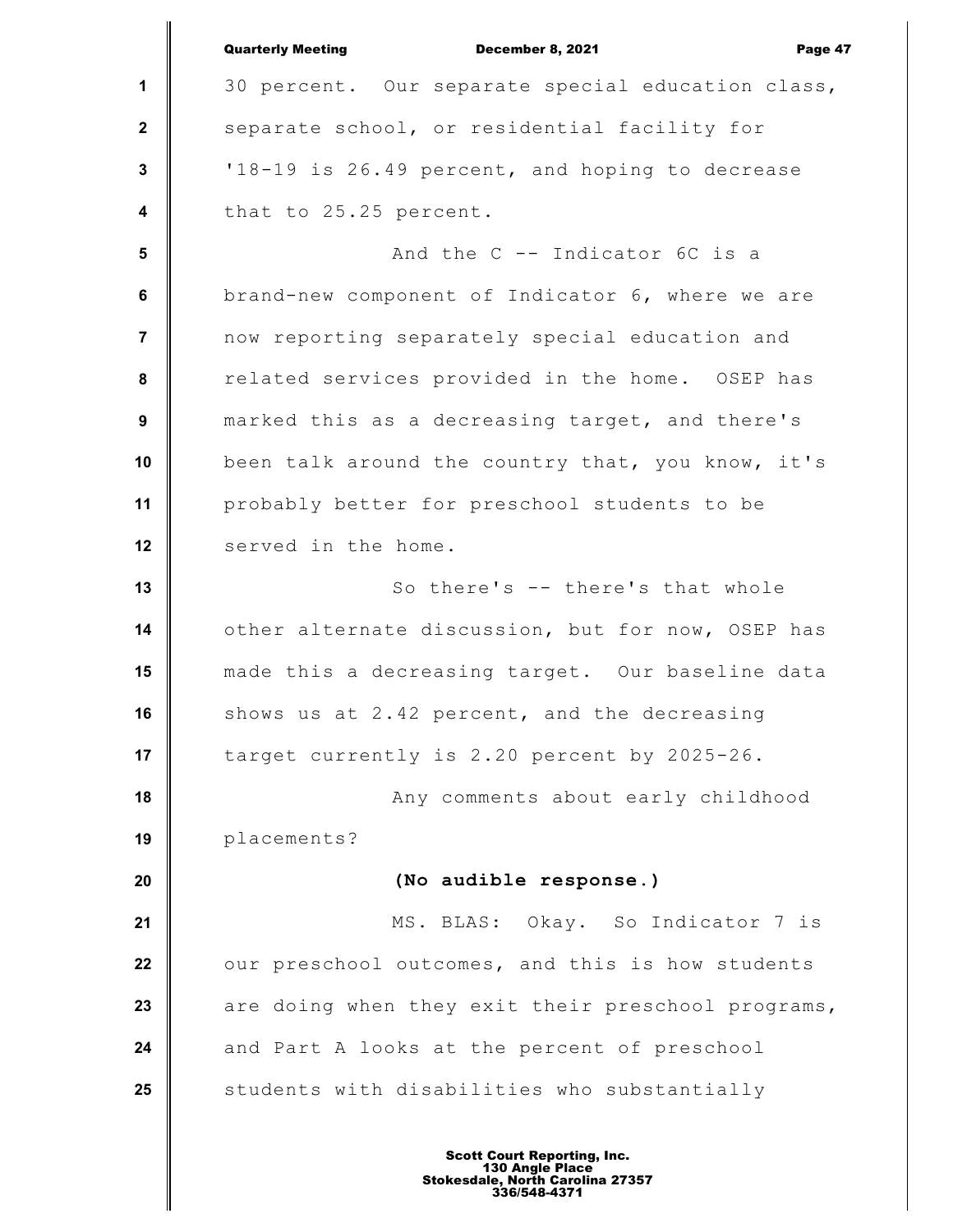30 percent. Our separate special education class, separate school, or residential facility for '18-19 is 26.49 percent, and hoping to decrease that to 25.25 percent.

And the C -- Indicator 6C is a brand-new component of Indicator 6, where we are now reporting separately special education and related services provided in the home. OSEP has marked this as a decreasing target, and there's been talk around the country that, you know, it's probably better for preschool students to be served in the home.

So there's -- there's that whole other alternate discussion, but for now, OSEP has made this a decreasing target. Our baseline data shows us at 2.42 percent, and the decreasing target currently is 2.20 percent by 2025-26.

Any comments about early childhood placements?

**(No audible response.)**

MS. BLAS: Okay. So Indicator 7 is our preschool outcomes, and this is how students are doing when they exit their preschool programs, and Part A looks at the percent of preschool students with disabilities who substantially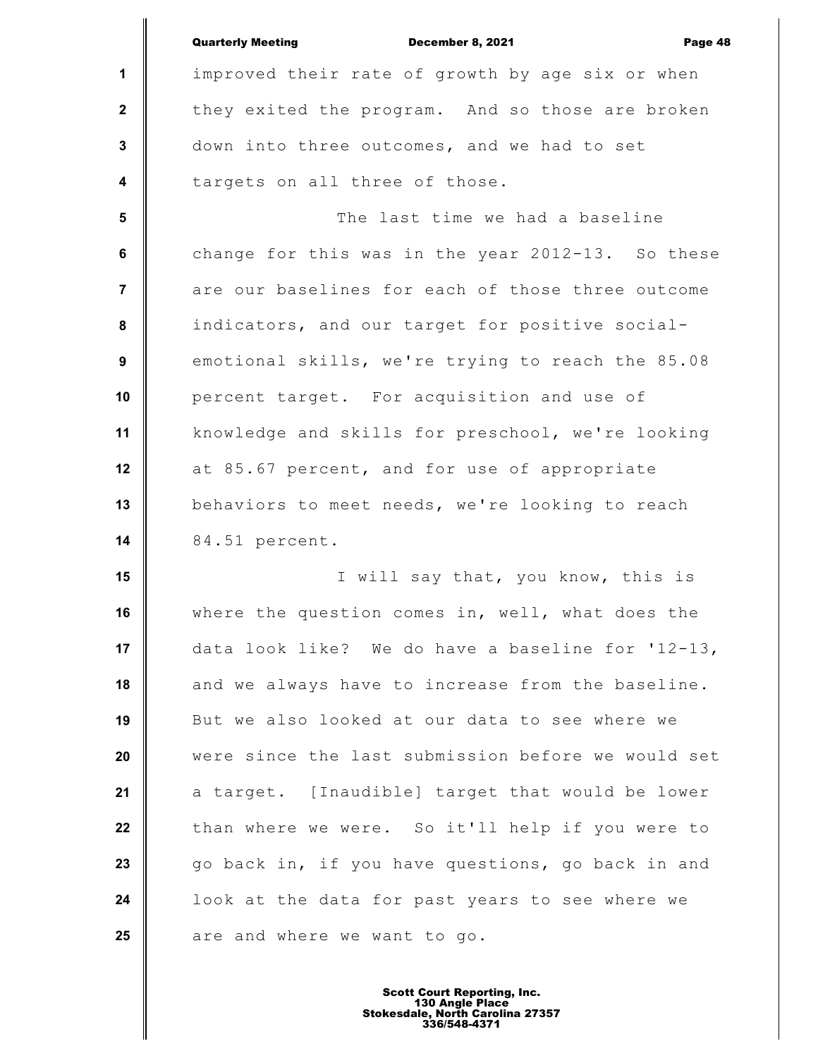improved their rate of growth by age six or when they exited the program. And so those are broken down into three outcomes, and we had to set targets on all three of those.

The last time we had a baseline change for this was in the year 2012-13. So these are our baselines for each of those three outcome indicators, and our target for positive social-emotional skills, we're trying to reach the 85.08 percent target. For acquisition and use of knowledge and skills for preschool, we're looking at 85.67 percent, and for use of appropriate behaviors to meet needs, we're looking to reach 84.51 percent.

I will say that, you know, this is where the question comes in, well, what does the data look like? We do have a baseline for '12-13, and we always have to increase from the baseline. But we also looked at our data to see where we were since the last submission before we would set a target. [Inaudible] target that would be lower than where we were. So it'll help if you were to go back in, if you have questions, go back in and look at the data for past years to see where we are and where we want to go.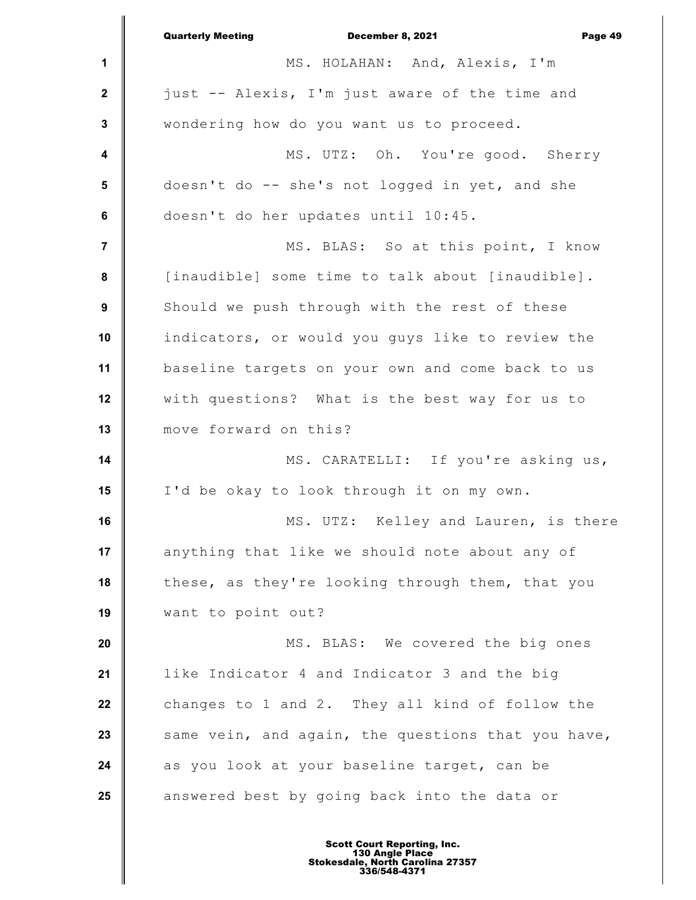MS. HOLAHAN: And, Alexis, I'm just -- Alexis, I'm just aware of the time and wondering how do you want us to proceed.

MS. UTZ: Oh. You're good. Sherry doesn't do -- she's not logged in yet, and she doesn't do her updates until 10:45.

MS. BLAS: So at this point, I know [inaudible] some time to talk about [inaudible]. Should we push through with the rest of these indicators, or would you guys like to review the baseline targets on your own and come back to us with questions? What is the best way for us to move forward on this?

MS. CARATELLI: If you're asking us, I'd be okay to look through it on my own.

MS. UTZ: Kelley and Lauren, is there anything that like we should note about any of these, as they're looking through them, that you want to point out?

MS. BLAS: We covered the big ones like Indicator 4 and Indicator 3 and the big changes to 1 and 2. They all kind of follow the same vein, and again, the questions that you have, as you look at your baseline target, can be answered best by going back into the data or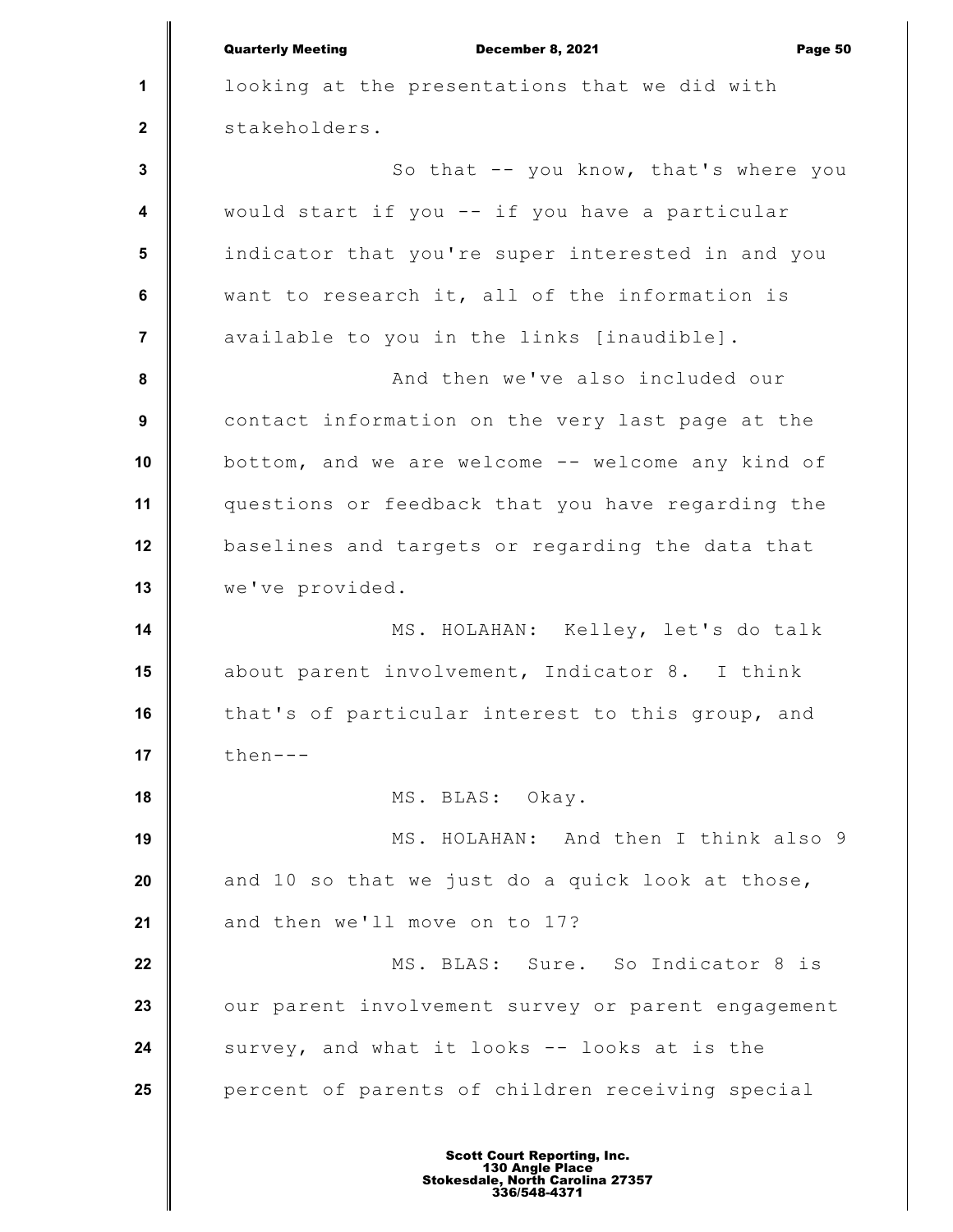looking at the presentations that we did with stakeholders.

So that -- you know, that's where you would start if you -- if you have a particular indicator that you're super interested in and you want to research it, all of the information is available to you in the links [inaudible].

And then we've also included our contact information on the very last page at the bottom, and we are welcome -- welcome any kind of questions or feedback that you have regarding the baselines and targets or regarding the data that we've provided.

MS. HOLAHAN: Kelley, let's do talk about parent involvement, Indicator 8. I think that's of particular interest to this group, and then---

MS. BLAS: Okay.

MS. HOLAHAN: And then I think also 9 and 10 so that we just do a quick look at those, and then we'll move on to 17?

MS. BLAS: Sure. So Indicator 8 is our parent involvement survey or parent engagement survey, and what it looks -- looks at is the percent of parents of children receiving special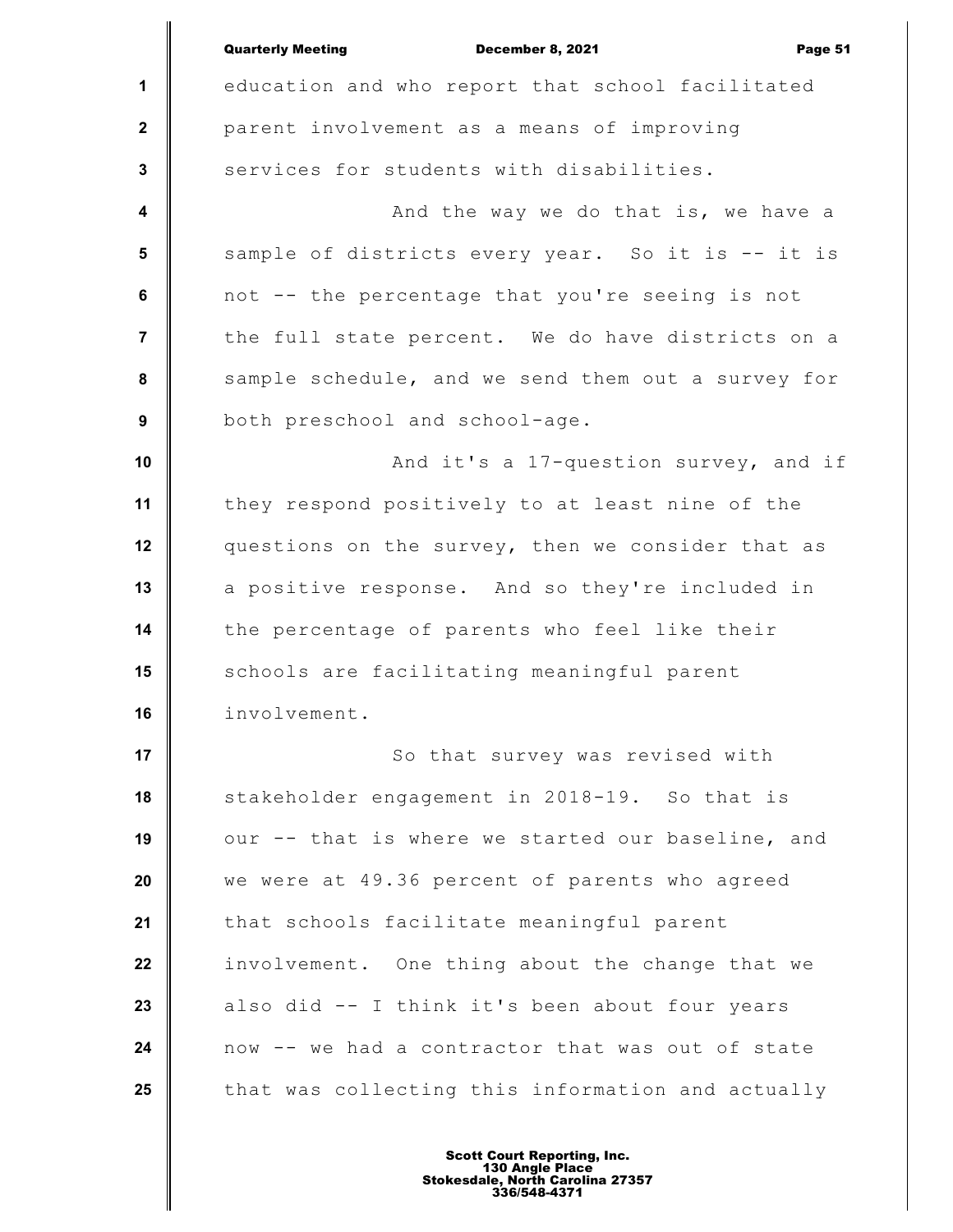education and who report that school facilitated parent involvement as a means of improving services for students with disabilities.

And the way we do that is, we have a sample of districts every year. So it is -- it is not -- the percentage that you're seeing is not the full state percent. We do have districts on a sample schedule, and we send them out a survey for both preschool and school-age.

And it's a 17-question survey, and if they respond positively to at least nine of the questions on the survey, then we consider that as a positive response. And so they're included in the percentage of parents who feel like their schools are facilitating meaningful parent involvement.

So that survey was revised with stakeholder engagement in 2018-19. So that is our -- that is where we started our baseline, and we were at 49.36 percent of parents who agreed that schools facilitate meaningful parent involvement. One thing about the change that we also did -- I think it's been about four years now -- we had a contractor that was out of state that was collecting this information and actually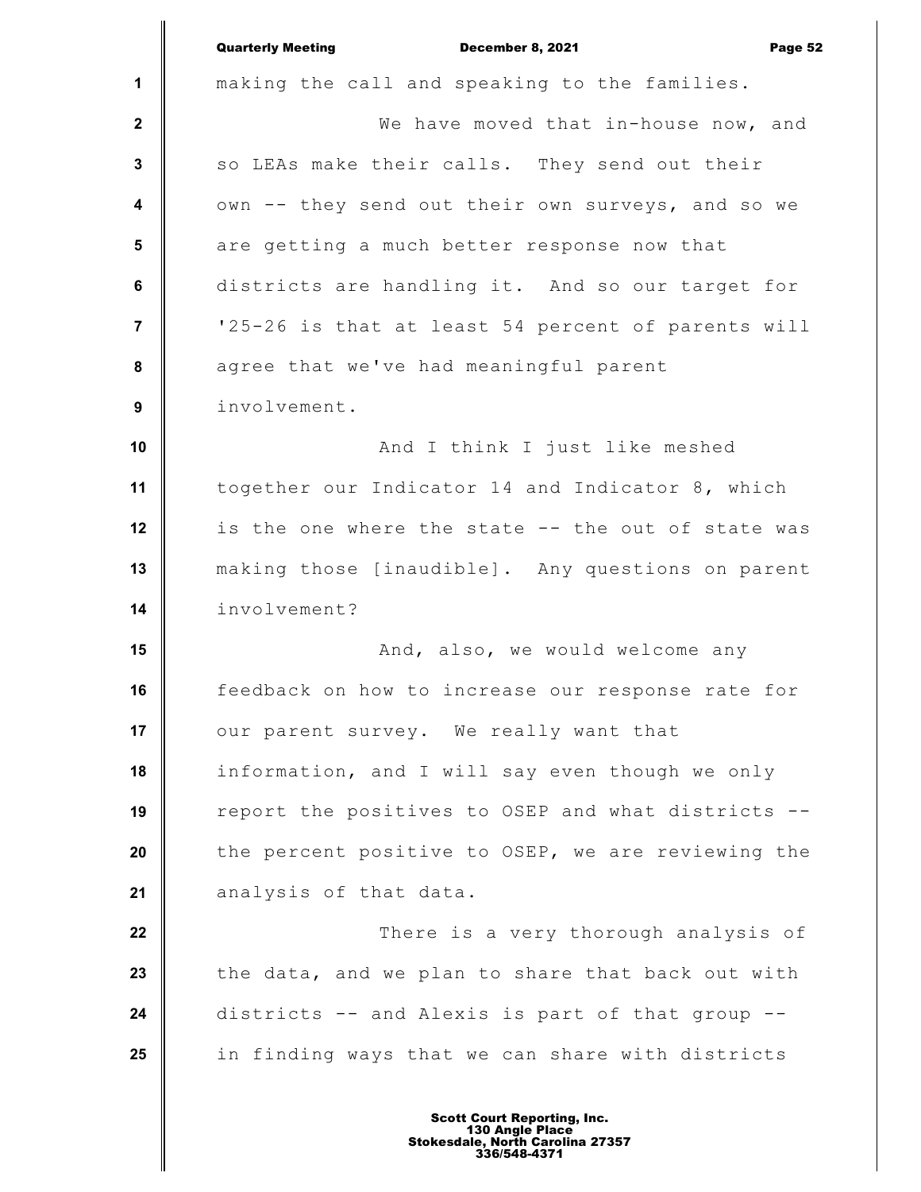making the call and speaking to the families.

We have moved that in-house now, and so LEAs make their calls. They send out their own -- they send out their own surveys, and so we are getting a much better response now that districts are handling it. And so our target for '25-26 is that at least 54 percent of parents will agree that we've had meaningful parent involvement.

And I think I just like meshed together our Indicator 14 and Indicator 8, which is the one where the state -- the out of state was making those [inaudible]. Any questions on parent involvement?

And, also, we would welcome any feedback on how to increase our response rate for our parent survey. We really want that information, and I will say even though we only report the positives to OSEP and what districts -- the percent positive to OSEP, we are reviewing the analysis of that data.

There is a very thorough analysis of the data, and we plan to share that back out with districts -- and Alexis is part of that group -- in finding ways that we can share with districts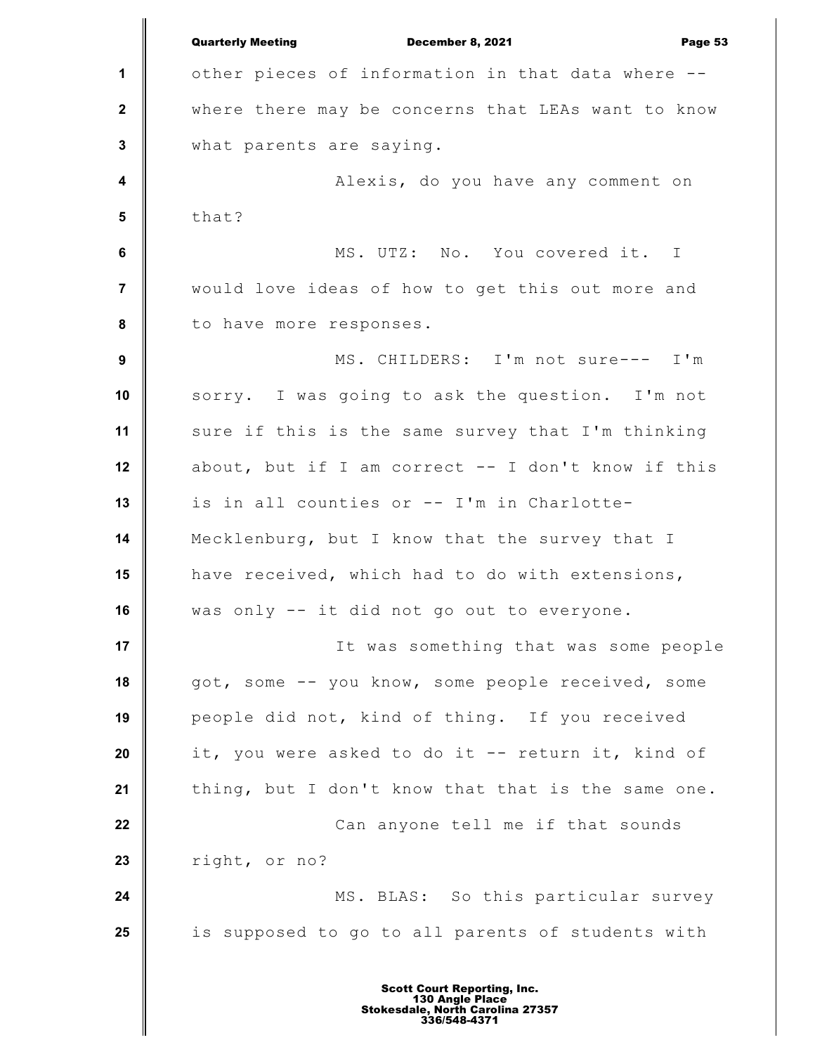other pieces of information in that data where -- where there may be concerns that LEAs want to know what parents are saying.

Alexis, do you have any comment on that?

MS. UTZ: No. You covered it. I would love ideas of how to get this out more and to have more responses.

MS. CHILDERS: I'm not sure--- I'm sorry. I was going to ask the question. I'm not sure if this is the same survey that I'm thinking about, but if I am correct -- I don't know if this is in all counties or -- I'm in Charlotte-Mecklenburg, but I know that the survey that I have received, which had to do with extensions, was only -- it did not go out to everyone.

It was something that was some people got, some -- you know, some people received, some people did not, kind of thing. If you received it, you were asked to do it -- return it, kind of thing, but I don't know that that is the same one.

Can anyone tell me if that sounds right, or no?

MS. BLAS: So this particular survey is supposed to go to all parents of students with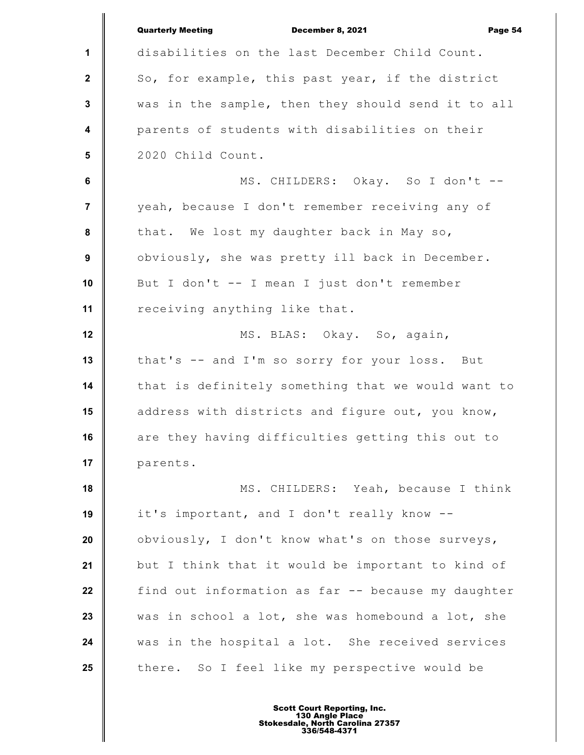disabilities on the last December Child Count. So, for example, this past year, if the district was in the sample, then they should send it to all parents of students with disabilities on their 2020 Child Count.

MS. CHILDERS: Okay. So I don't -- yeah, because I don't remember receiving any of that. We lost my daughter back in May so, obviously, she was pretty ill back in December. But I don't -- I mean I just don't remember receiving anything like that.

MS. BLAS: Okay. So, again, that's -- and I'm so sorry for your loss. But that is definitely something that we would want to address with districts and figure out, you know, are they having difficulties getting this out to parents.

MS. CHILDERS: Yeah, because I think it's important, and I don't really know -- obviously, I don't know what's on those surveys, but I think that it would be important to kind of find out information as far -- because my daughter was in school a lot, she was homebound a lot, she was in the hospital a lot. She received services there. So I feel like my perspective would be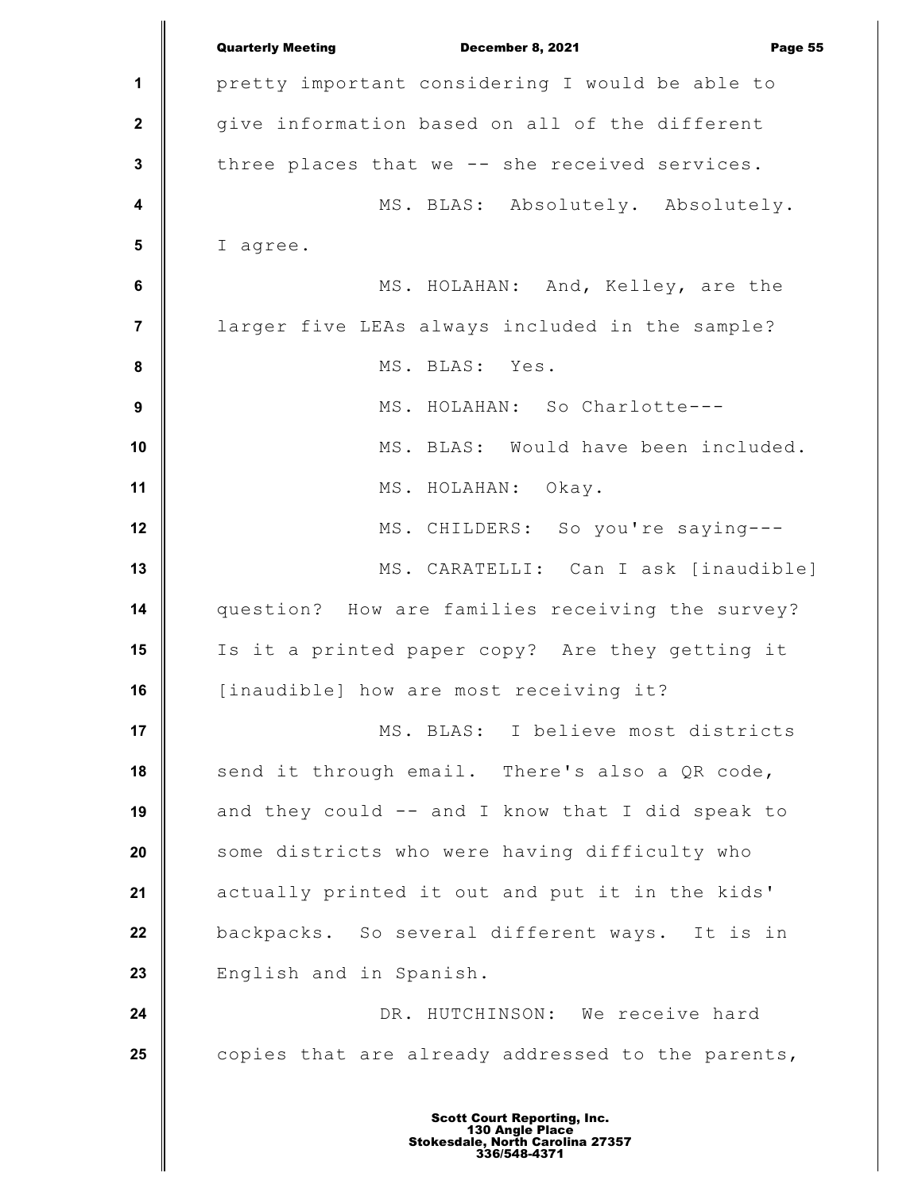pretty important considering I would be able to give information based on all of the different three places that we -- she received services.

MS. BLAS: Absolutely. Absolutely. I agree.

MS. HOLAHAN: And, Kelley, are the larger five LEAs always included in the sample?

MS. BLAS: Yes.

MS. HOLAHAN: So Charlotte---

MS. BLAS: Would have been included.

MS. HOLAHAN: Okay.

MS. CHILDERS: So you're saying---

MS. CARATELLI: Can I ask [inaudible] question? How are families receiving the survey? Is it a printed paper copy? Are they getting it [inaudible] how are most receiving it?

MS. BLAS: I believe most districts send it through email. There's also a QR code, and they could -- and I know that I did speak to some districts who were having difficulty who actually printed it out and put it in the kids' backpacks. So several different ways. It is in English and in Spanish.

DR. HUTCHINSON: We receive hard copies that are already addressed to the parents,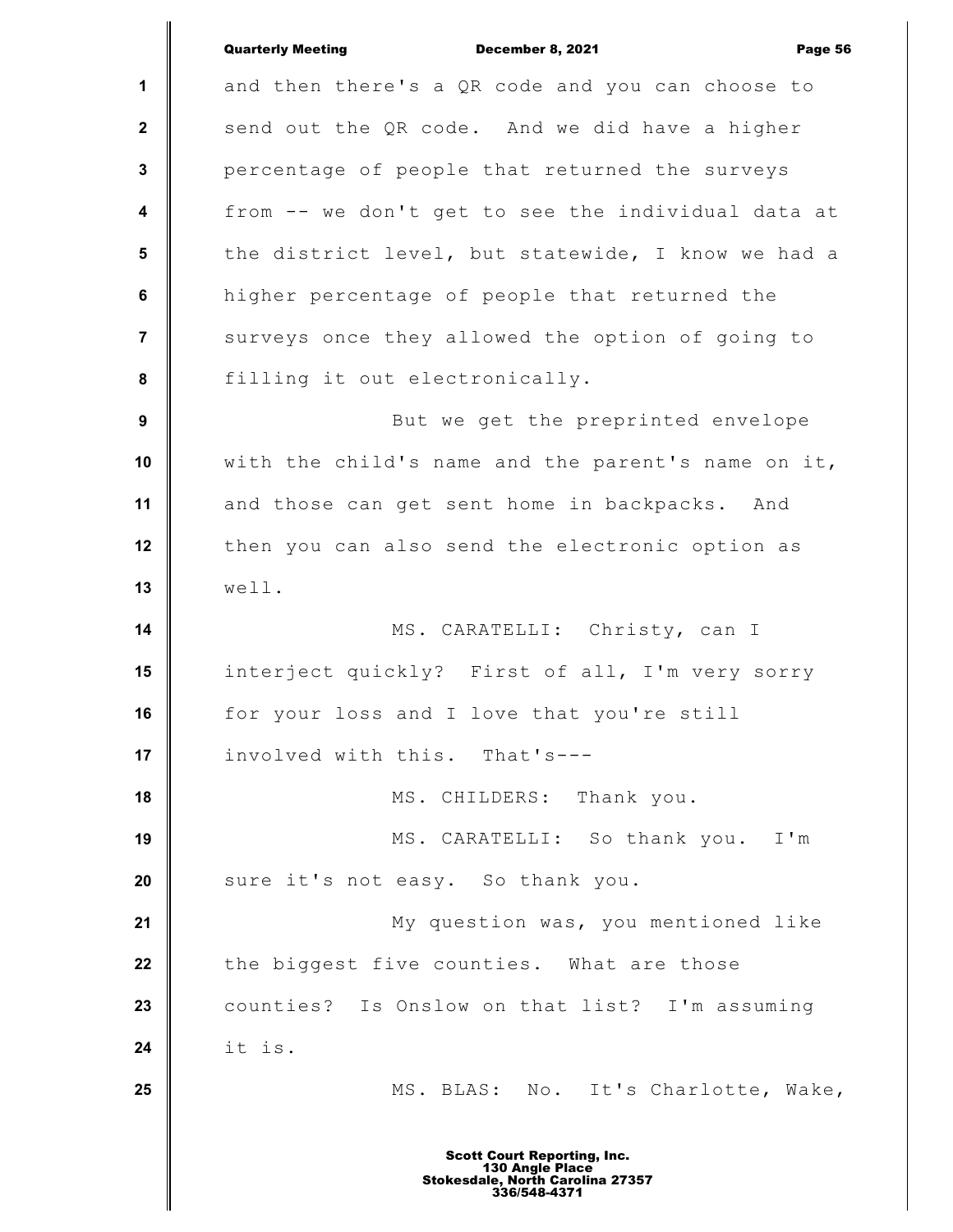and then there's a QR code and you can choose to send out the QR code. And we did have a higher percentage of people that returned the surveys from -- we don't get to see the individual data at the district level, but statewide, I know we had a higher percentage of people that returned the surveys once they allowed the option of going to filling it out electronically.

But we get the preprinted envelope with the child's name and the parent's name on it, and those can get sent home in backpacks. And then you can also send the electronic option as well.

MS. CARATELLI: Christy, can I interject quickly? First of all, I'm very sorry for your loss and I love that you're still involved with this. That's---

MS. CHILDERS: Thank you.

MS. CARATELLI: So thank you. I'm sure it's not easy. So thank you.

My question was, you mentioned like the biggest five counties. What are those counties? Is Onslow on that list? I'm assuming it is.

MS. BLAS: No. It's Charlotte, Wake,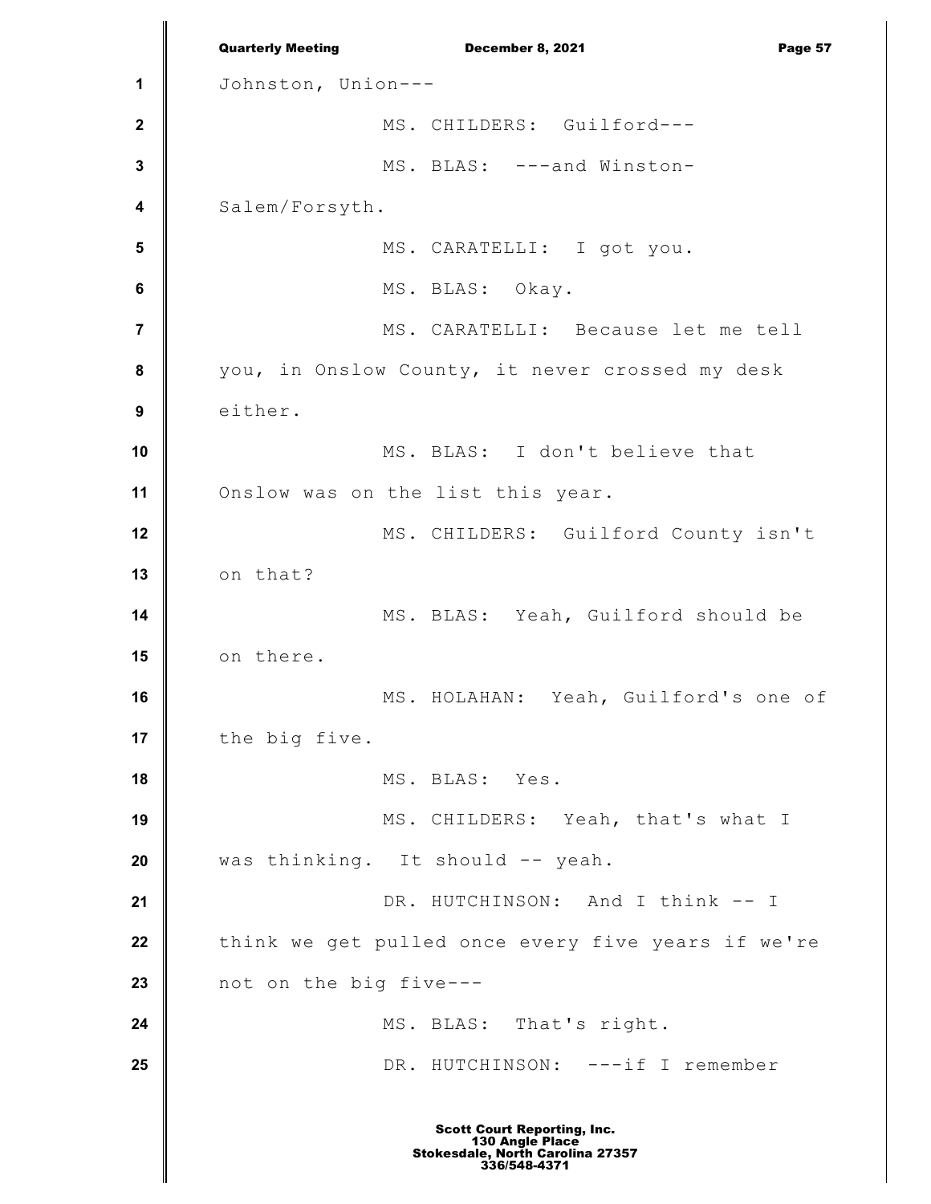Johnston, Union---

MS. CHILDERS: Guilford---

MS. BLAS: ---and Winston-Salem/Forsyth.

MS. CARATELLI: I got you.

MS. BLAS: Okay.

MS. CARATELLI: Because let me tell you, in Onslow County, it never crossed my desk either.

MS. BLAS: I don't believe that Onslow was on the list this year.

MS. CHILDERS: Guilford County isn't on that?

MS. BLAS: Yeah, Guilford should be on there.

MS. HOLAHAN: Yeah, Guilford's one of the big five.

MS. BLAS: Yes.

MS. CHILDERS: Yeah, that's what I was thinking. It should -- yeah.

DR. HUTCHINSON: And I think -- I think we get pulled once every five years if we're not on the big five---

MS. BLAS: That's right.

DR. HUTCHINSON: ---if I remember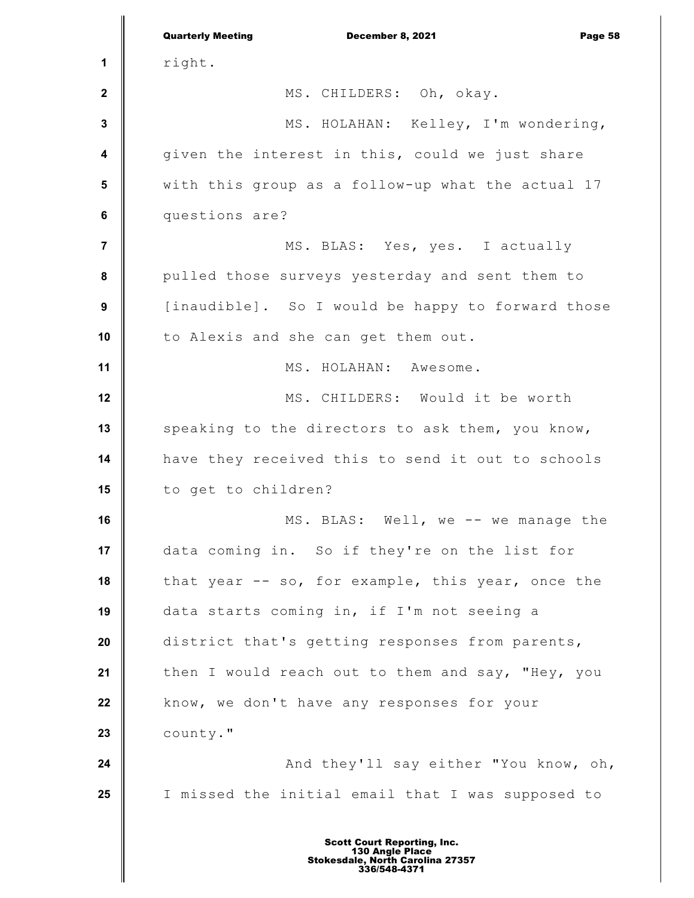right.

MS. CHILDERS: Oh, okay.

MS. HOLAHAN: Kelley, I'm wondering, given the interest in this, could we just share with this group as a follow-up what the actual 17 questions are?

MS. BLAS: Yes, yes. I actually pulled those surveys yesterday and sent them to [inaudible]. So I would be happy to forward those to Alexis and she can get them out.

MS. HOLAHAN: Awesome.

MS. CHILDERS: Would it be worth speaking to the directors to ask them, you know, have they received this to send it out to schools to get to children?

MS. BLAS: Well, we -- we manage the data coming in. So if they're on the list for that year -- so, for example, this year, once the data starts coming in, if I'm not seeing a district that's getting responses from parents, then I would reach out to them and say, "Hey, you know, we don't have any responses for your county."

And they'll say either "You know, oh, I missed the initial email that I was supposed to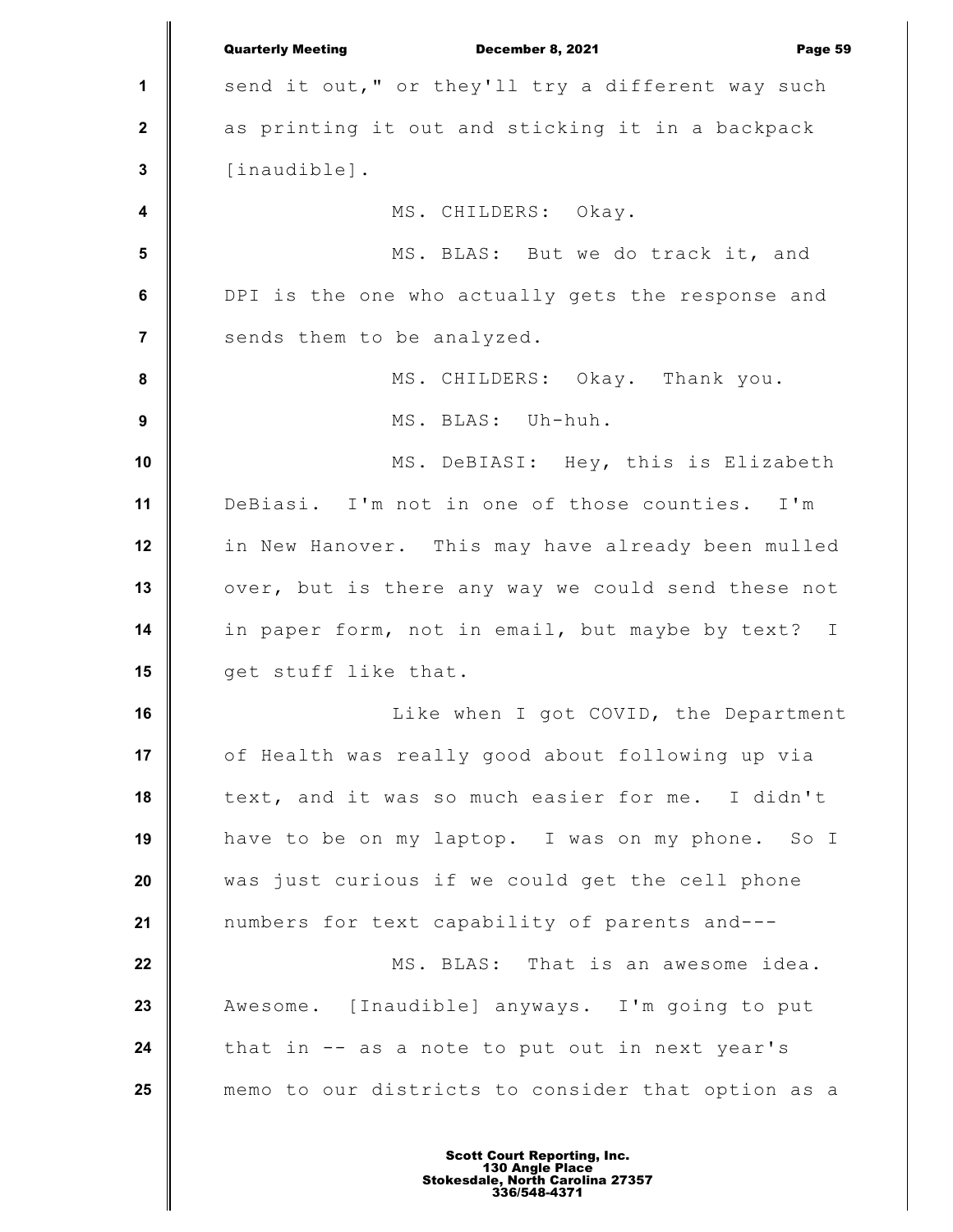send it out," or they'll try a different way such as printing it out and sticking it in a backpack [inaudible].

MS. CHILDERS: Okay.

MS. BLAS: But we do track it, and DPI is the one who actually gets the response and sends them to be analyzed.

MS. CHILDERS: Okay. Thank you.

MS. BLAS: Uh-huh.

MS. DeBIASI: Hey, this is Elizabeth DeBiasi. I'm not in one of those counties. I'm in New Hanover. This may have already been mulled over, but is there any way we could send these not in paper form, not in email, but maybe by text? I get stuff like that.

Like when I got COVID, the Department of Health was really good about following up via text, and it was so much easier for me. I didn't have to be on my laptop. I was on my phone. So I was just curious if we could get the cell phone numbers for text capability of parents and---

MS. BLAS: That is an awesome idea. Awesome. [Inaudible] anyways. I'm going to put that in -- as a note to put out in next year's memo to our districts to consider that option as a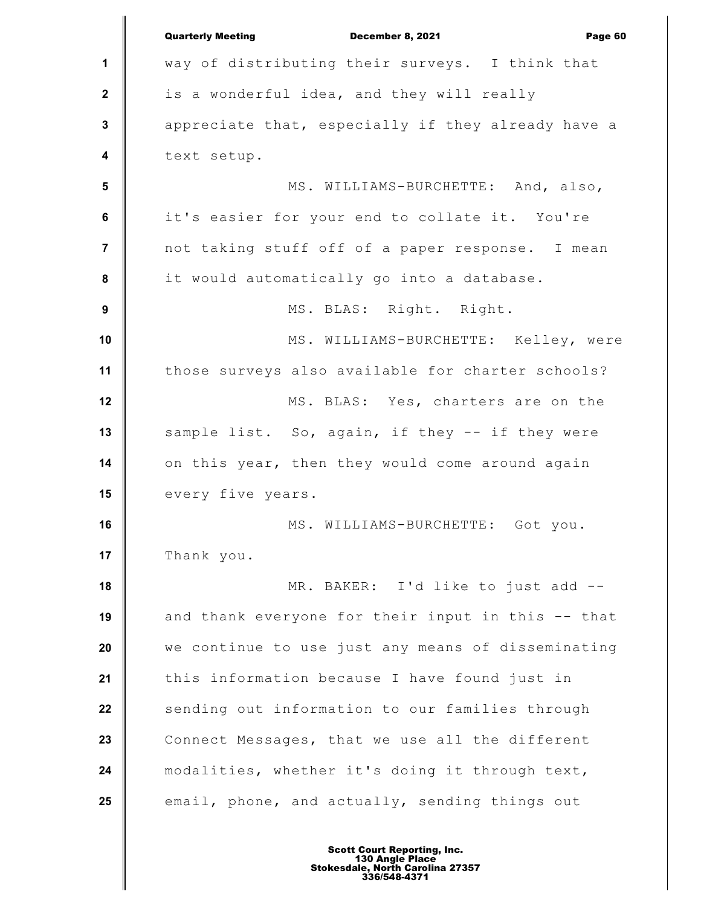way of distributing their surveys. I think that is a wonderful idea, and they will really appreciate that, especially if they already have a text setup.

MS. WILLIAMS-BURCHETTE: And, also, it's easier for your end to collate it. You're not taking stuff off of a paper response. I mean it would automatically go into a database.

MS. BLAS: Right. Right.

MS. WILLIAMS-BURCHETTE: Kelley, were those surveys also available for charter schools?

MS. BLAS: Yes, charters are on the sample list. So, again, if they -- if they were on this year, then they would come around again every five years.

MS. WILLIAMS-BURCHETTE: Got you. Thank you.

MR. BAKER: I'd like to just add -- and thank everyone for their input in this -- that we continue to use just any means of disseminating this information because I have found just in sending out information to our families through Connect Messages, that we use all the different modalities, whether it's doing it through text, email, phone, and actually, sending things out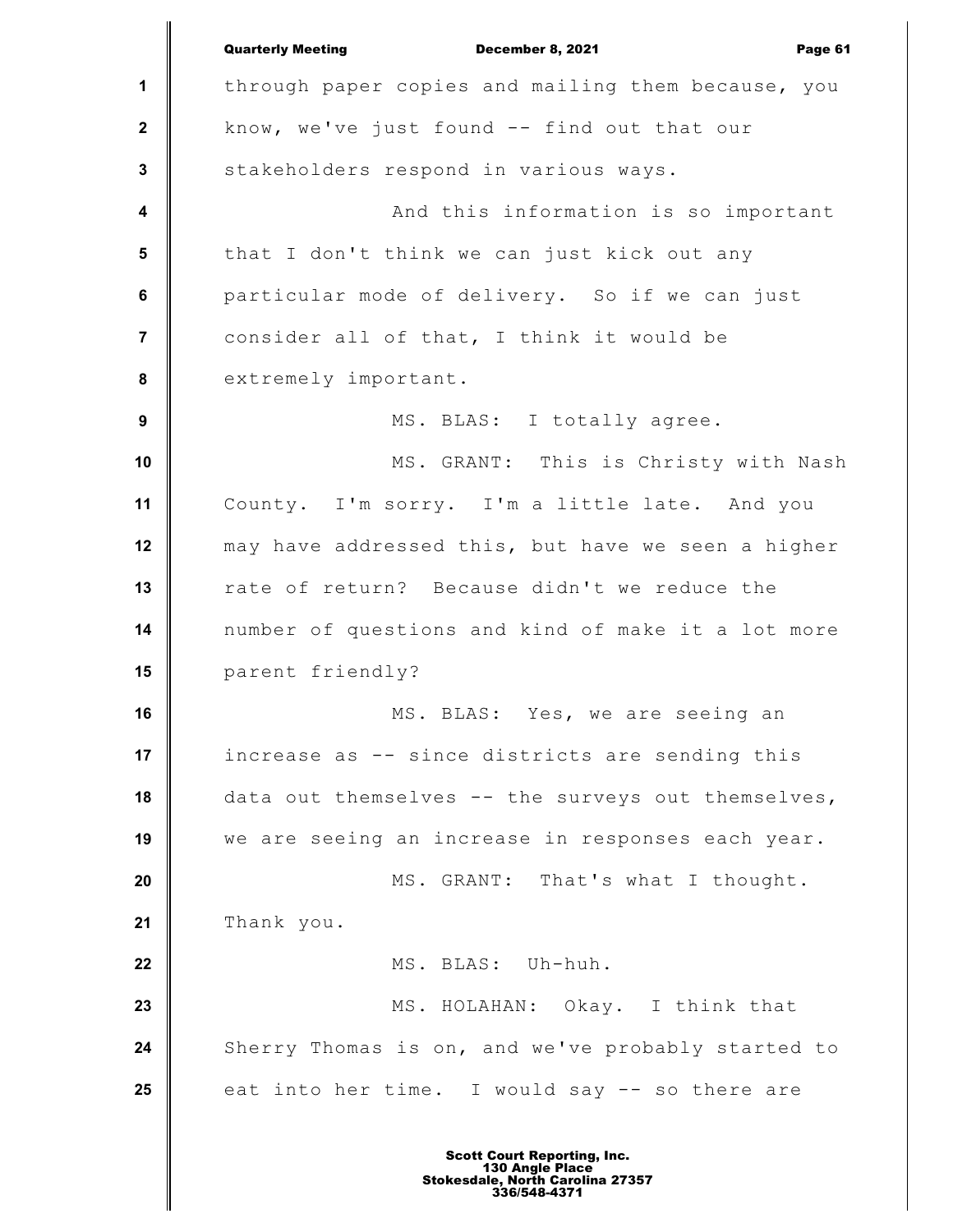through paper copies and mailing them because, you know, we've just found -- find out that our stakeholders respond in various ways.

And this information is so important that I don't think we can just kick out any particular mode of delivery. So if we can just consider all of that, I think it would be extremely important.

MS. BLAS: I totally agree.

MS. GRANT: This is Christy with Nash County. I'm sorry. I'm a little late. And you may have addressed this, but have we seen a higher rate of return? Because didn't we reduce the number of questions and kind of make it a lot more parent friendly?

MS. BLAS: Yes, we are seeing an increase as -- since districts are sending this data out themselves -- the surveys out themselves, we are seeing an increase in responses each year.

MS. GRANT: That's what I thought. Thank you.

MS. BLAS: Uh-huh.

MS. HOLAHAN: Okay. I think that Sherry Thomas is on, and we've probably started to eat into her time. I would say -- so there are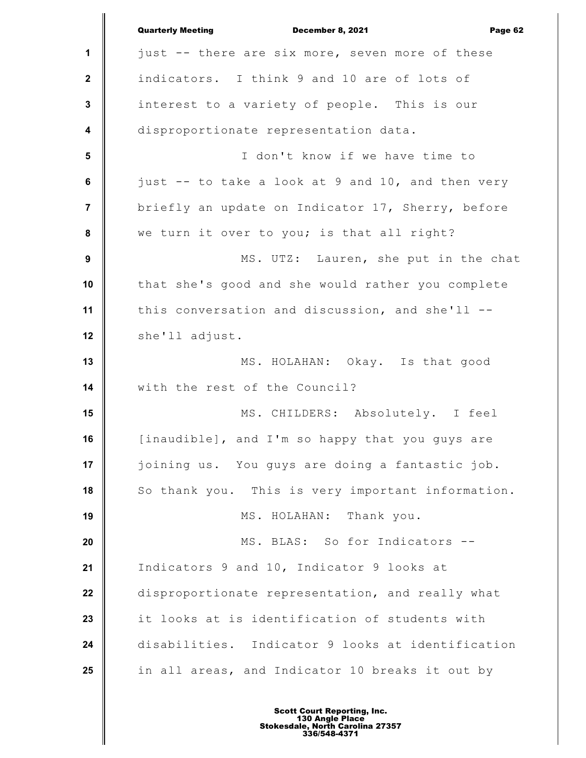just -- there are six more, seven more of these indicators. I think 9 and 10 are of lots of interest to a variety of people. This is our disproportionate representation data.

I don't know if we have time to just -- to take a look at 9 and 10, and then very briefly an update on Indicator 17, Sherry, before we turn it over to you; is that all right?

MS. UTZ: Lauren, she put in the chat that she's good and she would rather you complete this conversation and discussion, and she'll -- she'll adjust.

MS. HOLAHAN: Okay. Is that good with the rest of the Council?

MS. CHILDERS: Absolutely. I feel [inaudible], and I'm so happy that you guys are joining us. You guys are doing a fantastic job. So thank you. This is very important information.

MS. HOLAHAN: Thank you.

MS. BLAS: So for Indicators -- Indicators 9 and 10, Indicator 9 looks at disproportionate representation, and really what it looks at is identification of students with disabilities. Indicator 9 looks at identification in all areas, and Indicator 10 breaks it out by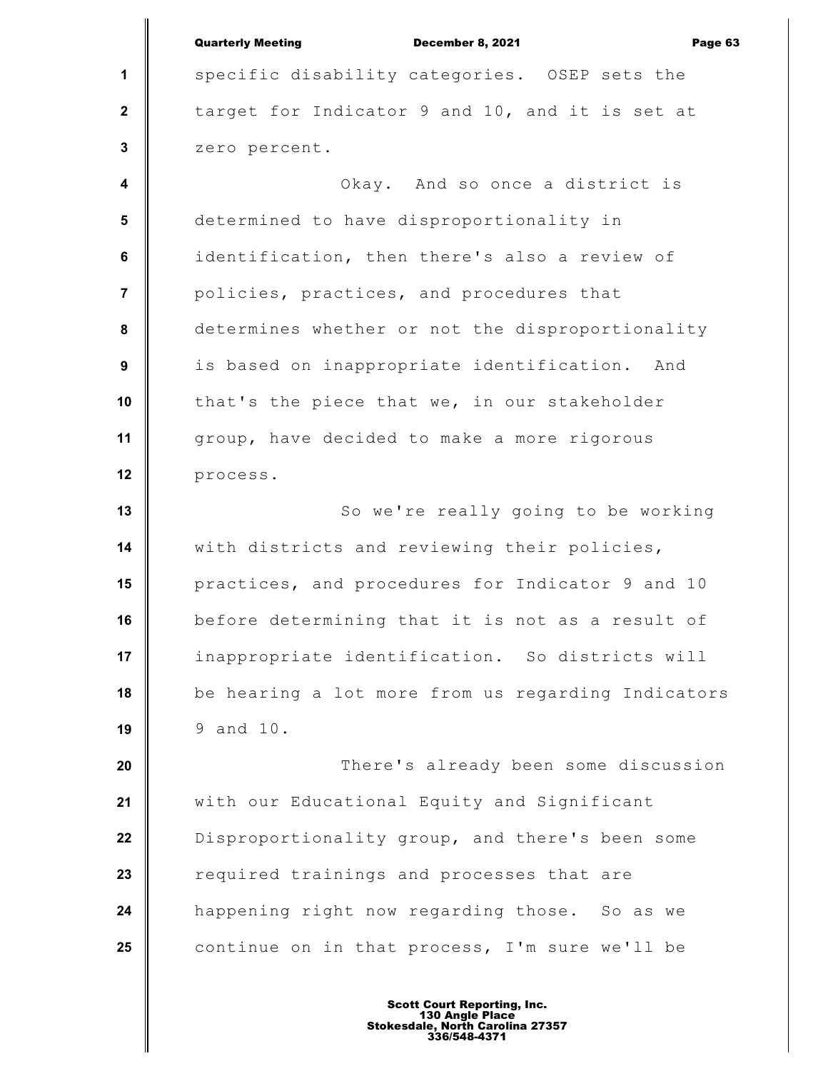specific disability categories. OSEP sets the target for Indicator 9 and 10, and it is set at zero percent.

Okay. And so once a district is determined to have disproportionality in identification, then there's also a review of policies, practices, and procedures that determines whether or not the disproportionality is based on inappropriate identification. And that's the piece that we, in our stakeholder group, have decided to make a more rigorous process.

So we're really going to be working with districts and reviewing their policies, practices, and procedures for Indicator 9 and 10 before determining that it is not as a result of inappropriate identification. So districts will be hearing a lot more from us regarding Indicators 9 and 10.

There's already been some discussion with our Educational Equity and Significant Disproportionality group, and there's been some required trainings and processes that are happening right now regarding those. So as we continue on in that process, I'm sure we'll be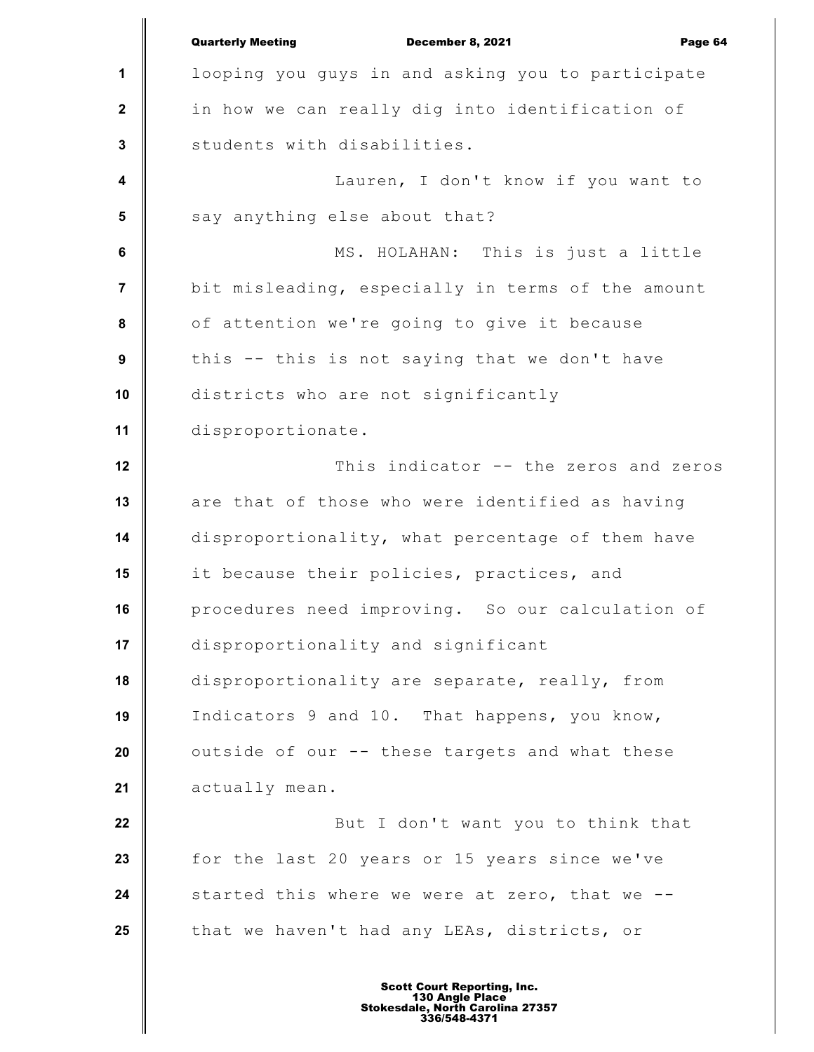looping you guys in and asking you to participate in how we can really dig into identification of students with disabilities.

Lauren, I don't know if you want to say anything else about that?

MS. HOLAHAN: This is just a little bit misleading, especially in terms of the amount of attention we're going to give it because this -- this is not saying that we don't have districts who are not significantly disproportionate.

This indicator -- the zeros and zeros are that of those who were identified as having disproportionality, what percentage of them have it because their policies, practices, and procedures need improving. So our calculation of disproportionality and significant disproportionality are separate, really, from Indicators 9 and 10. That happens, you know, outside of our -- these targets and what these actually mean.

But I don't want you to think that for the last 20 years or 15 years since we've started this where we were at zero, that we -- that we haven't had any LEAs, districts, or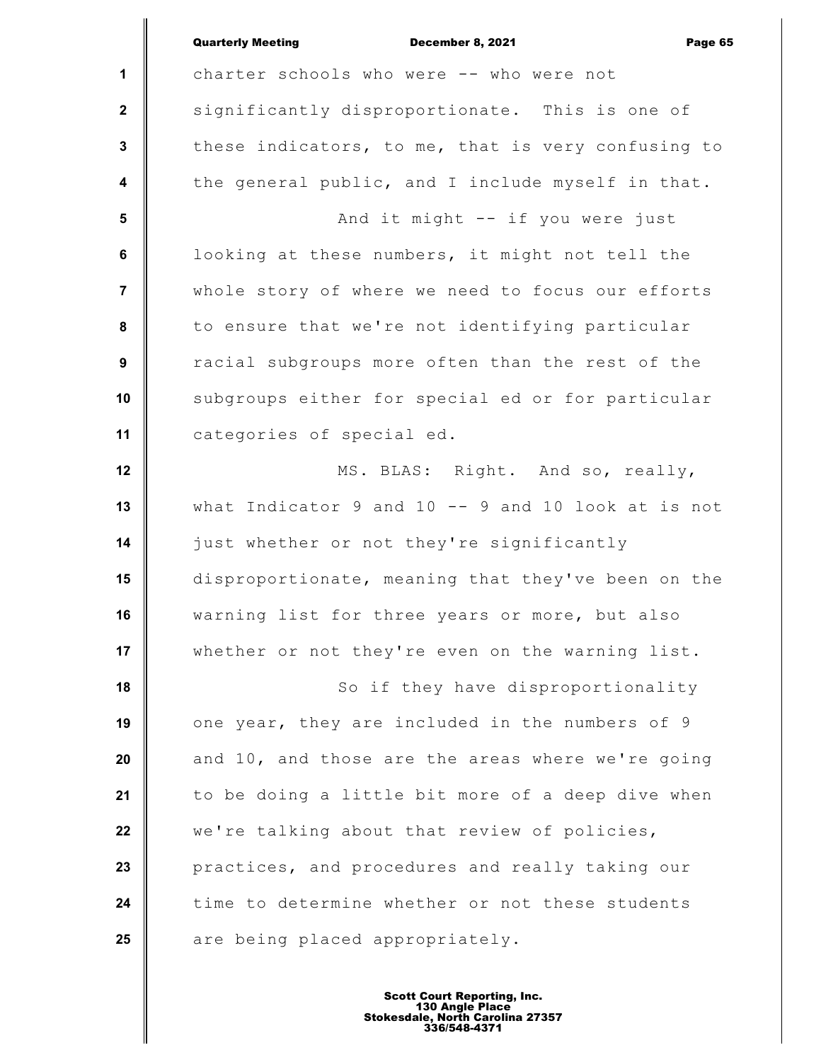charter schools who were -- who were not significantly disproportionate. This is one of these indicators, to me, that is very confusing to the general public, and I include myself in that.

And it might -- if you were just looking at these numbers, it might not tell the whole story of where we need to focus our efforts to ensure that we're not identifying particular racial subgroups more often than the rest of the subgroups either for special ed or for particular categories of special ed.

MS. BLAS: Right. And so, really, what Indicator 9 and 10 -- 9 and 10 look at is not just whether or not they're significantly disproportionate, meaning that they've been on the warning list for three years or more, but also whether or not they're even on the warning list.

So if they have disproportionality one year, they are included in the numbers of 9 and 10, and those are the areas where we're going to be doing a little bit more of a deep dive when we're talking about that review of policies, practices, and procedures and really taking our time to determine whether or not these students are being placed appropriately.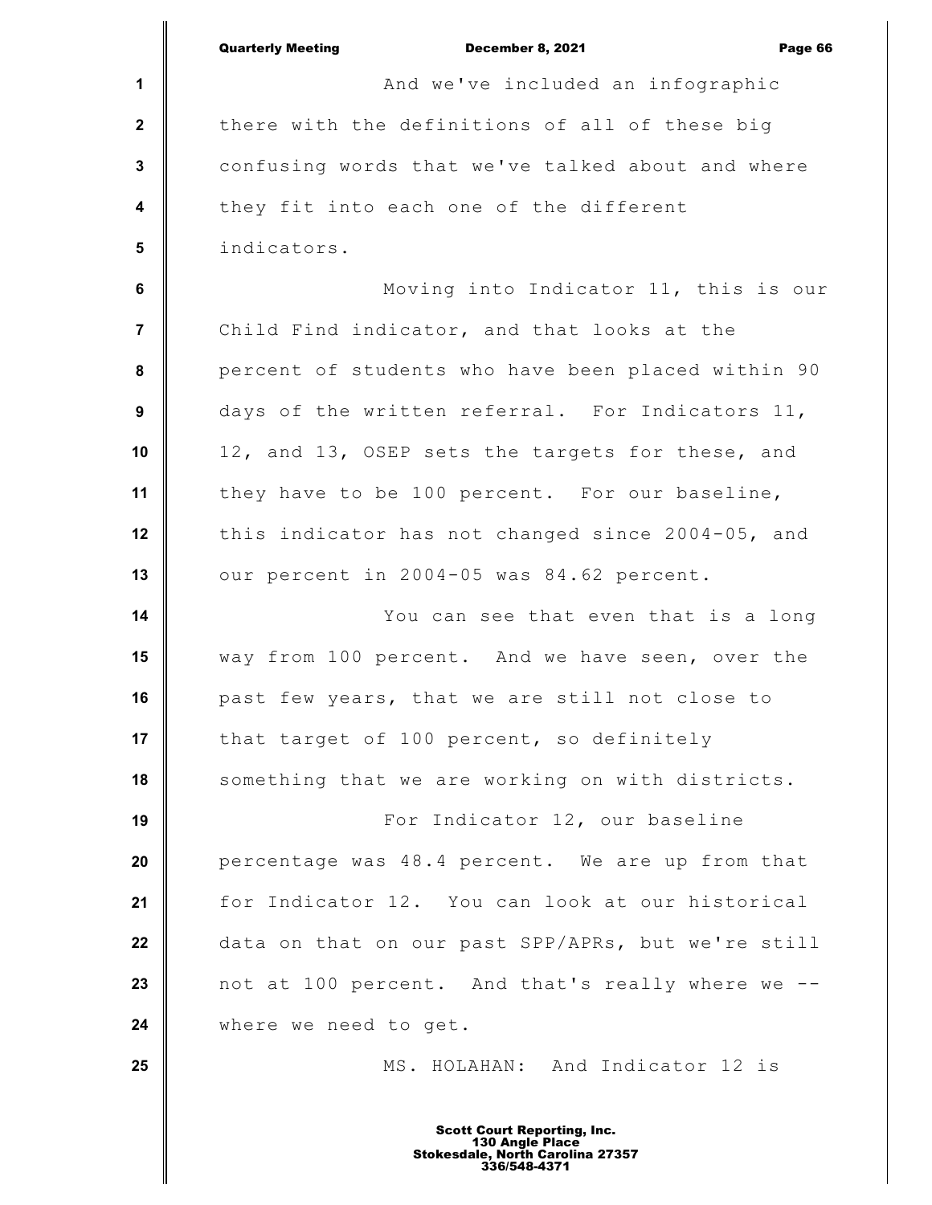And we've included an infographic there with the definitions of all of these big confusing words that we've talked about and where they fit into each one of the different indicators.

Moving into Indicator 11, this is our Child Find indicator, and that looks at the percent of students who have been placed within 90 days of the written referral. For Indicators 11, 12, and 13, OSEP sets the targets for these, and they have to be 100 percent. For our baseline, this indicator has not changed since 2004-05, and our percent in 2004-05 was 84.62 percent.

You can see that even that is a long way from 100 percent. And we have seen, over the past few years, that we are still not close to that target of 100 percent, so definitely something that we are working on with districts.

For Indicator 12, our baseline percentage was 48.4 percent. We are up from that for Indicator 12. You can look at our historical data on that on our past SPP/APRs, but we're still not at 100 percent. And that's really where we -- where we need to get.

MS. HOLAHAN: And Indicator 12 is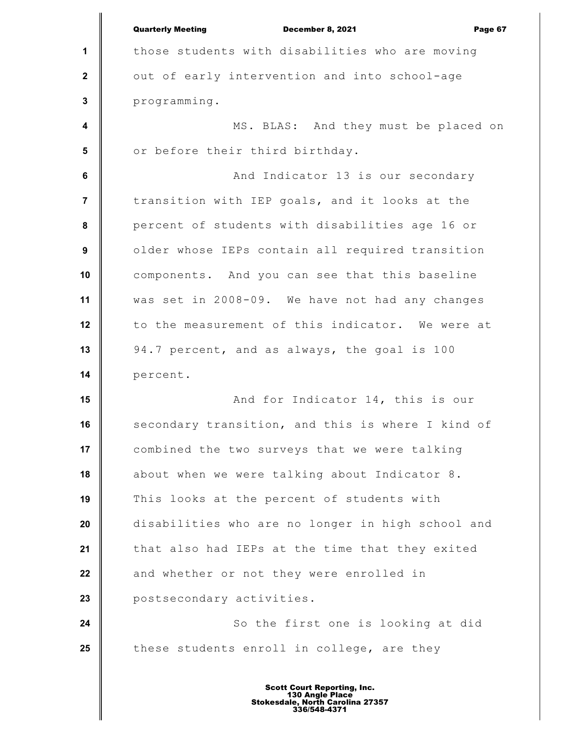those students with disabilities who are moving out of early intervention and into school-age programming.

MS. BLAS: And they must be placed on or before their third birthday.

And Indicator 13 is our secondary transition with IEP goals, and it looks at the percent of students with disabilities age 16 or older whose IEPs contain all required transition components. And you can see that this baseline was set in 2008-09. We have not had any changes to the measurement of this indicator. We were at 94.7 percent, and as always, the goal is 100 percent.

And for Indicator 14, this is our secondary transition, and this is where I kind of combined the two surveys that we were talking about when we were talking about Indicator 8. This looks at the percent of students with disabilities who are no longer in high school and that also had IEPs at the time that they exited and whether or not they were enrolled in postsecondary activities.

So the first one is looking at did these students enroll in college, are they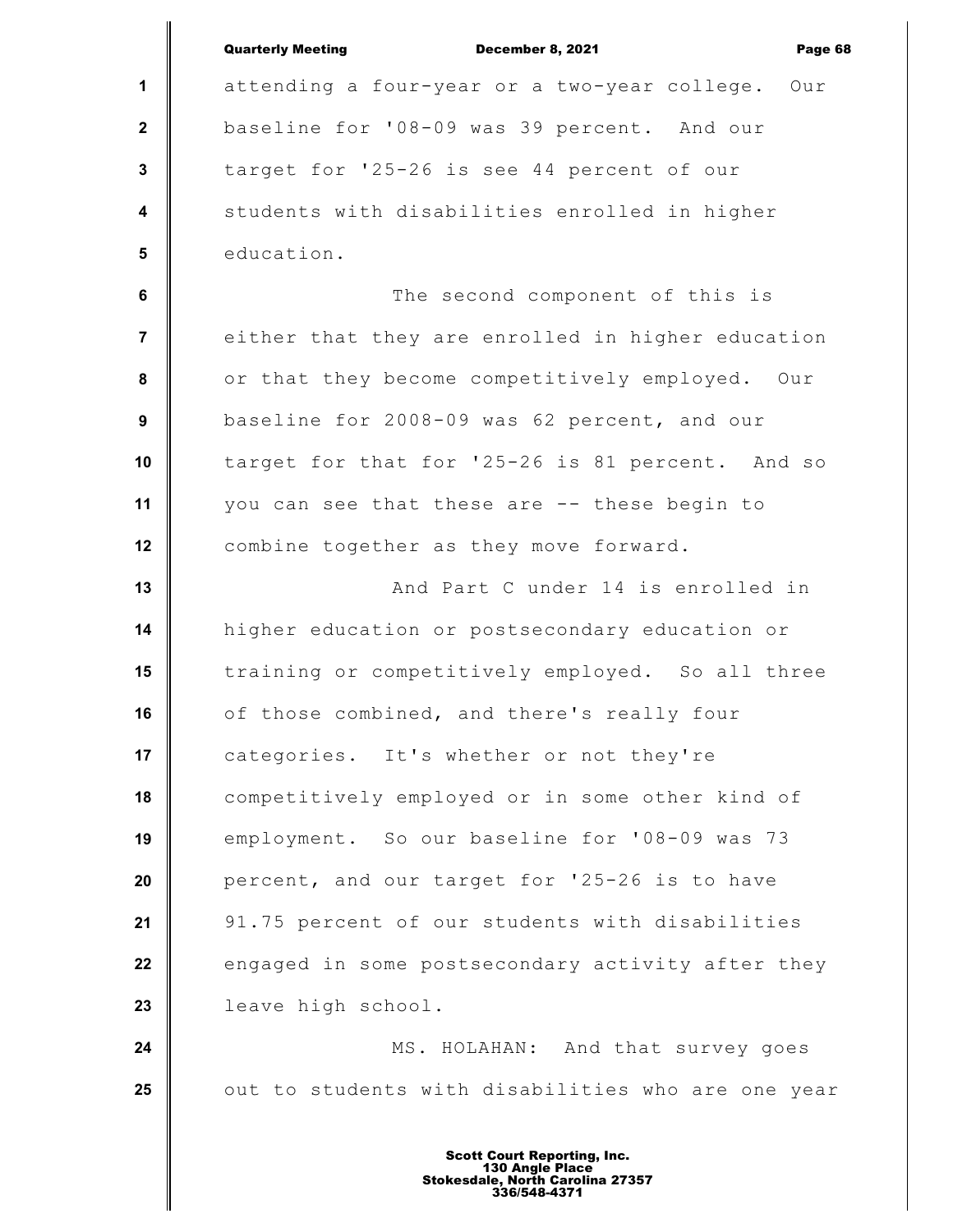attending a four-year or a two-year college. Our baseline for '08-09 was 39 percent. And our target for '25-26 is see 44 percent of our students with disabilities enrolled in higher education.

The second component of this is either that they are enrolled in higher education or that they become competitively employed. Our baseline for 2008-09 was 62 percent, and our target for that for '25-26 is 81 percent. And so you can see that these are -- these begin to combine together as they move forward.

And Part C under 14 is enrolled in higher education or postsecondary education or training or competitively employed. So all three of those combined, and there's really four categories. It's whether or not they're competitively employed or in some other kind of employment. So our baseline for '08-09 was 73 percent, and our target for '25-26 is to have 91.75 percent of our students with disabilities engaged in some postsecondary activity after they leave high school.

MS. HOLAHAN: And that survey goes out to students with disabilities who are one year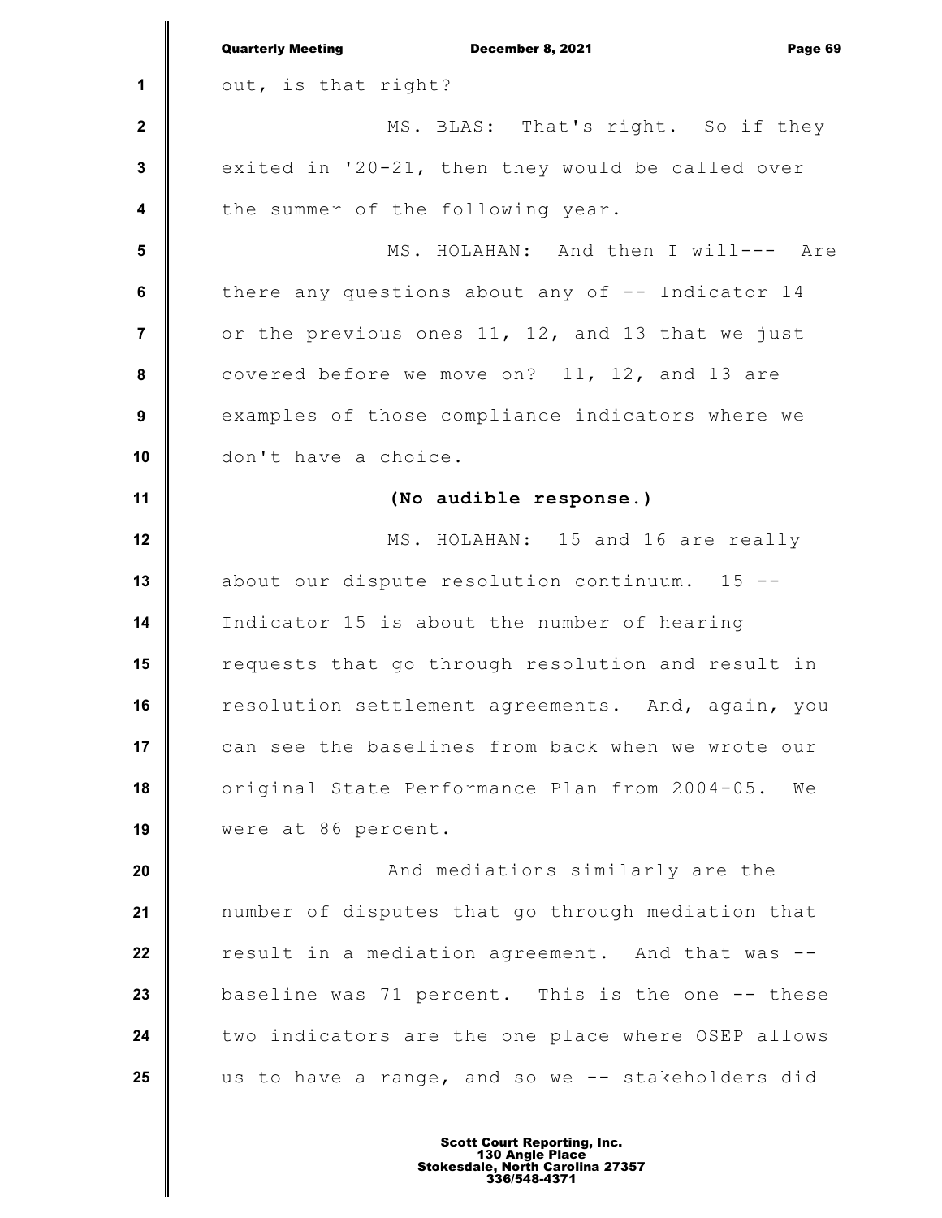out, is that right?

MS. BLAS: That's right. So if they exited in '20-21, then they would be called over the summer of the following year.

MS. HOLAHAN: And then I will--- Are there any questions about any of -- Indicator 14 or the previous ones 11, 12, and 13 that we just covered before we move on? 11, 12, and 13 are examples of those compliance indicators where we don't have a choice.

**(No audible response.)**

MS. HOLAHAN: 15 and 16 are really about our dispute resolution continuum. 15 -- Indicator 15 is about the number of hearing requests that go through resolution and result in resolution settlement agreements. And, again, you can see the baselines from back when we wrote our original State Performance Plan from 2004-05. We were at 86 percent.

And mediations similarly are the number of disputes that go through mediation that result in a mediation agreement. And that was -- baseline was 71 percent. This is the one -- these two indicators are the one place where OSEP allows us to have a range, and so we -- stakeholders did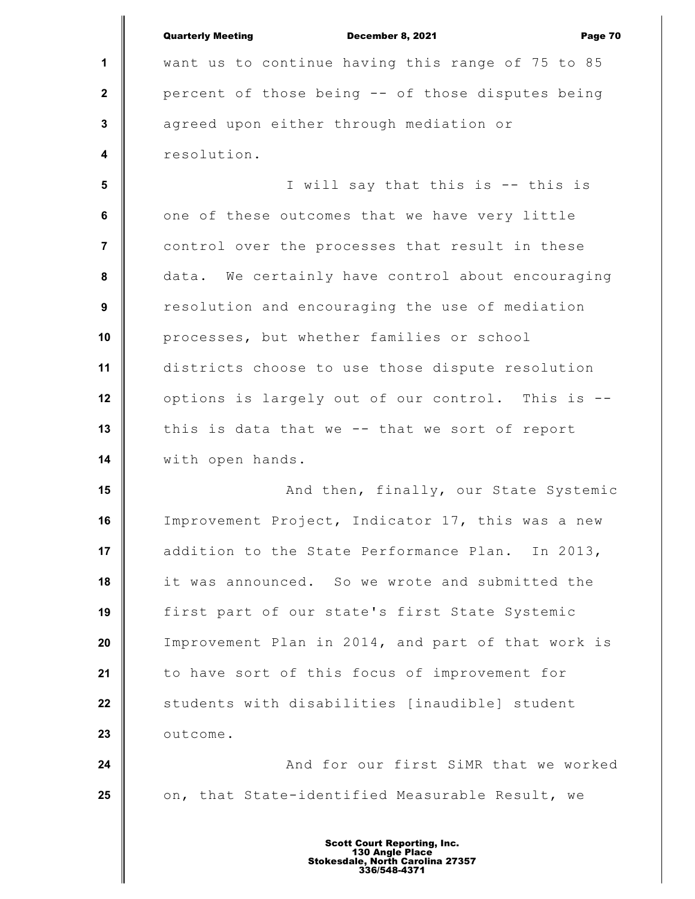want us to continue having this range of 75 to 85 percent of those being -- of those disputes being agreed upon either through mediation or resolution.

I will say that this is -- this is one of these outcomes that we have very little control over the processes that result in these data. We certainly have control about encouraging resolution and encouraging the use of mediation processes, but whether families or school districts choose to use those dispute resolution options is largely out of our control. This is -- this is data that we -- that we sort of report with open hands.

And then, finally, our State Systemic Improvement Project, Indicator 17, this was a new addition to the State Performance Plan. In 2013, it was announced. So we wrote and submitted the first part of our state's first State Systemic Improvement Plan in 2014, and part of that work is to have sort of this focus of improvement for students with disabilities [inaudible] student outcome.

And for our first SiMR that we worked on, that State-identified Measurable Result, we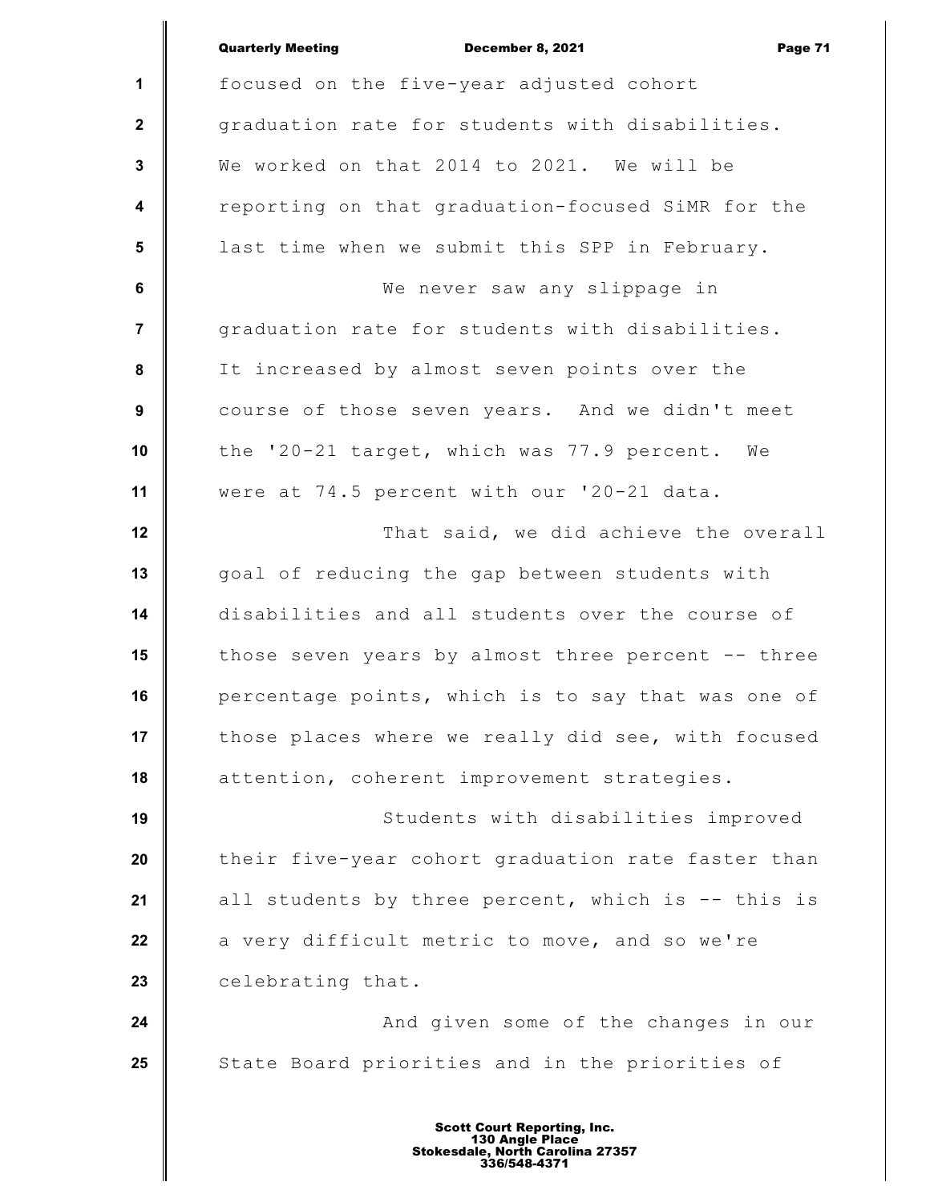focused on the five-year adjusted cohort graduation rate for students with disabilities. We worked on that 2014 to 2021. We will be reporting on that graduation-focused SiMR for the last time when we submit this SPP in February.

We never saw any slippage in graduation rate for students with disabilities. It increased by almost seven points over the course of those seven years. And we didn't meet the '20-21 target, which was 77.9 percent. We were at 74.5 percent with our '20-21 data.

That said, we did achieve the overall goal of reducing the gap between students with disabilities and all students over the course of those seven years by almost three percent -- three percentage points, which is to say that was one of those places where we really did see, with focused attention, coherent improvement strategies.

Students with disabilities improved their five-year cohort graduation rate faster than all students by three percent, which is -- this is a very difficult metric to move, and so we're celebrating that.

And given some of the changes in our State Board priorities and in the priorities of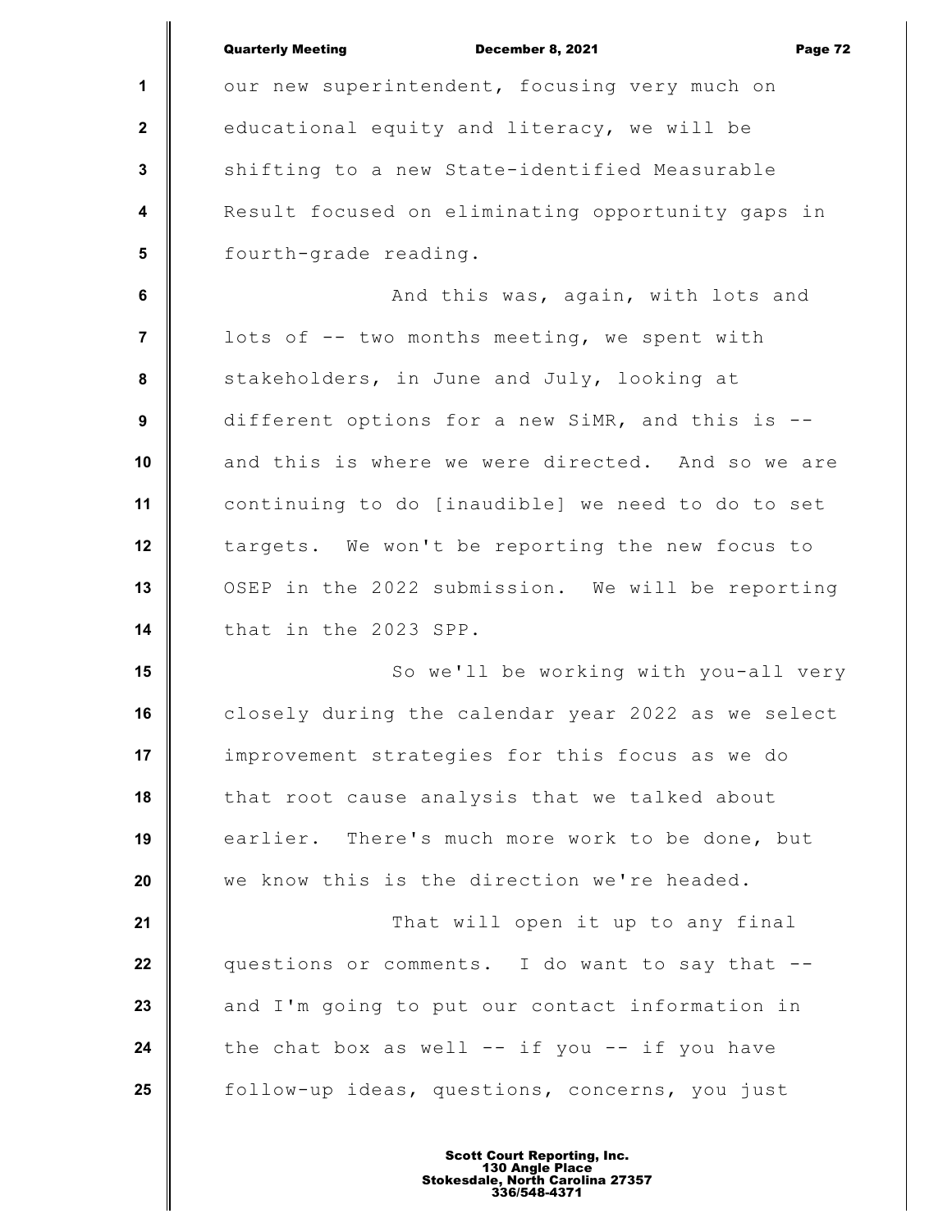our new superintendent, focusing very much on educational equity and literacy, we will be shifting to a new State-identified Measurable Result focused on eliminating opportunity gaps in fourth-grade reading.

And this was, again, with lots and lots of -- two months meeting, we spent with stakeholders, in June and July, looking at different options for a new SiMR, and this is -- and this is where we were directed. And so we are continuing to do [inaudible] we need to do to set targets. We won't be reporting the new focus to OSEP in the 2022 submission. We will be reporting that in the 2023 SPP.

So we'll be working with you-all very closely during the calendar year 2022 as we select improvement strategies for this focus as we do that root cause analysis that we talked about earlier. There's much more work to be done, but we know this is the direction we're headed.

That will open it up to any final questions or comments. I do want to say that -- and I'm going to put our contact information in the chat box as well -- if you -- if you have follow-up ideas, questions, concerns, you just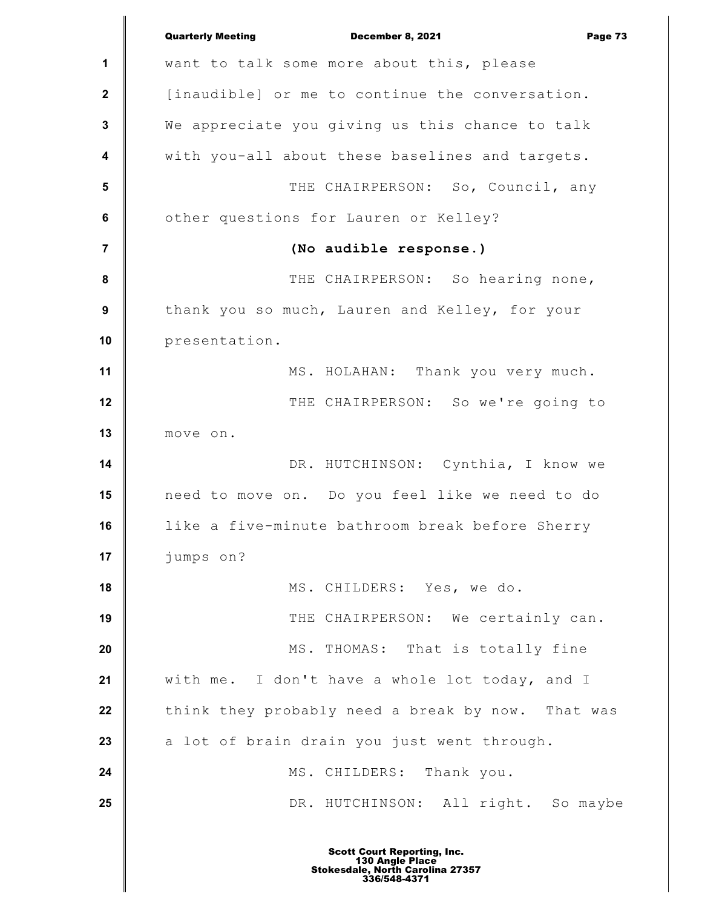want to talk some more about this, please [inaudible] or me to continue the conversation. We appreciate you giving us this chance to talk with you-all about these baselines and targets.

THE CHAIRPERSON: So, Council, any other questions for Lauren or Kelley?

**(No audible response.)**

THE CHAIRPERSON: So hearing none, thank you so much, Lauren and Kelley, for your presentation.

MS. HOLAHAN: Thank you very much.

THE CHAIRPERSON: So we're going to move on.

DR. HUTCHINSON: Cynthia, I know we need to move on. Do you feel like we need to do like a five-minute bathroom break before Sherry jumps on?

MS. CHILDERS: Yes, we do.

THE CHAIRPERSON: We certainly can.

MS. THOMAS: That is totally fine with me. I don't have a whole lot today, and I think they probably need a break by now. That was a lot of brain drain you just went through.

MS. CHILDERS: Thank you.

DR. HUTCHINSON: All right. So maybe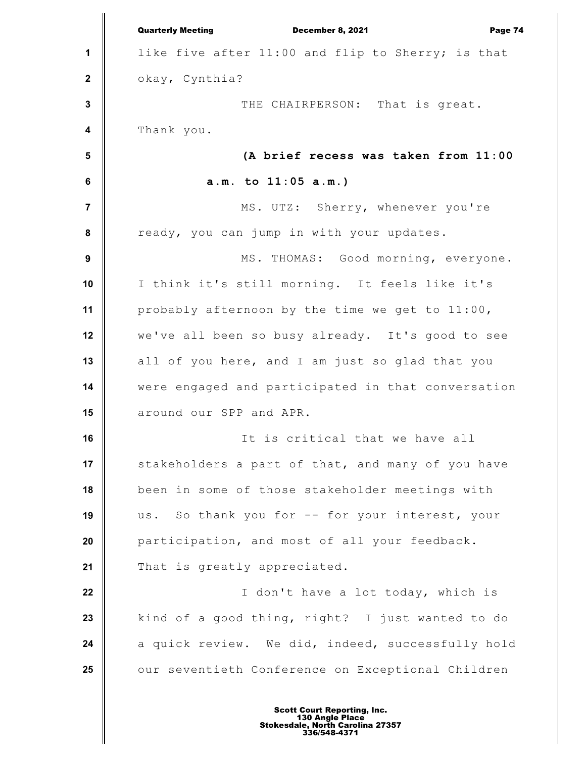like five after 11:00 and flip to Sherry; is that okay, Cynthia?

THE CHAIRPERSON: That is great. Thank you.

**(A brief recess was taken from 11:00 a.m. to 11:05 a.m.)**

MS. UTZ: Sherry, whenever you're ready, you can jump in with your updates.

MS. THOMAS: Good morning, everyone. I think it's still morning. It feels like it's probably afternoon by the time we get to 11:00, we've all been so busy already. It's good to see all of you here, and I am just so glad that you were engaged and participated in that conversation around our SPP and APR.

It is critical that we have all stakeholders a part of that, and many of you have been in some of those stakeholder meetings with us. So thank you for -- for your interest, your participation, and most of all your feedback. That is greatly appreciated.

I don't have a lot today, which is kind of a good thing, right? I just wanted to do a quick review. We did, indeed, successfully hold our seventieth Conference on Exceptional Children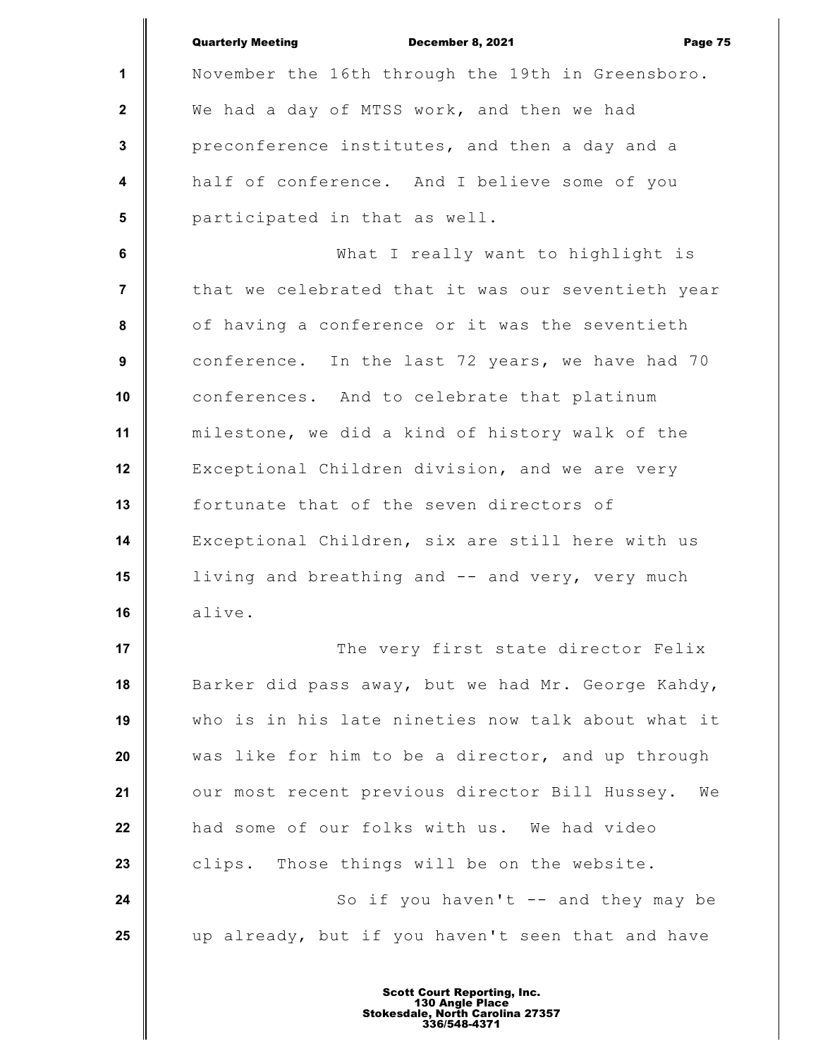November the 16th through the 19th in Greensboro. We had a day of MTSS work, and then we had preconference institutes, and then a day and a half of conference. And I believe some of you participated in that as well.

What I really want to highlight is that we celebrated that it was our seventieth year of having a conference or it was the seventieth conference. In the last 72 years, we have had 70 conferences. And to celebrate that platinum milestone, we did a kind of history walk of the Exceptional Children division, and we are very fortunate that of the seven directors of Exceptional Children, six are still here with us living and breathing and -- and very, very much alive.

The very first state director Felix Barker did pass away, but we had Mr. George Kahdy, who is in his late nineties now talk about what it was like for him to be a director, and up through our most recent previous director Bill Hussey. We had some of our folks with us. We had video clips. Those things will be on the website.

So if you haven't -- and they may be up already, but if you haven't seen that and have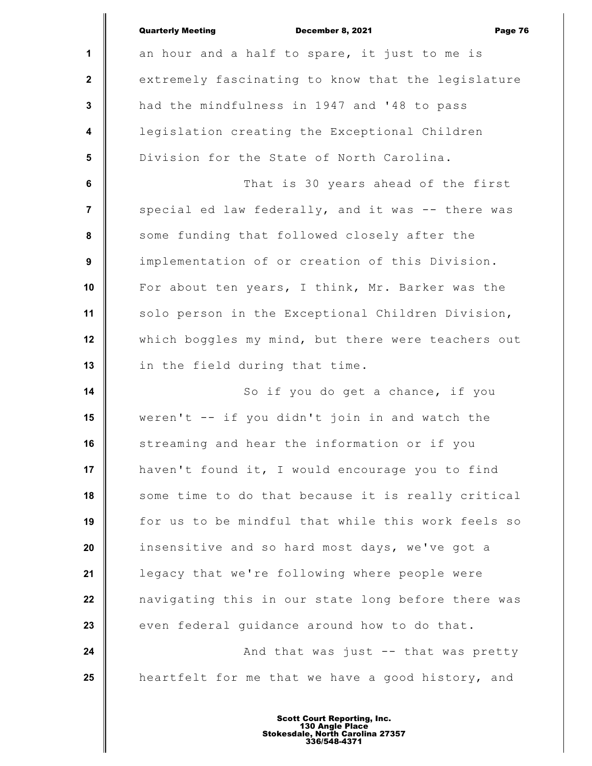an hour and a half to spare, it just to me is extremely fascinating to know that the legislature had the mindfulness in 1947 and '48 to pass legislation creating the Exceptional Children Division for the State of North Carolina.

That is 30 years ahead of the first special ed law federally, and it was -- there was some funding that followed closely after the implementation of or creation of this Division. For about ten years, I think, Mr. Barker was the solo person in the Exceptional Children Division, which boggles my mind, but there were teachers out in the field during that time.

So if you do get a chance, if you weren't -- if you didn't join in and watch the streaming and hear the information or if you haven't found it, I would encourage you to find some time to do that because it is really critical for us to be mindful that while this work feels so insensitive and so hard most days, we've got a legacy that we're following where people were navigating this in our state long before there was even federal guidance around how to do that.

And that was just -- that was pretty heartfelt for me that we have a good history, and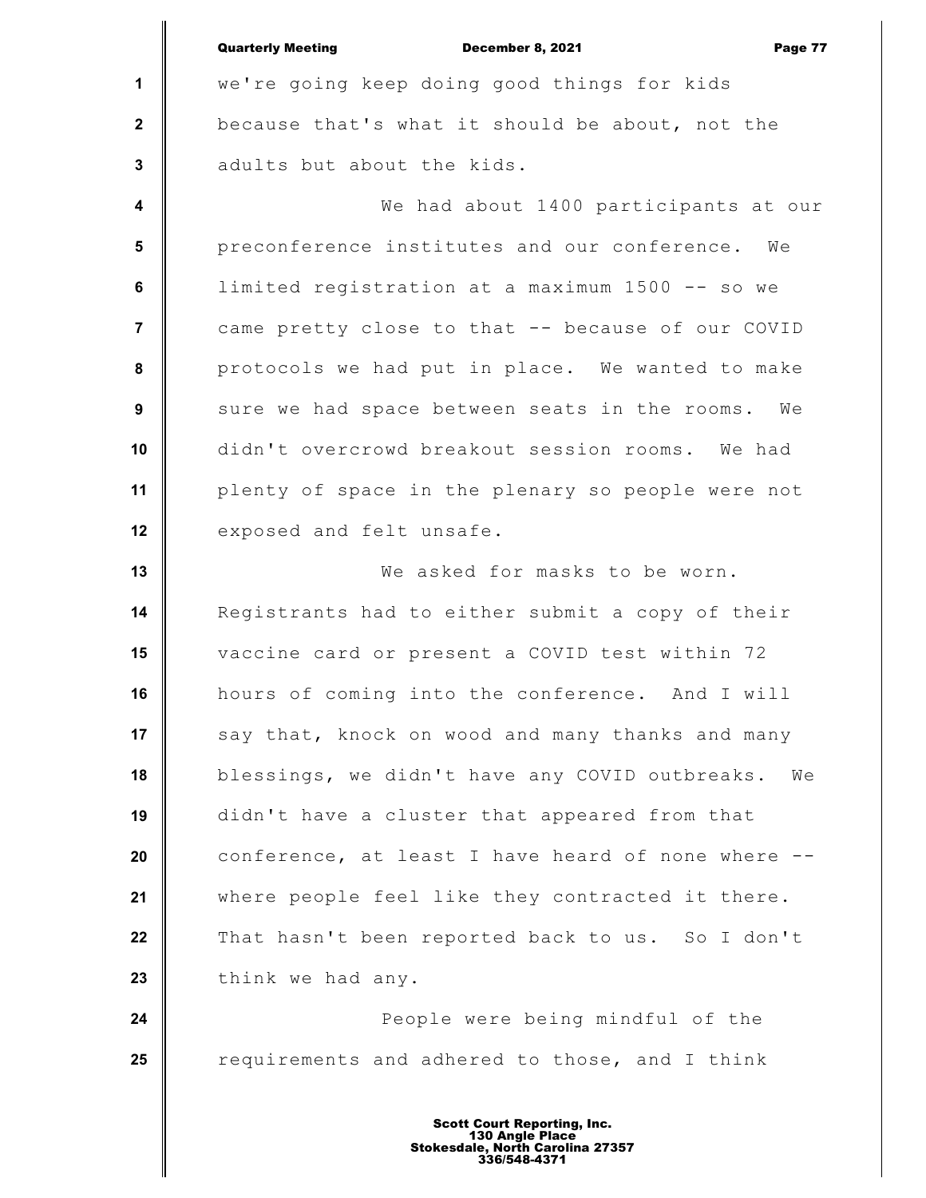we're going keep doing good things for kids because that's what it should be about, not the adults but about the kids.

We had about 1400 participants at our preconference institutes and our conference. We limited registration at a maximum 1500 -- so we came pretty close to that -- because of our COVID protocols we had put in place. We wanted to make sure we had space between seats in the rooms. We didn't overcrowd breakout session rooms. We had plenty of space in the plenary so people were not exposed and felt unsafe.

We asked for masks to be worn. Registrants had to either submit a copy of their vaccine card or present a COVID test within 72 hours of coming into the conference. And I will say that, knock on wood and many thanks and many blessings, we didn't have any COVID outbreaks. We didn't have a cluster that appeared from that conference, at least I have heard of none where -- where people feel like they contracted it there. That hasn't been reported back to us. So I don't think we had any.

People were being mindful of the requirements and adhered to those, and I think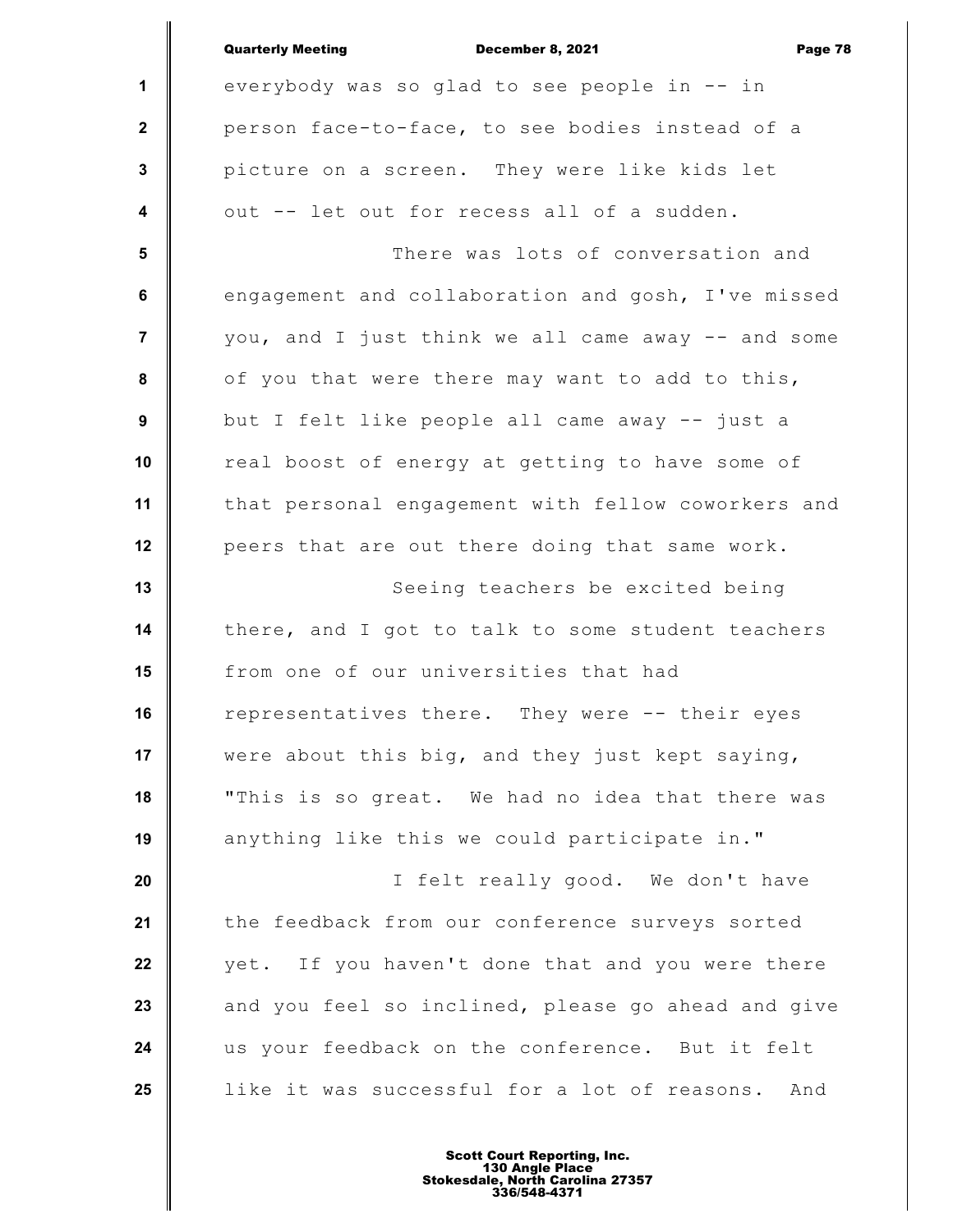everybody was so glad to see people in -- in person face-to-face, to see bodies instead of a picture on a screen. They were like kids let out -- let out for recess all of a sudden.

There was lots of conversation and engagement and collaboration and gosh, I've missed you, and I just think we all came away -- and some of you that were there may want to add to this, but I felt like people all came away -- just a real boost of energy at getting to have some of that personal engagement with fellow coworkers and peers that are out there doing that same work.

Seeing teachers be excited being there, and I got to talk to some student teachers from one of our universities that had representatives there. They were -- their eyes were about this big, and they just kept saying, "This is so great. We had no idea that there was anything like this we could participate in."

I felt really good. We don't have the feedback from our conference surveys sorted yet. If you haven't done that and you were there and you feel so inclined, please go ahead and give us your feedback on the conference. But it felt like it was successful for a lot of reasons. And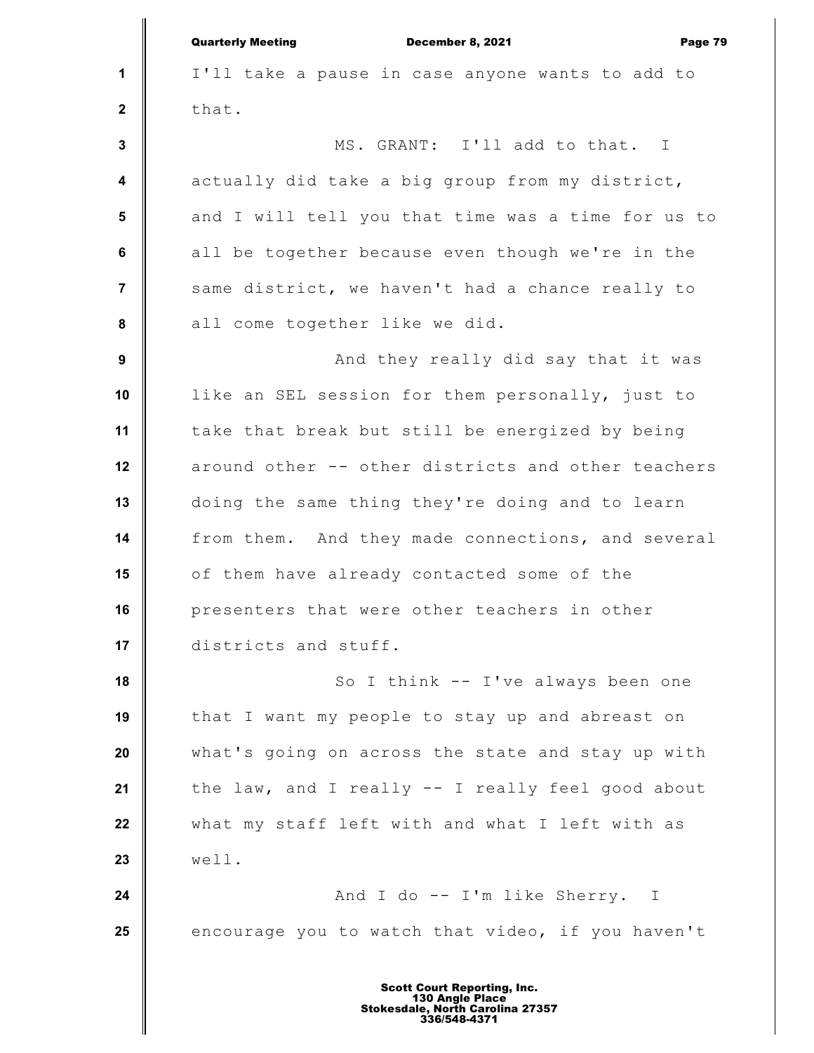I'll take a pause in case anyone wants to add to that.

MS. GRANT: I'll add to that. I actually did take a big group from my district, and I will tell you that time was a time for us to all be together because even though we're in the same district, we haven't had a chance really to all come together like we did.

And they really did say that it was like an SEL session for them personally, just to take that break but still be energized by being around other -- other districts and other teachers doing the same thing they're doing and to learn from them. And they made connections, and several of them have already contacted some of the presenters that were other teachers in other districts and stuff.

So I think -- I've always been one that I want my people to stay up and abreast on what's going on across the state and stay up with the law, and I really -- I really feel good about what my staff left with and what I left with as well.

And I do -- I'm like Sherry. I encourage you to watch that video, if you haven't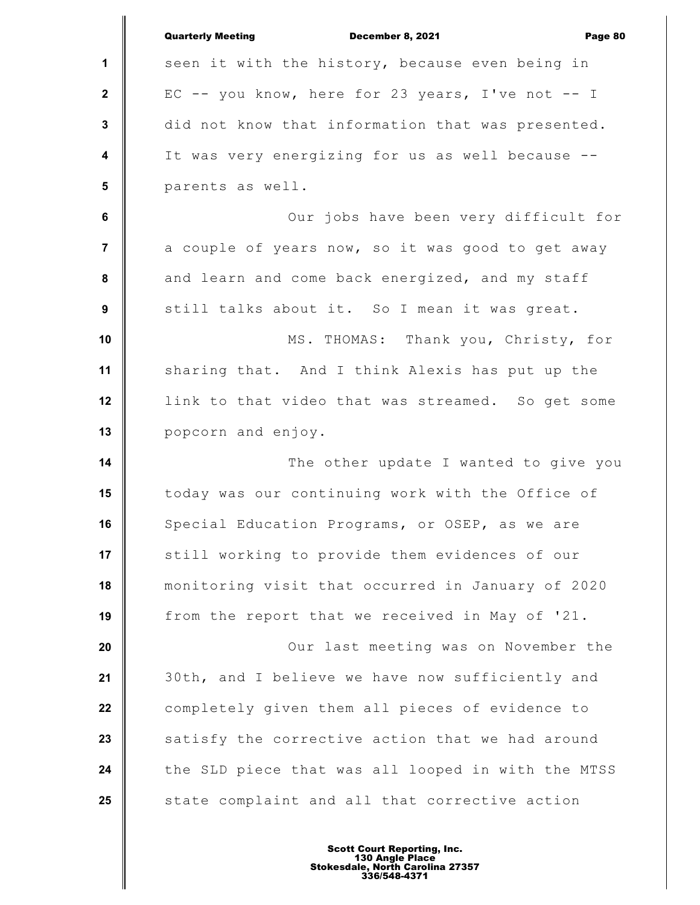seen it with the history, because even being in EC -- you know, here for 23 years, I've not -- I did not know that information that was presented. It was very energizing for us as well because -- parents as well.

Our jobs have been very difficult for a couple of years now, so it was good to get away and learn and come back energized, and my staff still talks about it. So I mean it was great.

MS. THOMAS: Thank you, Christy, for sharing that. And I think Alexis has put up the link to that video that was streamed. So get some popcorn and enjoy.

The other update I wanted to give you today was our continuing work with the Office of Special Education Programs, or OSEP, as we are still working to provide them evidences of our monitoring visit that occurred in January of 2020 from the report that we received in May of '21.

Our last meeting was on November the 30th, and I believe we have now sufficiently and completely given them all pieces of evidence to satisfy the corrective action that we had around the SLD piece that was all looped in with the MTSS state complaint and all that corrective action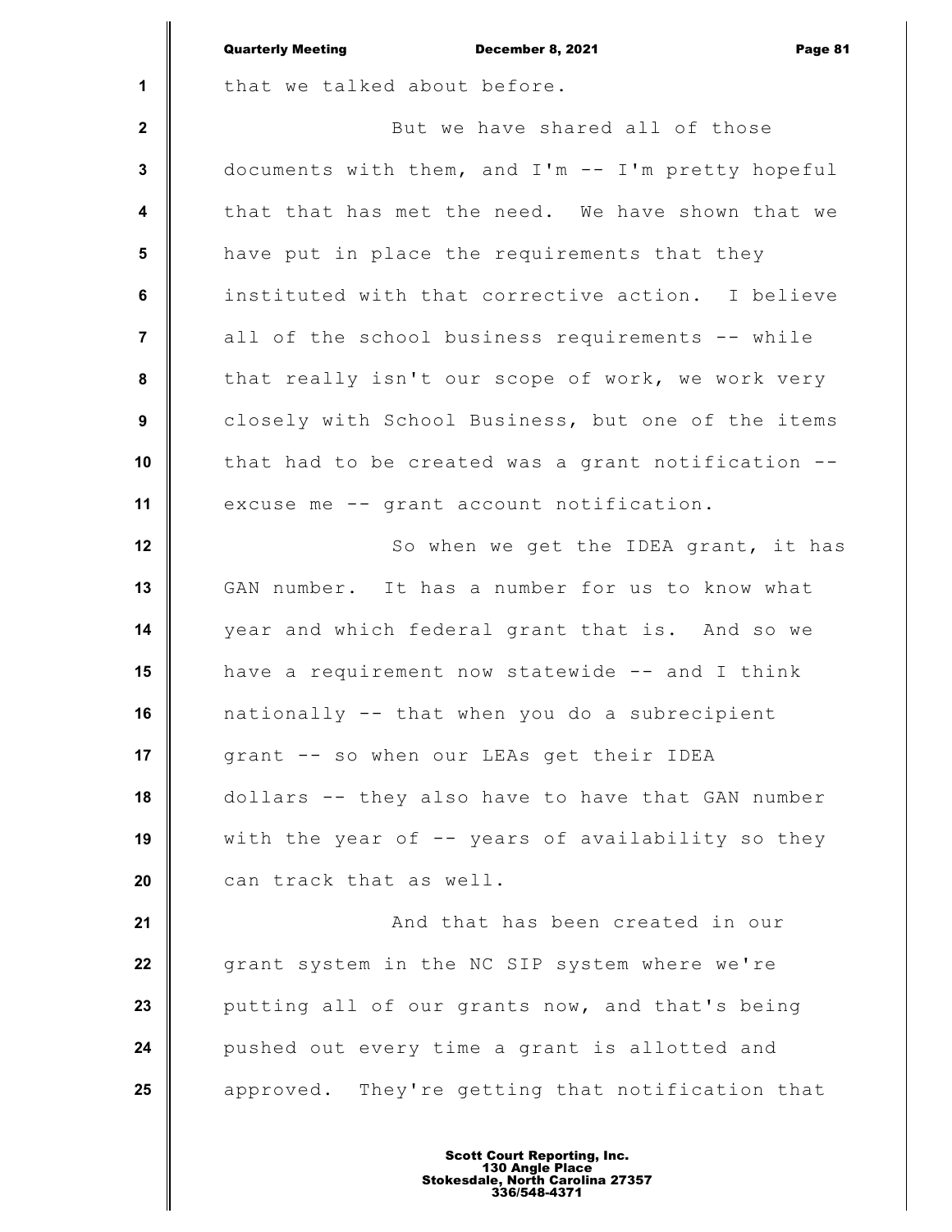that we talked about before.

But we have shared all of those documents with them, and I'm -- I'm pretty hopeful that that has met the need. We have shown that we have put in place the requirements that they instituted with that corrective action. I believe all of the school business requirements -- while that really isn't our scope of work, we work very closely with School Business, but one of the items that had to be created was a grant notification -- excuse me -- grant account notification.

So when we get the IDEA grant, it has GAN number. It has a number for us to know what year and which federal grant that is. And so we have a requirement now statewide -- and I think nationally -- that when you do a subrecipient grant -- so when our LEAs get their IDEA dollars -- they also have to have that GAN number with the year of -- years of availability so they can track that as well.

And that has been created in our grant system in the NC SIP system where we're putting all of our grants now, and that's being pushed out every time a grant is allotted and approved. They're getting that notification that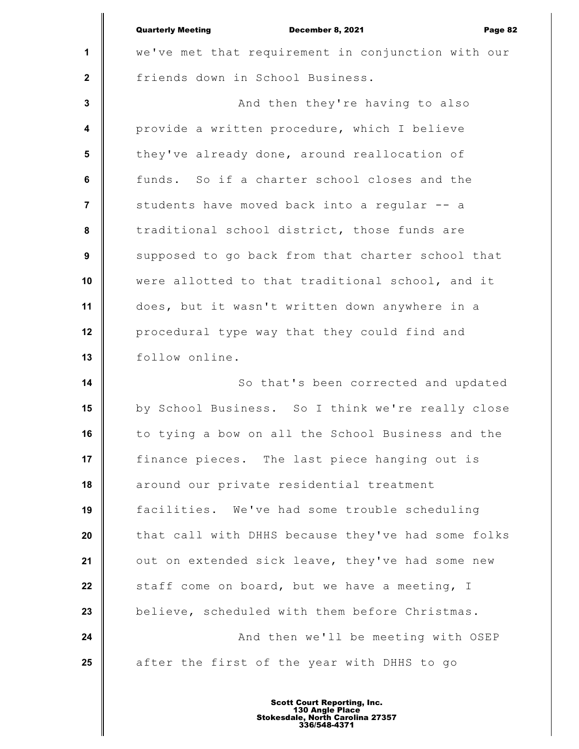we've met that requirement in conjunction with our friends down in School Business.

And then they're having to also provide a written procedure, which I believe they've already done, around reallocation of funds. So if a charter school closes and the students have moved back into a regular -- a traditional school district, those funds are supposed to go back from that charter school that were allotted to that traditional school, and it does, but it wasn't written down anywhere in a procedural type way that they could find and follow online.

So that's been corrected and updated by School Business. So I think we're really close to tying a bow on all the School Business and the finance pieces. The last piece hanging out is around our private residential treatment facilities. We've had some trouble scheduling that call with DHHS because they've had some folks out on extended sick leave, they've had some new staff come on board, but we have a meeting, I believe, scheduled with them before Christmas.

And then we'll be meeting with OSEP after the first of the year with DHHS to go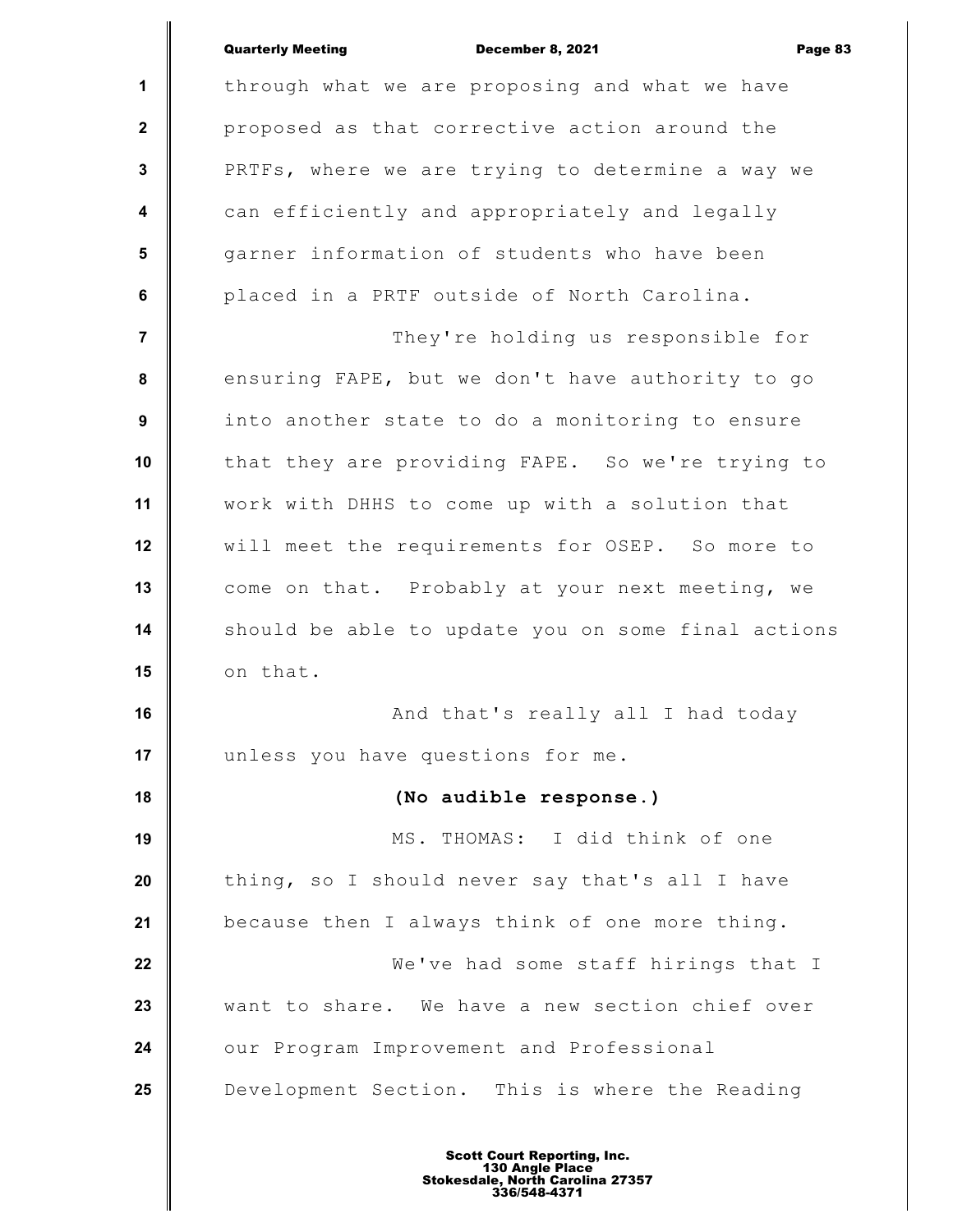through what we are proposing and what we have proposed as that corrective action around the PRTFs, where we are trying to determine a way we can efficiently and appropriately and legally garner information of students who have been placed in a PRTF outside of North Carolina.

They're holding us responsible for ensuring FAPE, but we don't have authority to go into another state to do a monitoring to ensure that they are providing FAPE. So we're trying to work with DHHS to come up with a solution that will meet the requirements for OSEP. So more to come on that. Probably at your next meeting, we should be able to update you on some final actions on that.

And that's really all I had today unless you have questions for me.

**(No audible response.)**

MS. THOMAS: I did think of one thing, so I should never say that's all I have because then I always think of one more thing.

We've had some staff hirings that I want to share. We have a new section chief over our Program Improvement and Professional Development Section. This is where the Reading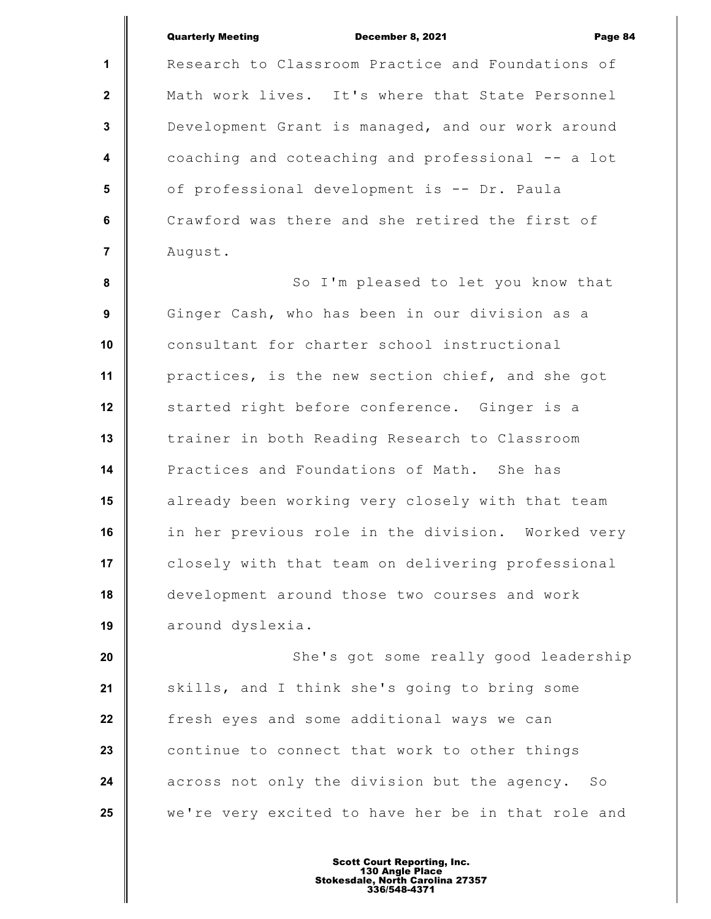Research to Classroom Practice and Foundations of Math work lives. It's where that State Personnel Development Grant is managed, and our work around coaching and coteaching and professional -- a lot of professional development is -- Dr. Paula Crawford was there and she retired the first of August.

So I'm pleased to let you know that Ginger Cash, who has been in our division as a consultant for charter school instructional practices, is the new section chief, and she got started right before conference. Ginger is a trainer in both Reading Research to Classroom Practices and Foundations of Math. She has already been working very closely with that team in her previous role in the division. Worked very closely with that team on delivering professional development around those two courses and work around dyslexia.

She's got some really good leadership skills, and I think she's going to bring some fresh eyes and some additional ways we can continue to connect that work to other things across not only the division but the agency. So we're very excited to have her be in that role and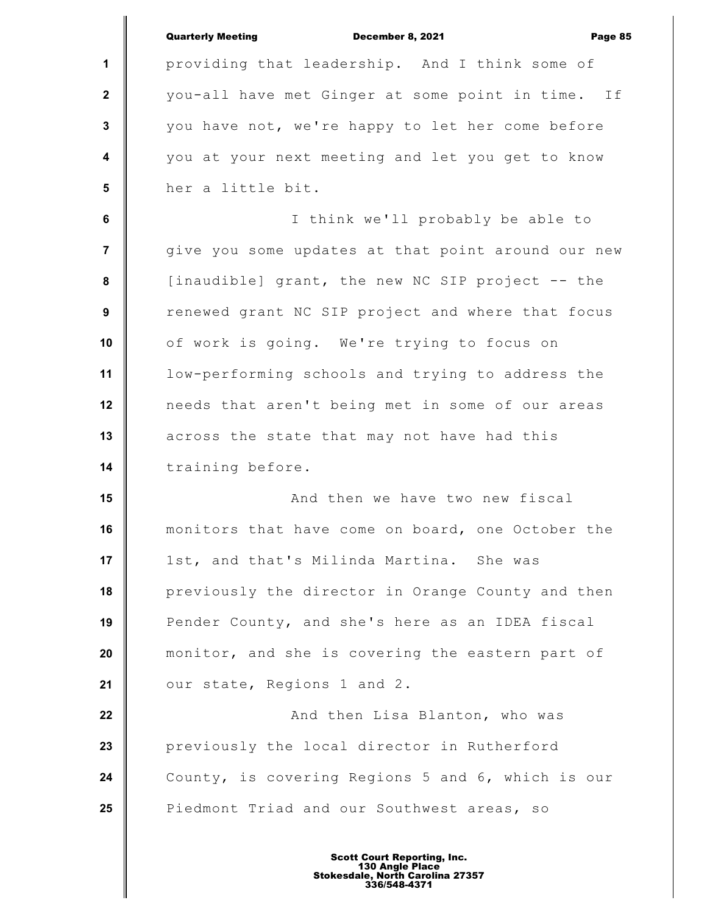providing that leadership. And I think some of you-all have met Ginger at some point in time. If you have not, we're happy to let her come before you at your next meeting and let you get to know her a little bit.

I think we'll probably be able to give you some updates at that point around our new [inaudible] grant, the new NC SIP project -- the renewed grant NC SIP project and where that focus of work is going. We're trying to focus on low-performing schools and trying to address the needs that aren't being met in some of our areas across the state that may not have had this training before.

And then we have two new fiscal monitors that have come on board, one October the 1st, and that's Milinda Martina. She was previously the director in Orange County and then Pender County, and she's here as an IDEA fiscal monitor, and she is covering the eastern part of our state, Regions 1 and 2.

And then Lisa Blanton, who was previously the local director in Rutherford County, is covering Regions 5 and 6, which is our Piedmont Triad and our Southwest areas, so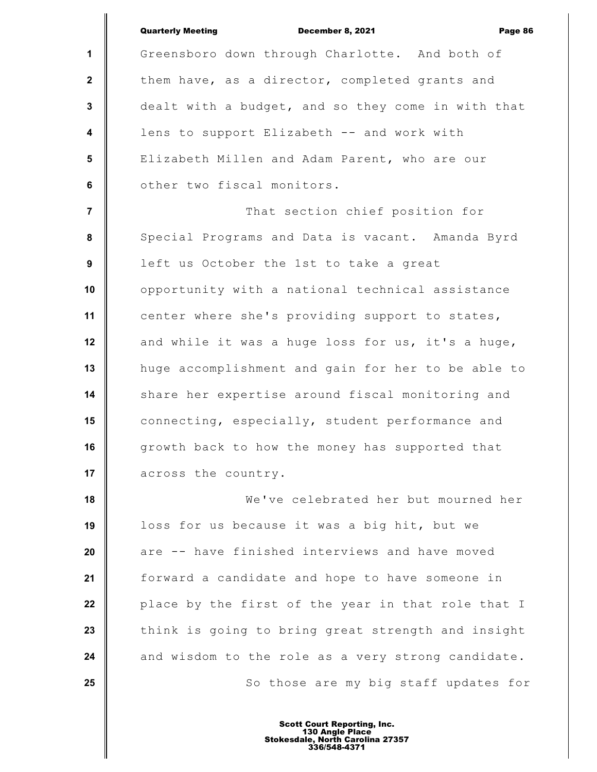Greensboro down through Charlotte. And both of them have, as a director, completed grants and dealt with a budget, and so they come in with that lens to support Elizabeth -- and work with Elizabeth Millen and Adam Parent, who are our other two fiscal monitors.

That section chief position for Special Programs and Data is vacant. Amanda Byrd left us October the 1st to take a great opportunity with a national technical assistance center where she's providing support to states, and while it was a huge loss for us, it's a huge, huge accomplishment and gain for her to be able to share her expertise around fiscal monitoring and connecting, especially, student performance and growth back to how the money has supported that across the country.

We've celebrated her but mourned her loss for us because it was a big hit, but we are -- have finished interviews and have moved forward a candidate and hope to have someone in place by the first of the year in that role that I think is going to bring great strength and insight and wisdom to the role as a very strong candidate.

So those are my big staff updates for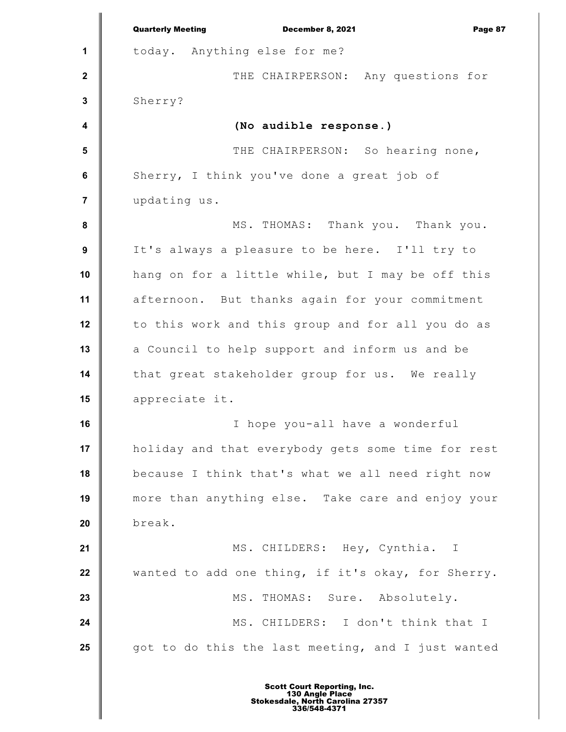today. Anything else for me?

THE CHAIRPERSON: Any questions for Sherry?

**(No audible response.)**

THE CHAIRPERSON: So hearing none, Sherry, I think you've done a great job of updating us.

MS. THOMAS: Thank you. Thank you. It's always a pleasure to be here. I'll try to hang on for a little while, but I may be off this afternoon. But thanks again for your commitment to this work and this group and for all you do as a Council to help support and inform us and be that great stakeholder group for us. We really appreciate it.

I hope you-all have a wonderful holiday and that everybody gets some time for rest because I think that's what we all need right now more than anything else. Take care and enjoy your break.

MS. CHILDERS: Hey, Cynthia. I wanted to add one thing, if it's okay, for Sherry.

MS. THOMAS: Sure. Absolutely.

MS. CHILDERS: I don't think that I got to do this the last meeting, and I just wanted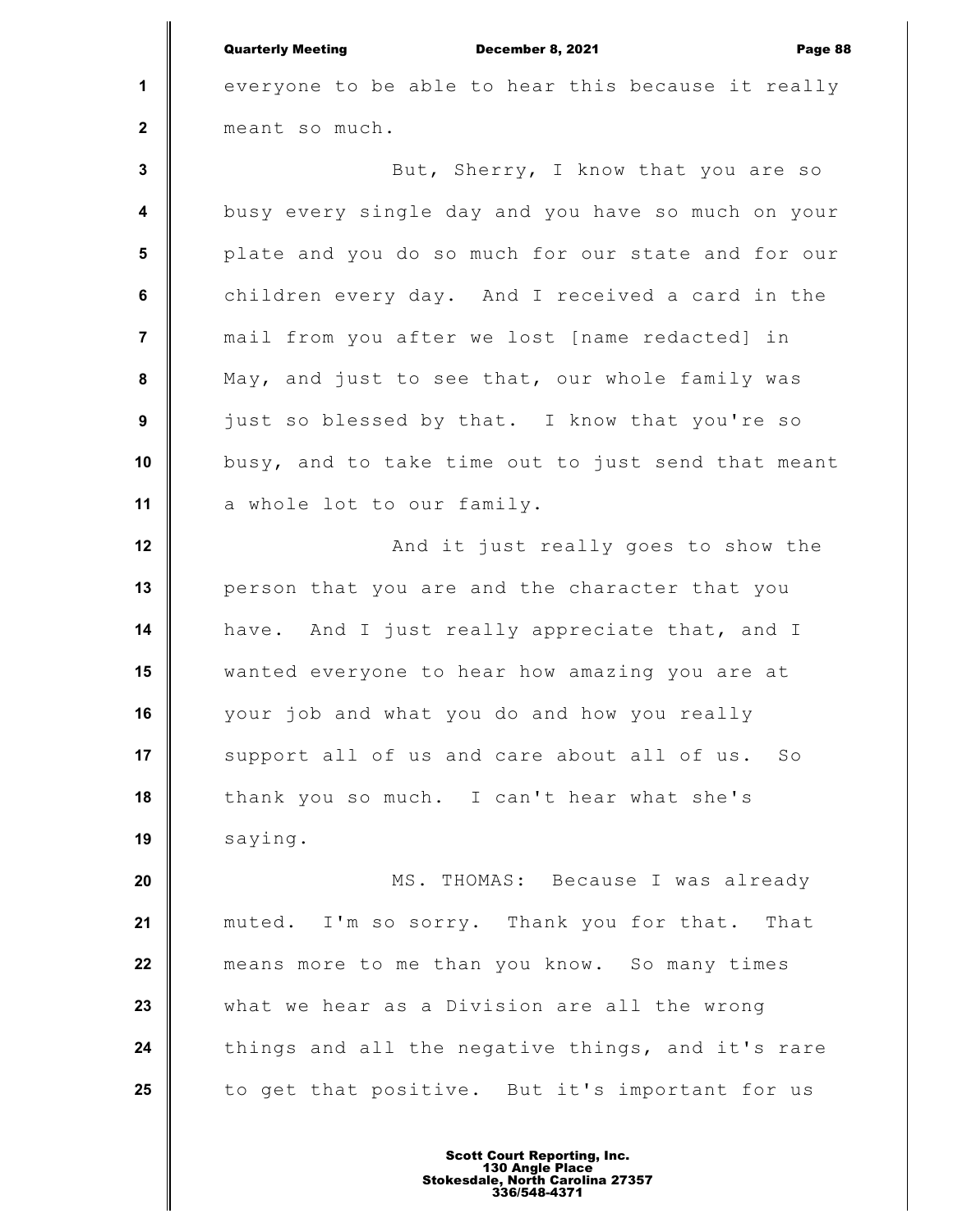everyone to be able to hear this because it really meant so much.

But, Sherry, I know that you are so busy every single day and you have so much on your plate and you do so much for our state and for our children every day. And I received a card in the mail from you after we lost [name redacted] in May, and just to see that, our whole family was just so blessed by that. I know that you're so busy, and to take time out to just send that meant a whole lot to our family.

And it just really goes to show the person that you are and the character that you have. And I just really appreciate that, and I wanted everyone to hear how amazing you are at your job and what you do and how you really support all of us and care about all of us. So thank you so much. I can't hear what she's saying.

MS. THOMAS: Because I was already muted. I'm so sorry. Thank you for that. That means more to me than you know. So many times what we hear as a Division are all the wrong things and all the negative things, and it's rare to get that positive. But it's important for us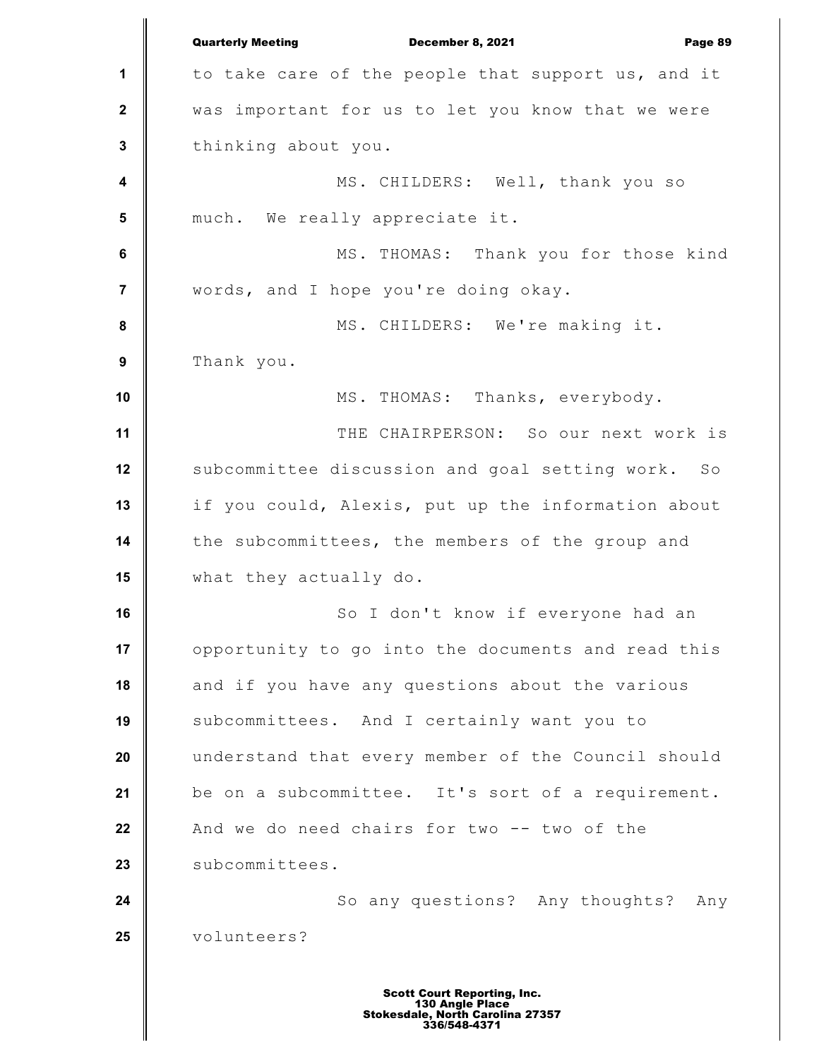to take care of the people that support us, and it was important for us to let you know that we were thinking about you.

MS. CHILDERS: Well, thank you so much. We really appreciate it.

MS. THOMAS: Thank you for those kind words, and I hope you're doing okay.

MS. CHILDERS: We're making it. Thank you.

MS. THOMAS: Thanks, everybody.

THE CHAIRPERSON: So our next work is subcommittee discussion and goal setting work. So if you could, Alexis, put up the information about the subcommittees, the members of the group and what they actually do.

So I don't know if everyone had an opportunity to go into the documents and read this and if you have any questions about the various subcommittees. And I certainly want you to understand that every member of the Council should be on a subcommittee. It's sort of a requirement. And we do need chairs for two -- two of the subcommittees.

So any questions? Any thoughts? Any volunteers?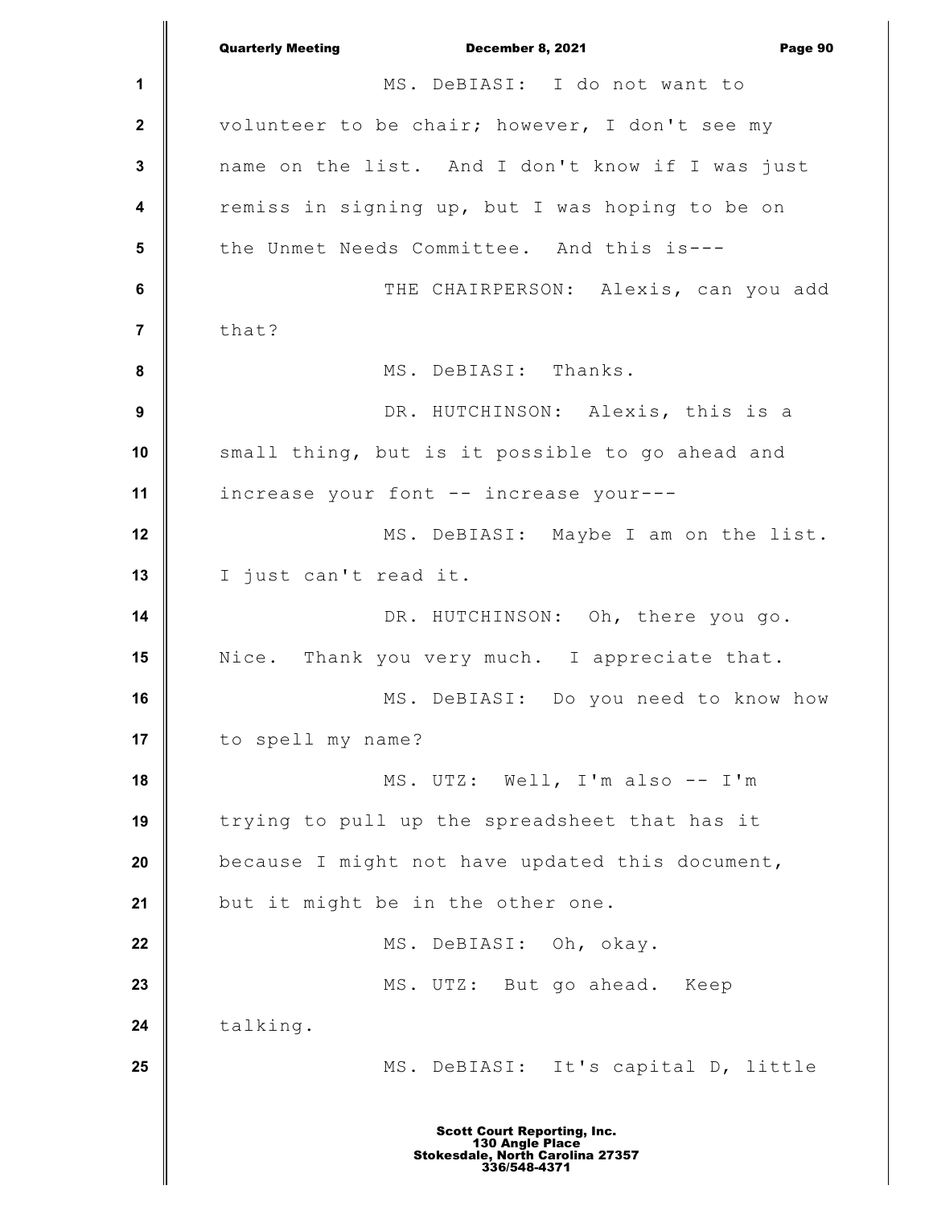MS. DeBIASI: I do not want to volunteer to be chair; however, I don't see my name on the list. And I don't know if I was just remiss in signing up, but I was hoping to be on the Unmet Needs Committee. And this is---

THE CHAIRPERSON: Alexis, can you add that?

MS. DeBIASI: Thanks.

DR. HUTCHINSON: Alexis, this is a small thing, but is it possible to go ahead and increase your font -- increase your---

MS. DeBIASI: Maybe I am on the list. I just can't read it.

DR. HUTCHINSON: Oh, there you go. Nice. Thank you very much. I appreciate that.

MS. DeBIASI: Do you need to know how to spell my name?

MS. UTZ: Well, I'm also -- I'm trying to pull up the spreadsheet that has it because I might not have updated this document, but it might be in the other one.

MS. DeBIASI: Oh, okay.

MS. UTZ: But go ahead. Keep talking.

MS. DeBIASI: It's capital D, little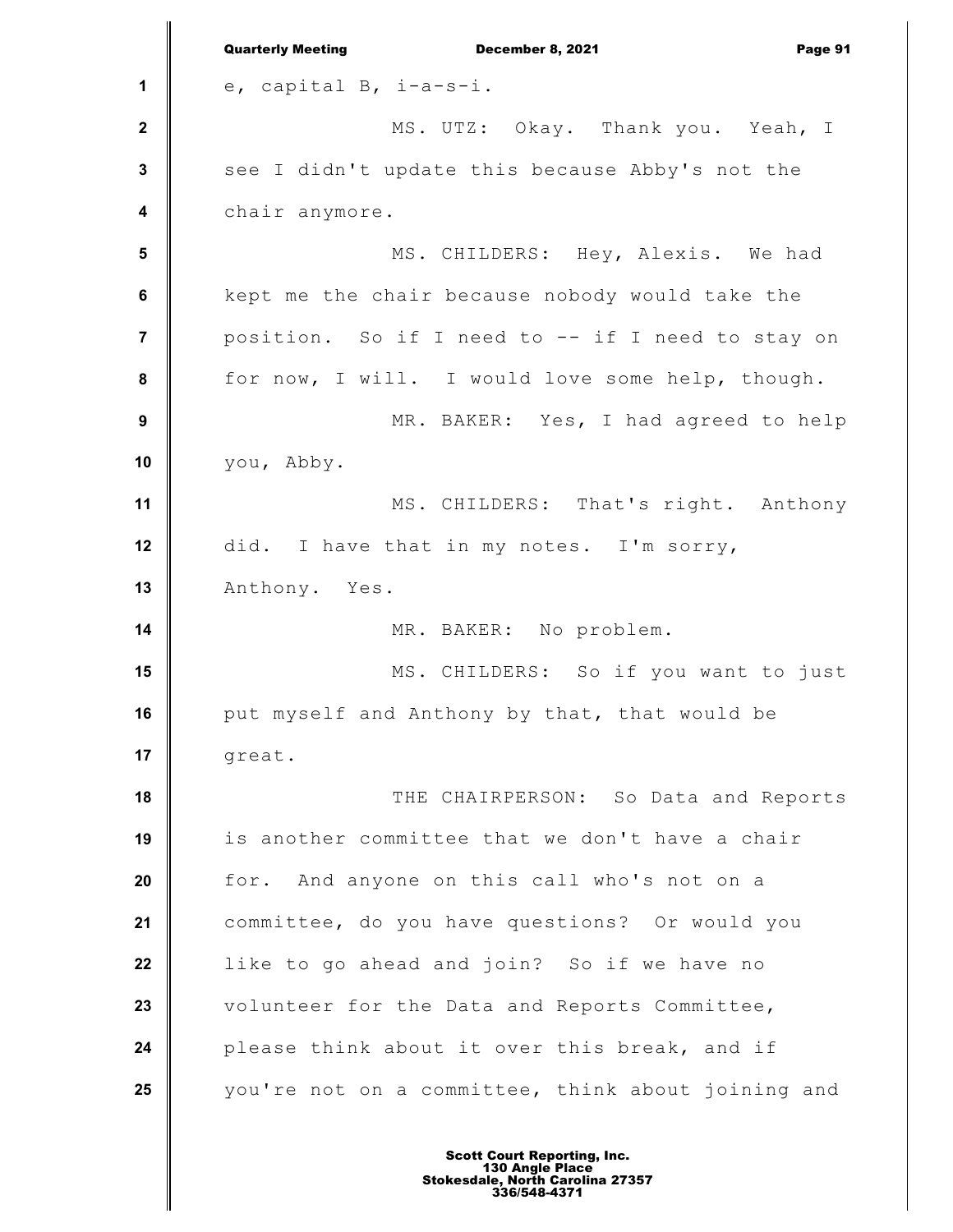e, capital B, i-a-s-i.

MS. UTZ: Okay. Thank you. Yeah, I see I didn't update this because Abby's not the chair anymore.

MS. CHILDERS: Hey, Alexis. We had kept me the chair because nobody would take the position. So if I need to -- if I need to stay on for now, I will. I would love some help, though.

MR. BAKER: Yes, I had agreed to help you, Abby.

MS. CHILDERS: That's right. Anthony did. I have that in my notes. I'm sorry, Anthony. Yes.

MR. BAKER: No problem.

MS. CHILDERS: So if you want to just put myself and Anthony by that, that would be great.

THE CHAIRPERSON: So Data and Reports is another committee that we don't have a chair for. And anyone on this call who's not on a committee, do you have questions? Or would you like to go ahead and join? So if we have no volunteer for the Data and Reports Committee, please think about it over this break, and if you're not on a committee, think about joining and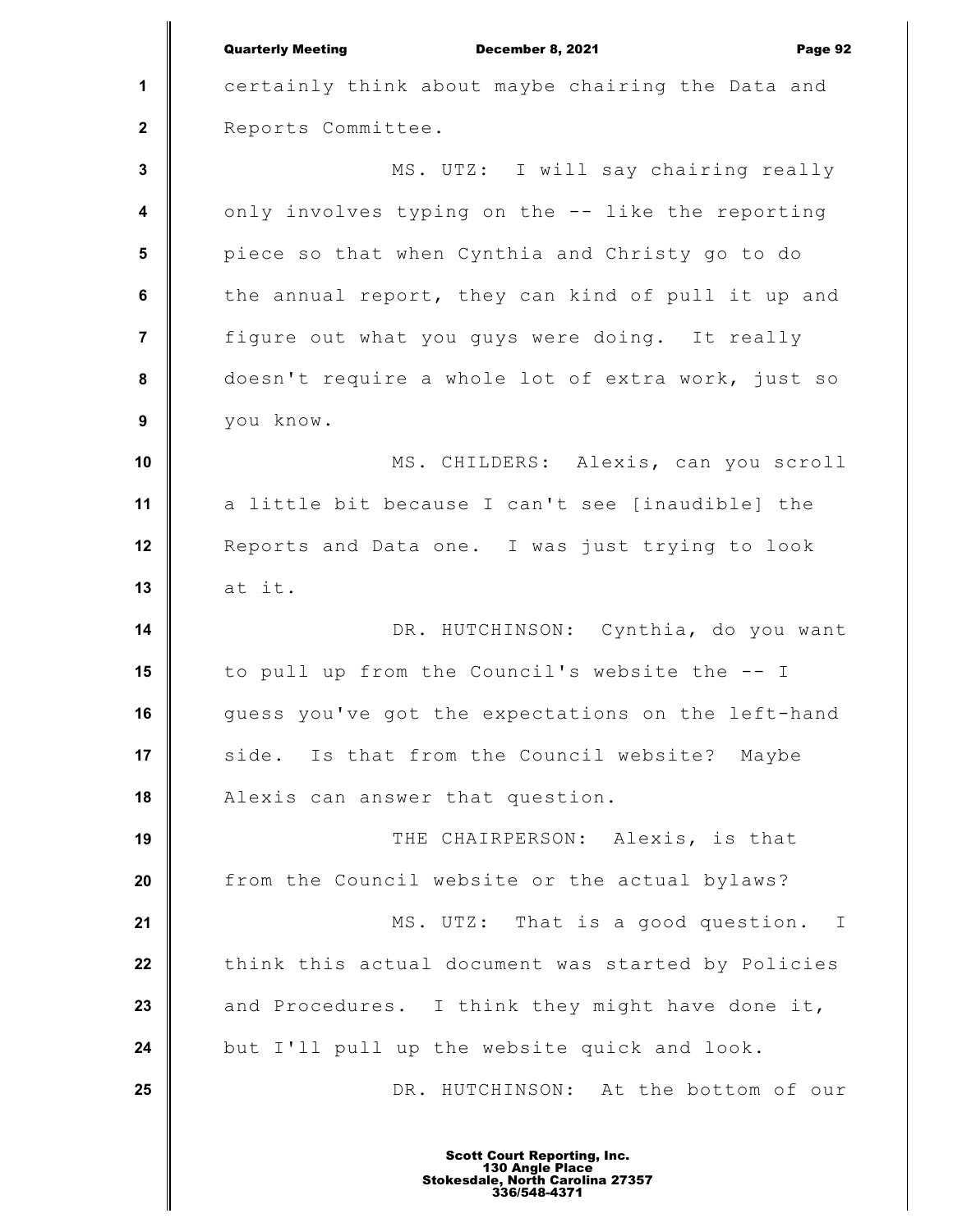certainly think about maybe chairing the Data and Reports Committee.

MS. UTZ: I will say chairing really only involves typing on the -- like the reporting piece so that when Cynthia and Christy go to do the annual report, they can kind of pull it up and figure out what you guys were doing. It really doesn't require a whole lot of extra work, just so you know.

MS. CHILDERS: Alexis, can you scroll a little bit because I can't see [inaudible] the Reports and Data one. I was just trying to look at it.

DR. HUTCHINSON: Cynthia, do you want to pull up from the Council's website the -- I guess you've got the expectations on the left-hand side. Is that from the Council website? Maybe Alexis can answer that question.

THE CHAIRPERSON: Alexis, is that from the Council website or the actual bylaws?

MS. UTZ: That is a good question. I think this actual document was started by Policies and Procedures. I think they might have done it, but I'll pull up the website quick and look.

DR. HUTCHINSON: At the bottom of our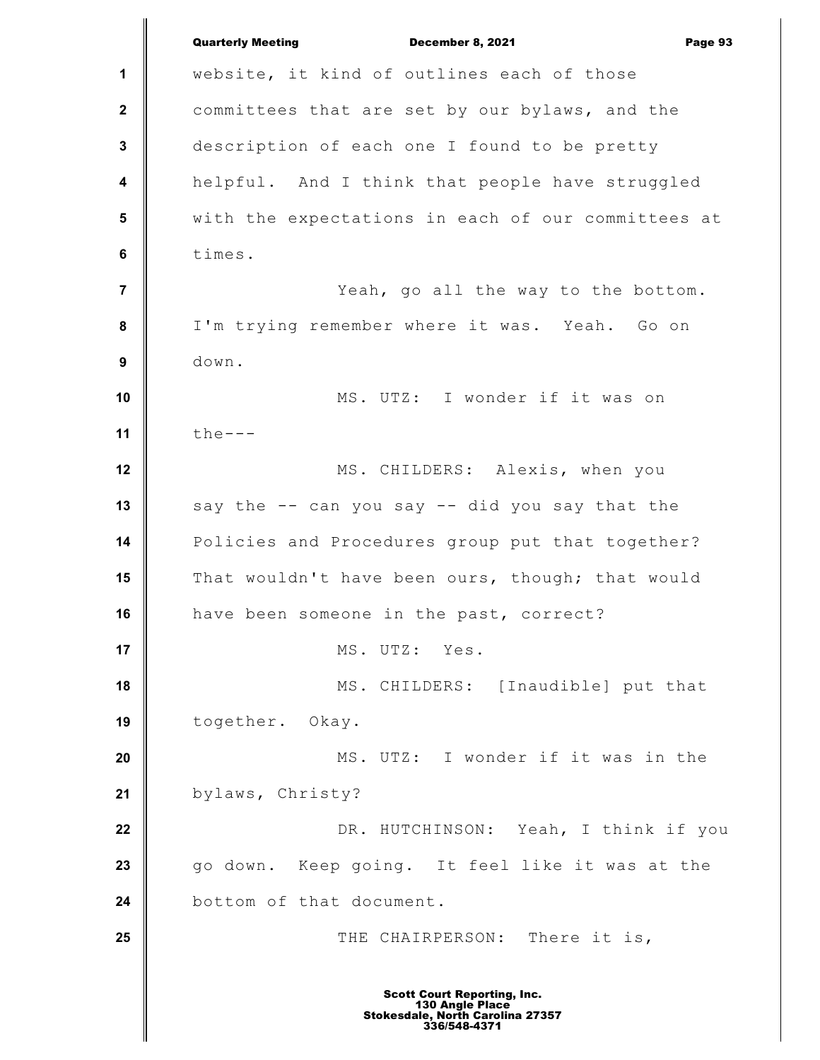website, it kind of outlines each of those committees that are set by our bylaws, and the description of each one I found to be pretty helpful. And I think that people have struggled with the expectations in each of our committees at times.

Yeah, go all the way to the bottom. I'm trying remember where it was. Yeah. Go on down.

MS. UTZ: I wonder if it was on the---

MS. CHILDERS: Alexis, when you say the -- can you say -- did you say that the Policies and Procedures group put that together? That wouldn't have been ours, though; that would have been someone in the past, correct?

MS. UTZ: Yes.

MS. CHILDERS: [Inaudible] put that together. Okay.

MS. UTZ: I wonder if it was in the bylaws, Christy?

DR. HUTCHINSON: Yeah, I think if you go down. Keep going. It feel like it was at the bottom of that document.

THE CHAIRPERSON: There it is,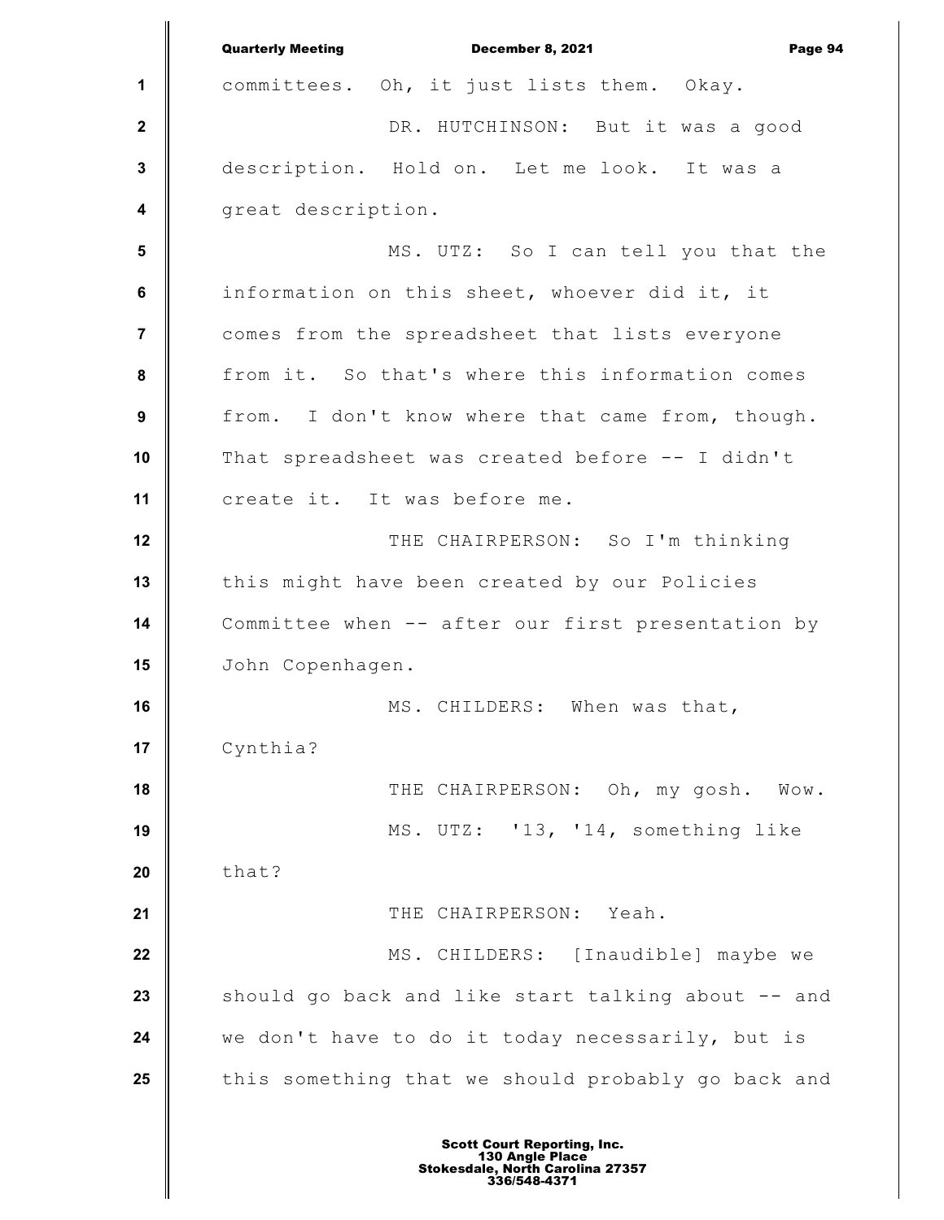committees. Oh, it just lists them. Okay.

DR. HUTCHINSON: But it was a good description. Hold on. Let me look. It was a great description.

MS. UTZ: So I can tell you that the information on this sheet, whoever did it, it comes from the spreadsheet that lists everyone from it. So that's where this information comes from. I don't know where that came from, though. That spreadsheet was created before -- I didn't create it. It was before me.

THE CHAIRPERSON: So I'm thinking this might have been created by our Policies Committee when -- after our first presentation by John Copenhagen.

MS. CHILDERS: When was that, Cynthia?

THE CHAIRPERSON: Oh, my gosh. Wow.

MS. UTZ: '13, '14, something like that?

THE CHAIRPERSON: Yeah.

MS. CHILDERS: [Inaudible] maybe we should go back and like start talking about -- and we don't have to do it today necessarily, but is this something that we should probably go back and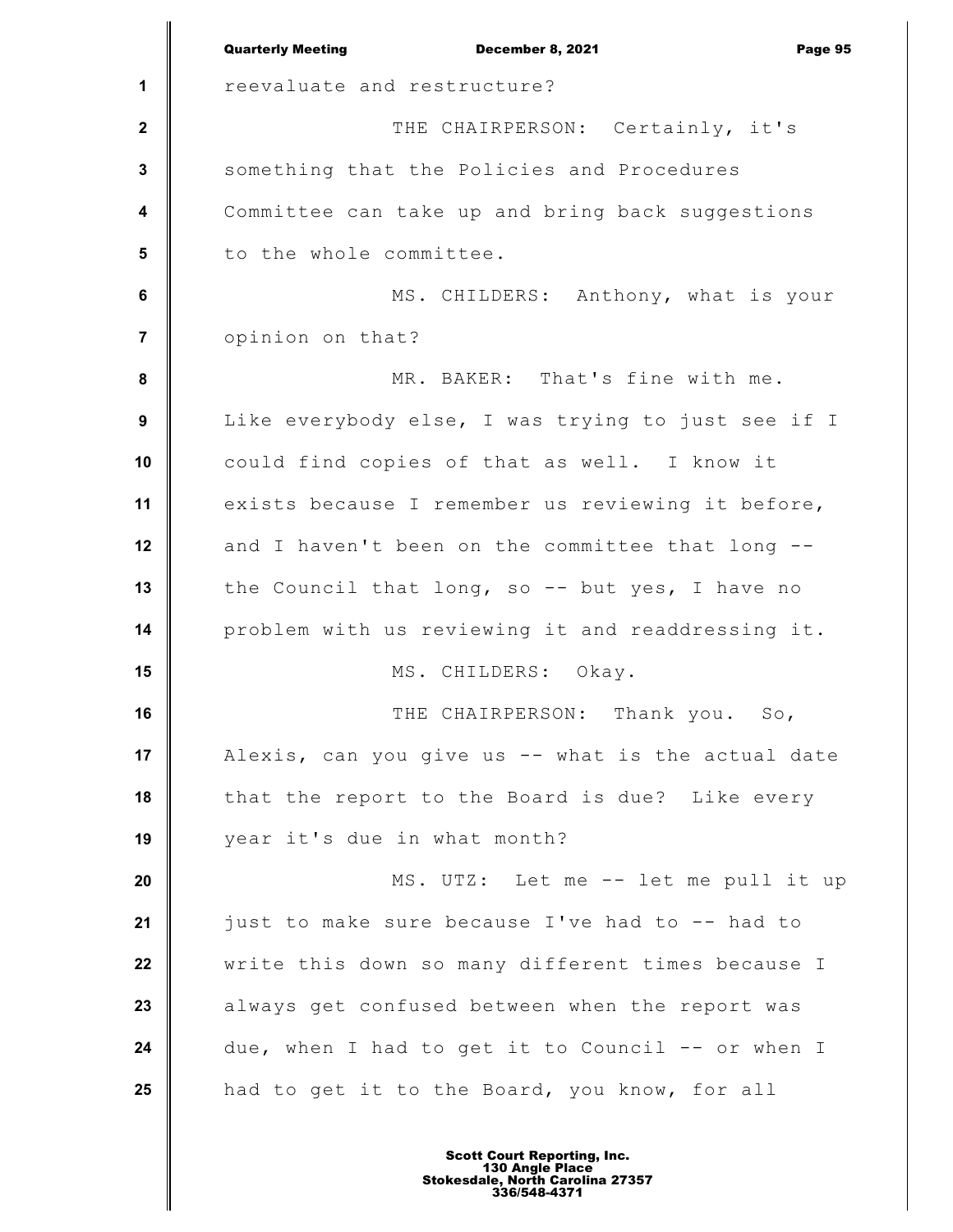reevaluate and restructure?

THE CHAIRPERSON: Certainly, it's something that the Policies and Procedures Committee can take up and bring back suggestions to the whole committee.

MS. CHILDERS: Anthony, what is your opinion on that?

MR. BAKER: That's fine with me. Like everybody else, I was trying to just see if I could find copies of that as well. I know it exists because I remember us reviewing it before, and I haven't been on the committee that long -- the Council that long, so -- but yes, I have no problem with us reviewing it and readdressing it.

MS. CHILDERS: Okay.

THE CHAIRPERSON: Thank you. So, Alexis, can you give us -- what is the actual date that the report to the Board is due? Like every year it's due in what month?

MS. UTZ: Let me -- let me pull it up just to make sure because I've had to -- had to write this down so many different times because I always get confused between when the report was due, when I had to get it to Council -- or when I had to get it to the Board, you know, for all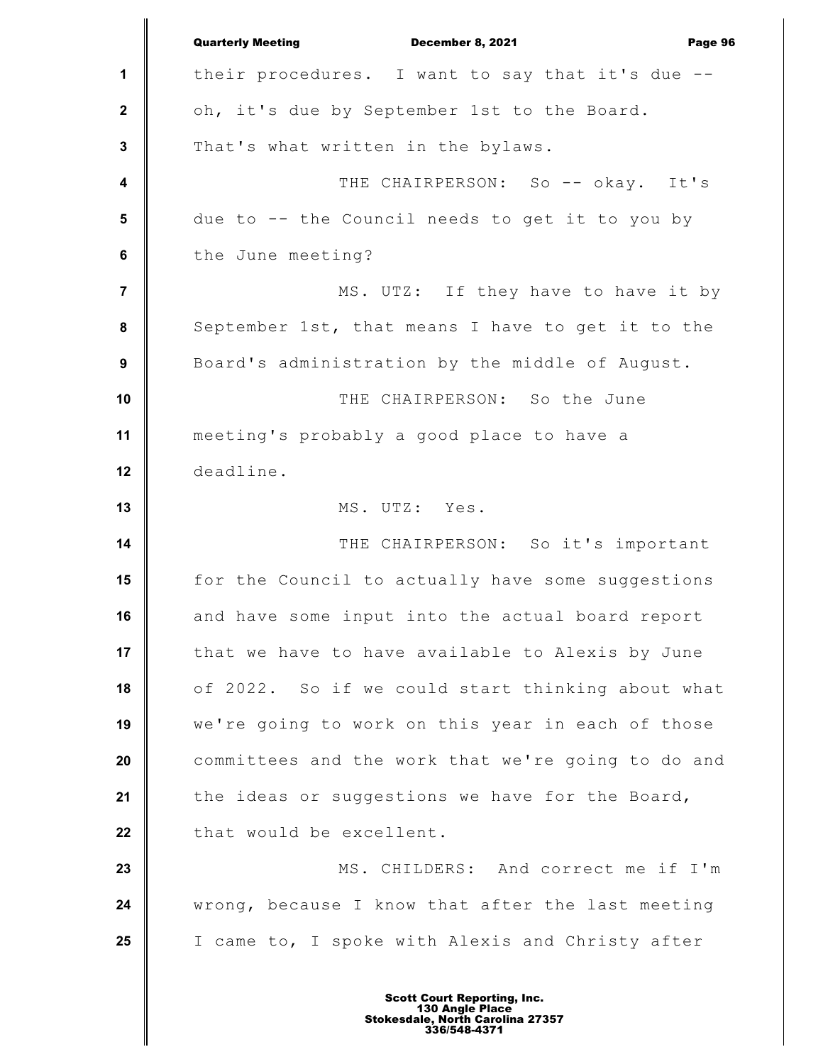their procedures. I want to say that it's due -- oh, it's due by September 1st to the Board. That's what written in the bylaws.

THE CHAIRPERSON: So -- okay. It's due to -- the Council needs to get it to you by the June meeting?

MS. UTZ: If they have to have it by September 1st, that means I have to get it to the Board's administration by the middle of August.

THE CHAIRPERSON: So the June meeting's probably a good place to have a deadline.

MS. UTZ: Yes.

THE CHAIRPERSON: So it's important for the Council to actually have some suggestions and have some input into the actual board report that we have to have available to Alexis by June of 2022. So if we could start thinking about what we're going to work on this year in each of those committees and the work that we're going to do and the ideas or suggestions we have for the Board, that would be excellent.

MS. CHILDERS: And correct me if I'm wrong, because I know that after the last meeting I came to, I spoke with Alexis and Christy after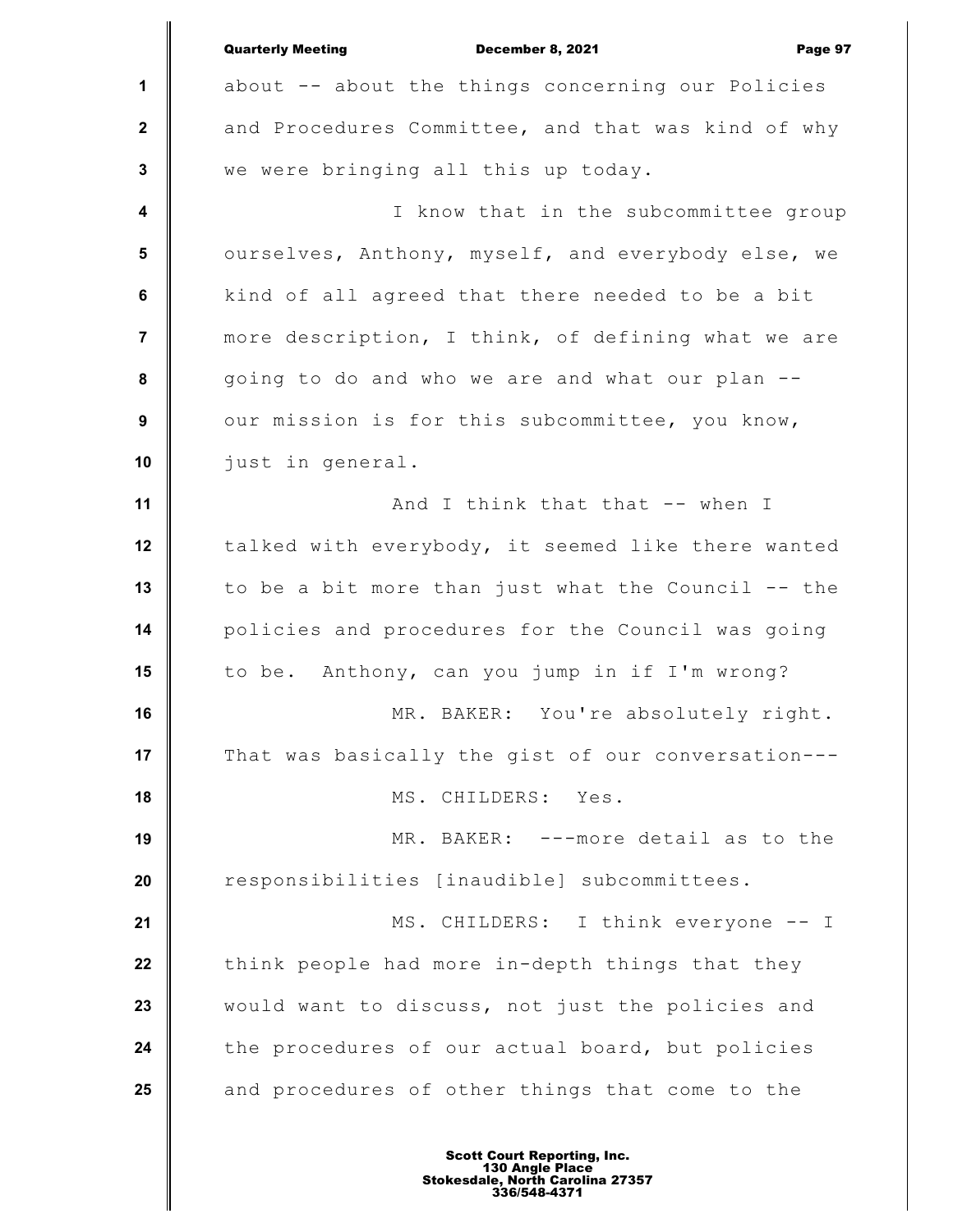about -- about the things concerning our Policies and Procedures Committee, and that was kind of why we were bringing all this up today.

I know that in the subcommittee group ourselves, Anthony, myself, and everybody else, we kind of all agreed that there needed to be a bit more description, I think, of defining what we are going to do and who we are and what our plan -- our mission is for this subcommittee, you know, just in general.

And I think that that -- when I talked with everybody, it seemed like there wanted to be a bit more than just what the Council -- the policies and procedures for the Council was going to be. Anthony, can you jump in if I'm wrong?

MR. BAKER: You're absolutely right. That was basically the gist of our conversation---

MS. CHILDERS: Yes.

MR. BAKER: ---more detail as to the responsibilities [inaudible] subcommittees.

MS. CHILDERS: I think everyone -- I think people had more in-depth things that they would want to discuss, not just the policies and the procedures of our actual board, but policies and procedures of other things that come to the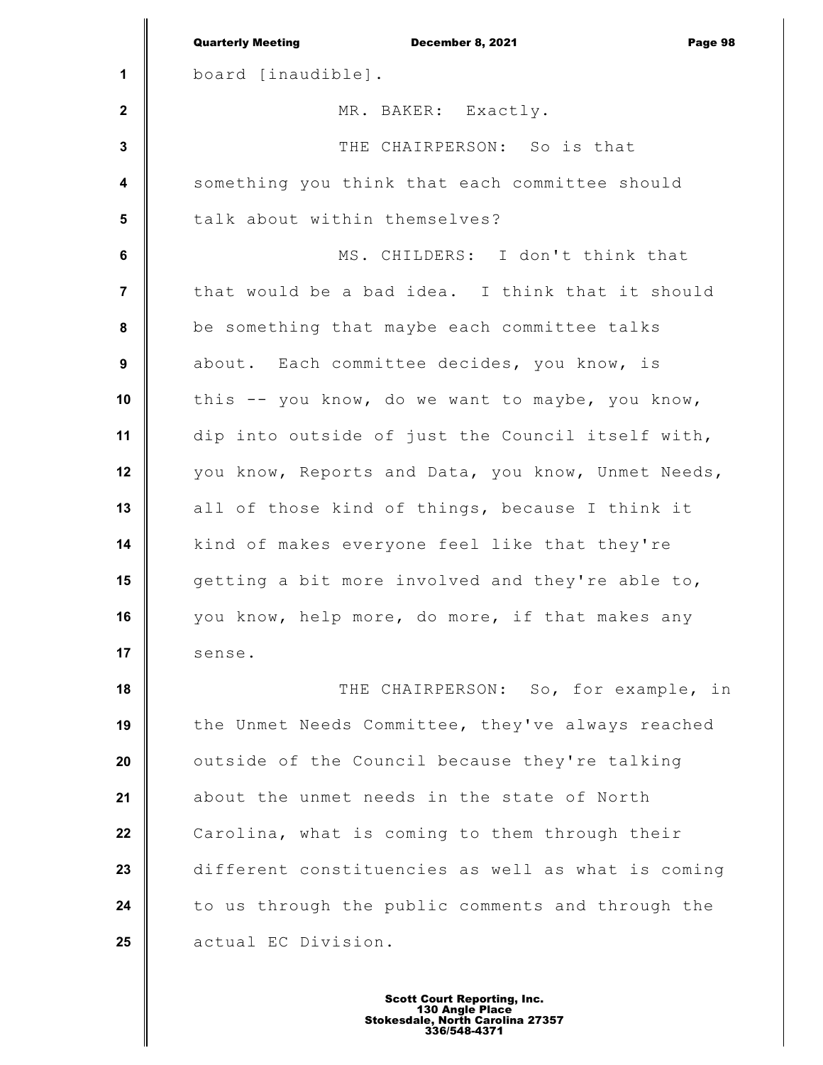board [inaudible].

MR. BAKER: Exactly.

THE CHAIRPERSON: So is that something you think that each committee should talk about within themselves?

MS. CHILDERS: I don't think that that would be a bad idea. I think that it should be something that maybe each committee talks about. Each committee decides, you know, is this -- you know, do we want to maybe, you know, dip into outside of just the Council itself with, you know, Reports and Data, you know, Unmet Needs, all of those kind of things, because I think it kind of makes everyone feel like that they're getting a bit more involved and they're able to, you know, help more, do more, if that makes any sense.

THE CHAIRPERSON: So, for example, in the Unmet Needs Committee, they've always reached outside of the Council because they're talking about the unmet needs in the state of North Carolina, what is coming to them through their different constituencies as well as what is coming to us through the public comments and through the actual EC Division.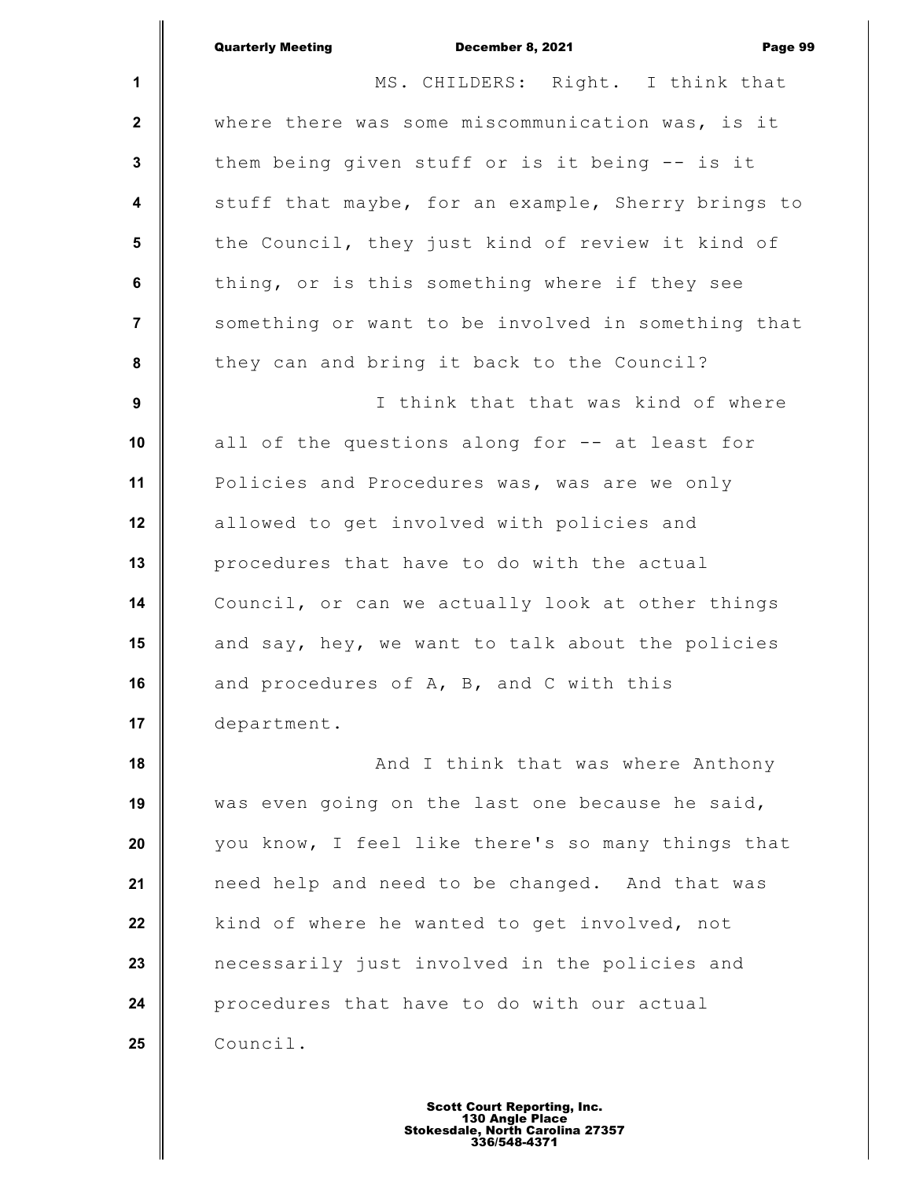MS. CHILDERS: Right. I think that where there was some miscommunication was, is it them being given stuff or is it being -- is it stuff that maybe, for an example, Sherry brings to the Council, they just kind of review it kind of thing, or is this something where if they see something or want to be involved in something that they can and bring it back to the Council?

I think that that was kind of where all of the questions along for -- at least for Policies and Procedures was, was are we only allowed to get involved with policies and procedures that have to do with the actual Council, or can we actually look at other things and say, hey, we want to talk about the policies and procedures of A, B, and C with this department.

And I think that was where Anthony was even going on the last one because he said, you know, I feel like there's so many things that need help and need to be changed. And that was kind of where he wanted to get involved, not necessarily just involved in the policies and procedures that have to do with our actual Council.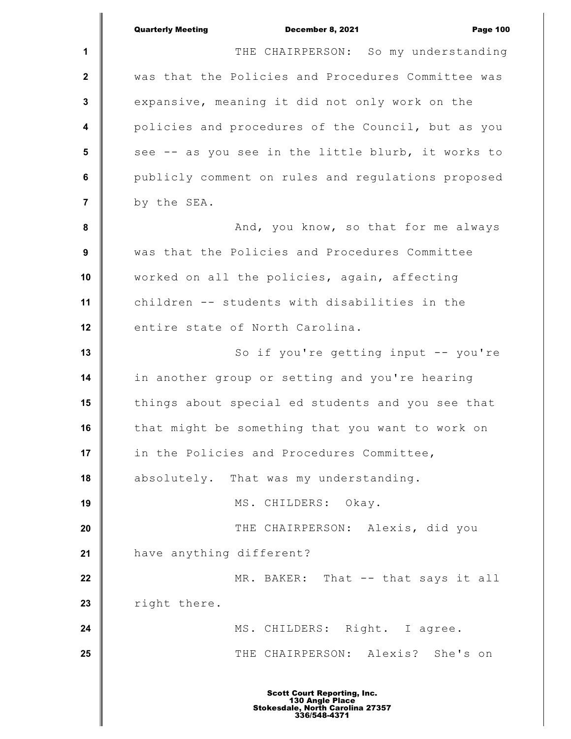THE CHAIRPERSON: So my understanding was that the Policies and Procedures Committee was expansive, meaning it did not only work on the policies and procedures of the Council, but as you see -- as you see in the little blurb, it works to publicly comment on rules and regulations proposed by the SEA.

And, you know, so that for me always was that the Policies and Procedures Committee worked on all the policies, again, affecting children -- students with disabilities in the entire state of North Carolina.

So if you're getting input -- you're in another group or setting and you're hearing things about special ed students and you see that that might be something that you want to work on in the Policies and Procedures Committee, absolutely. That was my understanding.

MS. CHILDERS: Okay.

THE CHAIRPERSON: Alexis, did you have anything different?

MR. BAKER: That -- that says it all right there.

MS. CHILDERS: Right. I agree.

THE CHAIRPERSON: Alexis? She's on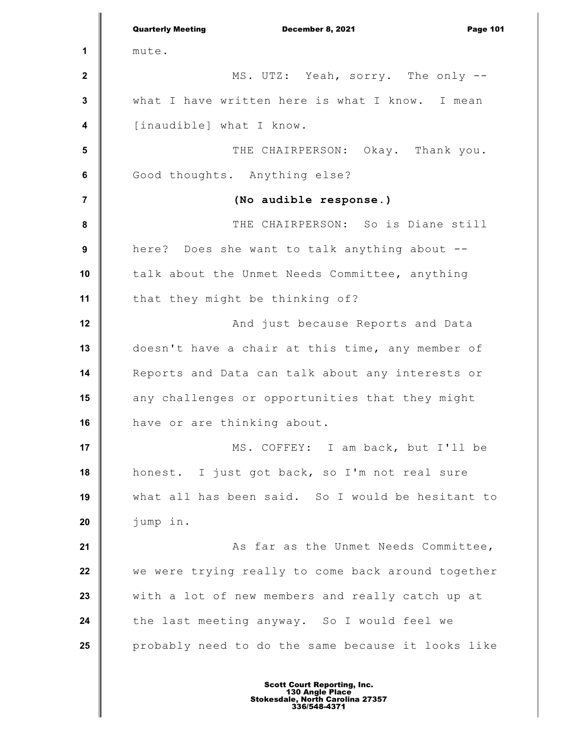mute.

MS. UTZ: Yeah, sorry. The only -- what I have written here is what I know. I mean [inaudible] what I know.

THE CHAIRPERSON: Okay. Thank you. Good thoughts. Anything else?

**(No audible response.)**

THE CHAIRPERSON: So is Diane still here? Does she want to talk anything about -- talk about the Unmet Needs Committee, anything that they might be thinking of?

And just because Reports and Data doesn't have a chair at this time, any member of Reports and Data can talk about any interests or any challenges or opportunities that they might have or are thinking about.

MS. COFFEY: I am back, but I'll be honest. I just got back, so I'm not real sure what all has been said. So I would be hesitant to jump in.

As far as the Unmet Needs Committee, we were trying really to come back around together with a lot of new members and really catch up at the last meeting anyway. So I would feel we probably need to do the same because it looks like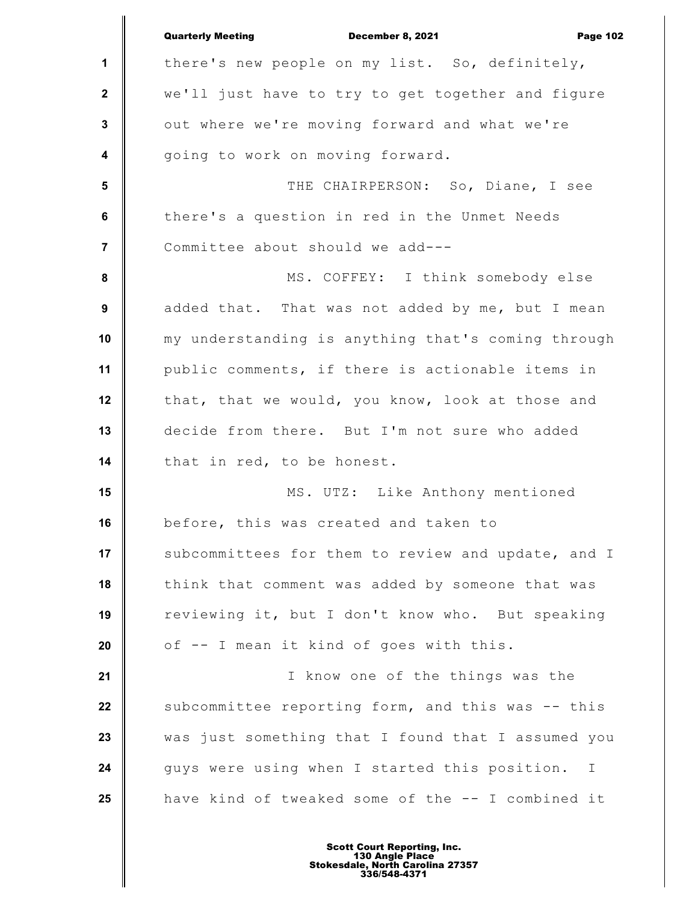there's new people on my list. So, definitely, we'll just have to try to get together and figure out where we're moving forward and what we're going to work on moving forward.

THE CHAIRPERSON: So, Diane, I see there's a question in red in the Unmet Needs Committee about should we add---

MS. COFFEY: I think somebody else added that. That was not added by me, but I mean my understanding is anything that's coming through public comments, if there is actionable items in that, that we would, you know, look at those and decide from there. But I'm not sure who added that in red, to be honest.

MS. UTZ: Like Anthony mentioned before, this was created and taken to subcommittees for them to review and update, and I think that comment was added by someone that was reviewing it, but I don't know who. But speaking of -- I mean it kind of goes with this.

I know one of the things was the subcommittee reporting form, and this was -- this was just something that I found that I assumed you guys were using when I started this position. I have kind of tweaked some of the -- I combined it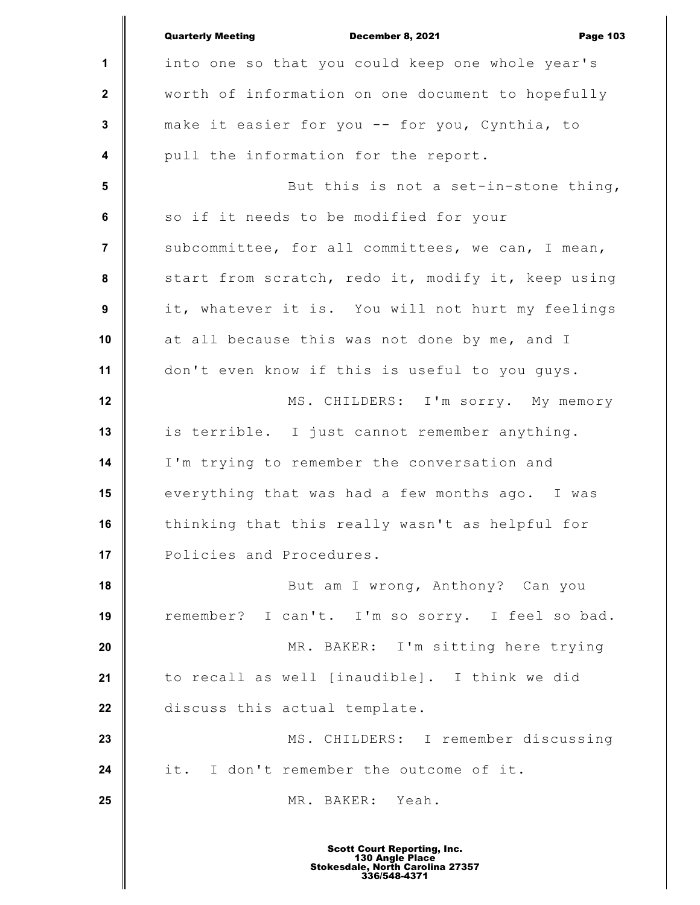into one so that you could keep one whole year's worth of information on one document to hopefully make it easier for you -- for you, Cynthia, to pull the information for the report.

But this is not a set-in-stone thing, so if it needs to be modified for your subcommittee, for all committees, we can, I mean, start from scratch, redo it, modify it, keep using it, whatever it is. You will not hurt my feelings at all because this was not done by me, and I don't even know if this is useful to you guys.

MS. CHILDERS: I'm sorry. My memory is terrible. I just cannot remember anything. I'm trying to remember the conversation and everything that was had a few months ago. I was thinking that this really wasn't as helpful for Policies and Procedures.

But am I wrong, Anthony? Can you remember? I can't. I'm so sorry. I feel so bad.

MR. BAKER: I'm sitting here trying to recall as well [inaudible]. I think we did discuss this actual template.

MS. CHILDERS: I remember discussing it. I don't remember the outcome of it.

MR. BAKER: Yeah.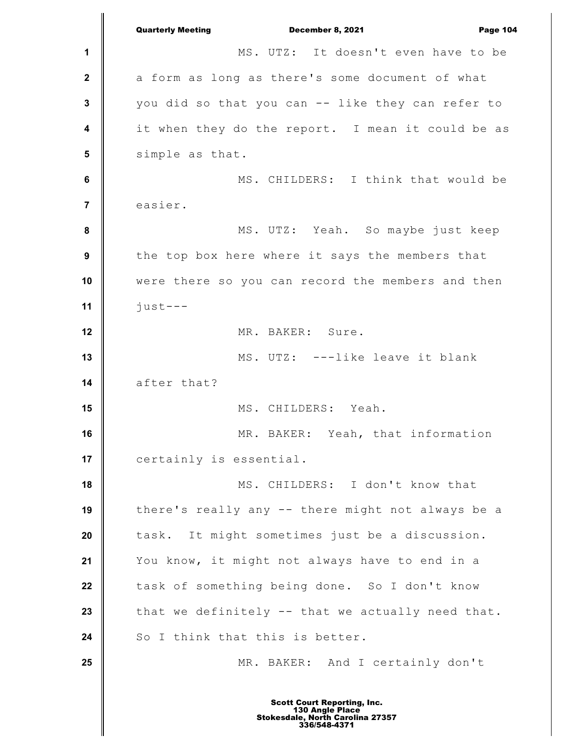MS. UTZ: It doesn't even have to be a form as long as there's some document of what you did so that you can -- like they can refer to it when they do the report. I mean it could be as simple as that.

MS. CHILDERS: I think that would be easier.

MS. UTZ: Yeah. So maybe just keep the top box here where it says the members that were there so you can record the members and then just---

MR. BAKER: Sure.

MS. UTZ: ---like leave it blank after that?

MS. CHILDERS: Yeah.

MR. BAKER: Yeah, that information certainly is essential.

MS. CHILDERS: I don't know that there's really any -- there might not always be a task. It might sometimes just be a discussion. You know, it might not always have to end in a task of something being done. So I don't know that we definitely -- that we actually need that. So I think that this is better.

MR. BAKER: And I certainly don't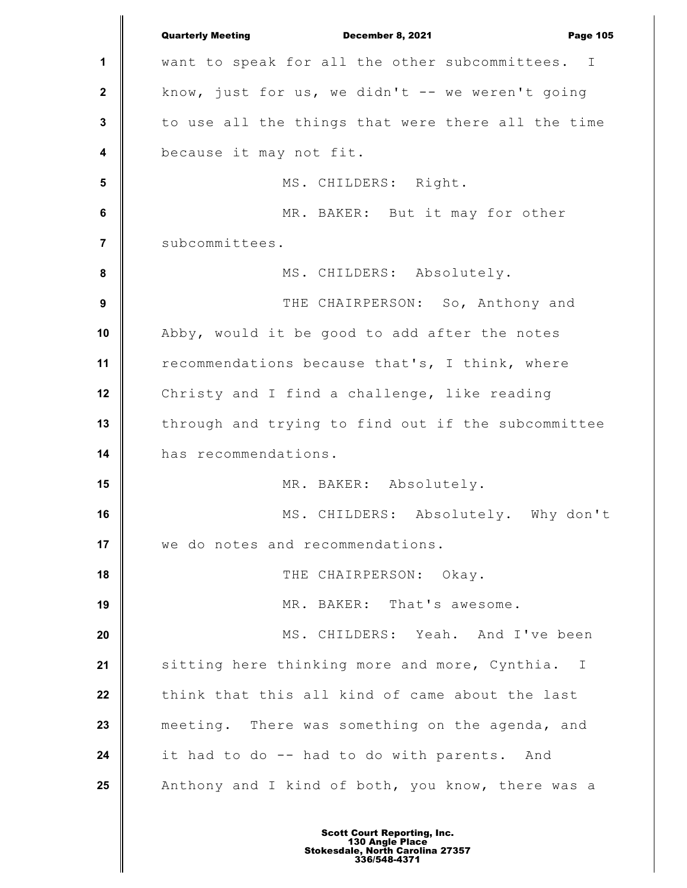want to speak for all the other subcommittees. I know, just for us, we didn't -- we weren't going to use all the things that were there all the time because it may not fit.

MS. CHILDERS: Right.

MR. BAKER: But it may for other subcommittees.

MS. CHILDERS: Absolutely.

THE CHAIRPERSON: So, Anthony and Abby, would it be good to add after the notes recommendations because that's, I think, where Christy and I find a challenge, like reading through and trying to find out if the subcommittee has recommendations.

MR. BAKER: Absolutely.

MS. CHILDERS: Absolutely. Why don't we do notes and recommendations.

THE CHAIRPERSON: Okay.

MR. BAKER: That's awesome.

MS. CHILDERS: Yeah. And I've been sitting here thinking more and more, Cynthia. I think that this all kind of came about the last meeting. There was something on the agenda, and it had to do -- had to do with parents. And Anthony and I kind of both, you know, there was a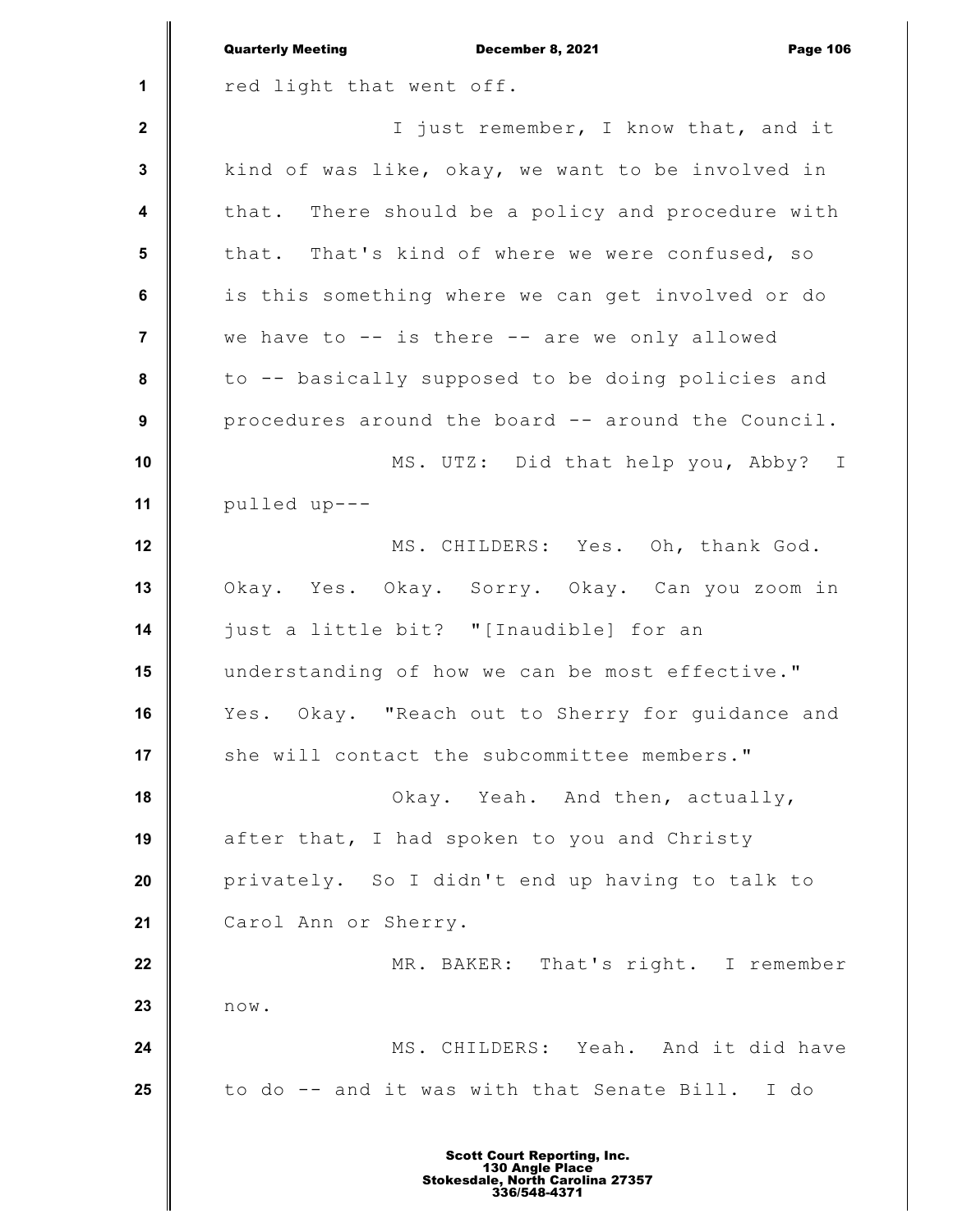red light that went off.

I just remember, I know that, and it kind of was like, okay, we want to be involved in that. There should be a policy and procedure with that. That's kind of where we were confused, so is this something where we can get involved or do we have to -- is there -- are we only allowed to -- basically supposed to be doing policies and procedures around the board -- around the Council.

MS. UTZ: Did that help you, Abby? I pulled up---

MS. CHILDERS: Yes. Oh, thank God. Okay. Yes. Okay. Sorry. Okay. Can you zoom in just a little bit? "[Inaudible] for an understanding of how we can be most effective." Yes. Okay. "Reach out to Sherry for guidance and she will contact the subcommittee members."

Okay. Yeah. And then, actually, after that, I had spoken to you and Christy privately. So I didn't end up having to talk to Carol Ann or Sherry.

MR. BAKER: That's right. I remember now.

MS. CHILDERS: Yeah. And it did have to do -- and it was with that Senate Bill. I do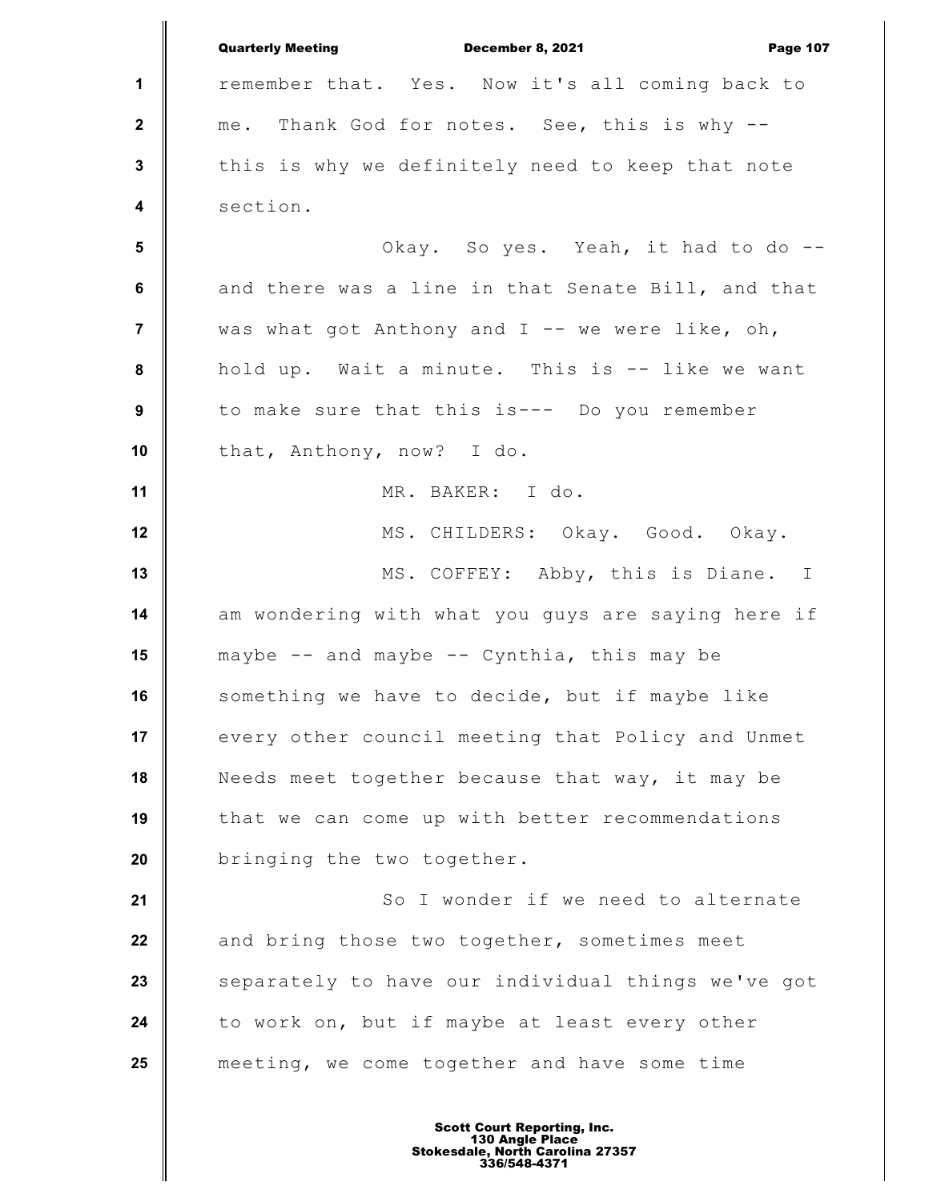remember that. Yes. Now it's all coming back to me. Thank God for notes. See, this is why -- this is why we definitely need to keep that note section.

Okay. So yes. Yeah, it had to do -- and there was a line in that Senate Bill, and that was what got Anthony and I -- we were like, oh, hold up. Wait a minute. This is -- like we want to make sure that this is--- Do you remember that, Anthony, now? I do.

MR. BAKER: I do.

MS. CHILDERS: Okay. Good. Okay.

MS. COFFEY: Abby, this is Diane. I am wondering with what you guys are saying here if maybe -- and maybe -- Cynthia, this may be something we have to decide, but if maybe like every other council meeting that Policy and Unmet Needs meet together because that way, it may be that we can come up with better recommendations bringing the two together.

So I wonder if we need to alternate and bring those two together, sometimes meet separately to have our individual things we've got to work on, but if maybe at least every other meeting, we come together and have some time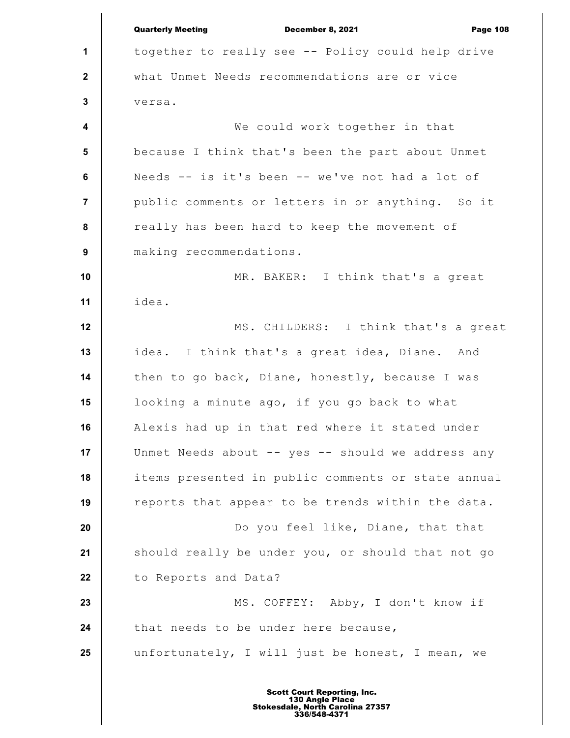together to really see -- Policy could help drive what Unmet Needs recommendations are or vice versa.

We could work together in that because I think that's been the part about Unmet Needs -- is it's been -- we've not had a lot of public comments or letters in or anything. So it really has been hard to keep the movement of making recommendations.

MR. BAKER: I think that's a great idea.

MS. CHILDERS: I think that's a great idea. I think that's a great idea, Diane. And then to go back, Diane, honestly, because I was looking a minute ago, if you go back to what Alexis had up in that red where it stated under Unmet Needs about -- yes -- should we address any items presented in public comments or state annual reports that appear to be trends within the data.

Do you feel like, Diane, that that should really be under you, or should that not go to Reports and Data?

MS. COFFEY: Abby, I don't know if that needs to be under here because, unfortunately, I will just be honest, I mean, we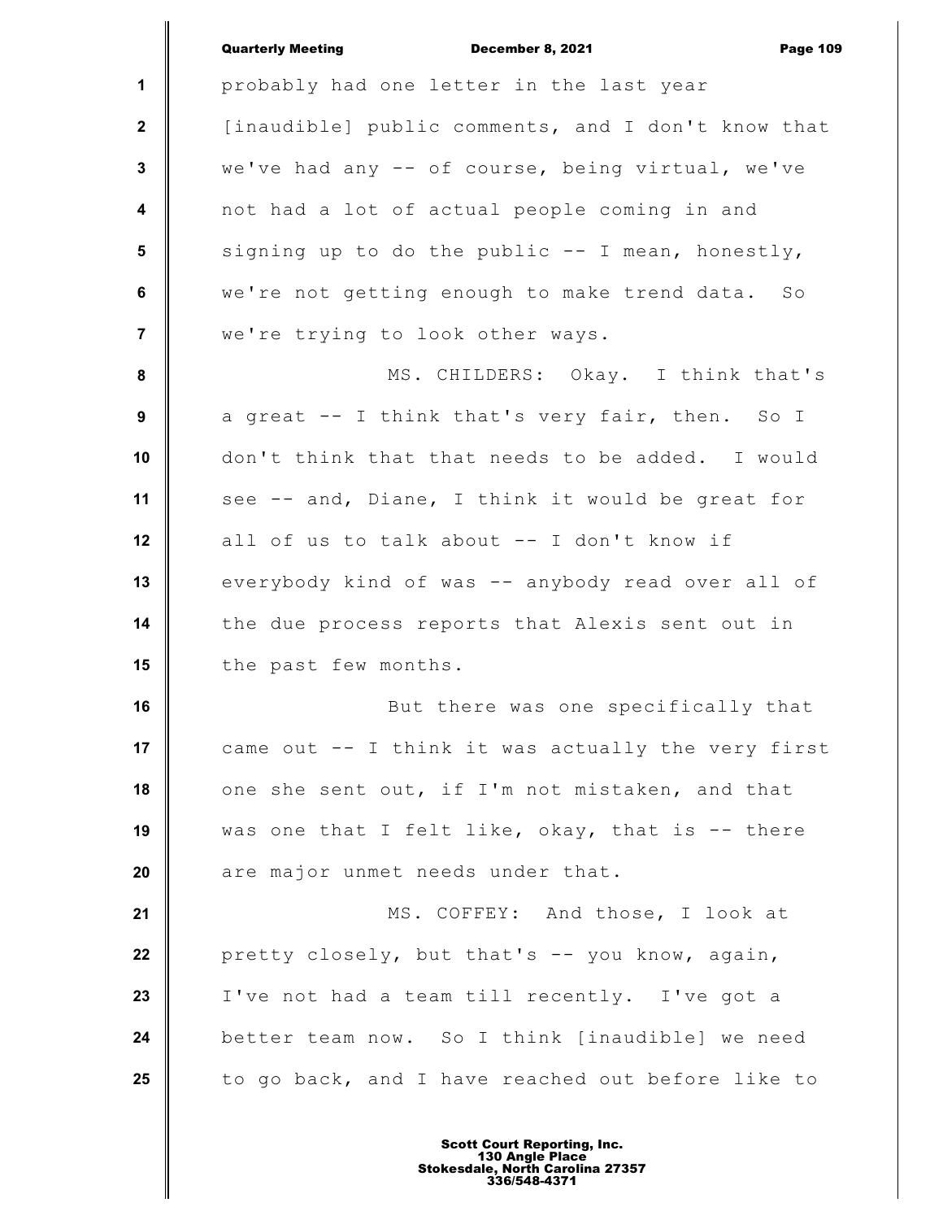probably had one letter in the last year [inaudible] public comments, and I don't know that we've had any -- of course, being virtual, we've not had a lot of actual people coming in and signing up to do the public -- I mean, honestly, we're not getting enough to make trend data. So we're trying to look other ways.

MS. CHILDERS: Okay. I think that's a great -- I think that's very fair, then. So I don't think that that needs to be added. I would see -- and, Diane, I think it would be great for all of us to talk about -- I don't know if everybody kind of was -- anybody read over all of the due process reports that Alexis sent out in the past few months.

But there was one specifically that came out -- I think it was actually the very first one she sent out, if I'm not mistaken, and that was one that I felt like, okay, that is -- there are major unmet needs under that.

MS. COFFEY: And those, I look at pretty closely, but that's -- you know, again, I've not had a team till recently. I've got a better team now. So I think [inaudible] we need to go back, and I have reached out before like to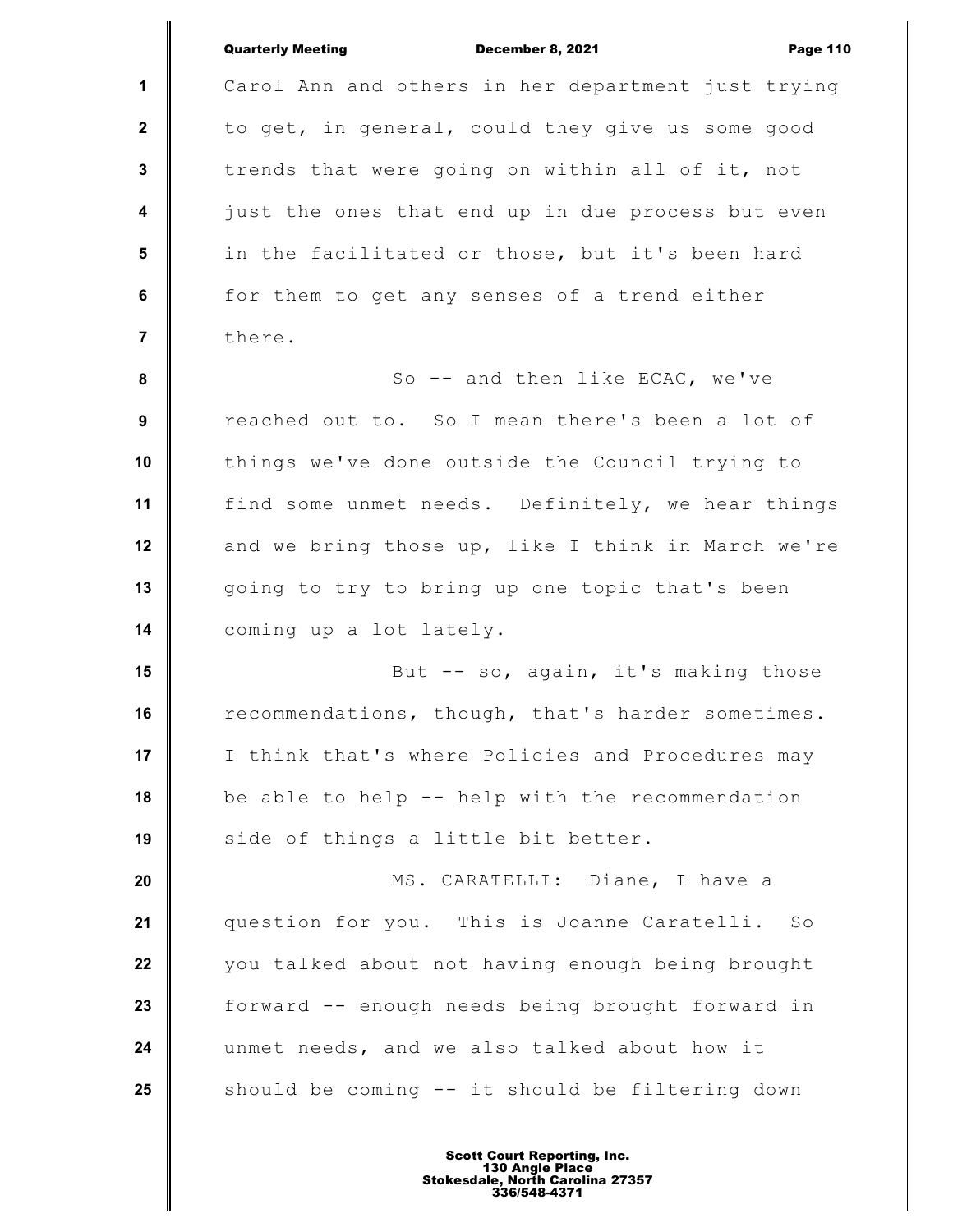Carol Ann and others in her department just trying to get, in general, could they give us some good trends that were going on within all of it, not just the ones that end up in due process but even in the facilitated or those, but it's been hard for them to get any senses of a trend either there.

So -- and then like ECAC, we've reached out to. So I mean there's been a lot of things we've done outside the Council trying to find some unmet needs. Definitely, we hear things and we bring those up, like I think in March we're going to try to bring up one topic that's been coming up a lot lately.

But -- so, again, it's making those recommendations, though, that's harder sometimes. I think that's where Policies and Procedures may be able to help -- help with the recommendation side of things a little bit better.

MS. CARATELLI: Diane, I have a question for you. This is Joanne Caratelli. So you talked about not having enough being brought forward -- enough needs being brought forward in unmet needs, and we also talked about how it should be coming -- it should be filtering down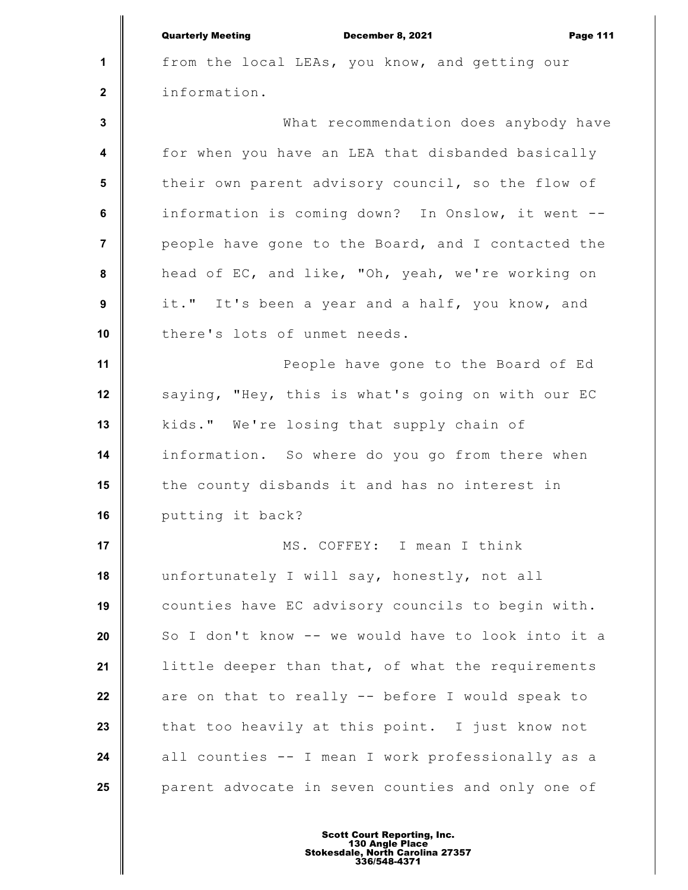from the local LEAs, you know, and getting our information.

What recommendation does anybody have for when you have an LEA that disbanded basically their own parent advisory council, so the flow of information is coming down? In Onslow, it went -- people have gone to the Board, and I contacted the head of EC, and like, "Oh, yeah, we're working on it." It's been a year and a half, you know, and there's lots of unmet needs.

People have gone to the Board of Ed saying, "Hey, this is what's going on with our EC kids." We're losing that supply chain of information. So where do you go from there when the county disbands it and has no interest in putting it back?

MS. COFFEY: I mean I think unfortunately I will say, honestly, not all counties have EC advisory councils to begin with. So I don't know -- we would have to look into it a little deeper than that, of what the requirements are on that to really -- before I would speak to that too heavily at this point. I just know not all counties -- I mean I work professionally as a parent advocate in seven counties and only one of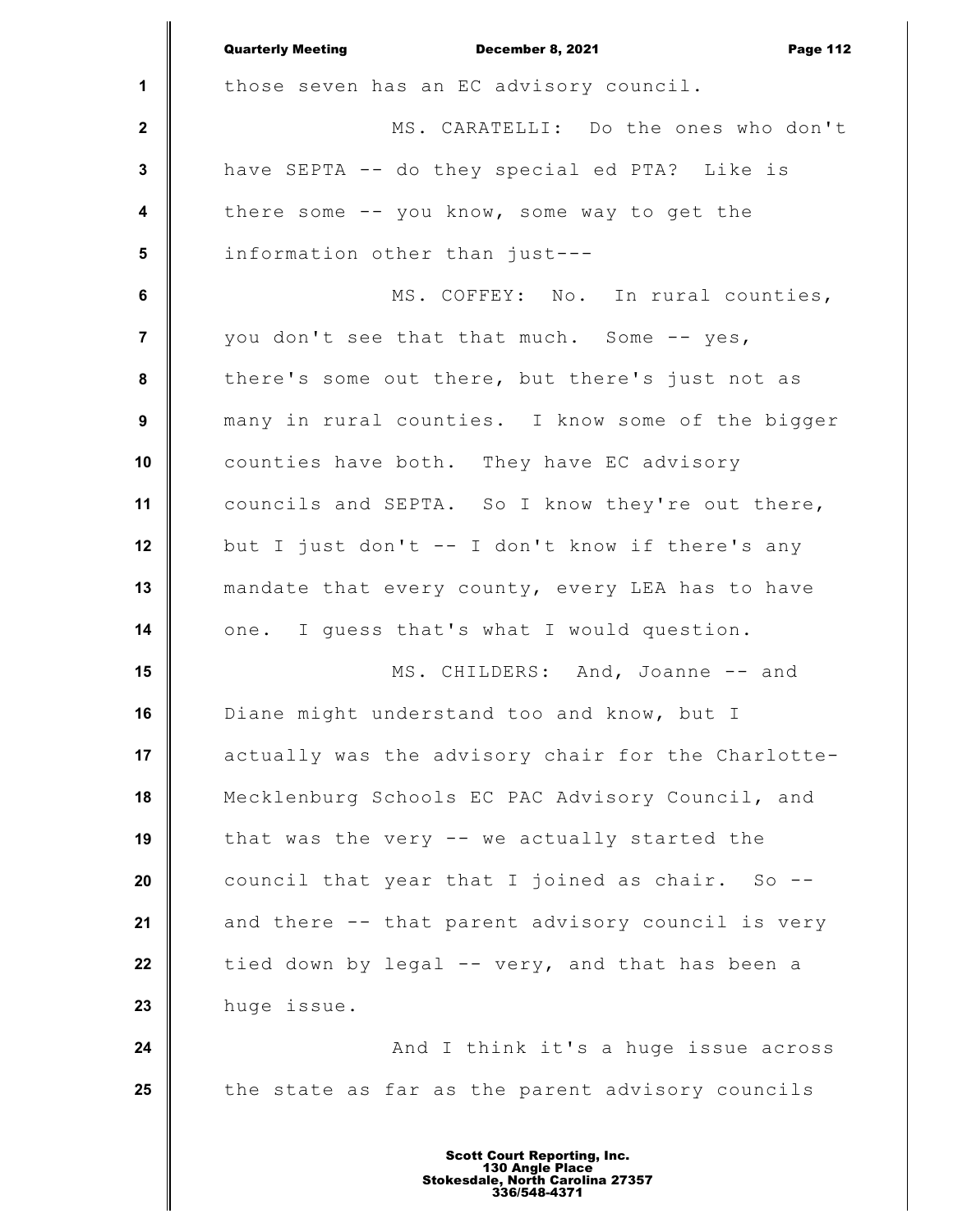those seven has an EC advisory council.

MS. CARATELLI: Do the ones who don't have SEPTA -- do they special ed PTA? Like is there some -- you know, some way to get the information other than just---

MS. COFFEY: No. In rural counties, you don't see that that much. Some -- yes, there's some out there, but there's just not as many in rural counties. I know some of the bigger counties have both. They have EC advisory councils and SEPTA. So I know they're out there, but I just don't -- I don't know if there's any mandate that every county, every LEA has to have one. I guess that's what I would question.

MS. CHILDERS: And, Joanne -- and Diane might understand too and know, but I actually was the advisory chair for the Charlotte-Mecklenburg Schools EC PAC Advisory Council, and that was the very -- we actually started the council that year that I joined as chair. So -- and there -- that parent advisory council is very tied down by legal -- very, and that has been a huge issue.

And I think it's a huge issue across the state as far as the parent advisory councils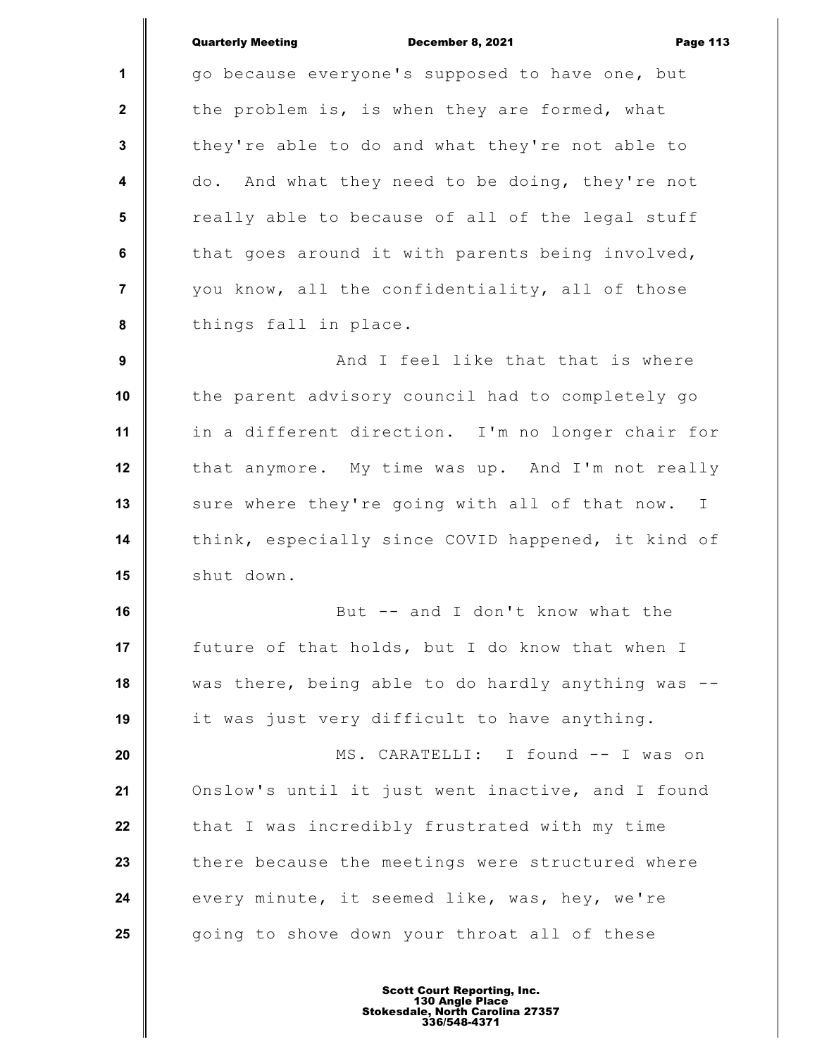go because everyone's supposed to have one, but the problem is, is when they are formed, what they're able to do and what they're not able to do. And what they need to be doing, they're not really able to because of all of the legal stuff that goes around it with parents being involved, you know, all the confidentiality, all of those things fall in place.

And I feel like that that is where the parent advisory council had to completely go in a different direction. I'm no longer chair for that anymore. My time was up. And I'm not really sure where they're going with all of that now. I think, especially since COVID happened, it kind of shut down.

But -- and I don't know what the future of that holds, but I do know that when I was there, being able to do hardly anything was -- it was just very difficult to have anything.

MS. CARATELLI: I found -- I was on Onslow's until it just went inactive, and I found that I was incredibly frustrated with my time there because the meetings were structured where every minute, it seemed like, was, hey, we're going to shove down your throat all of these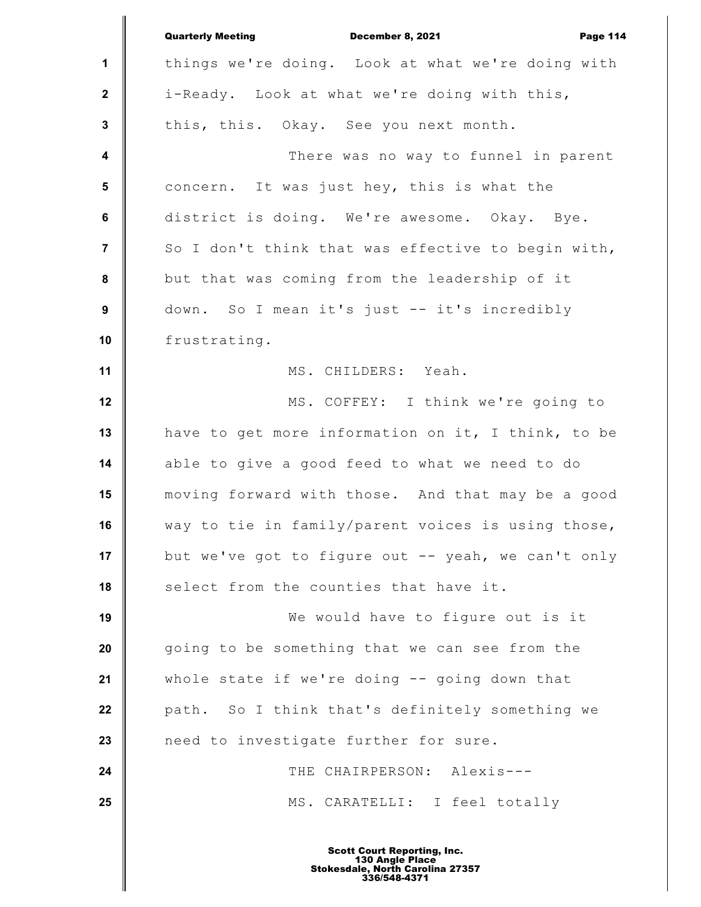things we're doing. Look at what we're doing with i-Ready. Look at what we're doing with this, this, this. Okay. See you next month.

There was no way to funnel in parent concern. It was just hey, this is what the district is doing. We're awesome. Okay. Bye. So I don't think that was effective to begin with, but that was coming from the leadership of it down. So I mean it's just -- it's incredibly frustrating.

MS. CHILDERS: Yeah.

MS. COFFEY: I think we're going to have to get more information on it, I think, to be able to give a good feed to what we need to do moving forward with those. And that may be a good way to tie in family/parent voices is using those, but we've got to figure out -- yeah, we can't only select from the counties that have it.

We would have to figure out is it going to be something that we can see from the whole state if we're doing -- going down that path. So I think that's definitely something we need to investigate further for sure.

THE CHAIRPERSON: Alexis---

MS. CARATELLI: I feel totally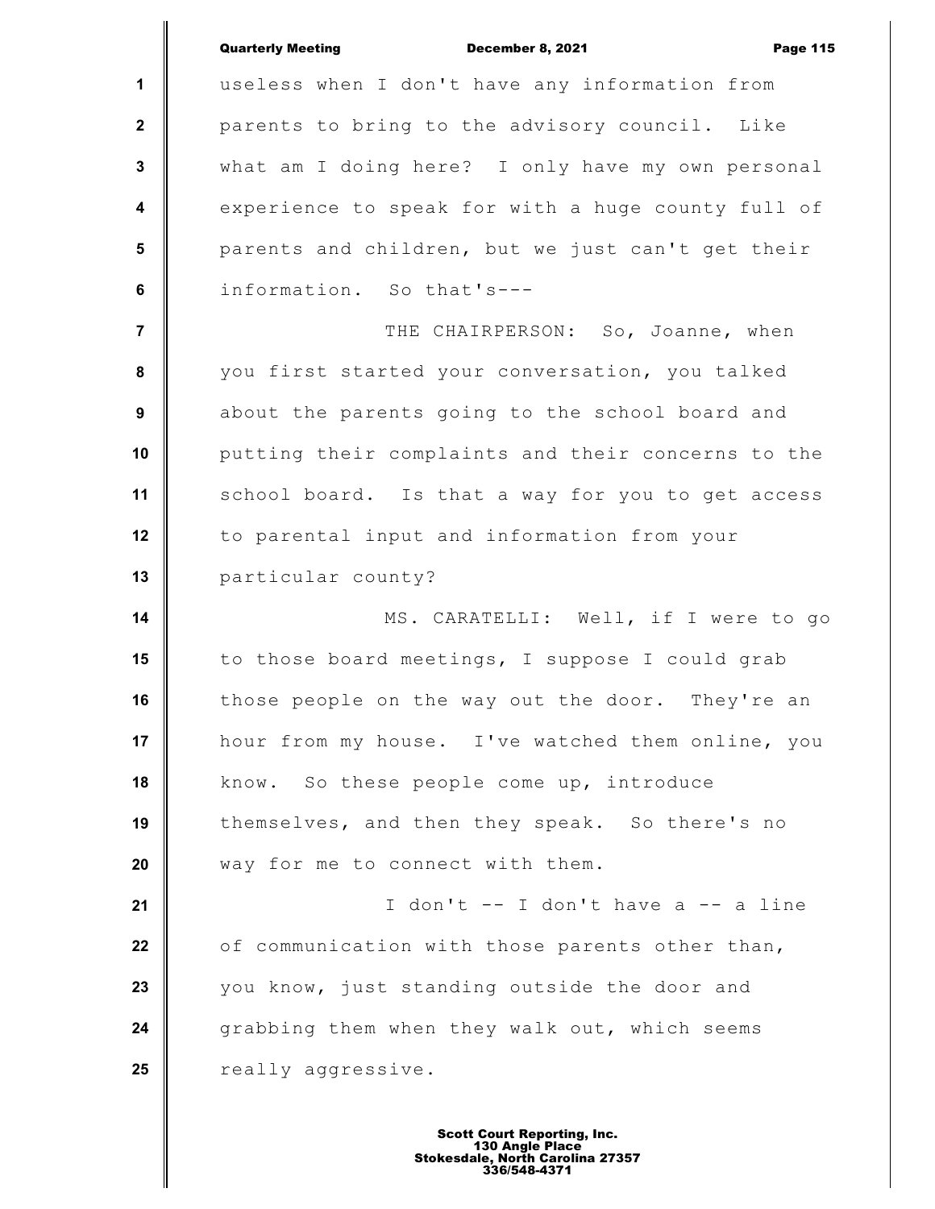useless when I don't have any information from parents to bring to the advisory council. Like what am I doing here? I only have my own personal experience to speak for with a huge county full of parents and children, but we just can't get their information. So that's---

THE CHAIRPERSON: So, Joanne, when you first started your conversation, you talked about the parents going to the school board and putting their complaints and their concerns to the school board. Is that a way for you to get access to parental input and information from your particular county?

MS. CARATELLI: Well, if I were to go to those board meetings, I suppose I could grab those people on the way out the door. They're an hour from my house. I've watched them online, you know. So these people come up, introduce themselves, and then they speak. So there's no way for me to connect with them.

I don't -- I don't have a -- a line of communication with those parents other than, you know, just standing outside the door and grabbing them when they walk out, which seems really aggressive.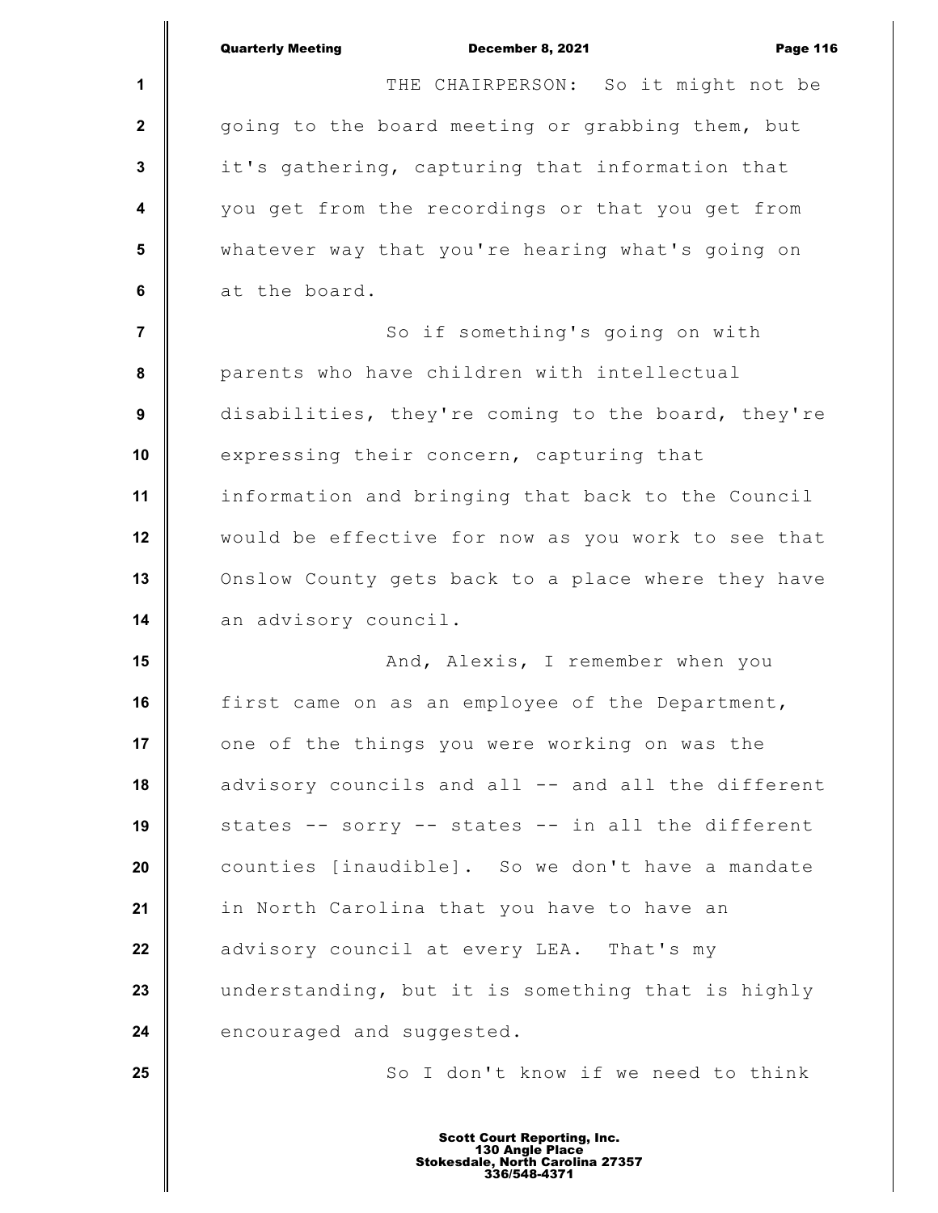THE CHAIRPERSON: So it might not be going to the board meeting or grabbing them, but it's gathering, capturing that information that you get from the recordings or that you get from whatever way that you're hearing what's going on at the board.

So if something's going on with parents who have children with intellectual disabilities, they're coming to the board, they're expressing their concern, capturing that information and bringing that back to the Council would be effective for now as you work to see that Onslow County gets back to a place where they have an advisory council.

And, Alexis, I remember when you first came on as an employee of the Department, one of the things you were working on was the advisory councils and all -- and all the different states -- sorry -- states -- in all the different counties [inaudible]. So we don't have a mandate in North Carolina that you have to have an advisory council at every LEA. That's my understanding, but it is something that is highly encouraged and suggested.

So I don't know if we need to think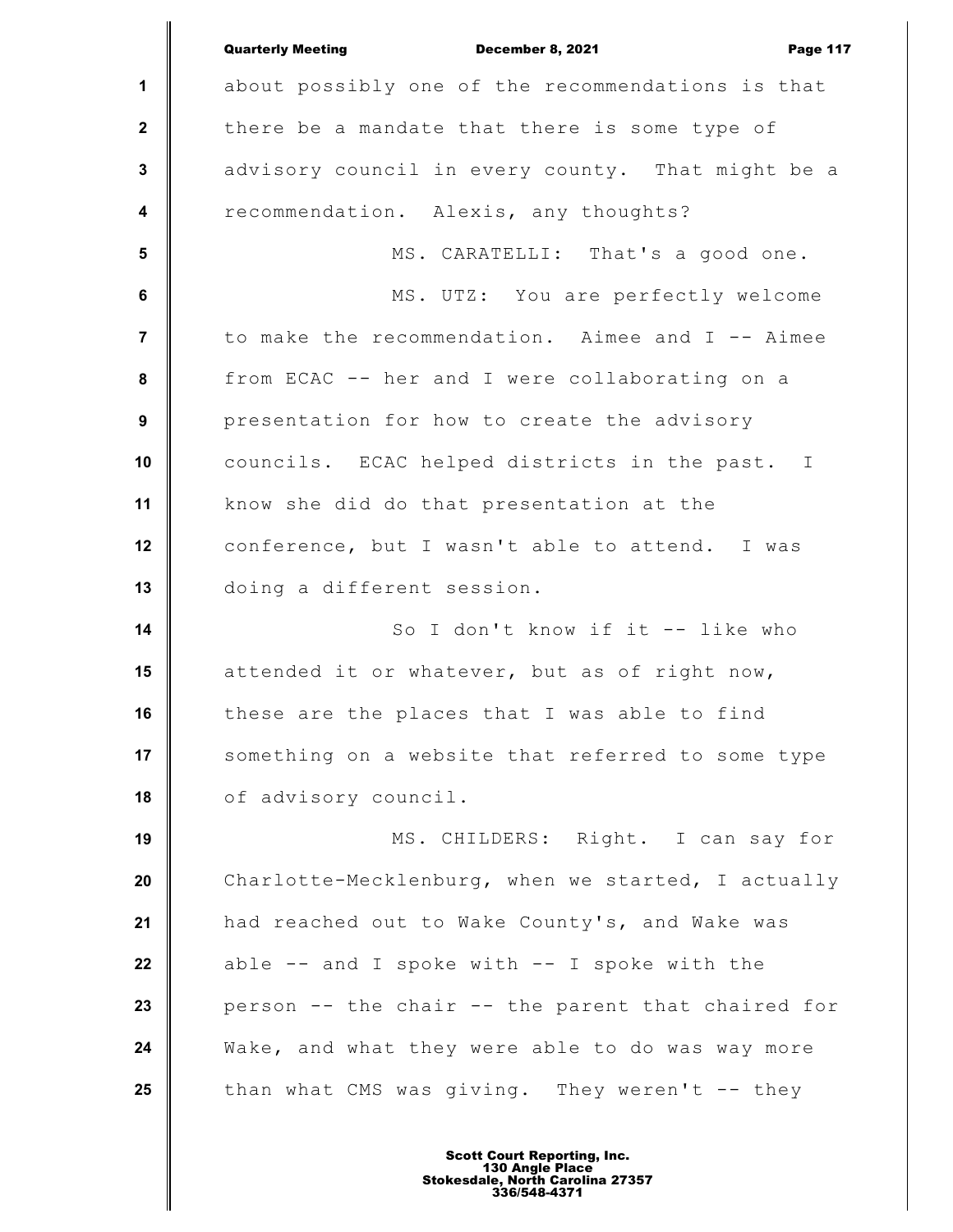about possibly one of the recommendations is that there be a mandate that there is some type of advisory council in every county. That might be a recommendation. Alexis, any thoughts?

MS. CARATELLI: That's a good one.

MS. UTZ: You are perfectly welcome to make the recommendation. Aimee and I -- Aimee from ECAC -- her and I were collaborating on a presentation for how to create the advisory councils. ECAC helped districts in the past. I know she did do that presentation at the conference, but I wasn't able to attend. I was doing a different session.

So I don't know if it -- like who attended it or whatever, but as of right now, these are the places that I was able to find something on a website that referred to some type of advisory council.

MS. CHILDERS: Right. I can say for Charlotte-Mecklenburg, when we started, I actually had reached out to Wake County's, and Wake was able -- and I spoke with -- I spoke with the person -- the chair -- the parent that chaired for Wake, and what they were able to do was way more than what CMS was giving. They weren't -- they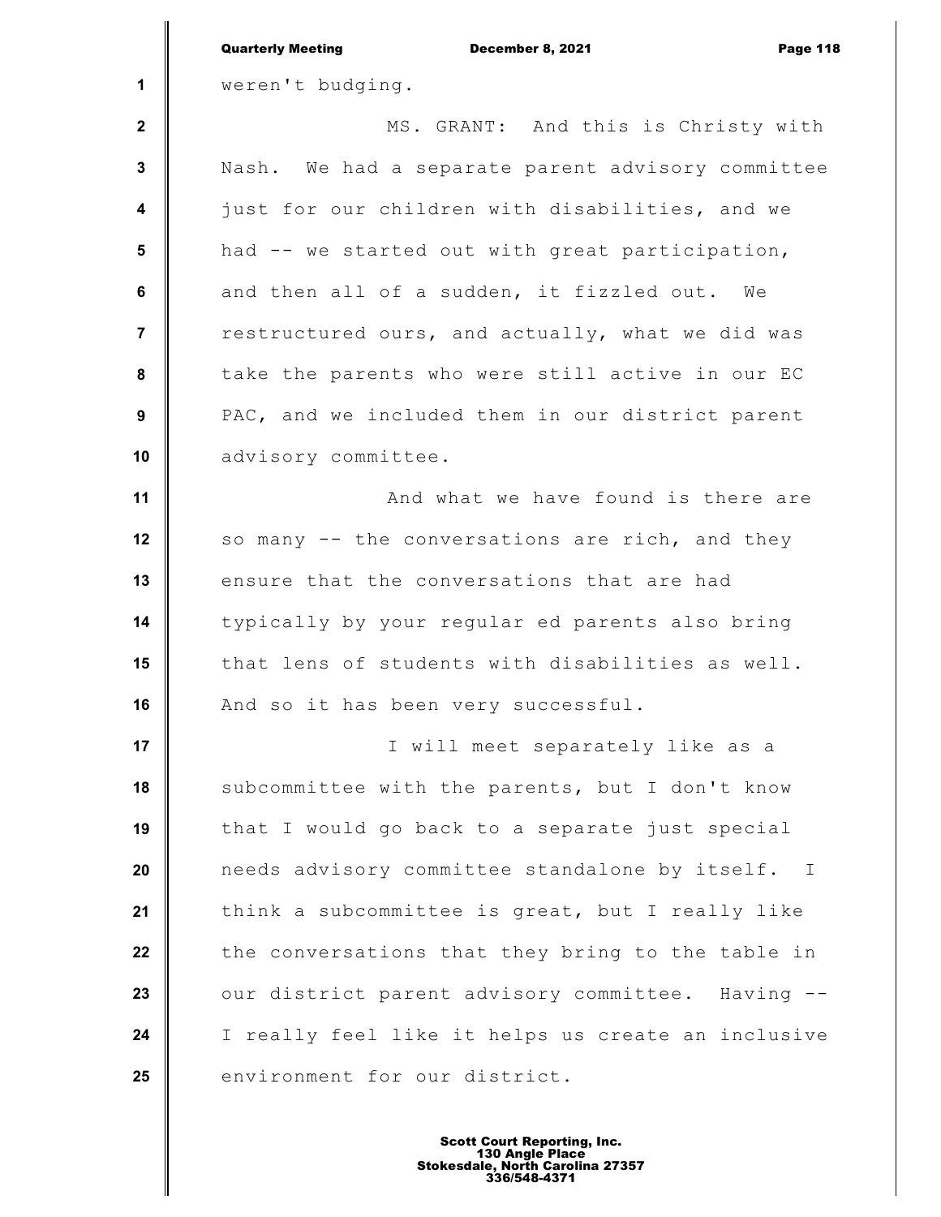weren't budging.

MS. GRANT: And this is Christy with Nash. We had a separate parent advisory committee just for our children with disabilities, and we had -- we started out with great participation, and then all of a sudden, it fizzled out. We restructured ours, and actually, what we did was take the parents who were still active in our EC PAC, and we included them in our district parent advisory committee.

And what we have found is there are so many -- the conversations are rich, and they ensure that the conversations that are had typically by your regular ed parents also bring that lens of students with disabilities as well. And so it has been very successful.

I will meet separately like as a subcommittee with the parents, but I don't know that I would go back to a separate just special needs advisory committee standalone by itself. I think a subcommittee is great, but I really like the conversations that they bring to the table in our district parent advisory committee. Having -- I really feel like it helps us create an inclusive environment for our district.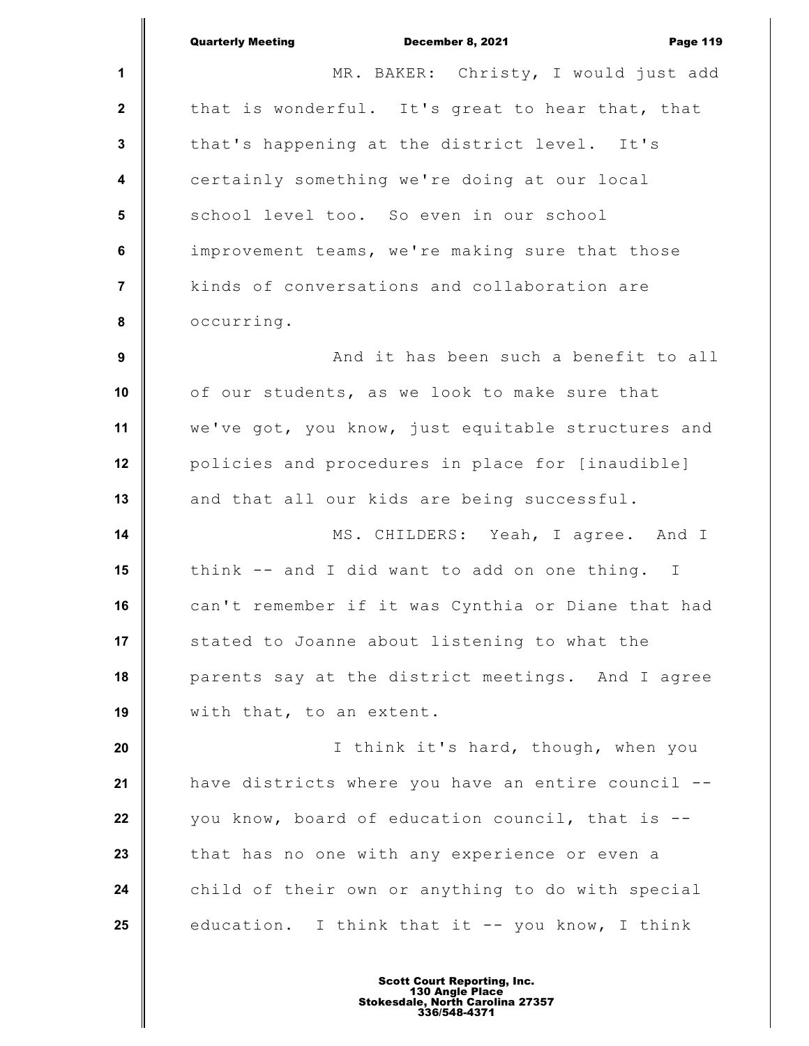MR. BAKER: Christy, I would just add that is wonderful. It's great to hear that, that that's happening at the district level. It's certainly something we're doing at our local school level too. So even in our school improvement teams, we're making sure that those kinds of conversations and collaboration are occurring.

And it has been such a benefit to all of our students, as we look to make sure that we've got, you know, just equitable structures and policies and procedures in place for [inaudible] and that all our kids are being successful.

MS. CHILDERS: Yeah, I agree. And I think -- and I did want to add on one thing. I can't remember if it was Cynthia or Diane that had stated to Joanne about listening to what the parents say at the district meetings. And I agree with that, to an extent.

I think it's hard, though, when you have districts where you have an entire council -- you know, board of education council, that is -- that has no one with any experience or even a child of their own or anything to do with special education. I think that it -- you know, I think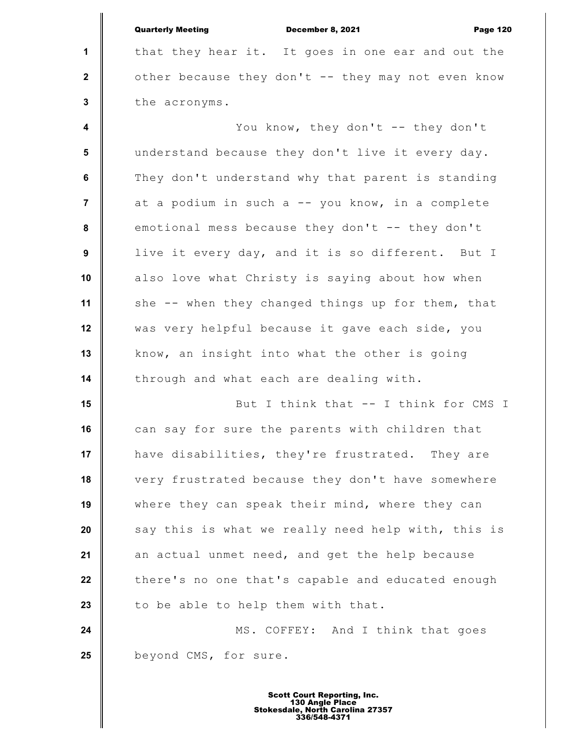that they hear it. It goes in one ear and out the other because they don't -- they may not even know the acronyms.

You know, they don't -- they don't understand because they don't live it every day. They don't understand why that parent is standing at a podium in such a -- you know, in a complete emotional mess because they don't -- they don't live it every day, and it is so different. But I also love what Christy is saying about how when she -- when they changed things up for them, that was very helpful because it gave each side, you know, an insight into what the other is going through and what each are dealing with.

But I think that -- I think for CMS I can say for sure the parents with children that have disabilities, they're frustrated. They are very frustrated because they don't have somewhere where they can speak their mind, where they can say this is what we really need help with, this is an actual unmet need, and get the help because there's no one that's capable and educated enough to be able to help them with that.

MS. COFFEY: And I think that goes beyond CMS, for sure.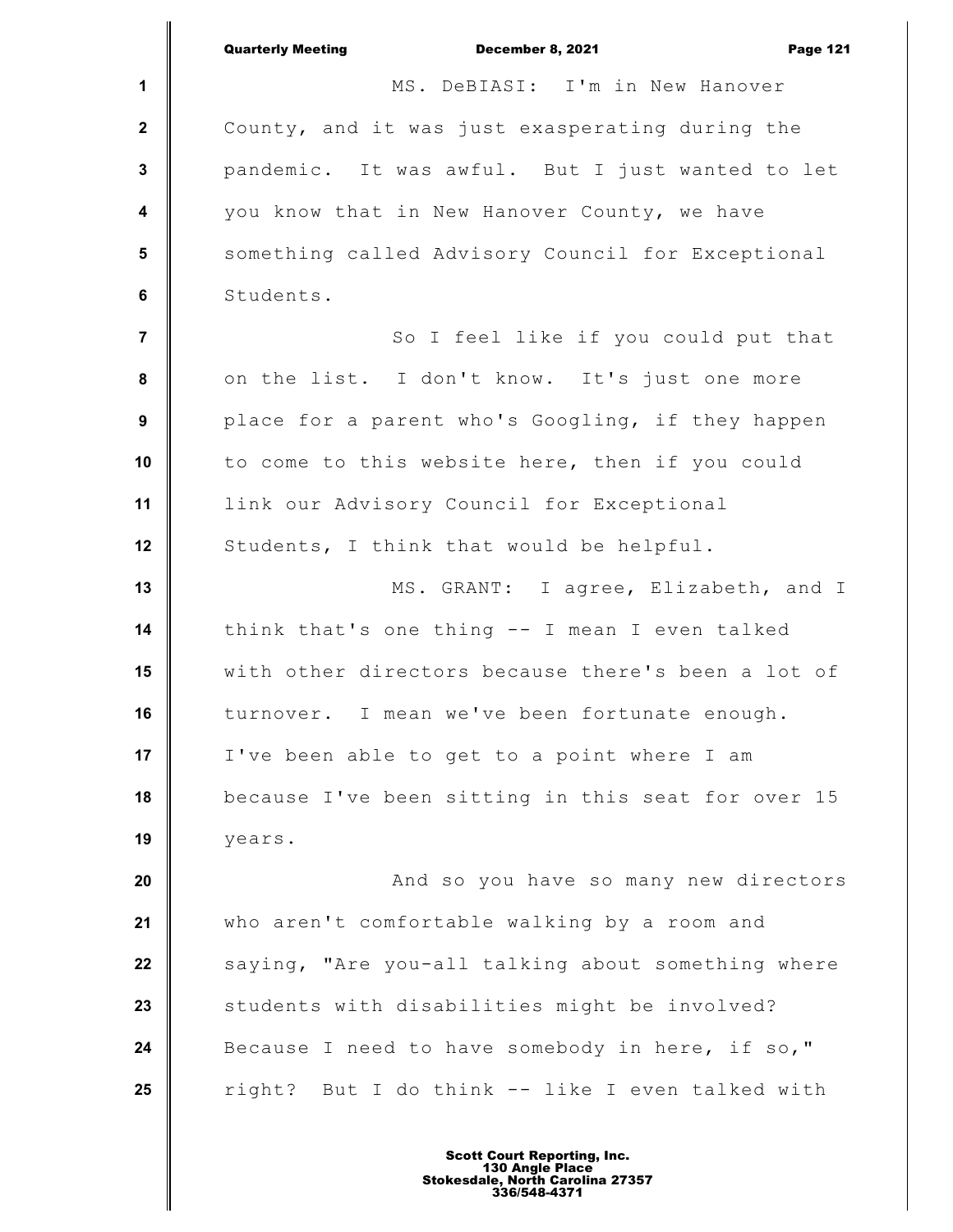MS. DeBIASI: I'm in New Hanover County, and it was just exasperating during the pandemic. It was awful. But I just wanted to let you know that in New Hanover County, we have something called Advisory Council for Exceptional Students.

So I feel like if you could put that on the list. I don't know. It's just one more place for a parent who's Googling, if they happen to come to this website here, then if you could link our Advisory Council for Exceptional Students, I think that would be helpful.

MS. GRANT: I agree, Elizabeth, and I think that's one thing -- I mean I even talked with other directors because there's been a lot of turnover. I mean we've been fortunate enough. I've been able to get to a point where I am because I've been sitting in this seat for over 15 years.

And so you have so many new directors who aren't comfortable walking by a room and saying, "Are you-all talking about something where students with disabilities might be involved? Because I need to have somebody in here, if so," right? But I do think -- like I even talked with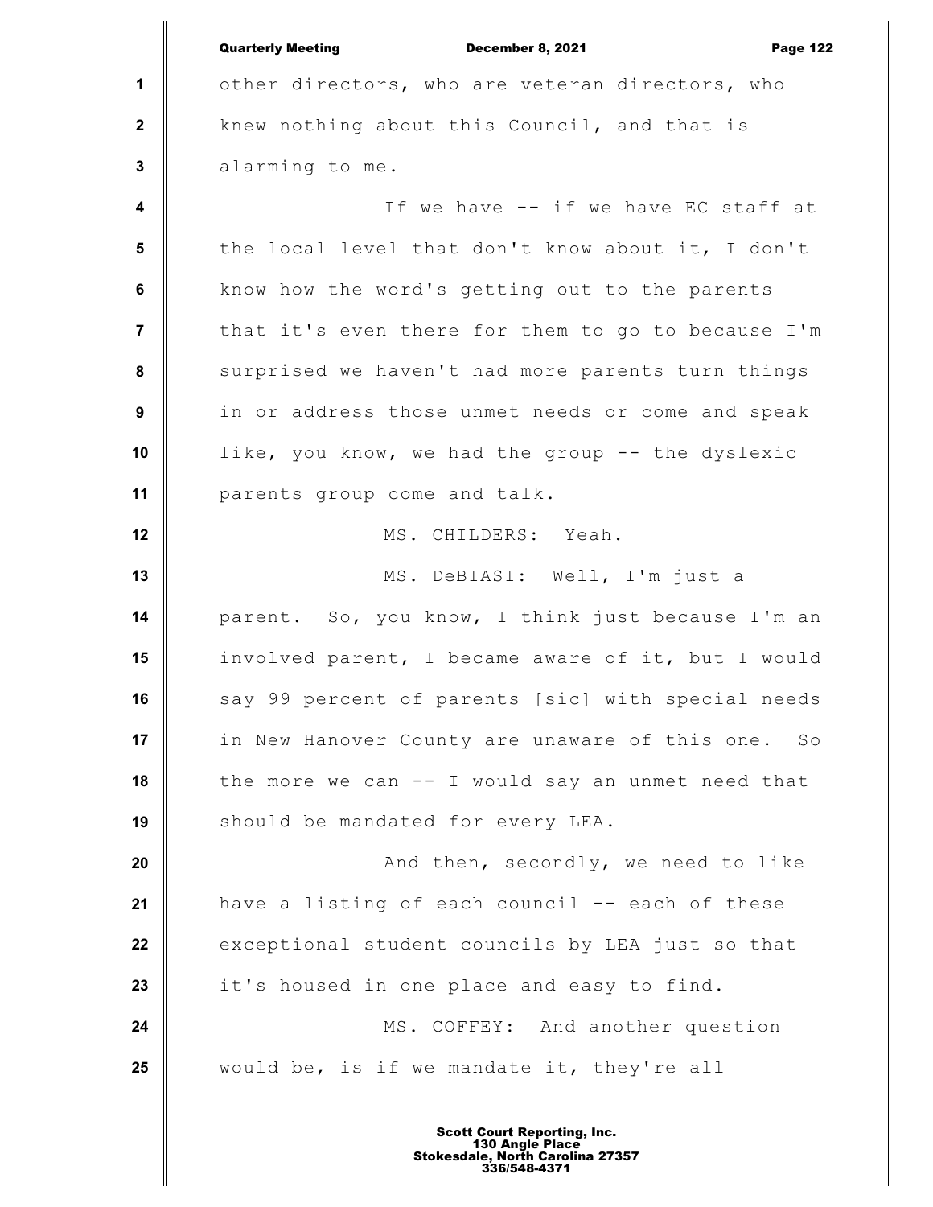other directors, who are veteran directors, who knew nothing about this Council, and that is alarming to me.

If we have -- if we have EC staff at the local level that don't know about it, I don't know how the word's getting out to the parents that it's even there for them to go to because I'm surprised we haven't had more parents turn things in or address those unmet needs or come and speak like, you know, we had the group -- the dyslexic parents group come and talk.

MS. CHILDERS: Yeah.

MS. DeBIASI: Well, I'm just a parent. So, you know, I think just because I'm an involved parent, I became aware of it, but I would say 99 percent of parents [sic] with special needs in New Hanover County are unaware of this one. So the more we can -- I would say an unmet need that should be mandated for every LEA.

And then, secondly, we need to like have a listing of each council -- each of these exceptional student councils by LEA just so that it's housed in one place and easy to find.

MS. COFFEY: And another question would be, is if we mandate it, they're all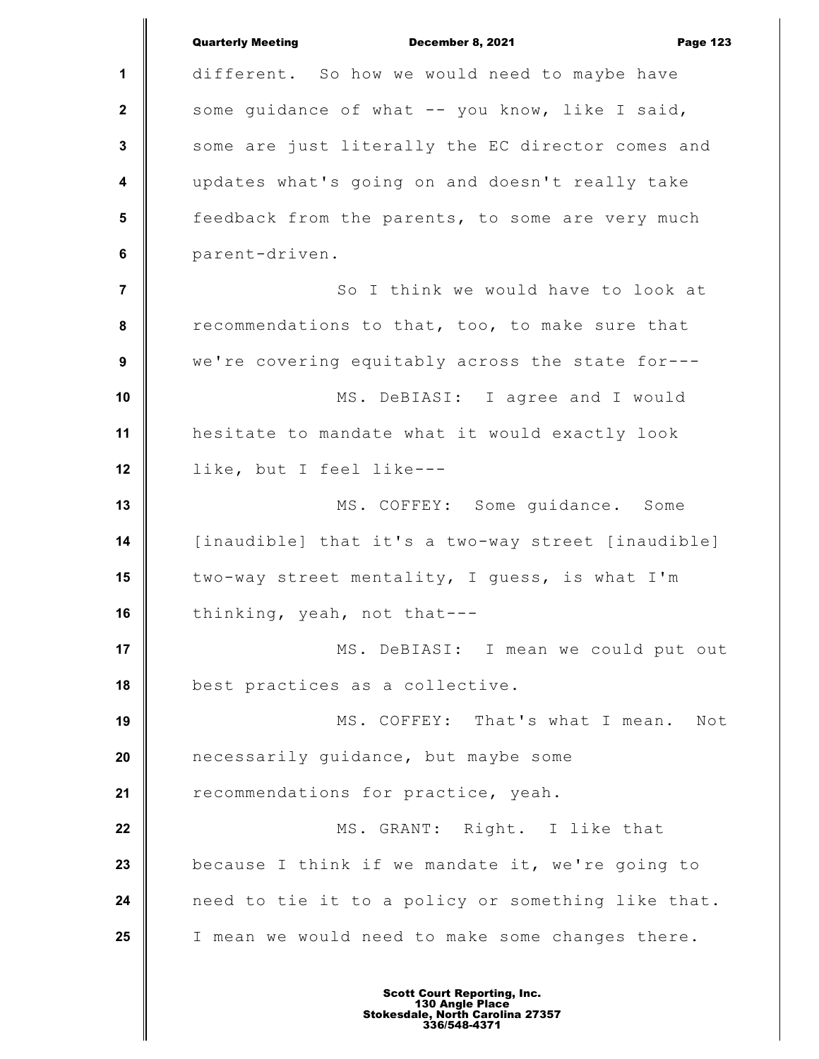different. So how we would need to maybe have some guidance of what -- you know, like I said, some are just literally the EC director comes and updates what's going on and doesn't really take feedback from the parents, to some are very much parent-driven.

So I think we would have to look at recommendations to that, too, to make sure that we're covering equitably across the state for---

MS. DeBIASI: I agree and I would hesitate to mandate what it would exactly look like, but I feel like---

MS. COFFEY: Some guidance. Some [inaudible] that it's a two-way street [inaudible] two-way street mentality, I guess, is what I'm thinking, yeah, not that---

MS. DeBIASI: I mean we could put out best practices as a collective.

MS. COFFEY: That's what I mean. Not necessarily guidance, but maybe some recommendations for practice, yeah.

MS. GRANT: Right. I like that because I think if we mandate it, we're going to need to tie it to a policy or something like that. I mean we would need to make some changes there.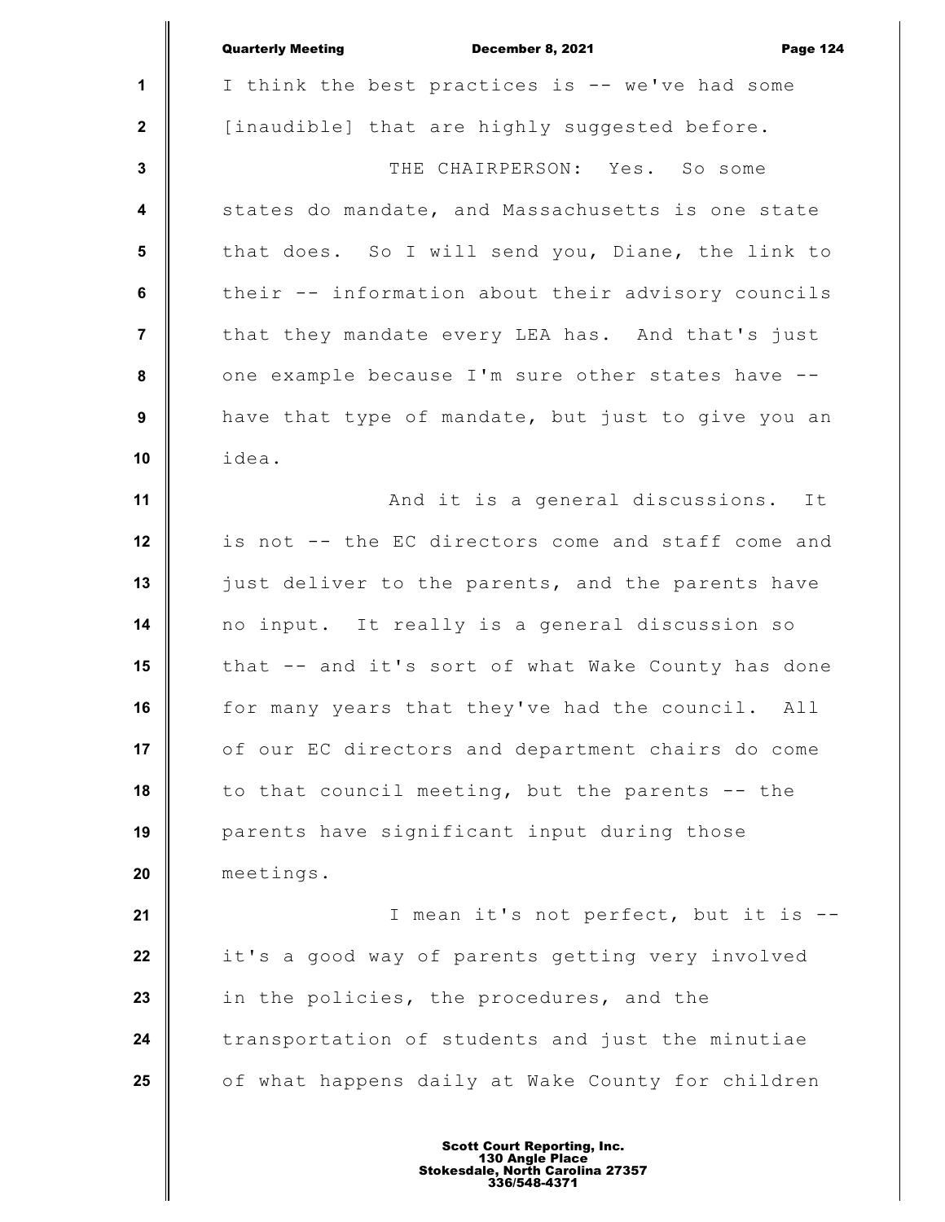I think the best practices is -- we've had some [inaudible] that are highly suggested before.

THE CHAIRPERSON: Yes. So some states do mandate, and Massachusetts is one state that does. So I will send you, Diane, the link to their -- information about their advisory councils that they mandate every LEA has. And that's just one example because I'm sure other states have -- have that type of mandate, but just to give you an idea.

And it is a general discussions. It is not -- the EC directors come and staff come and just deliver to the parents, and the parents have no input. It really is a general discussion so that -- and it's sort of what Wake County has done for many years that they've had the council. All of our EC directors and department chairs do come to that council meeting, but the parents -- the parents have significant input during those meetings.

I mean it's not perfect, but it is -- it's a good way of parents getting very involved in the policies, the procedures, and the transportation of students and just the minutiae of what happens daily at Wake County for children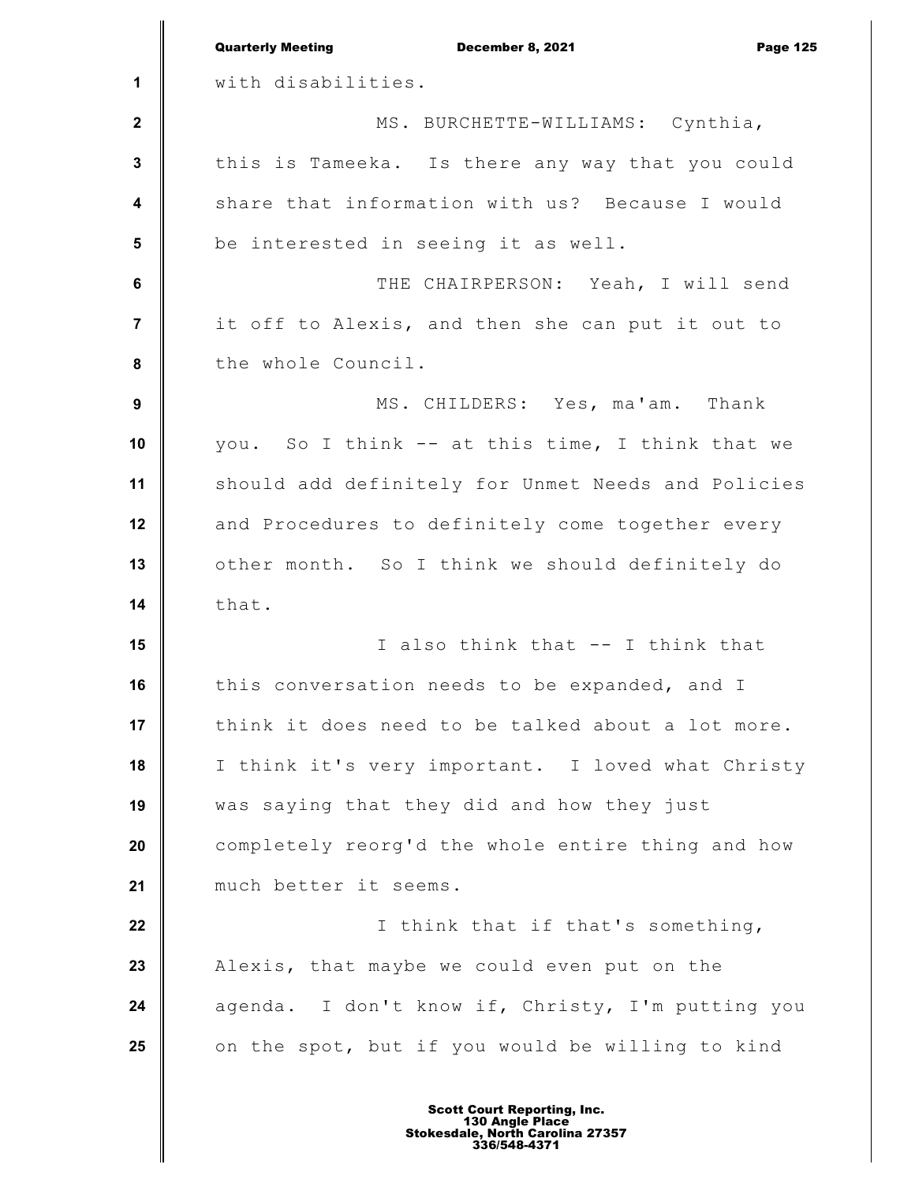with disabilities.

MS. BURCHETTE-WILLIAMS: Cynthia, this is Tameeka. Is there any way that you could share that information with us? Because I would be interested in seeing it as well.

THE CHAIRPERSON: Yeah, I will send it off to Alexis, and then she can put it out to the whole Council.

MS. CHILDERS: Yes, ma'am. Thank you. So I think -- at this time, I think that we should add definitely for Unmet Needs and Policies and Procedures to definitely come together every other month. So I think we should definitely do that.

I also think that -- I think that this conversation needs to be expanded, and I think it does need to be talked about a lot more. I think it's very important. I loved what Christy was saying that they did and how they just completely reorg'd the whole entire thing and how much better it seems.

I think that if that's something, Alexis, that maybe we could even put on the agenda. I don't know if, Christy, I'm putting you on the spot, but if you would be willing to kind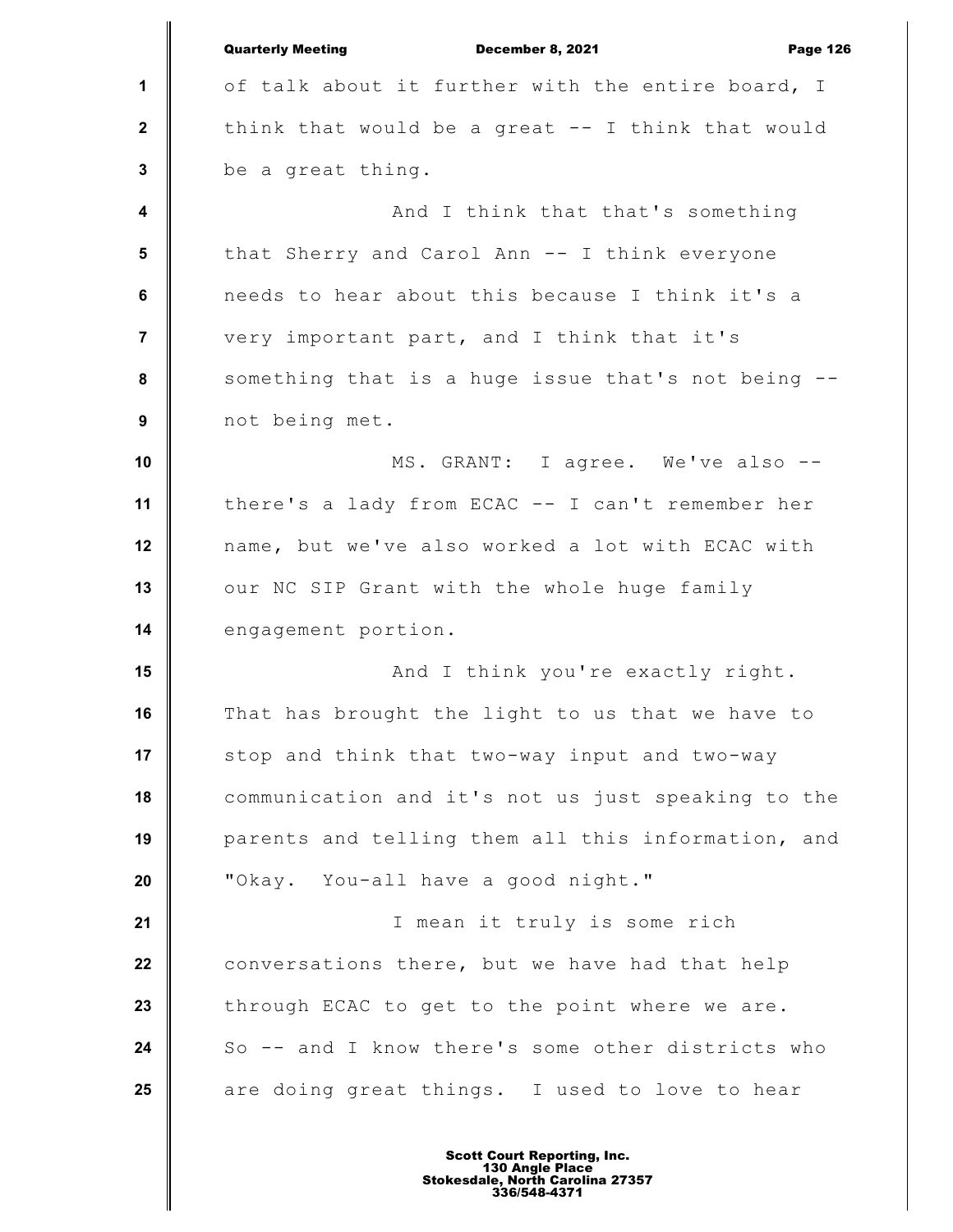of talk about it further with the entire board, I think that would be a great -- I think that would be a great thing.

And I think that that's something that Sherry and Carol Ann -- I think everyone needs to hear about this because I think it's a very important part, and I think that it's something that is a huge issue that's not being -- not being met.

MS. GRANT: I agree. We've also -- there's a lady from ECAC -- I can't remember her name, but we've also worked a lot with ECAC with our NC SIP Grant with the whole huge family engagement portion.

And I think you're exactly right. That has brought the light to us that we have to stop and think that two-way input and two-way communication and it's not us just speaking to the parents and telling them all this information, and "Okay. You-all have a good night."

I mean it truly is some rich conversations there, but we have had that help through ECAC to get to the point where we are. So -- and I know there's some other districts who are doing great things. I used to love to hear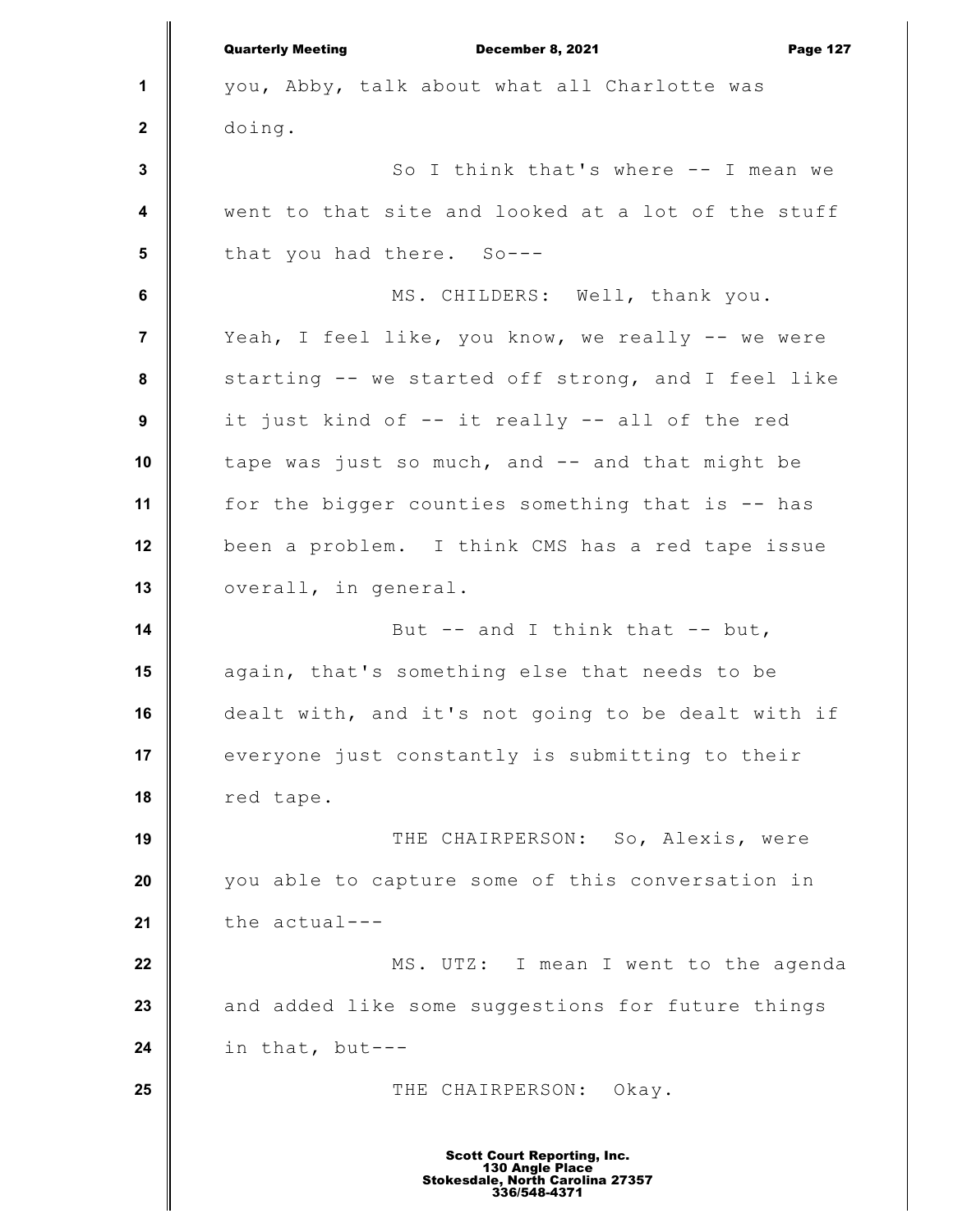you, Abby, talk about what all Charlotte was doing.

So I think that's where -- I mean we went to that site and looked at a lot of the stuff that you had there. So---

MS. CHILDERS: Well, thank you. Yeah, I feel like, you know, we really -- we were starting -- we started off strong, and I feel like it just kind of -- it really -- all of the red tape was just so much, and -- and that might be for the bigger counties something that is -- has been a problem. I think CMS has a red tape issue overall, in general.

But -- and I think that -- but, again, that's something else that needs to be dealt with, and it's not going to be dealt with if everyone just constantly is submitting to their red tape.

THE CHAIRPERSON: So, Alexis, were you able to capture some of this conversation in the actual---

MS. UTZ: I mean I went to the agenda and added like some suggestions for future things in that, but---

THE CHAIRPERSON: Okay.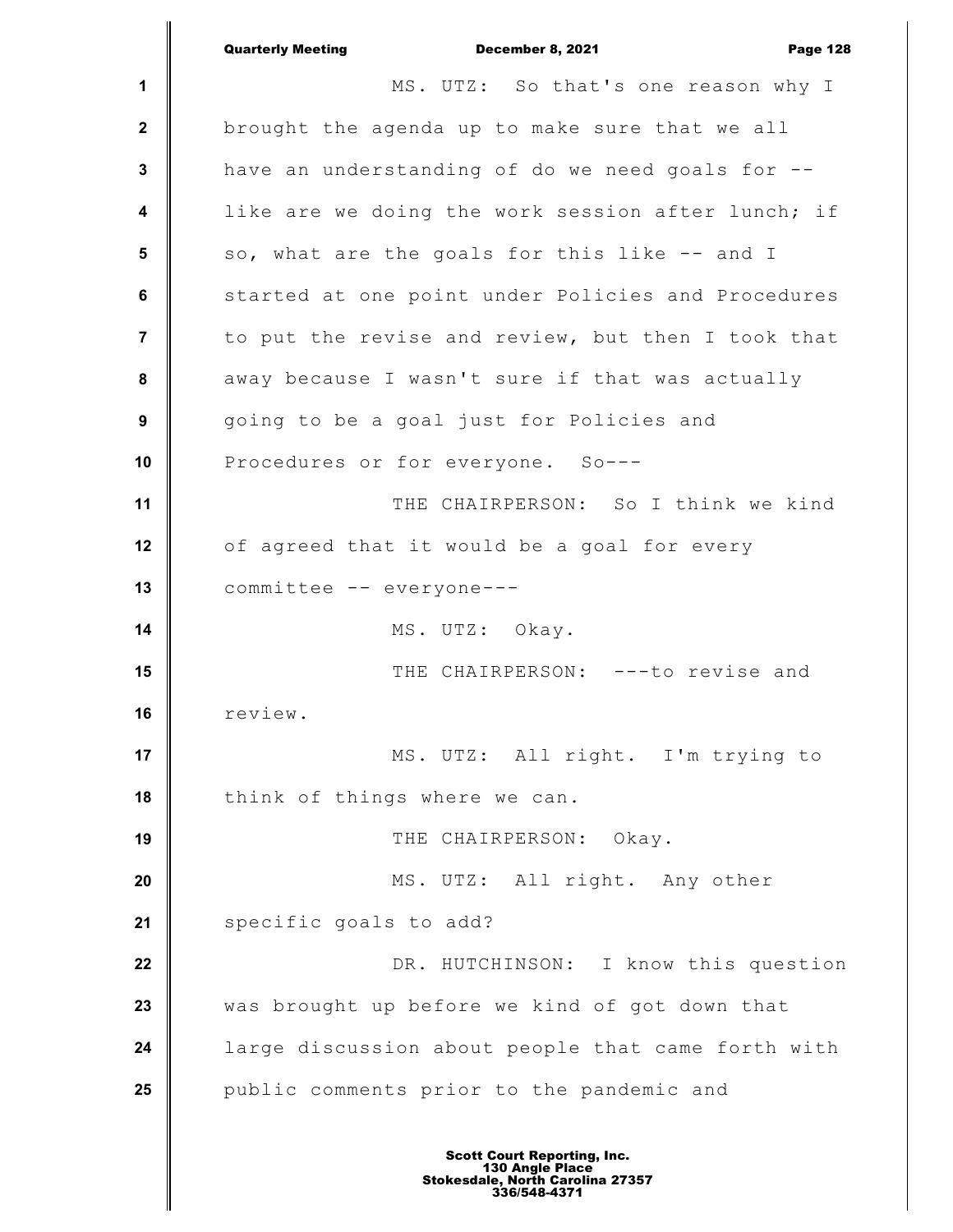MS. UTZ: So that's one reason why I brought the agenda up to make sure that we all have an understanding of do we need goals for -- like are we doing the work session after lunch; if so, what are the goals for this like -- and I started at one point under Policies and Procedures to put the revise and review, but then I took that away because I wasn't sure if that was actually going to be a goal just for Policies and Procedures or for everyone. So---

THE CHAIRPERSON: So I think we kind of agreed that it would be a goal for every committee -- everyone---

MS. UTZ: Okay.

THE CHAIRPERSON: ---to revise and review.

MS. UTZ: All right. I'm trying to think of things where we can.

THE CHAIRPERSON: Okay.

MS. UTZ: All right. Any other specific goals to add?

DR. HUTCHINSON: I know this question was brought up before we kind of got down that large discussion about people that came forth with public comments prior to the pandemic and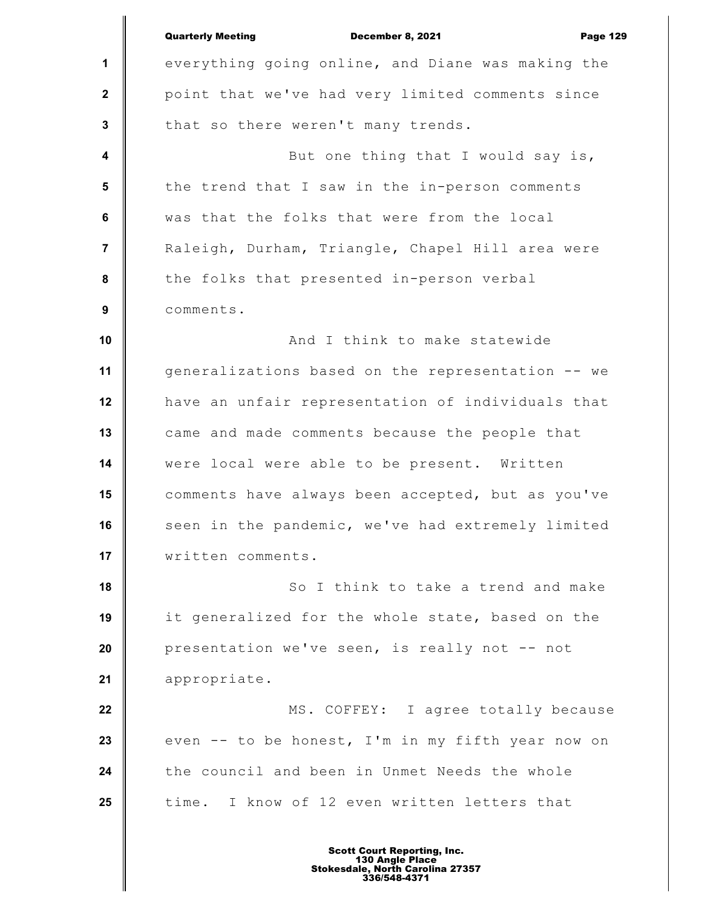everything going online, and Diane was making the point that we've had very limited comments since that so there weren't many trends.

But one thing that I would say is, the trend that I saw in the in-person comments was that the folks that were from the local Raleigh, Durham, Triangle, Chapel Hill area were the folks that presented in-person verbal comments.

And I think to make statewide generalizations based on the representation -- we have an unfair representation of individuals that came and made comments because the people that were local were able to be present. Written comments have always been accepted, but as you've seen in the pandemic, we've had extremely limited written comments.

So I think to take a trend and make it generalized for the whole state, based on the presentation we've seen, is really not -- not appropriate.

MS. COFFEY: I agree totally because even -- to be honest, I'm in my fifth year now on the council and been in Unmet Needs the whole time. I know of 12 even written letters that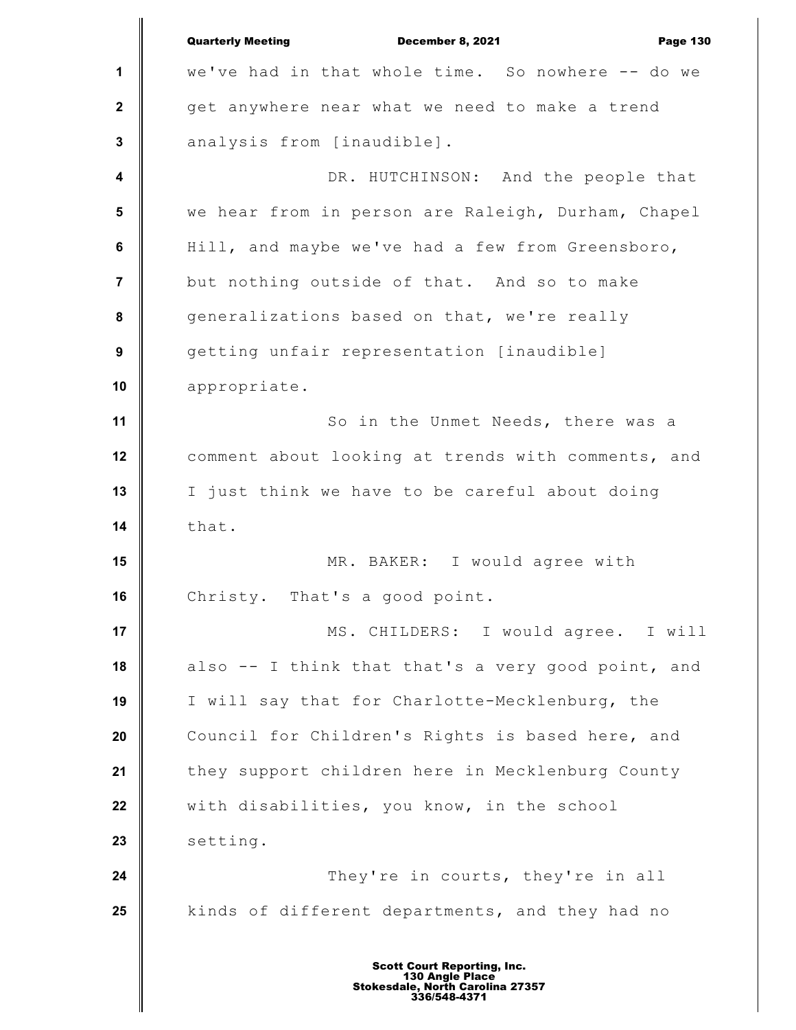we've had in that whole time. So nowhere -- do we get anywhere near what we need to make a trend analysis from [inaudible].

DR. HUTCHINSON: And the people that we hear from in person are Raleigh, Durham, Chapel Hill, and maybe we've had a few from Greensboro, but nothing outside of that. And so to make generalizations based on that, we're really getting unfair representation [inaudible] appropriate.

So in the Unmet Needs, there was a comment about looking at trends with comments, and I just think we have to be careful about doing that.

MR. BAKER: I would agree with Christy. That's a good point.

MS. CHILDERS: I would agree. I will also -- I think that that's a very good point, and I will say that for Charlotte-Mecklenburg, the Council for Children's Rights is based here, and they support children here in Mecklenburg County with disabilities, you know, in the school setting.

They're in courts, they're in all kinds of different departments, and they had no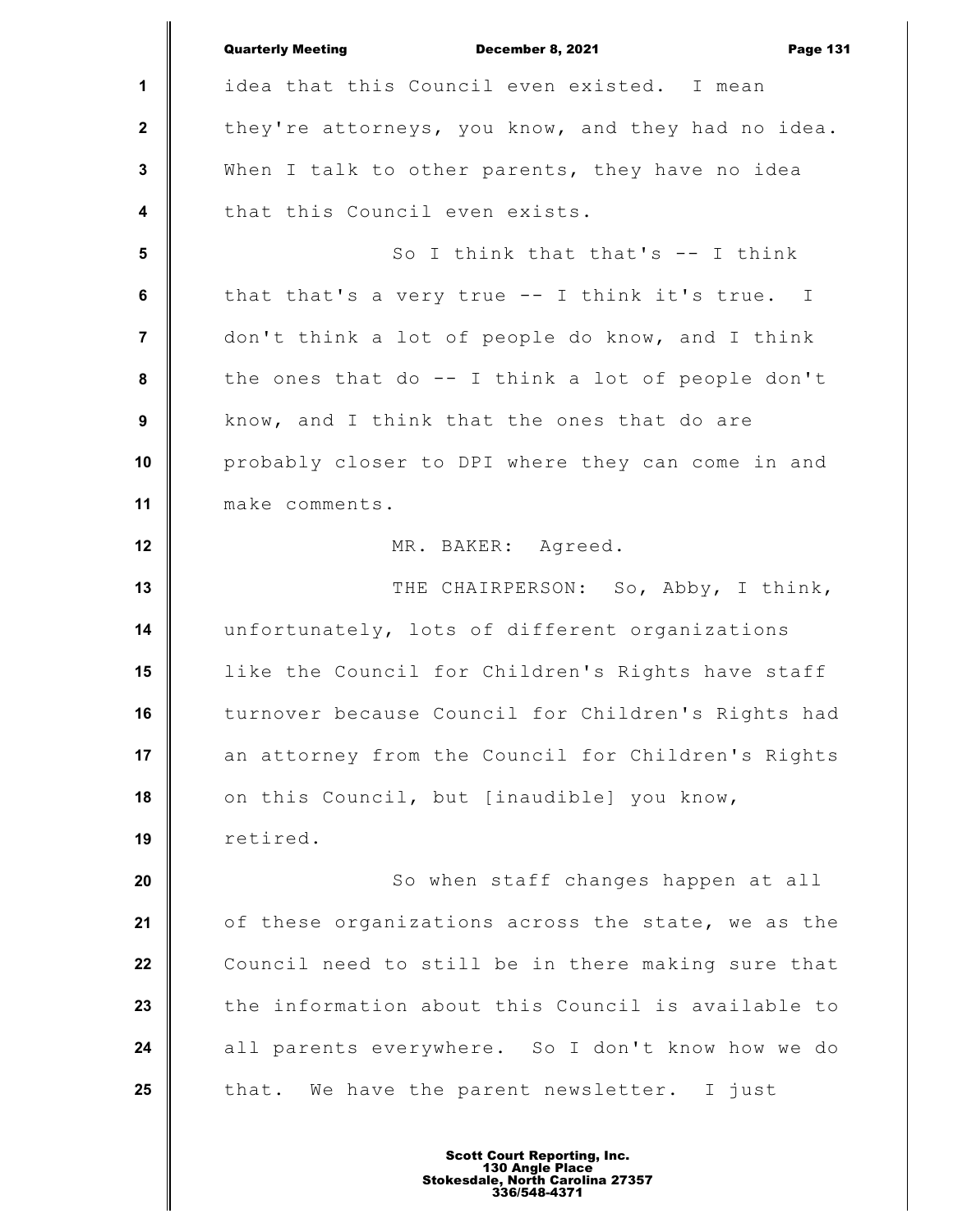idea that this Council even existed. I mean they're attorneys, you know, and they had no idea. When I talk to other parents, they have no idea that this Council even exists.

So I think that that's -- I think that that's a very true -- I think it's true. I don't think a lot of people do know, and I think the ones that do -- I think a lot of people don't know, and I think that the ones that do are probably closer to DPI where they can come in and make comments.

MR. BAKER: Agreed.

THE CHAIRPERSON: So, Abby, I think, unfortunately, lots of different organizations like the Council for Children's Rights have staff turnover because Council for Children's Rights had an attorney from the Council for Children's Rights on this Council, but [inaudible] you know, retired.

So when staff changes happen at all of these organizations across the state, we as the Council need to still be in there making sure that the information about this Council is available to all parents everywhere. So I don't know how we do that. We have the parent newsletter. I just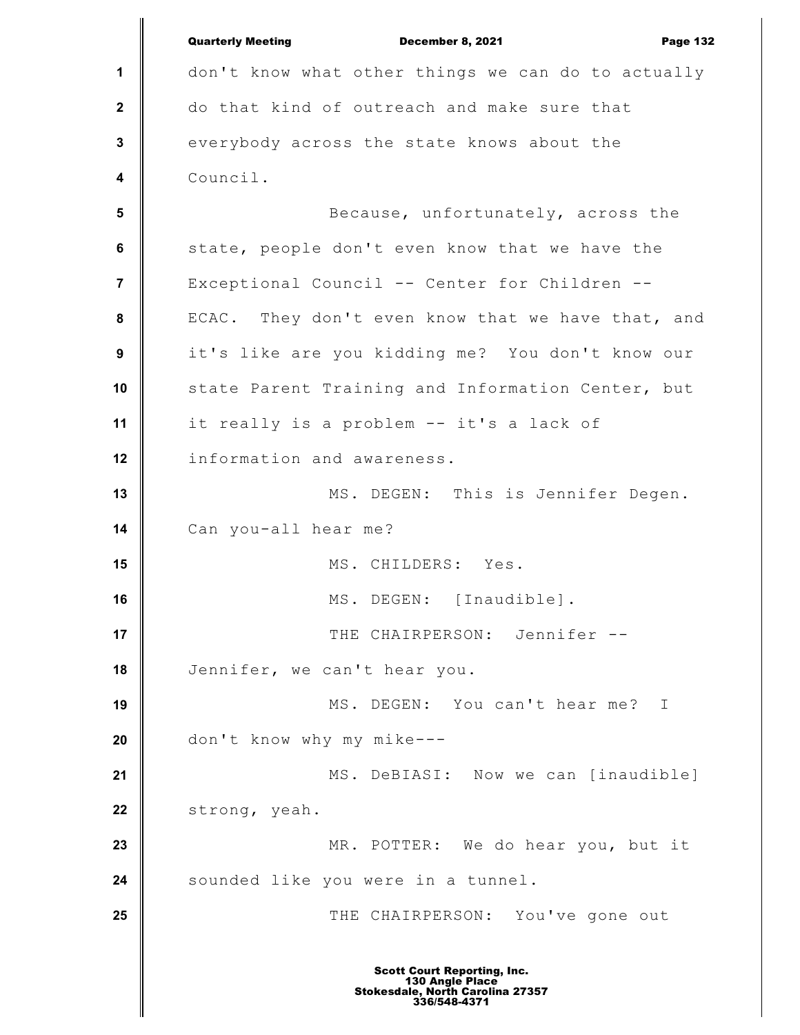don't know what other things we can do to actually do that kind of outreach and make sure that everybody across the state knows about the Council.

Because, unfortunately, across the state, people don't even know that we have the Exceptional Council -- Center for Children -- ECAC. They don't even know that we have that, and it's like are you kidding me? You don't know our state Parent Training and Information Center, but it really is a problem -- it's a lack of information and awareness.

MS. DEGEN: This is Jennifer Degen. Can you-all hear me?

MS. CHILDERS: Yes.

MS. DEGEN: [Inaudible].

THE CHAIRPERSON: Jennifer -- Jennifer, we can't hear you.

MS. DEGEN: You can't hear me? I don't know why my mike---

MS. DeBIASI: Now we can [inaudible] strong, yeah.

MR. POTTER: We do hear you, but it sounded like you were in a tunnel.

THE CHAIRPERSON: You've gone out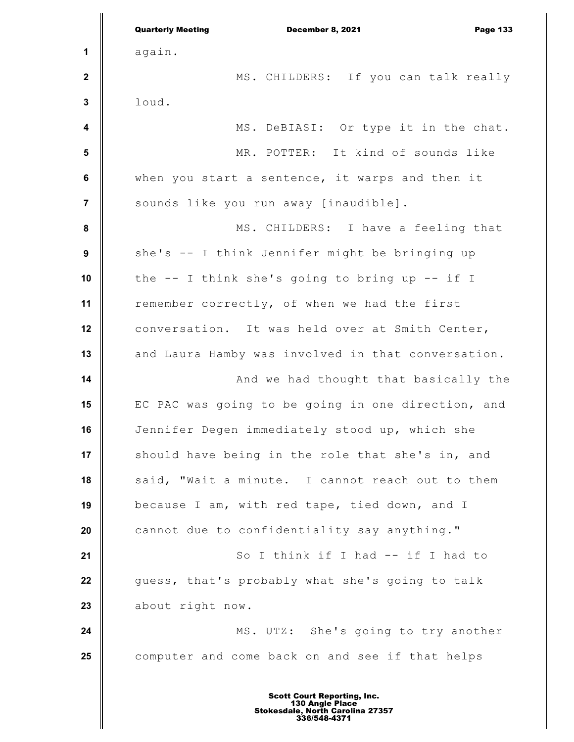again.

MS. CHILDERS: If you can talk really loud.

MS. DeBIASI: Or type it in the chat.

MR. POTTER: It kind of sounds like when you start a sentence, it warps and then it sounds like you run away [inaudible].

MS. CHILDERS: I have a feeling that she's -- I think Jennifer might be bringing up the -- I think she's going to bring up -- if I remember correctly, of when we had the first conversation. It was held over at Smith Center, and Laura Hamby was involved in that conversation.

And we had thought that basically the EC PAC was going to be going in one direction, and Jennifer Degen immediately stood up, which she should have being in the role that she's in, and said, "Wait a minute. I cannot reach out to them because I am, with red tape, tied down, and I cannot due to confidentiality say anything."

So I think if I had -- if I had to guess, that's probably what she's going to talk about right now.

MS. UTZ: She's going to try another computer and come back on and see if that helps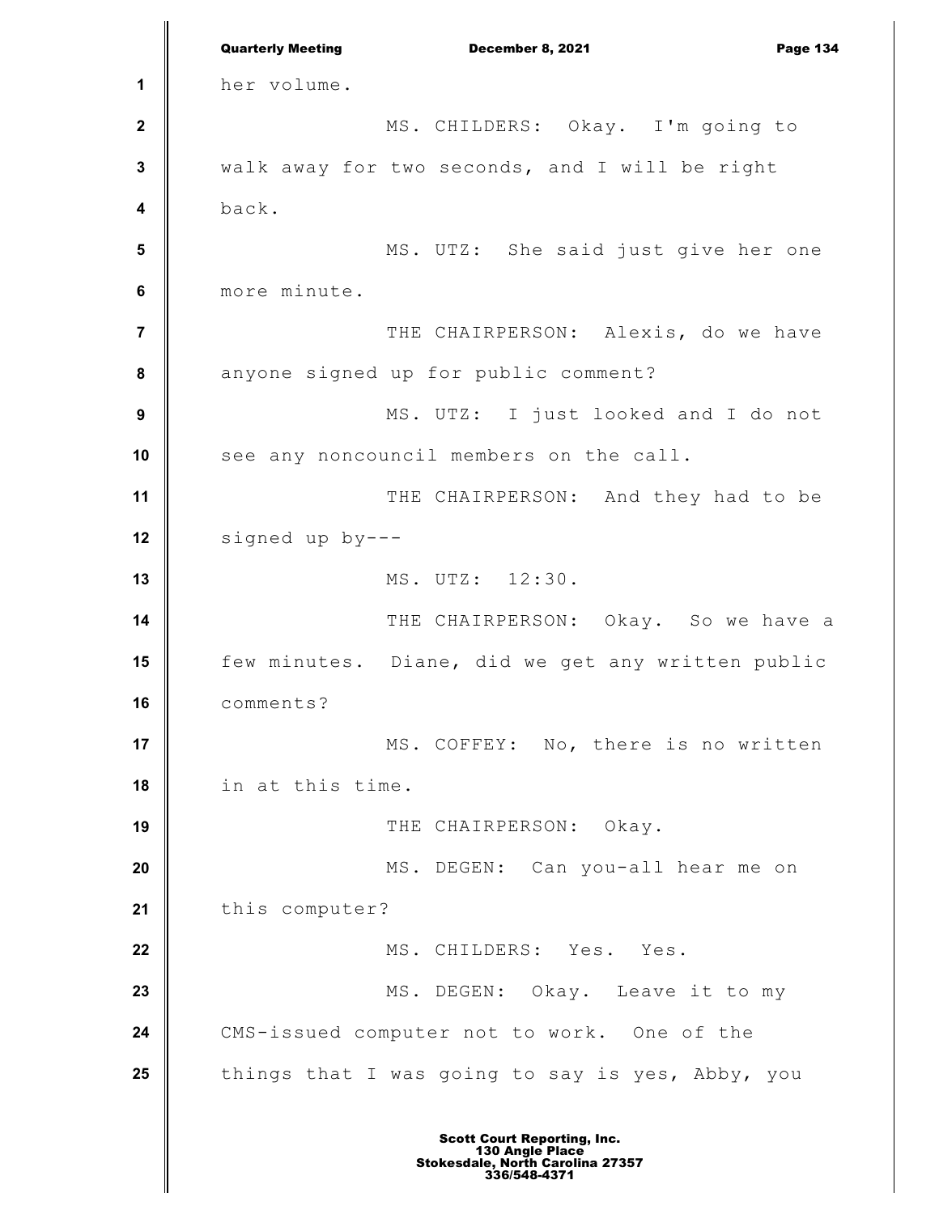her volume.

MS. CHILDERS: Okay. I'm going to walk away for two seconds, and I will be right back.

MS. UTZ: She said just give her one more minute.

THE CHAIRPERSON: Alexis, do we have anyone signed up for public comment?

MS. UTZ: I just looked and I do not see any noncouncil members on the call.

THE CHAIRPERSON: And they had to be signed up by---

MS. UTZ: 12:30.

THE CHAIRPERSON: Okay. So we have a few minutes. Diane, did we get any written public comments?

MS. COFFEY: No, there is no written in at this time.

THE CHAIRPERSON: Okay.

MS. DEGEN: Can you-all hear me on this computer?

MS. CHILDERS: Yes. Yes.

MS. DEGEN: Okay. Leave it to my CMS-issued computer not to work. One of the things that I was going to say is yes, Abby, you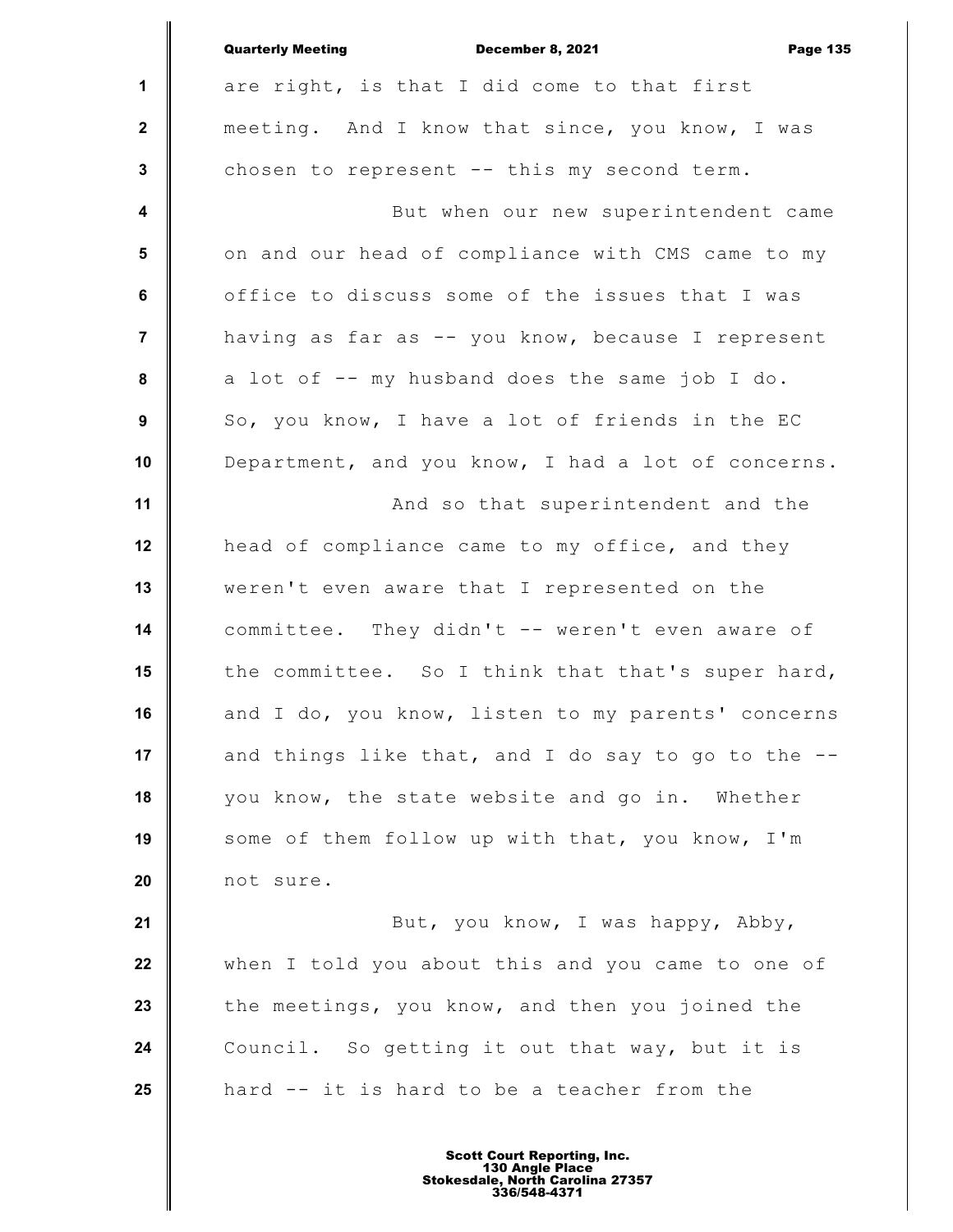are right, is that I did come to that first meeting. And I know that since, you know, I was chosen to represent -- this my second term.

But when our new superintendent came on and our head of compliance with CMS came to my office to discuss some of the issues that I was having as far as -- you know, because I represent a lot of -- my husband does the same job I do. So, you know, I have a lot of friends in the EC Department, and you know, I had a lot of concerns.

And so that superintendent and the head of compliance came to my office, and they weren't even aware that I represented on the committee. They didn't -- weren't even aware of the committee. So I think that that's super hard, and I do, you know, listen to my parents' concerns and things like that, and I do say to go to the -- you know, the state website and go in. Whether some of them follow up with that, you know, I'm not sure.

But, you know, I was happy, Abby, when I told you about this and you came to one of the meetings, you know, and then you joined the Council. So getting it out that way, but it is hard -- it is hard to be a teacher from the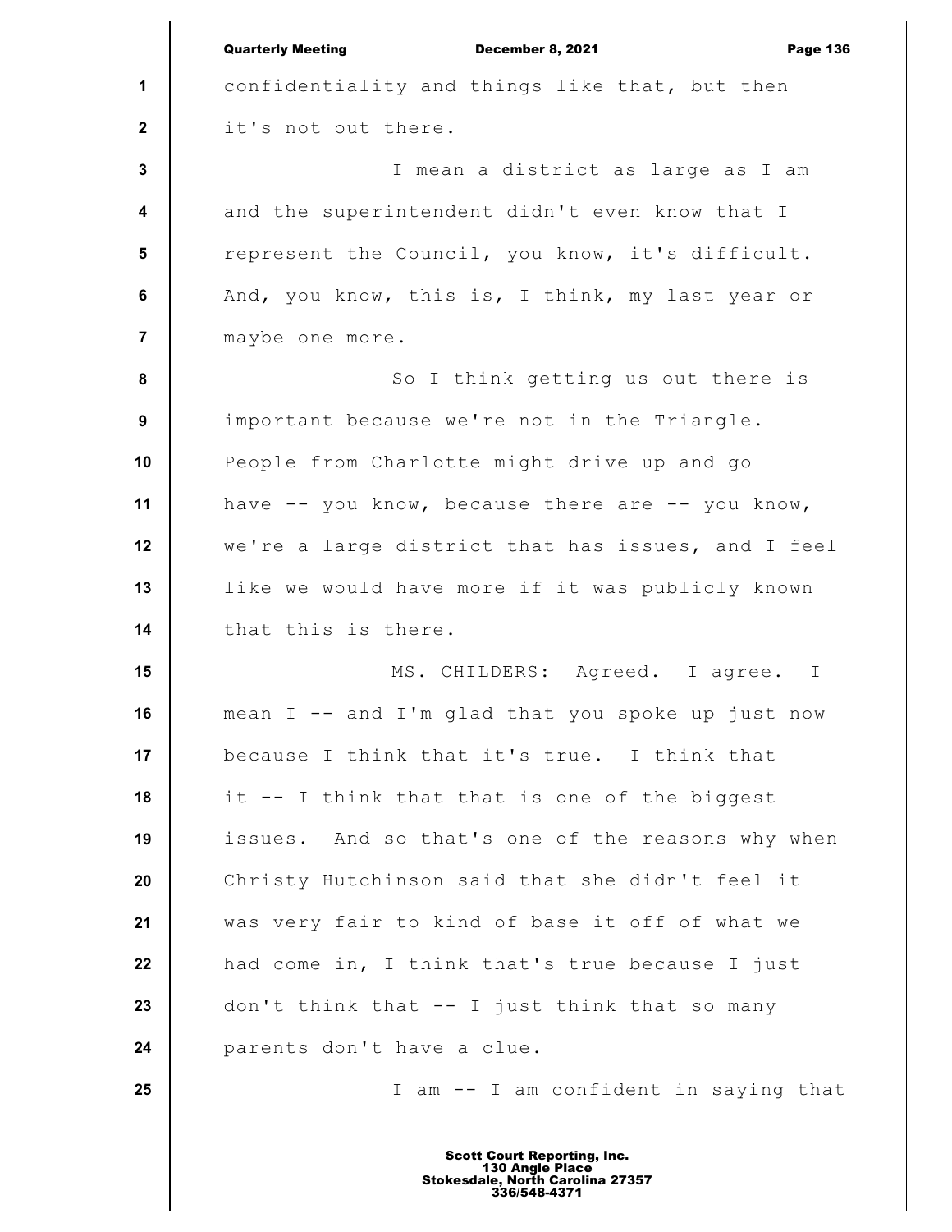confidentiality and things like that, but then it's not out there.

I mean a district as large as I am and the superintendent didn't even know that I represent the Council, you know, it's difficult. And, you know, this is, I think, my last year or maybe one more.

So I think getting us out there is important because we're not in the Triangle. People from Charlotte might drive up and go have -- you know, because there are -- you know, we're a large district that has issues, and I feel like we would have more if it was publicly known that this is there.

MS. CHILDERS: Agreed. I agree. I mean I -- and I'm glad that you spoke up just now because I think that it's true. I think that it -- I think that that is one of the biggest issues. And so that's one of the reasons why when Christy Hutchinson said that she didn't feel it was very fair to kind of base it off of what we had come in, I think that's true because I just don't think that -- I just think that so many parents don't have a clue.

I am -- I am confident in saying that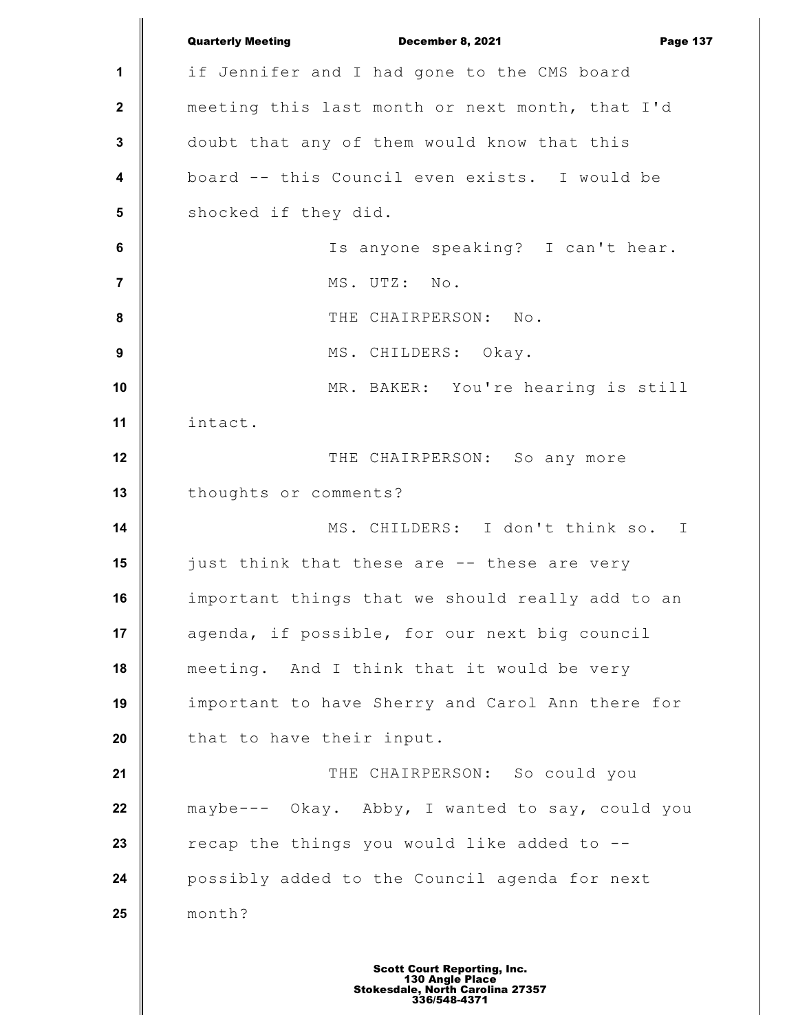if Jennifer and I had gone to the CMS board meeting this last month or next month, that I'd doubt that any of them would know that this board -- this Council even exists. I would be shocked if they did.

Is anyone speaking? I can't hear.

MS. UTZ: No.

THE CHAIRPERSON: No.

MS. CHILDERS: Okay.

MR. BAKER: You're hearing is still intact.

THE CHAIRPERSON: So any more thoughts or comments?

MS. CHILDERS: I don't think so. I just think that these are -- these are very important things that we should really add to an agenda, if possible, for our next big council meeting. And I think that it would be very important to have Sherry and Carol Ann there for that to have their input.

THE CHAIRPERSON: So could you maybe--- Okay. Abby, I wanted to say, could you recap the things you would like added to -- possibly added to the Council agenda for next month?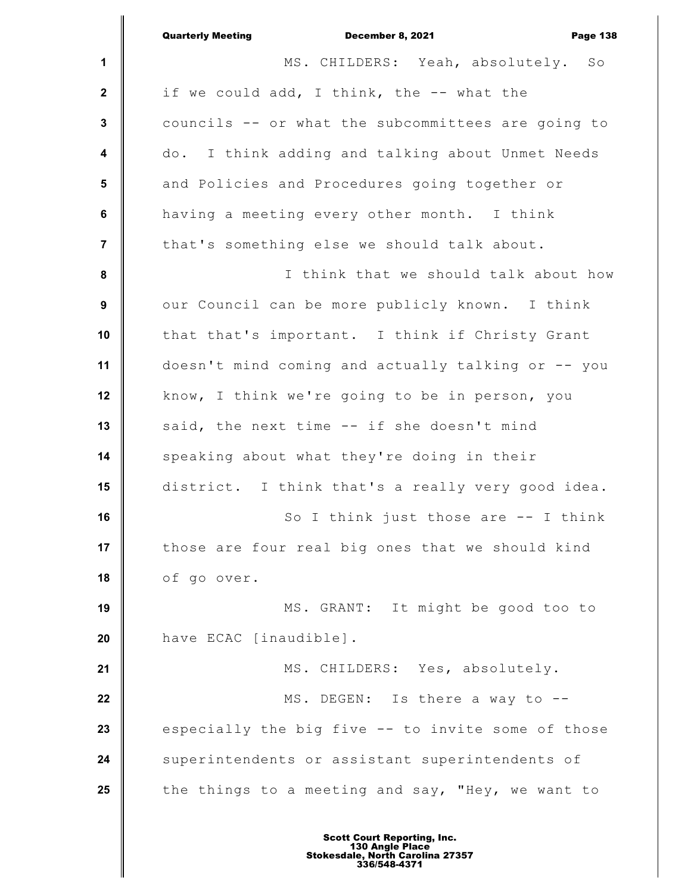MS. CHILDERS: Yeah, absolutely. So if we could add, I think, the -- what the councils -- or what the subcommittees are going to do. I think adding and talking about Unmet Needs and Policies and Procedures going together or having a meeting every other month. I think that's something else we should talk about.

I think that we should talk about how our Council can be more publicly known. I think that that's important. I think if Christy Grant doesn't mind coming and actually talking or -- you know, I think we're going to be in person, you said, the next time -- if she doesn't mind speaking about what they're doing in their district. I think that's a really very good idea.

So I think just those are -- I think those are four real big ones that we should kind of go over.

MS. GRANT: It might be good too to have ECAC [inaudible].

MS. CHILDERS: Yes, absolutely.

MS. DEGEN: Is there a way to -- especially the big five -- to invite some of those superintendents or assistant superintendents of the things to a meeting and say, "Hey, we want to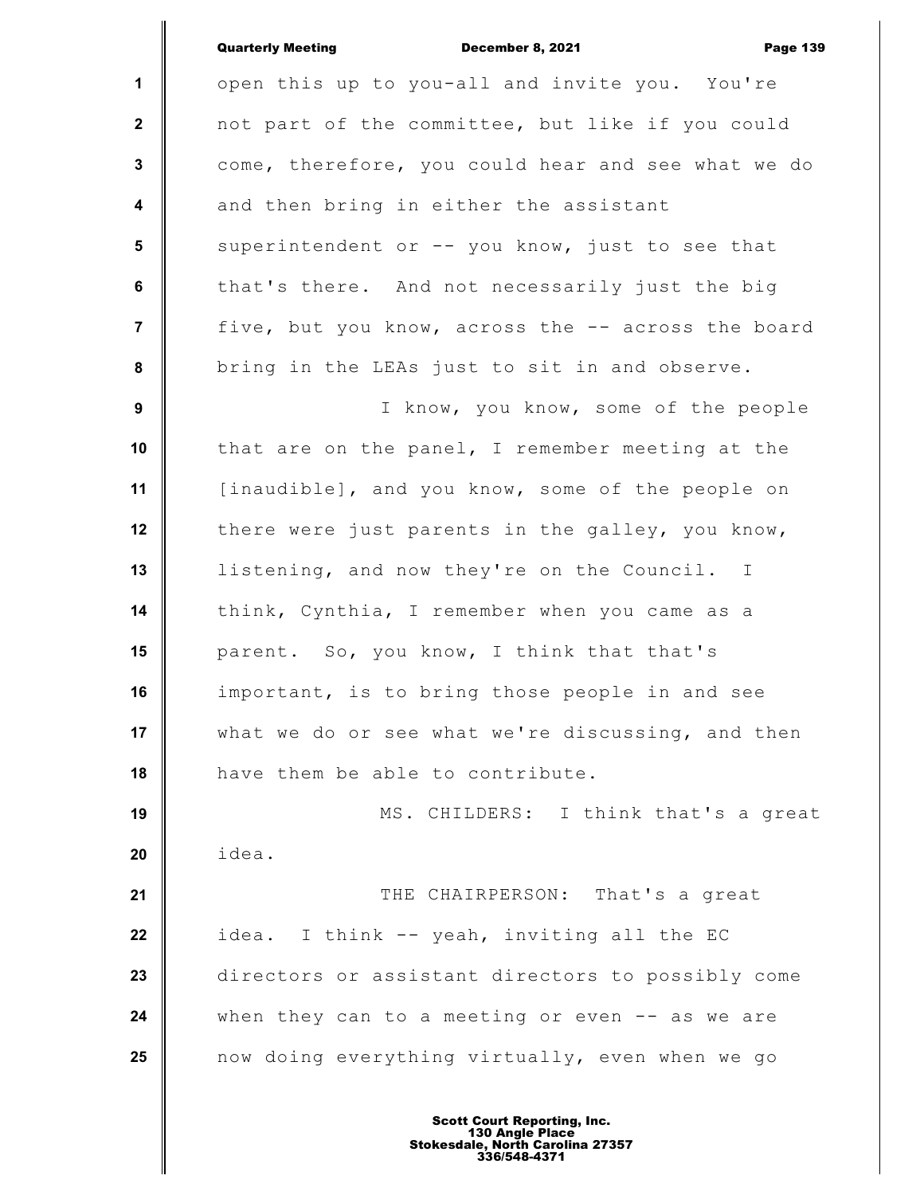open this up to you-all and invite you. You're not part of the committee, but like if you could come, therefore, you could hear and see what we do and then bring in either the assistant superintendent or -- you know, just to see that that's there. And not necessarily just the big five, but you know, across the -- across the board bring in the LEAs just to sit in and observe.

I know, you know, some of the people that are on the panel, I remember meeting at the [inaudible], and you know, some of the people on there were just parents in the galley, you know, listening, and now they're on the Council. I think, Cynthia, I remember when you came as a parent. So, you know, I think that that's important, is to bring those people in and see what we do or see what we're discussing, and then have them be able to contribute.

MS. CHILDERS: I think that's a great idea.

THE CHAIRPERSON: That's a great idea. I think -- yeah, inviting all the EC directors or assistant directors to possibly come when they can to a meeting or even -- as we are now doing everything virtually, even when we go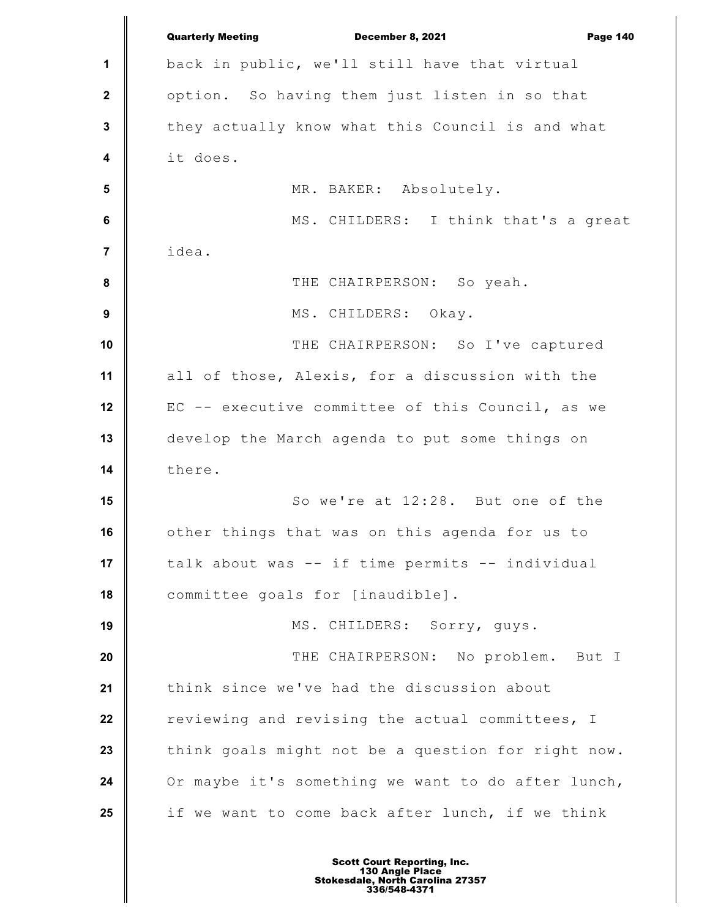back in public, we'll still have that virtual option. So having them just listen in so that they actually know what this Council is and what it does.

MR. BAKER: Absolutely.

MS. CHILDERS: I think that's a great idea.

THE CHAIRPERSON: So yeah.

MS. CHILDERS: Okay.

THE CHAIRPERSON: So I've captured all of those, Alexis, for a discussion with the EC -- executive committee of this Council, as we develop the March agenda to put some things on there.

So we're at 12:28. But one of the other things that was on this agenda for us to talk about was -- if time permits -- individual committee goals for [inaudible].

MS. CHILDERS: Sorry, guys.

THE CHAIRPERSON: No problem. But I think since we've had the discussion about reviewing and revising the actual committees, I think goals might not be a question for right now. Or maybe it's something we want to do after lunch, if we want to come back after lunch, if we think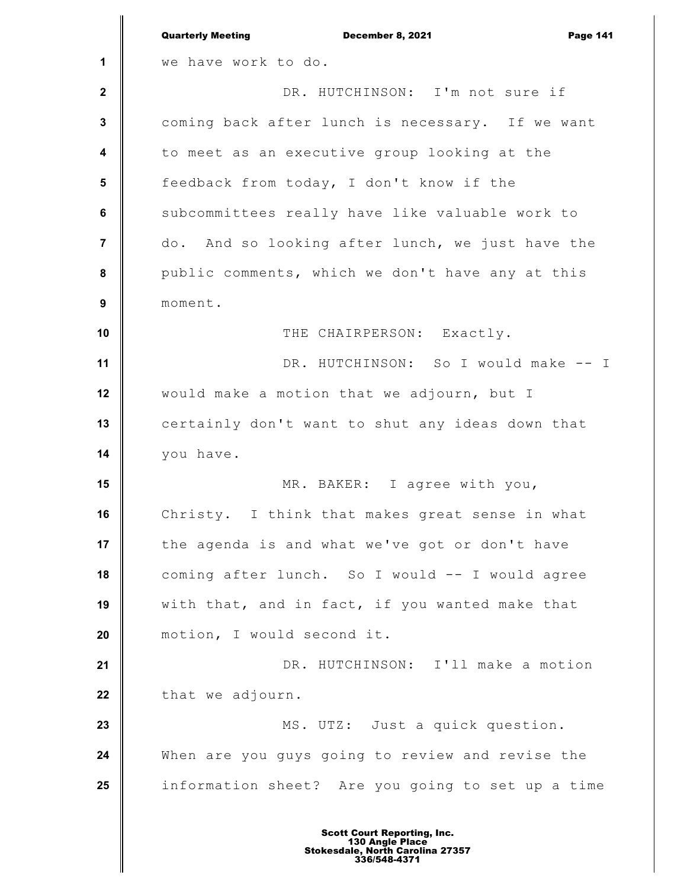we have work to do.

DR. HUTCHINSON: I'm not sure if coming back after lunch is necessary. If we want to meet as an executive group looking at the feedback from today, I don't know if the subcommittees really have like valuable work to do. And so looking after lunch, we just have the public comments, which we don't have any at this moment.

THE CHAIRPERSON: Exactly.

DR. HUTCHINSON: So I would make -- I would make a motion that we adjourn, but I certainly don't want to shut any ideas down that you have.

MR. BAKER: I agree with you, Christy. I think that makes great sense in what the agenda is and what we've got or don't have coming after lunch. So I would -- I would agree with that, and in fact, if you wanted make that motion, I would second it.

DR. HUTCHINSON: I'll make a motion that we adjourn.

MS. UTZ: Just a quick question. When are you guys going to review and revise the information sheet? Are you going to set up a time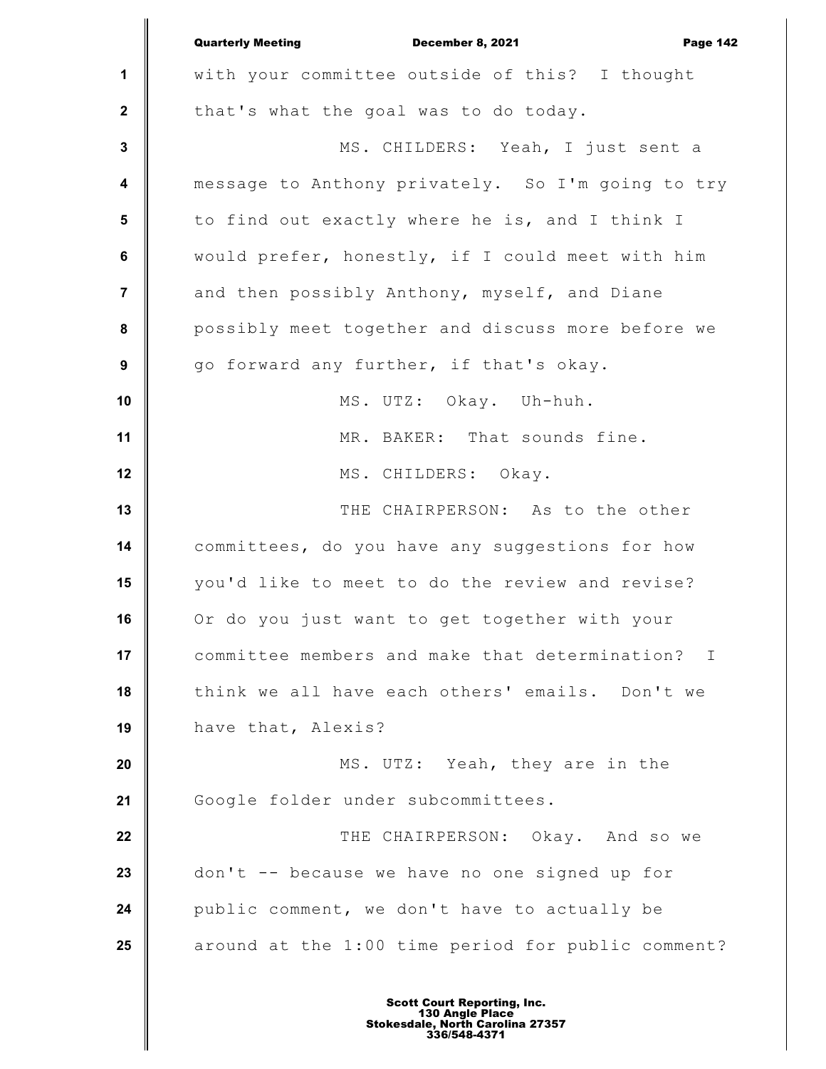with your committee outside of this? I thought that's what the goal was to do today.

MS. CHILDERS: Yeah, I just sent a message to Anthony privately. So I'm going to try to find out exactly where he is, and I think I would prefer, honestly, if I could meet with him and then possibly Anthony, myself, and Diane possibly meet together and discuss more before we go forward any further, if that's okay.

MS. UTZ: Okay. Uh-huh.

MR. BAKER: That sounds fine.

MS. CHILDERS: Okay.

THE CHAIRPERSON: As to the other committees, do you have any suggestions for how you'd like to meet to do the review and revise? Or do you just want to get together with your committee members and make that determination? I think we all have each others' emails. Don't we have that, Alexis?

MS. UTZ: Yeah, they are in the Google folder under subcommittees.

THE CHAIRPERSON: Okay. And so we don't -- because we have no one signed up for public comment, we don't have to actually be around at the 1:00 time period for public comment?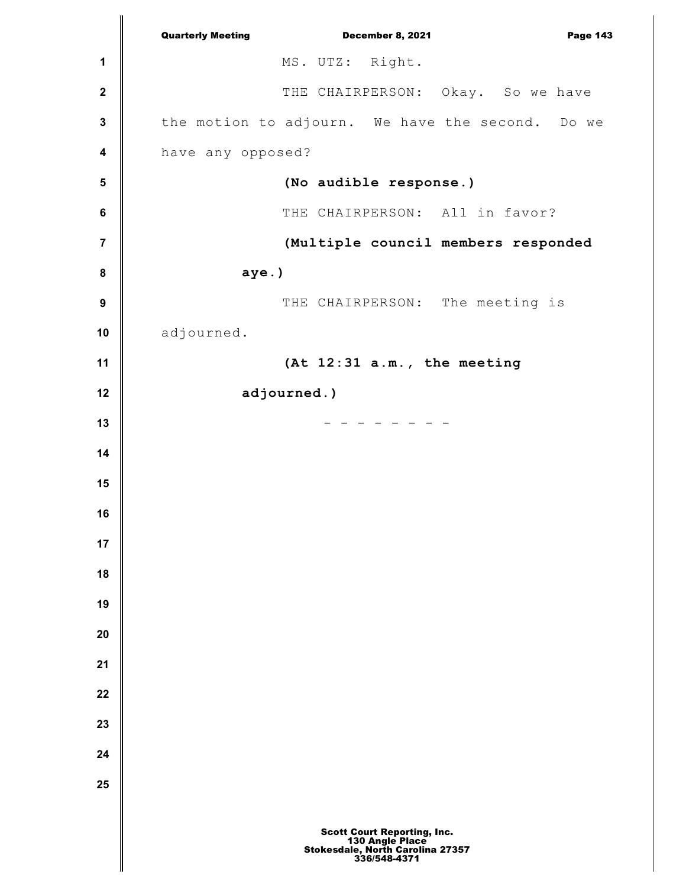MS. UTZ: Right.

THE CHAIRPERSON: Okay. So we have the motion to adjourn. We have the second. Do we have any opposed?

**(No audible response.)**

THE CHAIRPERSON: All in favor?

**(Multiple council members responded aye.)**

THE CHAIRPERSON: The meeting is adjourned.

**(At 12:31 a.m., the meeting adjourned.)**

\- - - - - - - - -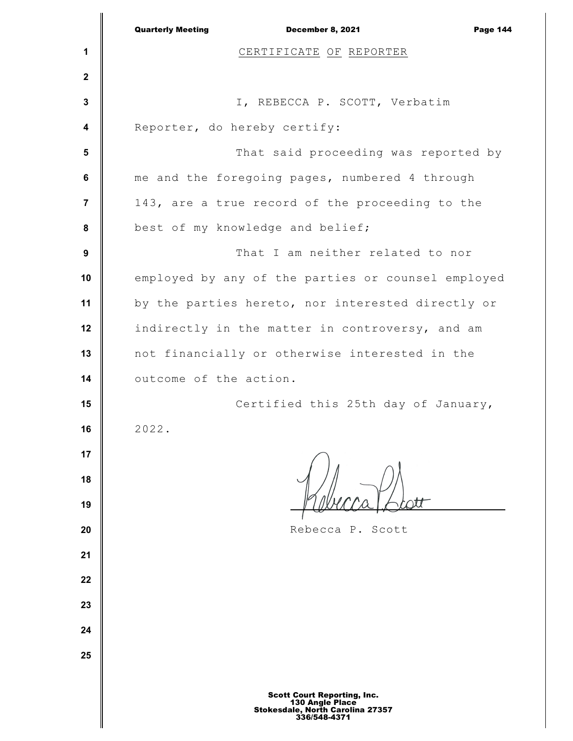CERTIFICATE OF REPORTER

I, REBECCA P. SCOTT, Verbatim Reporter, do hereby certify:

That said proceeding was reported by me and the foregoing pages, numbered 4 through 143, are a true record of the proceeding to the best of my knowledge and belief;

That I am neither related to nor employed by any of the parties or counsel employed by the parties hereto, nor interested directly or indirectly in the matter in controversy, and am not financially or otherwise interested in the outcome of the action.

Certified this 25th day of January, 2022.

Rebecca P. Scott

Rebecca P. Scott

Scott Court Reporting, Inc.
130 Angle Place
Stokesdale, North Carolina 27357
336/548-4371